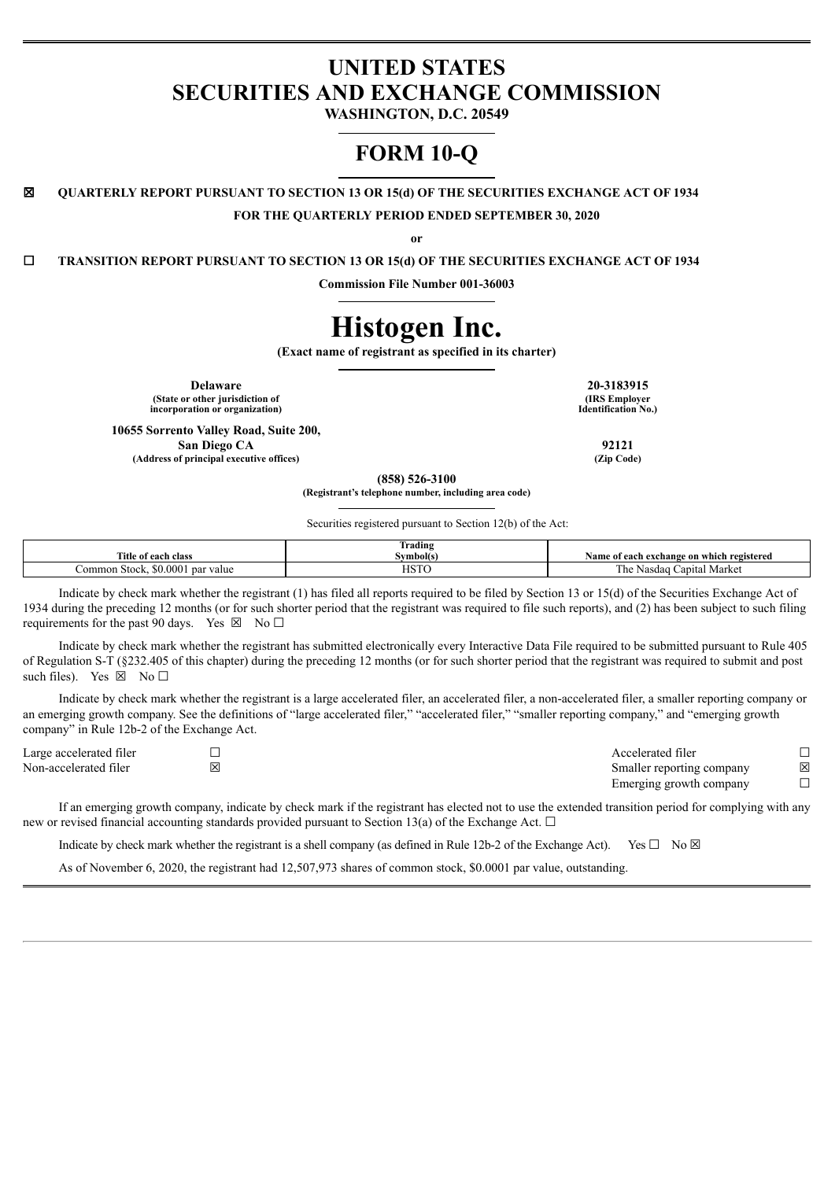# UNITED STATES
# SECURITIES AND EXCHANGE COMMISSION

**WASHINGTON, D.C. 20549**

# FORM 10-Q

☒ **QUARTERLY REPORT PURSUANT TO SECTION 13 OR 15(d) OF THE SECURITIES EXCHANGE ACT OF 1934**

**FOR THE QUARTERLY PERIOD ENDED SEPTEMBER 30, 2020**

**or**

☐ **TRANSITION REPORT PURSUANT TO SECTION 13 OR 15(d) OF THE SECURITIES EXCHANGE ACT OF 1934**

**Commission File Number 001-36003**

# Histogen Inc.

**(Exact name of registrant as specified in its charter)**

| | |
|---|---|
| **Delaware** | **20-3183915** |
| **(State or other jurisdiction of incorporation or organization)** | **(IRS Employer Identification No.)** |
| **10655 Sorrento Valley Road, Suite 200, San Diego CA** | **92121** |
| **(Address of principal executive offices)** | **(Zip Code)** |

**(858) 526-3100**
**(Registrant's telephone number, including area code)**

Securities registered pursuant to Section 12(b) of the Act:

| Title of each class | Trading Symbol(s) | Name of each exchange on which registered |
|---|---|---|
| Common Stock, $0.0001 par value | HSTO | The Nasdaq Capital Market |

Indicate by check mark whether the registrant (1) has filed all reports required to be filed by Section 13 or 15(d) of the Securities Exchange Act of 1934 during the preceding 12 months (or for such shorter period that the registrant was required to file such reports), and (2) has been subject to such filing requirements for the past 90 days. Yes ☒ No ☐

Indicate by check mark whether the registrant has submitted electronically every Interactive Data File required to be submitted pursuant to Rule 405 of Regulation S-T (§232.405 of this chapter) during the preceding 12 months (or for such shorter period that the registrant was required to submit and post such files). Yes ☒ No ☐

Indicate by check mark whether the registrant is a large accelerated filer, an accelerated filer, a non-accelerated filer, a smaller reporting company or an emerging growth company. See the definitions of "large accelerated filer," "accelerated filer," "smaller reporting company," and "emerging growth company" in Rule 12b-2 of the Exchange Act.

| | | | |
|---|---|---|---|
| Large accelerated filer | ☐ | Accelerated filer | ☐ |
| Non-accelerated filer | ☒ | Smaller reporting company | ☒ |
| | | Emerging growth company | ☐ |

If an emerging growth company, indicate by check mark if the registrant has elected not to use the extended transition period for complying with any new or revised financial accounting standards provided pursuant to Section 13(a) of the Exchange Act. ☐

Indicate by check mark whether the registrant is a shell company (as defined in Rule 12b-2 of the Exchange Act). Yes ☐ No ☒

As of November 6, 2020, the registrant had 12,507,973 shares of common stock, $0.0001 par value, outstanding.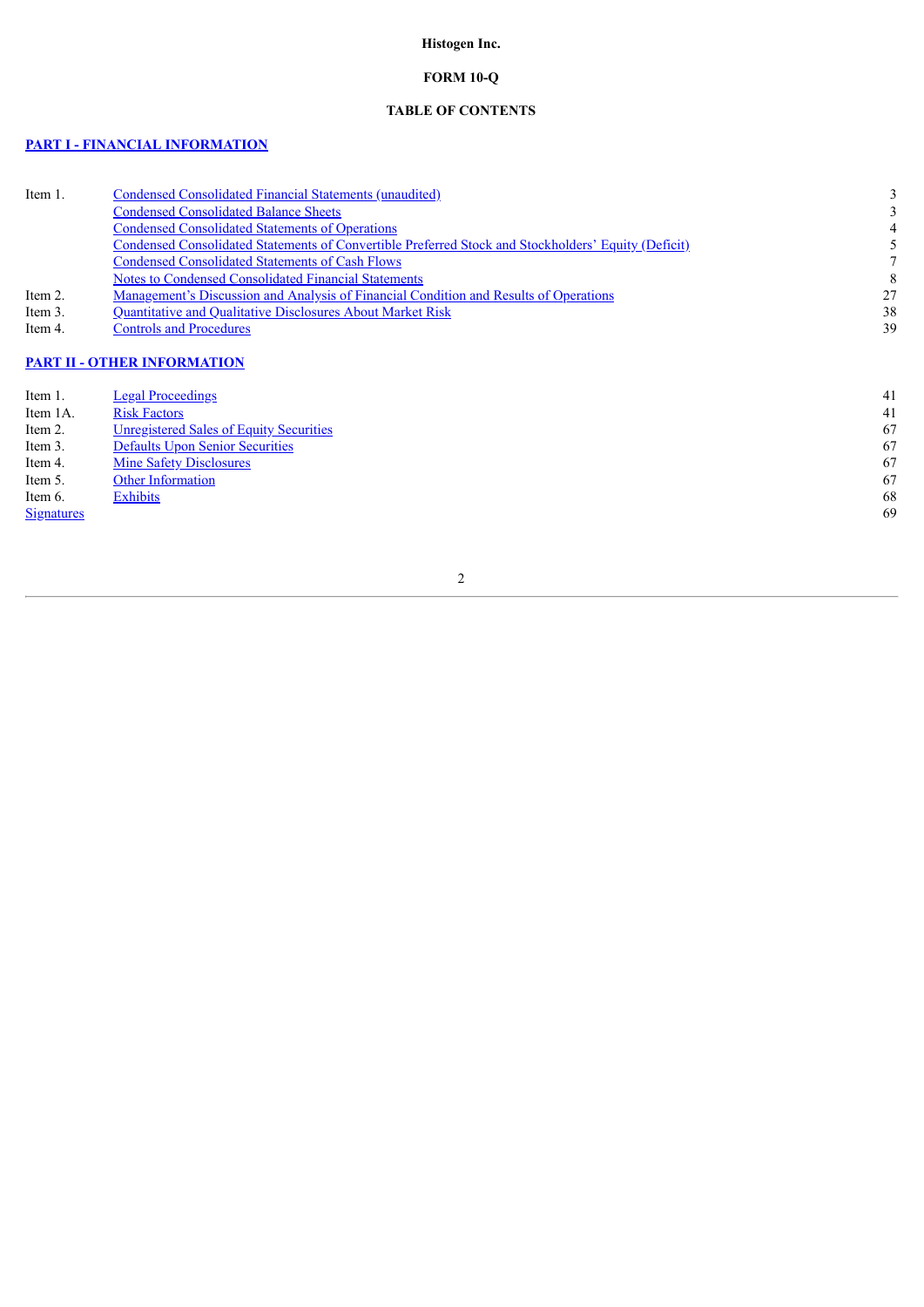**Histogen Inc.**

**FORM 10-Q**

**TABLE OF CONTENTS**

**PART I - FINANCIAL INFORMATION**

| | | |
|---|---|---|
| Item 1. | Condensed Consolidated Financial Statements (unaudited) | 3 |
| | Condensed Consolidated Balance Sheets | 3 |
| | Condensed Consolidated Statements of Operations | 4 |
| | Condensed Consolidated Statements of Convertible Preferred Stock and Stockholders' Equity (Deficit) | 5 |
| | Condensed Consolidated Statements of Cash Flows | 7 |
| | Notes to Condensed Consolidated Financial Statements | 8 |
| Item 2. | Management's Discussion and Analysis of Financial Condition and Results of Operations | 27 |
| Item 3. | Quantitative and Qualitative Disclosures About Market Risk | 38 |
| Item 4. | Controls and Procedures | 39 |

**PART II - OTHER INFORMATION**

| | | |
|---|---|---|
| Item 1. | Legal Proceedings | 41 |
| Item 1A. | Risk Factors | 41 |
| Item 2. | Unregistered Sales of Equity Securities | 67 |
| Item 3. | Defaults Upon Senior Securities | 67 |
| Item 4. | Mine Safety Disclosures | 67 |
| Item 5. | Other Information | 67 |
| Item 6. | Exhibits | 68 |
| Signatures | | 69 |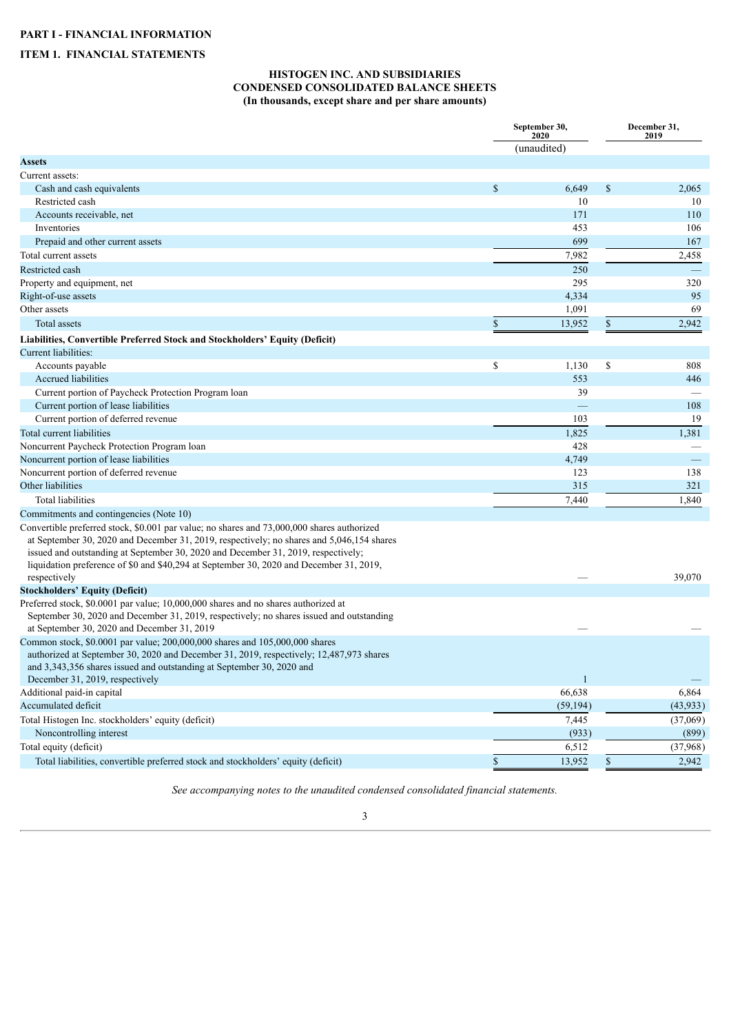# PART I - FINANCIAL INFORMATION

## ITEM 1. FINANCIAL STATEMENTS

### HISTOGEN INC. AND SUBSIDIARIES
### CONDENSED CONSOLIDATED BALANCE SHEETS
### (In thousands, except share and per share amounts)

| | September 30, 2020 | December 31, 2019 |
|---|---|---|
| | (unaudited) | |
| **Assets** | | |
| Current assets: | | |
| Cash and cash equivalents | $ 6,649 | $ 2,065 |
| Restricted cash | 10 | 10 |
| Accounts receivable, net | 171 | 110 |
| Inventories | 453 | 106 |
| Prepaid and other current assets | 699 | 167 |
| Total current assets | 7,982 | 2,458 |
| Restricted cash | 250 | — |
| Property and equipment, net | 295 | 320 |
| Right-of-use assets | 4,334 | 95 |
| Other assets | 1,091 | 69 |
| Total assets | $ 13,952 | $ 2,942 |
| **Liabilities, Convertible Preferred Stock and Stockholders' Equity (Deficit)** | | |
| Current liabilities: | | |
| Accounts payable | $ 1,130 | $ 808 |
| Accrued liabilities | 553 | 446 |
| Current portion of Paycheck Protection Program loan | 39 | — |
| Current portion of lease liabilities | — | 108 |
| Current portion of deferred revenue | 103 | 19 |
| Total current liabilities | 1,825 | 1,381 |
| Noncurrent Paycheck Protection Program loan | 428 | — |
| Noncurrent portion of lease liabilities | 4,749 | — |
| Noncurrent portion of deferred revenue | 123 | 138 |
| Other liabilities | 315 | 321 |
| Total liabilities | 7,440 | 1,840 |
| Commitments and contingencies (Note 10) | | |
| Convertible preferred stock, $0.001 par value; no shares and 73,000,000 shares authorized at September 30, 2020 and December 31, 2019, respectively; no shares and 5,046,154 shares issued and outstanding at September 30, 2020 and December 31, 2019, respectively; liquidation preference of $0 and $40,294 at September 30, 2020 and December 31, 2019, respectively | — | 39,070 |
| **Stockholders' Equity (Deficit)** | | |
| Preferred stock, $0.0001 par value; 10,000,000 shares and no shares authorized at September 30, 2020 and December 31, 2019, respectively; no shares issued and outstanding at September 30, 2020 and December 31, 2019 | — | — |
| Common stock, $0.0001 par value; 200,000,000 shares and 105,000,000 shares authorized at September 30, 2020 and December 31, 2019, respectively; 12,487,973 shares and 3,343,356 shares issued and outstanding at September 30, 2020 and December 31, 2019, respectively | 1 | — |
| Additional paid-in capital | 66,638 | 6,864 |
| Accumulated deficit | (59,194) | (43,933) |
| Total Histogen Inc. stockholders' equity (deficit) | 7,445 | (37,069) |
| Noncontrolling interest | (933) | (899) |
| Total equity (deficit) | 6,512 | (37,968) |
| Total liabilities, convertible preferred stock and stockholders' equity (deficit) | $ 13,952 | $ 2,942 |

*See accompanying notes to the unaudited condensed consolidated financial statements.*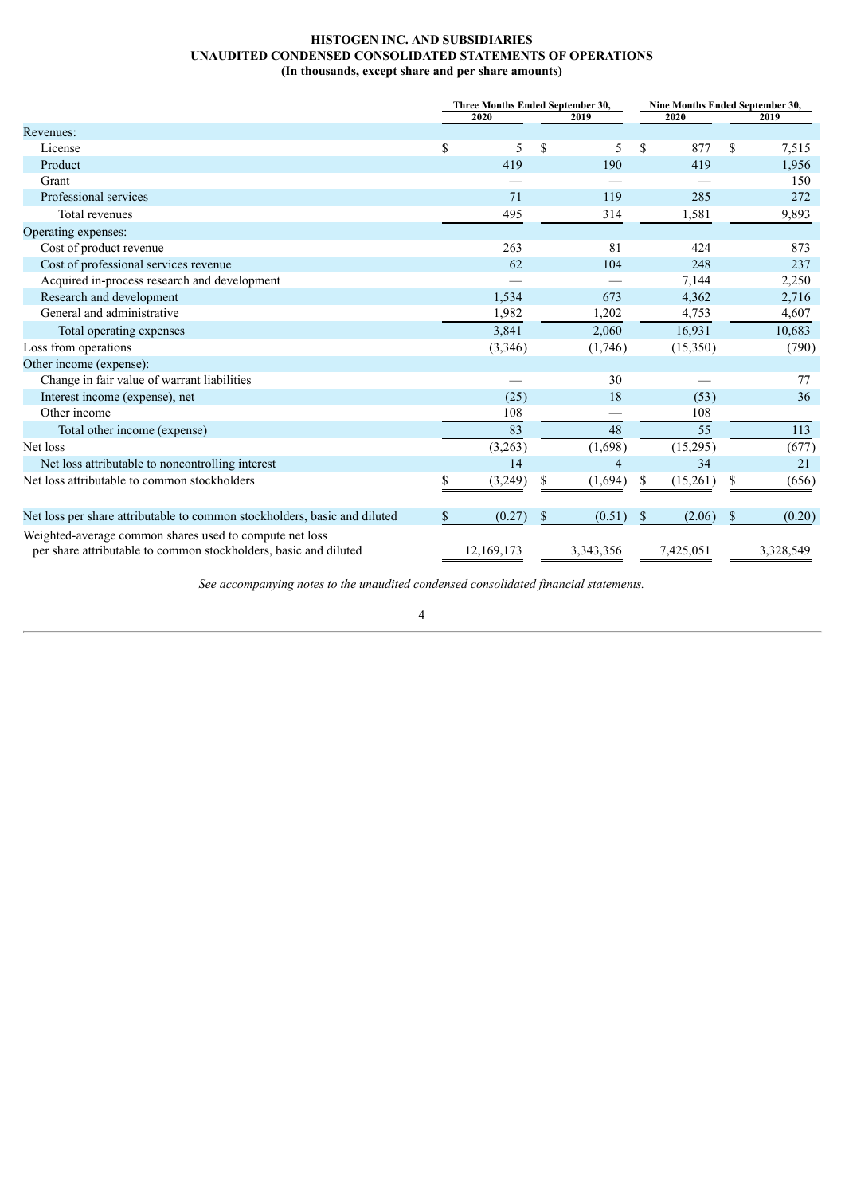**HISTOGEN INC. AND SUBSIDIARIES**
**UNAUDITED CONDENSED CONSOLIDATED STATEMENTS OF OPERATIONS**
**(In thousands, except share and per share amounts)**

| | Three Months Ended September 30, | | Nine Months Ended September 30, | |
|---|---|---|---|---|
| | 2020 | 2019 | 2020 | 2019 |
| Revenues: | | | | |
| License | $ 5 | $ 5 | $ 877 | $ 7,515 |
| Product | 419 | 190 | 419 | 1,956 |
| Grant | — | — | — | 150 |
| Professional services | 71 | 119 | 285 | 272 |
| Total revenues | 495 | 314 | 1,581 | 9,893 |
| Operating expenses: | | | | |
| Cost of product revenue | 263 | 81 | 424 | 873 |
| Cost of professional services revenue | 62 | 104 | 248 | 237 |
| Acquired in-process research and development | — | — | 7,144 | 2,250 |
| Research and development | 1,534 | 673 | 4,362 | 2,716 |
| General and administrative | 1,982 | 1,202 | 4,753 | 4,607 |
| Total operating expenses | 3,841 | 2,060 | 16,931 | 10,683 |
| Loss from operations | (3,346) | (1,746) | (15,350) | (790) |
| Other income (expense): | | | | |
| Change in fair value of warrant liabilities | — | 30 | — | 77 |
| Interest income (expense), net | (25) | 18 | (53) | 36 |
| Other income | 108 | — | 108 | |
| Total other income (expense) | 83 | 48 | 55 | 113 |
| Net loss | (3,263) | (1,698) | (15,295) | (677) |
| Net loss attributable to noncontrolling interest | 14 | 4 | 34 | 21 |
| Net loss attributable to common stockholders | $ (3,249) | $ (1,694) | $ (15,261) | $ (656) |
| Net loss per share attributable to common stockholders, basic and diluted | $ (0.27) | $ (0.51) | $ (2.06) | $ (0.20) |
| Weighted-average common shares used to compute net loss per share attributable to common stockholders, basic and diluted | 12,169,173 | 3,343,356 | 7,425,051 | 3,328,549 |

*See accompanying notes to the unaudited condensed consolidated financial statements.*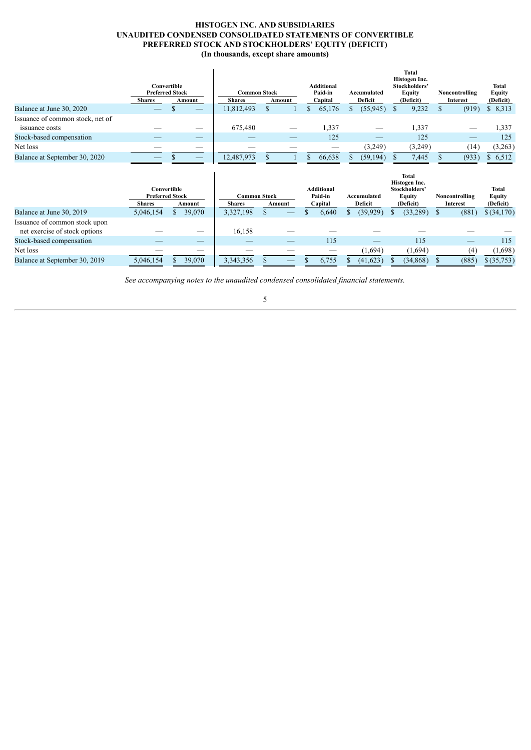# HISTOGEN INC. AND SUBSIDIARIES
## UNAUDITED CONDENSED CONSOLIDATED STATEMENTS OF CONVERTIBLE PREFERRED STOCK AND STOCKHOLDERS' EQUITY (DEFICIT)
### (In thousands, except share amounts)

| | Convertible Preferred Stock | | Common Stock | | Additional Paid-in Capital | Accumulated Deficit | Total Histogen Inc. Stockholders' Equity (Deficit) | Noncontrolling Interest | Total Equity (Deficit) |
|---|---|---|---|---|---|---|---|---|---|
| | Shares | Amount | Shares | Amount | | | | | |
| Balance at June 30, 2020 | — | $ — | 11,812,493 | $ 1 | $ 65,176 | $ (55,945) | $ 9,232 | $ (919) | $ 8,313 |
| Issuance of common stock, net of issuance costs | — | — | 675,480 | — | 1,337 | — | 1,337 | — | 1,337 |
| Stock-based compensation | — | — | — | — | 125 | — | 125 | — | 125 |
| Net loss | — | — | — | — | — | (3,249) | (3,249) | (14) | (3,263) |
| Balance at September 30, 2020 | — | $ — | 12,487,973 | $ 1 | $ 66,638 | $ (59,194) | $ 7,445 | $ (933) | $ 6,512 |

| | Convertible Preferred Stock | | Common Stock | | Additional Paid-in Capital | Accumulated Deficit | Total Histogen Inc. Stockholders' Equity (Deficit) | Noncontrolling Interest | Total Equity (Deficit) |
|---|---|---|---|---|---|---|---|---|---|
| | Shares | Amount | Shares | Amount | | | | | |
| Balance at June 30, 2019 | 5,046,154 | $ 39,070 | 3,327,198 | $ — | $ 6,640 | $ (39,929) | $ (33,289) | $ (881) | $ (34,170) |
| Issuance of common stock upon net exercise of stock options | — | — | 16,158 | — | — | — | — | — | — |
| Stock-based compensation | — | — | — | — | 115 | — | 115 | — | 115 |
| Net loss | — | — | — | — | — | (1,694) | (1,694) | (4) | (1,698) |
| Balance at September 30, 2019 | 5,046,154 | $ 39,070 | 3,343,356 | $ — | $ 6,755 | $ (41,623) | $ (34,868) | $ (885) | $ (35,753) |

*See accompanying notes to the unaudited condensed consolidated financial statements.*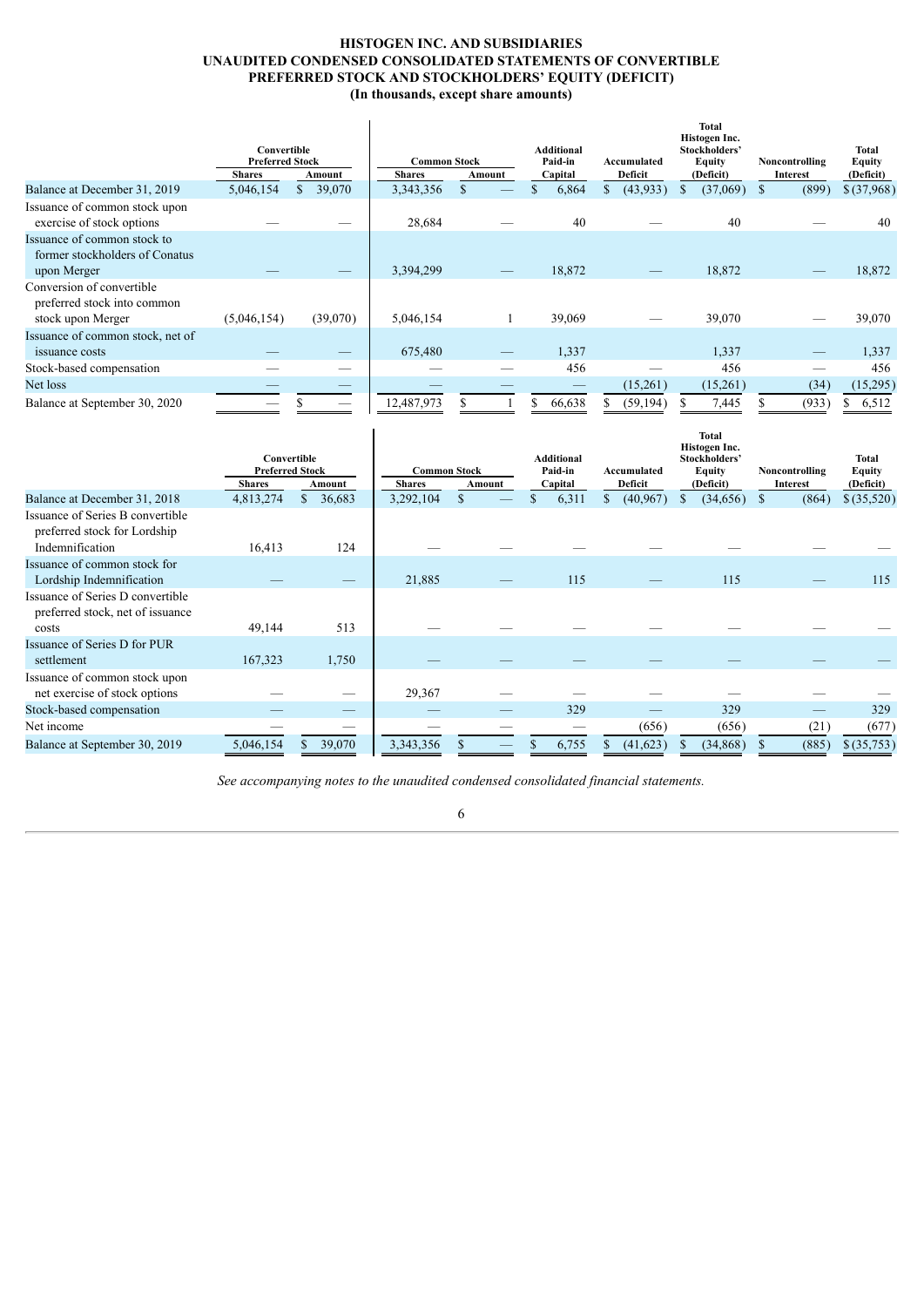# HISTOGEN INC. AND SUBSIDIARIES
# UNAUDITED CONDENSED CONSOLIDATED STATEMENTS OF CONVERTIBLE PREFERRED STOCK AND STOCKHOLDERS' EQUITY (DEFICIT)
## (In thousands, except share amounts)

| | Convertible Preferred Stock | | Common Stock | | Additional Paid-in Capital | Accumulated Deficit | Total Histogen Inc. Stockholders' Equity (Deficit) | Noncontrolling Interest | Total Equity (Deficit) |
|---|---|---|---|---|---|---|---|---|---|
| | Shares | Amount | Shares | Amount | | | | | |
| Balance at December 31, 2019 | 5,046,154 | $ 39,070 | 3,343,356 | $ — | $ 6,864 | $ (43,933) | $ (37,069) | $ (899) | $ (37,968) |
| Issuance of common stock upon exercise of stock options | — | — | 28,684 | — | 40 | — | 40 | — | 40 |
| Issuance of common stock to former stockholders of Conatus upon Merger | — | — | 3,394,299 | — | 18,872 | — | 18,872 | — | 18,872 |
| Conversion of convertible preferred stock into common stock upon Merger | (5,046,154) | (39,070) | 5,046,154 | 1 | 39,069 | — | 39,070 | — | 39,070 |
| Issuance of common stock, net of issuance costs | — | — | 675,480 | — | 1,337 | | 1,337 | — | 1,337 |
| Stock-based compensation | — | — | — | — | 456 | — | 456 | — | 456 |
| Net loss | — | — | — | — | — | (15,261) | (15,261) | (34) | (15,295) |
| Balance at September 30, 2020 | — | $ — | 12,487,973 | $ 1 | $ 66,638 | $ (59,194) | $ 7,445 | $ (933) | $ 6,512 |

| | Convertible Preferred Stock | | Common Stock | | Additional Paid-in Capital | Accumulated Deficit | Total Histogen Inc. Stockholders' Equity (Deficit) | Noncontrolling Interest | Total Equity (Deficit) |
|---|---|---|---|---|---|---|---|---|---|
| | Shares | Amount | Shares | Amount | | | | | |
| Balance at December 31, 2018 | 4,813,274 | $ 36,683 | 3,292,104 | $ — | $ 6,311 | $ (40,967) | $ (34,656) | $ (864) | $ (35,520) |
| Issuance of Series B convertible preferred stock for Lordship Indemnification | 16,413 | 124 | — | — | — | — | — | — | — |
| Issuance of common stock for Lordship Indemnification | — | — | 21,885 | — | 115 | — | 115 | — | 115 |
| Issuance of Series D convertible preferred stock, net of issuance costs | 49,144 | 513 | — | — | — | — | — | — | — |
| Issuance of Series D for PUR settlement | 167,323 | 1,750 | — | — | — | — | — | — | — |
| Issuance of common stock upon net exercise of stock options | — | — | 29,367 | — | — | — | — | — | — |
| Stock-based compensation | — | — | — | — | 329 | — | 329 | — | 329 |
| Net income | — | — | — | — | — | (656) | (656) | (21) | (677) |
| Balance at September 30, 2019 | 5,046,154 | $ 39,070 | 3,343,356 | $ — | $ 6,755 | $ (41,623) | $ (34,868) | $ (885) | $ (35,753) |

*See accompanying notes to the unaudited condensed consolidated financial statements.*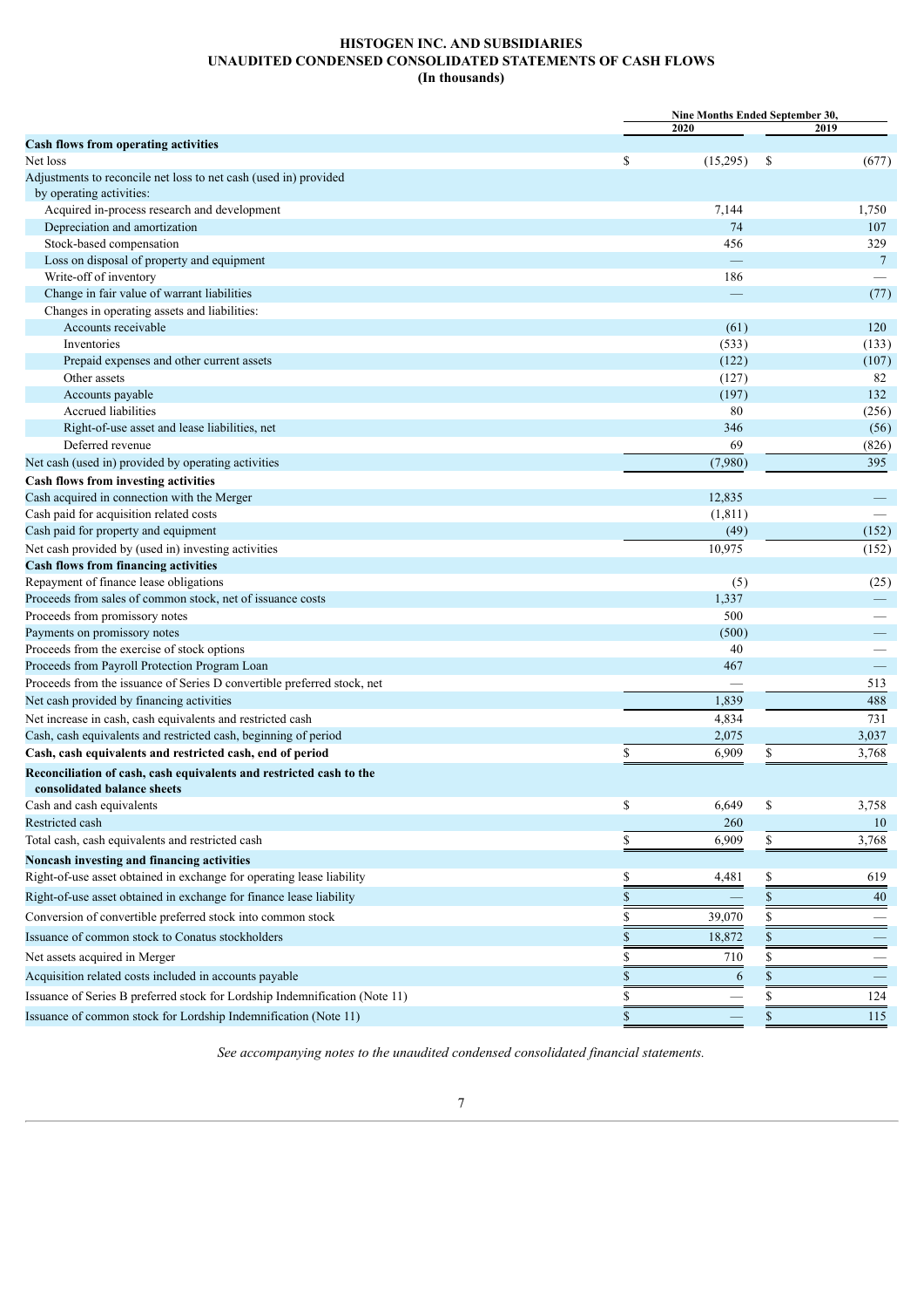**HISTOGEN INC. AND SUBSIDIARIES**
**UNAUDITED CONDENSED CONSOLIDATED STATEMENTS OF CASH FLOWS**
**(In thousands)**

| | Nine Months Ended September 30, | |
|---|---|---|
| | 2020 | 2019 |
| **Cash flows from operating activities** | | |
| Net loss | $ (15,295) | $ (677) |
| Adjustments to reconcile net loss to net cash (used in) provided by operating activities: | | |
| Acquired in-process research and development | 7,144 | 1,750 |
| Depreciation and amortization | 74 | 107 |
| Stock-based compensation | 456 | 329 |
| Loss on disposal of property and equipment | — | 7 |
| Write-off of inventory | 186 | — |
| Change in fair value of warrant liabilities | — | (77) |
| Changes in operating assets and liabilities: | | |
| Accounts receivable | (61) | 120 |
| Inventories | (533) | (133) |
| Prepaid expenses and other current assets | (122) | (107) |
| Other assets | (127) | 82 |
| Accounts payable | (197) | 132 |
| Accrued liabilities | 80 | (256) |
| Right-of-use asset and lease liabilities, net | 346 | (56) |
| Deferred revenue | 69 | (826) |
| Net cash (used in) provided by operating activities | (7,980) | 395 |
| **Cash flows from investing activities** | | |
| Cash acquired in connection with the Merger | 12,835 | — |
| Cash paid for acquisition related costs | (1,811) | — |
| Cash paid for property and equipment | (49) | (152) |
| Net cash provided by (used in) investing activities | 10,975 | (152) |
| **Cash flows from financing activities** | | |
| Repayment of finance lease obligations | (5) | (25) |
| Proceeds from sales of common stock, net of issuance costs | 1,337 | — |
| Proceeds from promissory notes | 500 | — |
| Payments on promissory notes | (500) | — |
| Proceeds from the exercise of stock options | 40 | — |
| Proceeds from Payroll Protection Program Loan | 467 | — |
| Proceeds from the issuance of Series D convertible preferred stock, net | — | 513 |
| Net cash provided by financing activities | 1,839 | 488 |
| Net increase in cash, cash equivalents and restricted cash | 4,834 | 731 |
| Cash, cash equivalents and restricted cash, beginning of period | 2,075 | 3,037 |
| **Cash, cash equivalents and restricted cash, end of period** | $ 6,909 | $ 3,768 |
| **Reconciliation of cash, cash equivalents and restricted cash to the consolidated balance sheets** | | |
| Cash and cash equivalents | $ 6,649 | $ 3,758 |
| Restricted cash | 260 | 10 |
| Total cash, cash equivalents and restricted cash | $ 6,909 | $ 3,768 |
| **Noncash investing and financing activities** | | |
| Right-of-use asset obtained in exchange for operating lease liability | $ 4,481 | $ 619 |
| Right-of-use asset obtained in exchange for finance lease liability | $ — | $ 40 |
| Conversion of convertible preferred stock into common stock | $ 39,070 | $ — |
| Issuance of common stock to Conatus stockholders | $ 18,872 | $ — |
| Net assets acquired in Merger | $ 710 | $ — |
| Acquisition related costs included in accounts payable | $ 6 | $ — |
| Issuance of Series B preferred stock for Lordship Indemnification (Note 11) | $ — | $ 124 |
| Issuance of common stock for Lordship Indemnification (Note 11) | $ — | $ 115 |

*See accompanying notes to the unaudited condensed consolidated financial statements.*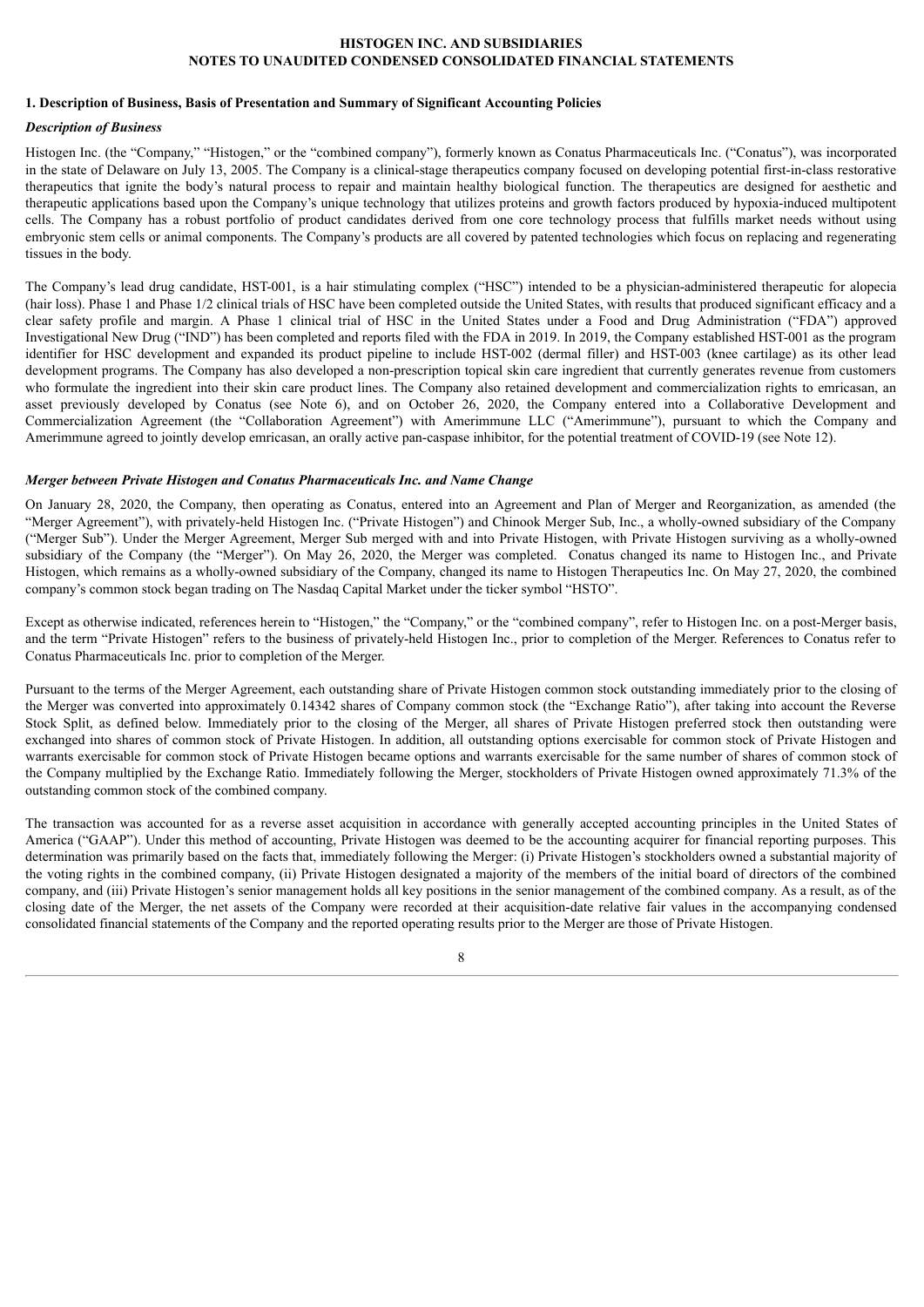# HISTOGEN INC. AND SUBSIDIARIES
# NOTES TO UNAUDITED CONDENSED CONSOLIDATED FINANCIAL STATEMENTS

## 1. Description of Business, Basis of Presentation and Summary of Significant Accounting Policies

### *Description of Business*

Histogen Inc. (the "Company," "Histogen," or the "combined company"), formerly known as Conatus Pharmaceuticals Inc. ("Conatus"), was incorporated in the state of Delaware on July 13, 2005. The Company is a clinical-stage therapeutics company focused on developing potential first-in-class restorative therapeutics that ignite the body's natural process to repair and maintain healthy biological function. The therapeutics are designed for aesthetic and therapeutic applications based upon the Company's unique technology that utilizes proteins and growth factors produced by hypoxia-induced multipotent cells. The Company has a robust portfolio of product candidates derived from one core technology process that fulfills market needs without using embryonic stem cells or animal components. The Company's products are all covered by patented technologies which focus on replacing and regenerating tissues in the body.

The Company's lead drug candidate, HST-001, is a hair stimulating complex ("HSC") intended to be a physician-administered therapeutic for alopecia (hair loss). Phase 1 and Phase 1/2 clinical trials of HSC have been completed outside the United States, with results that produced significant efficacy and a clear safety profile and margin. A Phase 1 clinical trial of HSC in the United States under a Food and Drug Administration ("FDA") approved Investigational New Drug ("IND") has been completed and reports filed with the FDA in 2019. In 2019, the Company established HST-001 as the program identifier for HSC development and expanded its product pipeline to include HST-002 (dermal filler) and HST-003 (knee cartilage) as its other lead development programs. The Company has also developed a non-prescription topical skin care ingredient that currently generates revenue from customers who formulate the ingredient into their skin care product lines. The Company also retained development and commercialization rights to emricasan, an asset previously developed by Conatus (see Note 6), and on October 26, 2020, the Company entered into a Collaborative Development and Commercialization Agreement (the "Collaboration Agreement") with Amerimmune LLC ("Amerimmune"), pursuant to which the Company and Amerimmune agreed to jointly develop emricasan, an orally active pan-caspase inhibitor, for the potential treatment of COVID-19 (see Note 12).

### *Merger between Private Histogen and Conatus Pharmaceuticals Inc. and Name Change*

On January 28, 2020, the Company, then operating as Conatus, entered into an Agreement and Plan of Merger and Reorganization, as amended (the "Merger Agreement"), with privately-held Histogen Inc. ("Private Histogen") and Chinook Merger Sub, Inc., a wholly-owned subsidiary of the Company ("Merger Sub"). Under the Merger Agreement, Merger Sub merged with and into Private Histogen, with Private Histogen surviving as a wholly-owned subsidiary of the Company (the "Merger"). On May 26, 2020, the Merger was completed. Conatus changed its name to Histogen Inc., and Private Histogen, which remains as a wholly-owned subsidiary of the Company, changed its name to Histogen Therapeutics Inc. On May 27, 2020, the combined company's common stock began trading on The Nasdaq Capital Market under the ticker symbol "HSTO".

Except as otherwise indicated, references herein to "Histogen," the "Company," or the "combined company", refer to Histogen Inc. on a post-Merger basis, and the term "Private Histogen" refers to the business of privately-held Histogen Inc., prior to completion of the Merger. References to Conatus refer to Conatus Pharmaceuticals Inc. prior to completion of the Merger.

Pursuant to the terms of the Merger Agreement, each outstanding share of Private Histogen common stock outstanding immediately prior to the closing of the Merger was converted into approximately 0.14342 shares of Company common stock (the "Exchange Ratio"), after taking into account the Reverse Stock Split, as defined below. Immediately prior to the closing of the Merger, all shares of Private Histogen preferred stock then outstanding were exchanged into shares of common stock of Private Histogen. In addition, all outstanding options exercisable for common stock of Private Histogen and warrants exercisable for common stock of Private Histogen became options and warrants exercisable for the same number of shares of common stock of the Company multiplied by the Exchange Ratio. Immediately following the Merger, stockholders of Private Histogen owned approximately 71.3% of the outstanding common stock of the combined company.

The transaction was accounted for as a reverse asset acquisition in accordance with generally accepted accounting principles in the United States of America ("GAAP"). Under this method of accounting, Private Histogen was deemed to be the accounting acquirer for financial reporting purposes. This determination was primarily based on the facts that, immediately following the Merger: (i) Private Histogen's stockholders owned a substantial majority of the voting rights in the combined company, (ii) Private Histogen designated a majority of the members of the initial board of directors of the combined company, and (iii) Private Histogen's senior management holds all key positions in the senior management of the combined company. As a result, as of the closing date of the Merger, the net assets of the Company were recorded at their acquisition-date relative fair values in the accompanying condensed consolidated financial statements of the Company and the reported operating results prior to the Merger are those of Private Histogen.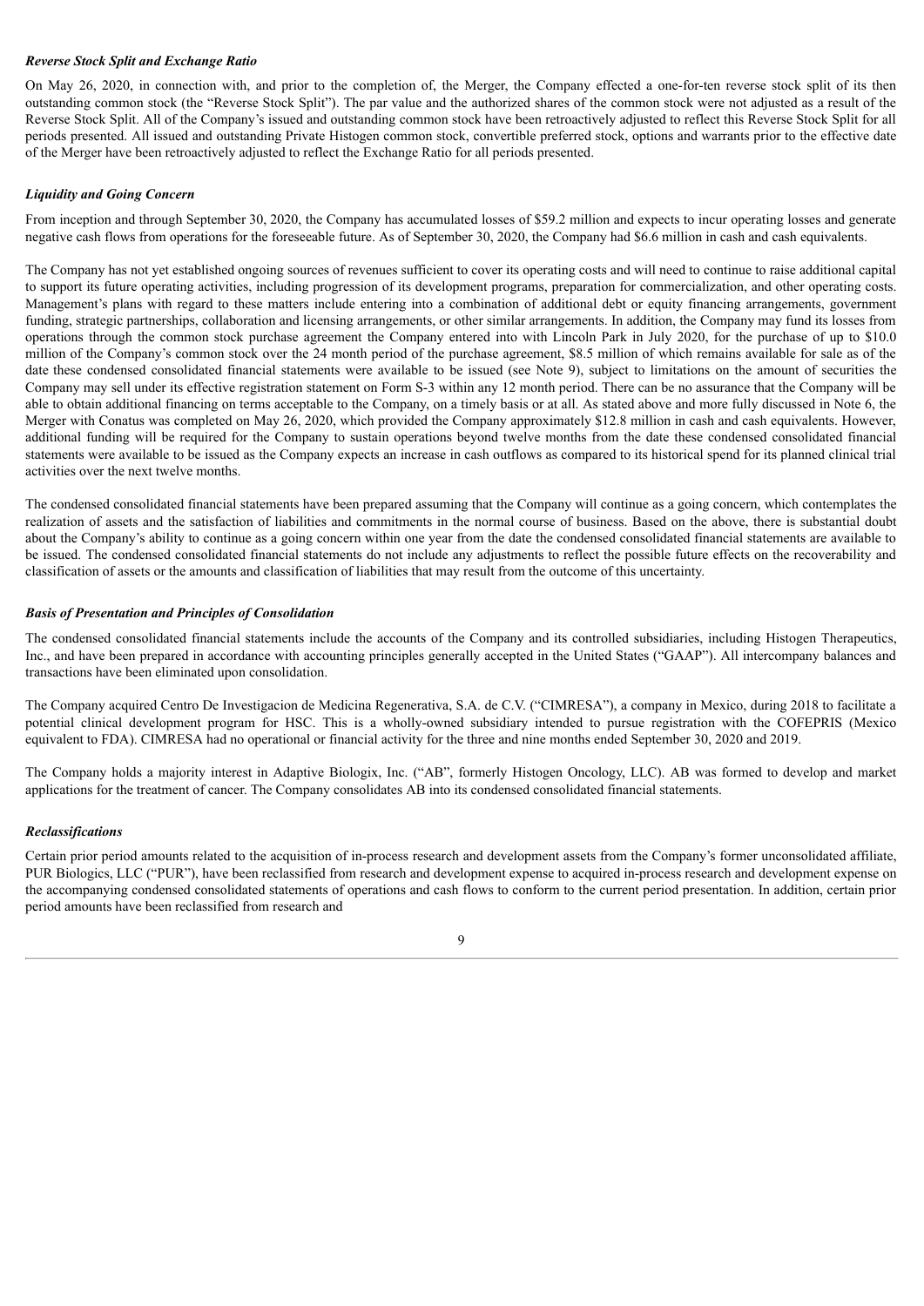### *Reverse Stock Split and Exchange Ratio*

On May 26, 2020, in connection with, and prior to the completion of, the Merger, the Company effected a one-for-ten reverse stock split of its then outstanding common stock (the "Reverse Stock Split"). The par value and the authorized shares of the common stock were not adjusted as a result of the Reverse Stock Split. All of the Company's issued and outstanding common stock have been retroactively adjusted to reflect this Reverse Stock Split for all periods presented. All issued and outstanding Private Histogen common stock, convertible preferred stock, options and warrants prior to the effective date of the Merger have been retroactively adjusted to reflect the Exchange Ratio for all periods presented.

### *Liquidity and Going Concern*

From inception and through September 30, 2020, the Company has accumulated losses of $59.2 million and expects to incur operating losses and generate negative cash flows from operations for the foreseeable future. As of September 30, 2020, the Company had $6.6 million in cash and cash equivalents.

The Company has not yet established ongoing sources of revenues sufficient to cover its operating costs and will need to continue to raise additional capital to support its future operating activities, including progression of its development programs, preparation for commercialization, and other operating costs. Management's plans with regard to these matters include entering into a combination of additional debt or equity financing arrangements, government funding, strategic partnerships, collaboration and licensing arrangements, or other similar arrangements. In addition, the Company may fund its losses from operations through the common stock purchase agreement the Company entered into with Lincoln Park in July 2020, for the purchase of up to $10.0 million of the Company's common stock over the 24 month period of the purchase agreement, $8.5 million of which remains available for sale as of the date these condensed consolidated financial statements were available to be issued (see Note 9), subject to limitations on the amount of securities the Company may sell under its effective registration statement on Form S-3 within any 12 month period. There can be no assurance that the Company will be able to obtain additional financing on terms acceptable to the Company, on a timely basis or at all. As stated above and more fully discussed in Note 6, the Merger with Conatus was completed on May 26, 2020, which provided the Company approximately $12.8 million in cash and cash equivalents. However, additional funding will be required for the Company to sustain operations beyond twelve months from the date these condensed consolidated financial statements were available to be issued as the Company expects an increase in cash outflows as compared to its historical spend for its planned clinical trial activities over the next twelve months.

The condensed consolidated financial statements have been prepared assuming that the Company will continue as a going concern, which contemplates the realization of assets and the satisfaction of liabilities and commitments in the normal course of business. Based on the above, there is substantial doubt about the Company's ability to continue as a going concern within one year from the date the condensed consolidated financial statements are available to be issued. The condensed consolidated financial statements do not include any adjustments to reflect the possible future effects on the recoverability and classification of assets or the amounts and classification of liabilities that may result from the outcome of this uncertainty.

### *Basis of Presentation and Principles of Consolidation*

The condensed consolidated financial statements include the accounts of the Company and its controlled subsidiaries, including Histogen Therapeutics, Inc., and have been prepared in accordance with accounting principles generally accepted in the United States ("GAAP"). All intercompany balances and transactions have been eliminated upon consolidation.

The Company acquired Centro De Investigacion de Medicina Regenerativa, S.A. de C.V. ("CIMRESA"), a company in Mexico, during 2018 to facilitate a potential clinical development program for HSC. This is a wholly-owned subsidiary intended to pursue registration with the COFEPRIS (Mexico equivalent to FDA). CIMRESA had no operational or financial activity for the three and nine months ended September 30, 2020 and 2019.

The Company holds a majority interest in Adaptive Biologix, Inc. ("AB", formerly Histogen Oncology, LLC). AB was formed to develop and market applications for the treatment of cancer. The Company consolidates AB into its condensed consolidated financial statements.

### *Reclassifications*

Certain prior period amounts related to the acquisition of in-process research and development assets from the Company's former unconsolidated affiliate, PUR Biologics, LLC ("PUR"), have been reclassified from research and development expense to acquired in-process research and development expense on the accompanying condensed consolidated statements of operations and cash flows to conform to the current period presentation. In addition, certain prior period amounts have been reclassified from research and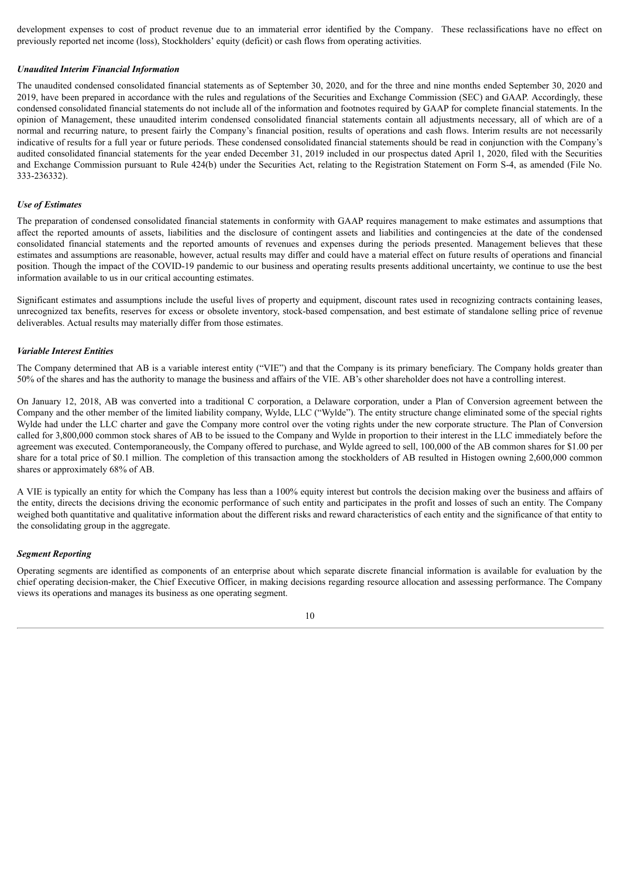development expenses to cost of product revenue due to an immaterial error identified by the Company. These reclassifications have no effect on previously reported net income (loss), Stockholders' equity (deficit) or cash flows from operating activities.

***Unaudited Interim Financial Information***

The unaudited condensed consolidated financial statements as of September 30, 2020, and for the three and nine months ended September 30, 2020 and 2019, have been prepared in accordance with the rules and regulations of the Securities and Exchange Commission (SEC) and GAAP. Accordingly, these condensed consolidated financial statements do not include all of the information and footnotes required by GAAP for complete financial statements. In the opinion of Management, these unaudited interim condensed consolidated financial statements contain all adjustments necessary, all of which are of a normal and recurring nature, to present fairly the Company's financial position, results of operations and cash flows. Interim results are not necessarily indicative of results for a full year or future periods. These condensed consolidated financial statements should be read in conjunction with the Company's audited consolidated financial statements for the year ended December 31, 2019 included in our prospectus dated April 1, 2020, filed with the Securities and Exchange Commission pursuant to Rule 424(b) under the Securities Act, relating to the Registration Statement on Form S-4, as amended (File No. 333-236332).

***Use of Estimates***

The preparation of condensed consolidated financial statements in conformity with GAAP requires management to make estimates and assumptions that affect the reported amounts of assets, liabilities and the disclosure of contingent assets and liabilities and contingencies at the date of the condensed consolidated financial statements and the reported amounts of revenues and expenses during the periods presented. Management believes that these estimates and assumptions are reasonable, however, actual results may differ and could have a material effect on future results of operations and financial position. Though the impact of the COVID-19 pandemic to our business and operating results presents additional uncertainty, we continue to use the best information available to us in our critical accounting estimates.

Significant estimates and assumptions include the useful lives of property and equipment, discount rates used in recognizing contracts containing leases, unrecognized tax benefits, reserves for excess or obsolete inventory, stock-based compensation, and best estimate of standalone selling price of revenue deliverables. Actual results may materially differ from those estimates.

***Variable Interest Entities***

The Company determined that AB is a variable interest entity ("VIE") and that the Company is its primary beneficiary. The Company holds greater than 50% of the shares and has the authority to manage the business and affairs of the VIE. AB's other shareholder does not have a controlling interest.

On January 12, 2018, AB was converted into a traditional C corporation, a Delaware corporation, under a Plan of Conversion agreement between the Company and the other member of the limited liability company, Wylde, LLC ("Wylde"). The entity structure change eliminated some of the special rights Wylde had under the LLC charter and gave the Company more control over the voting rights under the new corporate structure. The Plan of Conversion called for 3,800,000 common stock shares of AB to be issued to the Company and Wylde in proportion to their interest in the LLC immediately before the agreement was executed. Contemporaneously, the Company offered to purchase, and Wylde agreed to sell, 100,000 of the AB common shares for $1.00 per share for a total price of $0.1 million. The completion of this transaction among the stockholders of AB resulted in Histogen owning 2,600,000 common shares or approximately 68% of AB.

A VIE is typically an entity for which the Company has less than a 100% equity interest but controls the decision making over the business and affairs of the entity, directs the decisions driving the economic performance of such entity and participates in the profit and losses of such an entity. The Company weighed both quantitative and qualitative information about the different risks and reward characteristics of each entity and the significance of that entity to the consolidating group in the aggregate.

***Segment Reporting***

Operating segments are identified as components of an enterprise about which separate discrete financial information is available for evaluation by the chief operating decision-maker, the Chief Executive Officer, in making decisions regarding resource allocation and assessing performance. The Company views its operations and manages its business as one operating segment.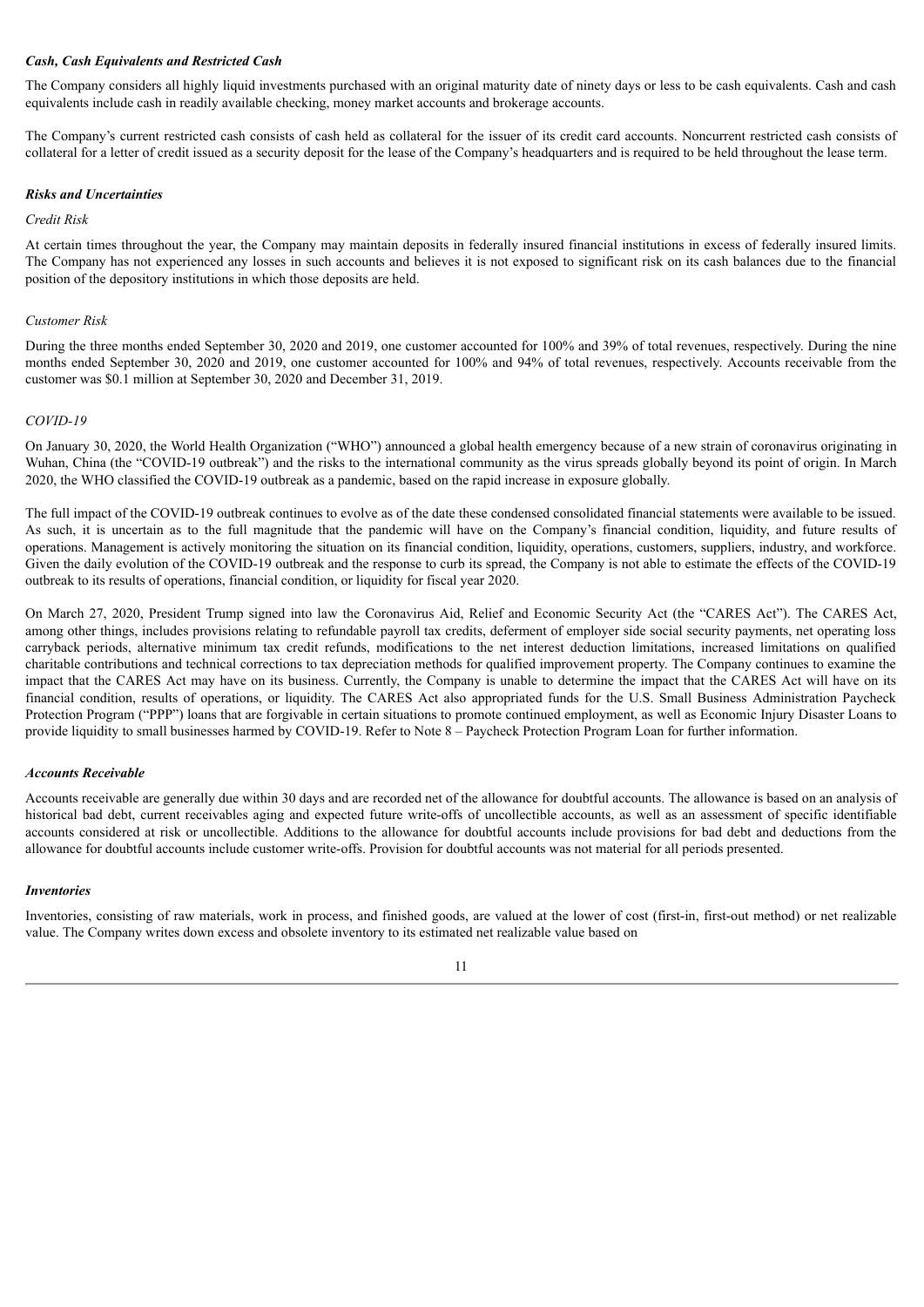### *Cash, Cash Equivalents and Restricted Cash*

The Company considers all highly liquid investments purchased with an original maturity date of ninety days or less to be cash equivalents. Cash and cash equivalents include cash in readily available checking, money market accounts and brokerage accounts.

The Company's current restricted cash consists of cash held as collateral for the issuer of its credit card accounts. Noncurrent restricted cash consists of collateral for a letter of credit issued as a security deposit for the lease of the Company's headquarters and is required to be held throughout the lease term.

### *Risks and Uncertainties*

*Credit Risk*

At certain times throughout the year, the Company may maintain deposits in federally insured financial institutions in excess of federally insured limits. The Company has not experienced any losses in such accounts and believes it is not exposed to significant risk on its cash balances due to the financial position of the depository institutions in which those deposits are held.

*Customer Risk*

During the three months ended September 30, 2020 and 2019, one customer accounted for 100% and 39% of total revenues, respectively. During the nine months ended September 30, 2020 and 2019, one customer accounted for 100% and 94% of total revenues, respectively. Accounts receivable from the customer was $0.1 million at September 30, 2020 and December 31, 2019.

*COVID-19*

On January 30, 2020, the World Health Organization ("WHO") announced a global health emergency because of a new strain of coronavirus originating in Wuhan, China (the "COVID-19 outbreak") and the risks to the international community as the virus spreads globally beyond its point of origin. In March 2020, the WHO classified the COVID-19 outbreak as a pandemic, based on the rapid increase in exposure globally.

The full impact of the COVID-19 outbreak continues to evolve as of the date these condensed consolidated financial statements were available to be issued. As such, it is uncertain as to the full magnitude that the pandemic will have on the Company's financial condition, liquidity, and future results of operations. Management is actively monitoring the situation on its financial condition, liquidity, operations, customers, suppliers, industry, and workforce. Given the daily evolution of the COVID-19 outbreak and the response to curb its spread, the Company is not able to estimate the effects of the COVID-19 outbreak to its results of operations, financial condition, or liquidity for fiscal year 2020.

On March 27, 2020, President Trump signed into law the Coronavirus Aid, Relief and Economic Security Act (the "CARES Act"). The CARES Act, among other things, includes provisions relating to refundable payroll tax credits, deferment of employer side social security payments, net operating loss carryback periods, alternative minimum tax credit refunds, modifications to the net interest deduction limitations, increased limitations on qualified charitable contributions and technical corrections to tax depreciation methods for qualified improvement property. The Company continues to examine the impact that the CARES Act may have on its business. Currently, the Company is unable to determine the impact that the CARES Act will have on its financial condition, results of operations, or liquidity. The CARES Act also appropriated funds for the U.S. Small Business Administration Paycheck Protection Program ("PPP") loans that are forgivable in certain situations to promote continued employment, as well as Economic Injury Disaster Loans to provide liquidity to small businesses harmed by COVID-19. Refer to Note 8 – Paycheck Protection Program Loan for further information.

### *Accounts Receivable*

Accounts receivable are generally due within 30 days and are recorded net of the allowance for doubtful accounts. The allowance is based on an analysis of historical bad debt, current receivables aging and expected future write-offs of uncollectible accounts, as well as an assessment of specific identifiable accounts considered at risk or uncollectible. Additions to the allowance for doubtful accounts include provisions for bad debt and deductions from the allowance for doubtful accounts include customer write-offs. Provision for doubtful accounts was not material for all periods presented.

### *Inventories*

Inventories, consisting of raw materials, work in process, and finished goods, are valued at the lower of cost (first-in, first-out method) or net realizable value. The Company writes down excess and obsolete inventory to its estimated net realizable value based on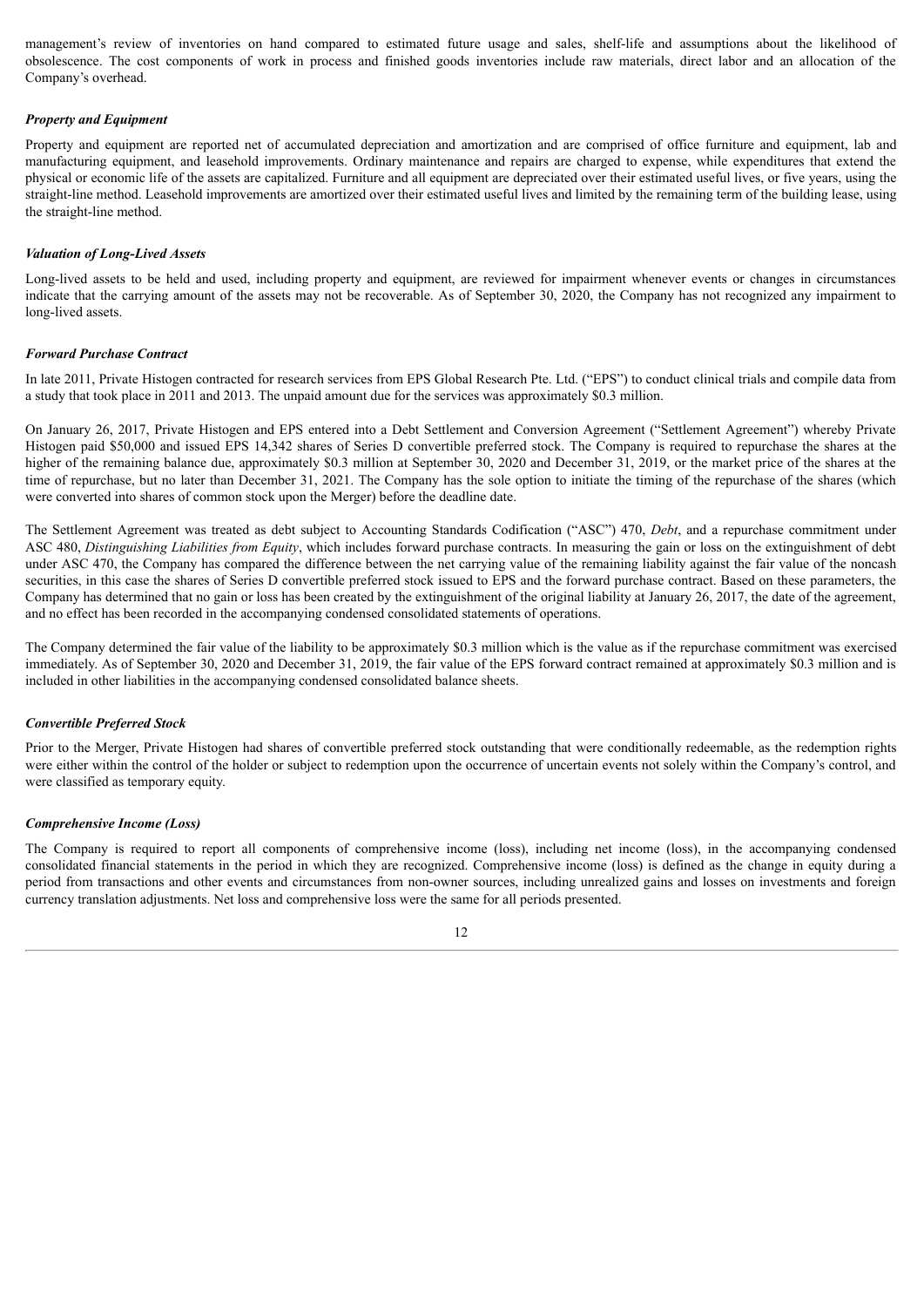management's review of inventories on hand compared to estimated future usage and sales, shelf-life and assumptions about the likelihood of obsolescence. The cost components of work in process and finished goods inventories include raw materials, direct labor and an allocation of the Company's overhead.

***Property and Equipment***

Property and equipment are reported net of accumulated depreciation and amortization and are comprised of office furniture and equipment, lab and manufacturing equipment, and leasehold improvements. Ordinary maintenance and repairs are charged to expense, while expenditures that extend the physical or economic life of the assets are capitalized. Furniture and all equipment are depreciated over their estimated useful lives, or five years, using the straight-line method. Leasehold improvements are amortized over their estimated useful lives and limited by the remaining term of the building lease, using the straight-line method.

***Valuation of Long-Lived Assets***

Long-lived assets to be held and used, including property and equipment, are reviewed for impairment whenever events or changes in circumstances indicate that the carrying amount of the assets may not be recoverable. As of September 30, 2020, the Company has not recognized any impairment to long-lived assets.

***Forward Purchase Contract***

In late 2011, Private Histogen contracted for research services from EPS Global Research Pte. Ltd. ("EPS") to conduct clinical trials and compile data from a study that took place in 2011 and 2013. The unpaid amount due for the services was approximately $0.3 million.

On January 26, 2017, Private Histogen and EPS entered into a Debt Settlement and Conversion Agreement ("Settlement Agreement") whereby Private Histogen paid $50,000 and issued EPS 14,342 shares of Series D convertible preferred stock. The Company is required to repurchase the shares at the higher of the remaining balance due, approximately $0.3 million at September 30, 2020 and December 31, 2019, or the market price of the shares at the time of repurchase, but no later than December 31, 2021. The Company has the sole option to initiate the timing of the repurchase of the shares (which were converted into shares of common stock upon the Merger) before the deadline date.

The Settlement Agreement was treated as debt subject to Accounting Standards Codification ("ASC") 470, *Debt*, and a repurchase commitment under ASC 480, *Distinguishing Liabilities from Equity*, which includes forward purchase contracts. In measuring the gain or loss on the extinguishment of debt under ASC 470, the Company has compared the difference between the net carrying value of the remaining liability against the fair value of the noncash securities, in this case the shares of Series D convertible preferred stock issued to EPS and the forward purchase contract. Based on these parameters, the Company has determined that no gain or loss has been created by the extinguishment of the original liability at January 26, 2017, the date of the agreement, and no effect has been recorded in the accompanying condensed consolidated statements of operations.

The Company determined the fair value of the liability to be approximately $0.3 million which is the value as if the repurchase commitment was exercised immediately. As of September 30, 2020 and December 31, 2019, the fair value of the EPS forward contract remained at approximately $0.3 million and is included in other liabilities in the accompanying condensed consolidated balance sheets.

***Convertible Preferred Stock***

Prior to the Merger, Private Histogen had shares of convertible preferred stock outstanding that were conditionally redeemable, as the redemption rights were either within the control of the holder or subject to redemption upon the occurrence of uncertain events not solely within the Company's control, and were classified as temporary equity.

***Comprehensive Income (Loss)***

The Company is required to report all components of comprehensive income (loss), including net income (loss), in the accompanying condensed consolidated financial statements in the period in which they are recognized. Comprehensive income (loss) is defined as the change in equity during a period from transactions and other events and circumstances from non-owner sources, including unrealized gains and losses on investments and foreign currency translation adjustments. Net loss and comprehensive loss were the same for all periods presented.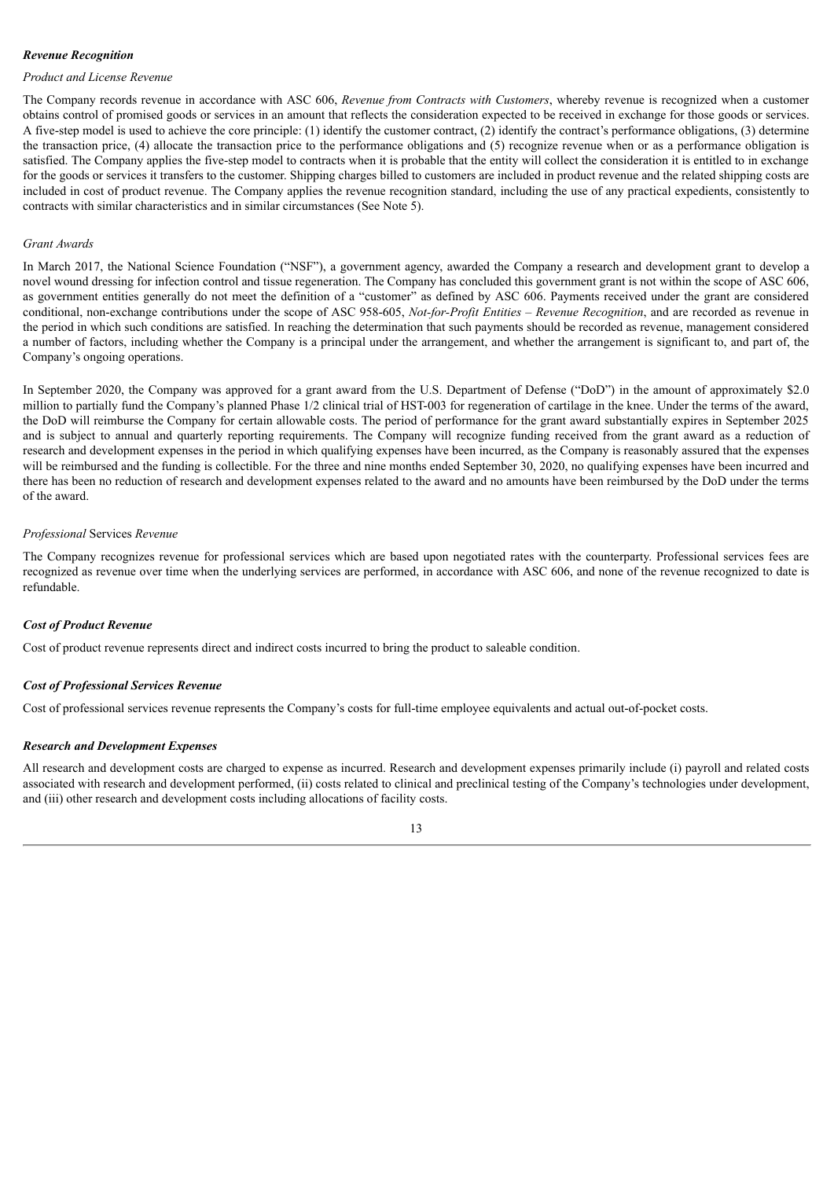***Revenue Recognition***

*Product and License Revenue*

The Company records revenue in accordance with ASC 606, *Revenue from Contracts with Customers*, whereby revenue is recognized when a customer obtains control of promised goods or services in an amount that reflects the consideration expected to be received in exchange for those goods or services. A five-step model is used to achieve the core principle: (1) identify the customer contract, (2) identify the contract's performance obligations, (3) determine the transaction price, (4) allocate the transaction price to the performance obligations and (5) recognize revenue when or as a performance obligation is satisfied. The Company applies the five-step model to contracts when it is probable that the entity will collect the consideration it is entitled to in exchange for the goods or services it transfers to the customer. Shipping charges billed to customers are included in product revenue and the related shipping costs are included in cost of product revenue. The Company applies the revenue recognition standard, including the use of any practical expedients, consistently to contracts with similar characteristics and in similar circumstances (See Note 5).

*Grant Awards*

In March 2017, the National Science Foundation ("NSF"), a government agency, awarded the Company a research and development grant to develop a novel wound dressing for infection control and tissue regeneration. The Company has concluded this government grant is not within the scope of ASC 606, as government entities generally do not meet the definition of a "customer" as defined by ASC 606. Payments received under the grant are considered conditional, non-exchange contributions under the scope of ASC 958-605, *Not-for-Profit Entities – Revenue Recognition*, and are recorded as revenue in the period in which such conditions are satisfied. In reaching the determination that such payments should be recorded as revenue, management considered a number of factors, including whether the Company is a principal under the arrangement, and whether the arrangement is significant to, and part of, the Company's ongoing operations.

In September 2020, the Company was approved for a grant award from the U.S. Department of Defense ("DoD") in the amount of approximately $2.0 million to partially fund the Company's planned Phase 1/2 clinical trial of HST-003 for regeneration of cartilage in the knee. Under the terms of the award, the DoD will reimburse the Company for certain allowable costs. The period of performance for the grant award substantially expires in September 2025 and is subject to annual and quarterly reporting requirements. The Company will recognize funding received from the grant award as a reduction of research and development expenses in the period in which qualifying expenses have been incurred, as the Company is reasonably assured that the expenses will be reimbursed and the funding is collectible. For the three and nine months ended September 30, 2020, no qualifying expenses have been incurred and there has been no reduction of research and development expenses related to the award and no amounts have been reimbursed by the DoD under the terms of the award.

*Professional* Services *Revenue*

The Company recognizes revenue for professional services which are based upon negotiated rates with the counterparty. Professional services fees are recognized as revenue over time when the underlying services are performed, in accordance with ASC 606, and none of the revenue recognized to date is refundable.

***Cost of Product Revenue***

Cost of product revenue represents direct and indirect costs incurred to bring the product to saleable condition.

***Cost of Professional Services Revenue***

Cost of professional services revenue represents the Company's costs for full-time employee equivalents and actual out-of-pocket costs.

***Research and Development Expenses***

All research and development costs are charged to expense as incurred. Research and development expenses primarily include (i) payroll and related costs associated with research and development performed, (ii) costs related to clinical and preclinical testing of the Company's technologies under development, and (iii) other research and development costs including allocations of facility costs.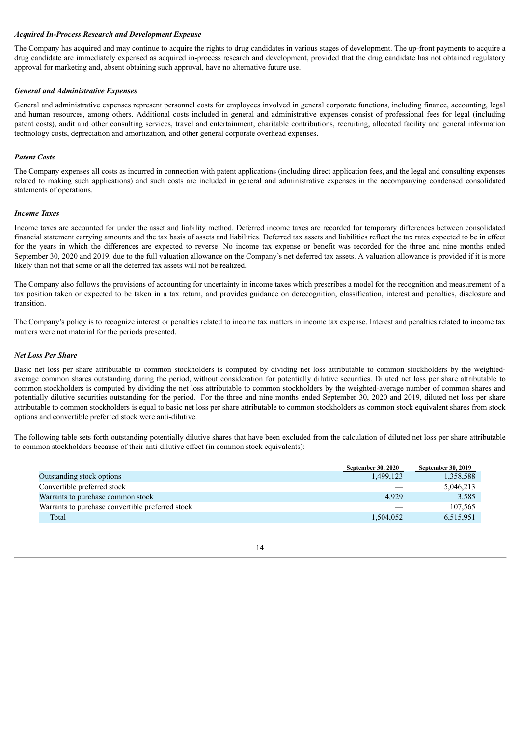*Acquired In-Process Research and Development Expense*

The Company has acquired and may continue to acquire the rights to drug candidates in various stages of development. The up-front payments to acquire a drug candidate are immediately expensed as acquired in-process research and development, provided that the drug candidate has not obtained regulatory approval for marketing and, absent obtaining such approval, have no alternative future use.

*General and Administrative Expenses*

General and administrative expenses represent personnel costs for employees involved in general corporate functions, including finance, accounting, legal and human resources, among others. Additional costs included in general and administrative expenses consist of professional fees for legal (including patent costs), audit and other consulting services, travel and entertainment, charitable contributions, recruiting, allocated facility and general information technology costs, depreciation and amortization, and other general corporate overhead expenses.

*Patent Costs*

The Company expenses all costs as incurred in connection with patent applications (including direct application fees, and the legal and consulting expenses related to making such applications) and such costs are included in general and administrative expenses in the accompanying condensed consolidated statements of operations.

*Income Taxes*

Income taxes are accounted for under the asset and liability method. Deferred income taxes are recorded for temporary differences between consolidated financial statement carrying amounts and the tax basis of assets and liabilities. Deferred tax assets and liabilities reflect the tax rates expected to be in effect for the years in which the differences are expected to reverse. No income tax expense or benefit was recorded for the three and nine months ended September 30, 2020 and 2019, due to the full valuation allowance on the Company's net deferred tax assets. A valuation allowance is provided if it is more likely than not that some or all the deferred tax assets will not be realized.

The Company also follows the provisions of accounting for uncertainty in income taxes which prescribes a model for the recognition and measurement of a tax position taken or expected to be taken in a tax return, and provides guidance on derecognition, classification, interest and penalties, disclosure and transition.

The Company's policy is to recognize interest or penalties related to income tax matters in income tax expense. Interest and penalties related to income tax matters were not material for the periods presented.

*Net Loss Per Share*

Basic net loss per share attributable to common stockholders is computed by dividing net loss attributable to common stockholders by the weighted-average common shares outstanding during the period, without consideration for potentially dilutive securities. Diluted net loss per share attributable to common stockholders is computed by dividing the net loss attributable to common stockholders by the weighted-average number of common shares and potentially dilutive securities outstanding for the period. For the three and nine months ended September 30, 2020 and 2019, diluted net loss per share attributable to common stockholders is equal to basic net loss per share attributable to common stockholders as common stock equivalent shares from stock options and convertible preferred stock were anti-dilutive.

The following table sets forth outstanding potentially dilutive shares that have been excluded from the calculation of diluted net loss per share attributable to common stockholders because of their anti-dilutive effect (in common stock equivalents):

| | September 30, 2020 | September 30, 2019 |
|---|---|---|
| Outstanding stock options | 1,499,123 | 1,358,588 |
| Convertible preferred stock | — | 5,046,213 |
| Warrants to purchase common stock | 4,929 | 3,585 |
| Warrants to purchase convertible preferred stock | — | 107,565 |
| Total | 1,504,052 | 6,515,951 |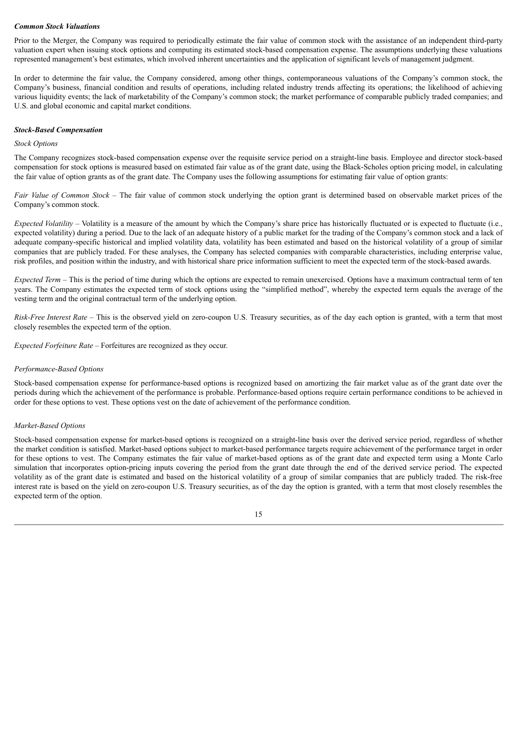***Common Stock Valuations***

Prior to the Merger, the Company was required to periodically estimate the fair value of common stock with the assistance of an independent third-party valuation expert when issuing stock options and computing its estimated stock-based compensation expense. The assumptions underlying these valuations represented management's best estimates, which involved inherent uncertainties and the application of significant levels of management judgment.

In order to determine the fair value, the Company considered, among other things, contemporaneous valuations of the Company's common stock, the Company's business, financial condition and results of operations, including related industry trends affecting its operations; the likelihood of achieving various liquidity events; the lack of marketability of the Company's common stock; the market performance of comparable publicly traded companies; and U.S. and global economic and capital market conditions.

***Stock-Based Compensation***

*Stock Options*

The Company recognizes stock-based compensation expense over the requisite service period on a straight-line basis. Employee and director stock-based compensation for stock options is measured based on estimated fair value as of the grant date, using the Black-Scholes option pricing model, in calculating the fair value of option grants as of the grant date. The Company uses the following assumptions for estimating fair value of option grants:

*Fair Value of Common Stock* – The fair value of common stock underlying the option grant is determined based on observable market prices of the Company's common stock.

*Expected Volatility* – Volatility is a measure of the amount by which the Company's share price has historically fluctuated or is expected to fluctuate (i.e., expected volatility) during a period. Due to the lack of an adequate history of a public market for the trading of the Company's common stock and a lack of adequate company-specific historical and implied volatility data, volatility has been estimated and based on the historical volatility of a group of similar companies that are publicly traded. For these analyses, the Company has selected companies with comparable characteristics, including enterprise value, risk profiles, and position within the industry, and with historical share price information sufficient to meet the expected term of the stock-based awards.

*Expected Term* – This is the period of time during which the options are expected to remain unexercised. Options have a maximum contractual term of ten years. The Company estimates the expected term of stock options using the "simplified method", whereby the expected term equals the average of the vesting term and the original contractual term of the underlying option.

*Risk-Free Interest Rate* – This is the observed yield on zero-coupon U.S. Treasury securities, as of the day each option is granted, with a term that most closely resembles the expected term of the option.

*Expected Forfeiture Rate* – Forfeitures are recognized as they occur.

*Performance-Based Options*

Stock-based compensation expense for performance-based options is recognized based on amortizing the fair market value as of the grant date over the periods during which the achievement of the performance is probable. Performance-based options require certain performance conditions to be achieved in order for these options to vest. These options vest on the date of achievement of the performance condition.

*Market-Based Options*

Stock-based compensation expense for market-based options is recognized on a straight-line basis over the derived service period, regardless of whether the market condition is satisfied. Market-based options subject to market-based performance targets require achievement of the performance target in order for these options to vest. The Company estimates the fair value of market-based options as of the grant date and expected term using a Monte Carlo simulation that incorporates option-pricing inputs covering the period from the grant date through the end of the derived service period. The expected volatility as of the grant date is estimated and based on the historical volatility of a group of similar companies that are publicly traded. The risk-free interest rate is based on the yield on zero-coupon U.S. Treasury securities, as of the day the option is granted, with a term that most closely resembles the expected term of the option.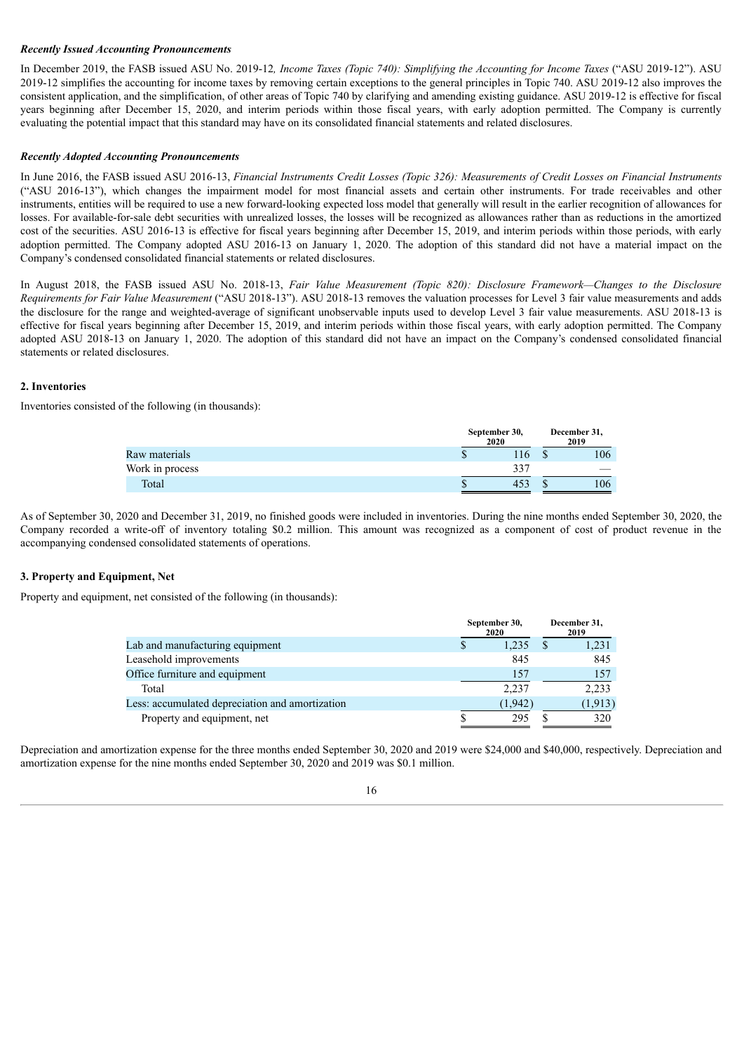***Recently Issued Accounting Pronouncements***

In December 2019, the FASB issued ASU No. 2019-12*, Income Taxes (Topic 740): Simplifying the Accounting for Income Taxes* ("ASU 2019-12"). ASU 2019-12 simplifies the accounting for income taxes by removing certain exceptions to the general principles in Topic 740. ASU 2019-12 also improves the consistent application, and the simplification, of other areas of Topic 740 by clarifying and amending existing guidance. ASU 2019-12 is effective for fiscal years beginning after December 15, 2020, and interim periods within those fiscal years, with early adoption permitted. The Company is currently evaluating the potential impact that this standard may have on its consolidated financial statements and related disclosures.

***Recently Adopted Accounting Pronouncements***

In June 2016, the FASB issued ASU 2016-13, *Financial Instruments Credit Losses (Topic 326): Measurements of Credit Losses on Financial Instruments* ("ASU 2016-13"), which changes the impairment model for most financial assets and certain other instruments. For trade receivables and other instruments, entities will be required to use a new forward-looking expected loss model that generally will result in the earlier recognition of allowances for losses. For available-for-sale debt securities with unrealized losses, the losses will be recognized as allowances rather than as reductions in the amortized cost of the securities. ASU 2016-13 is effective for fiscal years beginning after December 15, 2019, and interim periods within those periods, with early adoption permitted. The Company adopted ASU 2016-13 on January 1, 2020. The adoption of this standard did not have a material impact on the Company's condensed consolidated financial statements or related disclosures.

In August 2018, the FASB issued ASU No. 2018-13, *Fair Value Measurement (Topic 820): Disclosure Framework—Changes to the Disclosure Requirements for Fair Value Measurement* ("ASU 2018-13"). ASU 2018-13 removes the valuation processes for Level 3 fair value measurements and adds the disclosure for the range and weighted-average of significant unobservable inputs used to develop Level 3 fair value measurements. ASU 2018-13 is effective for fiscal years beginning after December 15, 2019, and interim periods within those fiscal years, with early adoption permitted. The Company adopted ASU 2018-13 on January 1, 2020. The adoption of this standard did not have an impact on the Company's condensed consolidated financial statements or related disclosures.

**2. Inventories**

Inventories consisted of the following (in thousands):

| | September 30, 2020 | December 31, 2019 |
|---|---|---|
| Raw materials | $ 116 | $ 106 |
| Work in process | 337 | — |
| Total | $ 453 | $ 106 |

As of September 30, 2020 and December 31, 2019, no finished goods were included in inventories. During the nine months ended September 30, 2020, the Company recorded a write-off of inventory totaling $0.2 million. This amount was recognized as a component of cost of product revenue in the accompanying condensed consolidated statements of operations.

**3. Property and Equipment, Net**

Property and equipment, net consisted of the following (in thousands):

| | September 30, 2020 | December 31, 2019 |
|---|---|---|
| Lab and manufacturing equipment | $ 1,235 | $ 1,231 |
| Leasehold improvements | 845 | 845 |
| Office furniture and equipment | 157 | 157 |
| Total | 2,237 | 2,233 |
| Less: accumulated depreciation and amortization | (1,942) | (1,913) |
| Property and equipment, net | $ 295 | $ 320 |

Depreciation and amortization expense for the three months ended September 30, 2020 and 2019 were $24,000 and $40,000, respectively. Depreciation and amortization expense for the nine months ended September 30, 2020 and 2019 was $0.1 million.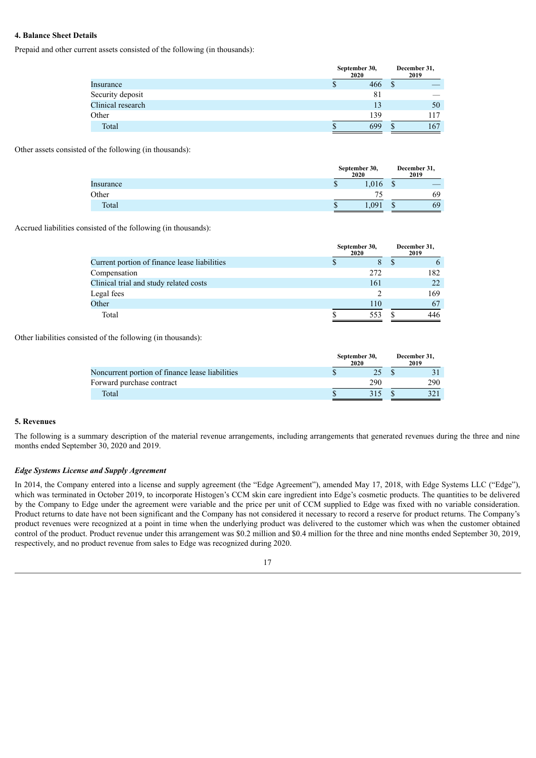### 4. Balance Sheet Details

Prepaid and other current assets consisted of the following (in thousands):

| | September 30, 2020 | December 31, 2019 |
|---|---|---|
| Insurance | $ 466 | $ — |
| Security deposit | 81 | — |
| Clinical research | 13 | 50 |
| Other | 139 | 117 |
| Total | $ 699 | $ 167 |

Other assets consisted of the following (in thousands):

| | September 30, 2020 | December 31, 2019 |
|---|---|---|
| Insurance | $ 1,016 | $ — |
| Other | 75 | 69 |
| Total | $ 1,091 | $ 69 |

Accrued liabilities consisted of the following (in thousands):

| | September 30, 2020 | December 31, 2019 |
|---|---|---|
| Current portion of finance lease liabilities | $ 8 | $ 6 |
| Compensation | 272 | 182 |
| Clinical trial and study related costs | 161 | 22 |
| Legal fees | 2 | 169 |
| Other | 110 | 67 |
| Total | $ 553 | $ 446 |

Other liabilities consisted of the following (in thousands):

| | September 30, 2020 | December 31, 2019 |
|---|---|---|
| Noncurrent portion of finance lease liabilities | $ 25 | $ 31 |
| Forward purchase contract | 290 | 290 |
| Total | $ 315 | $ 321 |

### 5. Revenues

The following is a summary description of the material revenue arrangements, including arrangements that generated revenues during the three and nine months ended September 30, 2020 and 2019.

***Edge Systems License and Supply Agreement***

In 2014, the Company entered into a license and supply agreement (the "Edge Agreement"), amended May 17, 2018, with Edge Systems LLC ("Edge"), which was terminated in October 2019, to incorporate Histogen's CCM skin care ingredient into Edge's cosmetic products. The quantities to be delivered by the Company to Edge under the agreement were variable and the price per unit of CCM supplied to Edge was fixed with no variable consideration. Product returns to date have not been significant and the Company has not considered it necessary to record a reserve for product returns. The Company's product revenues were recognized at a point in time when the underlying product was delivered to the customer which was when the customer obtained control of the product. Product revenue under this arrangement was $0.2 million and $0.4 million for the three and nine months ended September 30, 2019, respectively, and no product revenue from sales to Edge was recognized during 2020.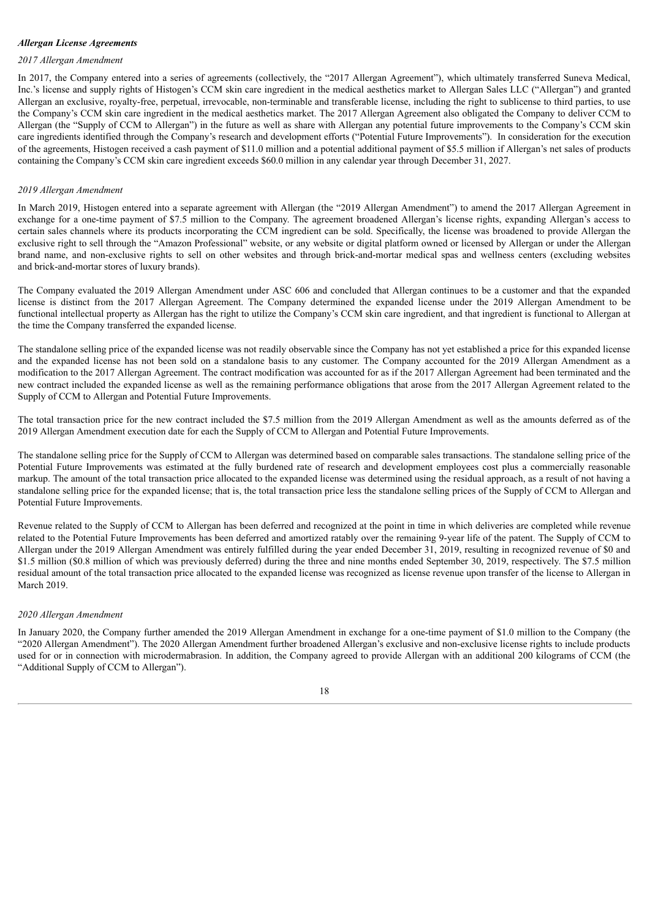***Allergan License Agreements***

*2017 Allergan Amendment*

In 2017, the Company entered into a series of agreements (collectively, the "2017 Allergan Agreement"), which ultimately transferred Suneva Medical, Inc.'s license and supply rights of Histogen's CCM skin care ingredient in the medical aesthetics market to Allergan Sales LLC ("Allergan") and granted Allergan an exclusive, royalty-free, perpetual, irrevocable, non-terminable and transferable license, including the right to sublicense to third parties, to use the Company's CCM skin care ingredient in the medical aesthetics market. The 2017 Allergan Agreement also obligated the Company to deliver CCM to Allergan (the "Supply of CCM to Allergan") in the future as well as share with Allergan any potential future improvements to the Company's CCM skin care ingredients identified through the Company's research and development efforts ("Potential Future Improvements"). In consideration for the execution of the agreements, Histogen received a cash payment of $11.0 million and a potential additional payment of $5.5 million if Allergan's net sales of products containing the Company's CCM skin care ingredient exceeds $60.0 million in any calendar year through December 31, 2027.

*2019 Allergan Amendment*

In March 2019, Histogen entered into a separate agreement with Allergan (the "2019 Allergan Amendment") to amend the 2017 Allergan Agreement in exchange for a one-time payment of $7.5 million to the Company. The agreement broadened Allergan's license rights, expanding Allergan's access to certain sales channels where its products incorporating the CCM ingredient can be sold. Specifically, the license was broadened to provide Allergan the exclusive right to sell through the "Amazon Professional" website, or any website or digital platform owned or licensed by Allergan or under the Allergan brand name, and non-exclusive rights to sell on other websites and through brick-and-mortar medical spas and wellness centers (excluding websites and brick-and-mortar stores of luxury brands).

The Company evaluated the 2019 Allergan Amendment under ASC 606 and concluded that Allergan continues to be a customer and that the expanded license is distinct from the 2017 Allergan Agreement. The Company determined the expanded license under the 2019 Allergan Amendment to be functional intellectual property as Allergan has the right to utilize the Company's CCM skin care ingredient, and that ingredient is functional to Allergan at the time the Company transferred the expanded license.

The standalone selling price of the expanded license was not readily observable since the Company has not yet established a price for this expanded license and the expanded license has not been sold on a standalone basis to any customer. The Company accounted for the 2019 Allergan Amendment as a modification to the 2017 Allergan Agreement. The contract modification was accounted for as if the 2017 Allergan Agreement had been terminated and the new contract included the expanded license as well as the remaining performance obligations that arose from the 2017 Allergan Agreement related to the Supply of CCM to Allergan and Potential Future Improvements.

The total transaction price for the new contract included the $7.5 million from the 2019 Allergan Amendment as well as the amounts deferred as of the 2019 Allergan Amendment execution date for each the Supply of CCM to Allergan and Potential Future Improvements.

The standalone selling price for the Supply of CCM to Allergan was determined based on comparable sales transactions. The standalone selling price of the Potential Future Improvements was estimated at the fully burdened rate of research and development employees cost plus a commercially reasonable markup. The amount of the total transaction price allocated to the expanded license was determined using the residual approach, as a result of not having a standalone selling price for the expanded license; that is, the total transaction price less the standalone selling prices of the Supply of CCM to Allergan and Potential Future Improvements.

Revenue related to the Supply of CCM to Allergan has been deferred and recognized at the point in time in which deliveries are completed while revenue related to the Potential Future Improvements has been deferred and amortized ratably over the remaining 9-year life of the patent. The Supply of CCM to Allergan under the 2019 Allergan Amendment was entirely fulfilled during the year ended December 31, 2019, resulting in recognized revenue of $0 and $1.5 million ($0.8 million of which was previously deferred) during the three and nine months ended September 30, 2019, respectively. The $7.5 million residual amount of the total transaction price allocated to the expanded license was recognized as license revenue upon transfer of the license to Allergan in March 2019.

*2020 Allergan Amendment*

In January 2020, the Company further amended the 2019 Allergan Amendment in exchange for a one-time payment of $1.0 million to the Company (the "2020 Allergan Amendment"). The 2020 Allergan Amendment further broadened Allergan's exclusive and non-exclusive license rights to include products used for or in connection with microdermabrasion. In addition, the Company agreed to provide Allergan with an additional 200 kilograms of CCM (the "Additional Supply of CCM to Allergan").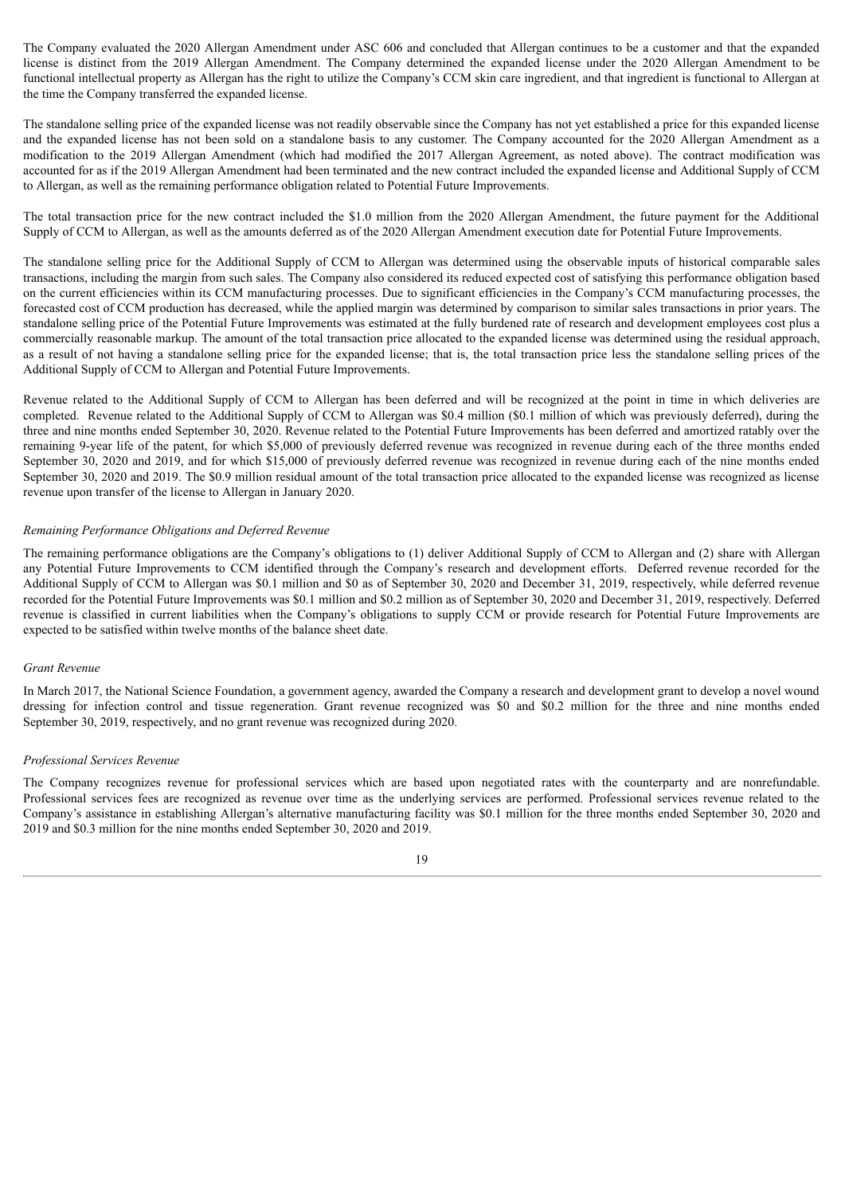The Company evaluated the 2020 Allergan Amendment under ASC 606 and concluded that Allergan continues to be a customer and that the expanded license is distinct from the 2019 Allergan Amendment. The Company determined the expanded license under the 2020 Allergan Amendment to be functional intellectual property as Allergan has the right to utilize the Company's CCM skin care ingredient, and that ingredient is functional to Allergan at the time the Company transferred the expanded license.

The standalone selling price of the expanded license was not readily observable since the Company has not yet established a price for this expanded license and the expanded license has not been sold on a standalone basis to any customer. The Company accounted for the 2020 Allergan Amendment as a modification to the 2019 Allergan Amendment (which had modified the 2017 Allergan Agreement, as noted above). The contract modification was accounted for as if the 2019 Allergan Amendment had been terminated and the new contract included the expanded license and Additional Supply of CCM to Allergan, as well as the remaining performance obligation related to Potential Future Improvements.

The total transaction price for the new contract included the $1.0 million from the 2020 Allergan Amendment, the future payment for the Additional Supply of CCM to Allergan, as well as the amounts deferred as of the 2020 Allergan Amendment execution date for Potential Future Improvements.

The standalone selling price for the Additional Supply of CCM to Allergan was determined using the observable inputs of historical comparable sales transactions, including the margin from such sales. The Company also considered its reduced expected cost of satisfying this performance obligation based on the current efficiencies within its CCM manufacturing processes. Due to significant efficiencies in the Company's CCM manufacturing processes, the forecasted cost of CCM production has decreased, while the applied margin was determined by comparison to similar sales transactions in prior years. The standalone selling price of the Potential Future Improvements was estimated at the fully burdened rate of research and development employees cost plus a commercially reasonable markup. The amount of the total transaction price allocated to the expanded license was determined using the residual approach, as a result of not having a standalone selling price for the expanded license; that is, the total transaction price less the standalone selling prices of the Additional Supply of CCM to Allergan and Potential Future Improvements.

Revenue related to the Additional Supply of CCM to Allergan has been deferred and will be recognized at the point in time in which deliveries are completed. Revenue related to the Additional Supply of CCM to Allergan was $0.4 million ($0.1 million of which was previously deferred), during the three and nine months ended September 30, 2020. Revenue related to the Potential Future Improvements has been deferred and amortized ratably over the remaining 9-year life of the patent, for which $5,000 of previously deferred revenue was recognized in revenue during each of the three months ended September 30, 2020 and 2019, and for which $15,000 of previously deferred revenue was recognized in revenue during each of the nine months ended September 30, 2020 and 2019. The $0.9 million residual amount of the total transaction price allocated to the expanded license was recognized as license revenue upon transfer of the license to Allergan in January 2020.

*Remaining Performance Obligations and Deferred Revenue*

The remaining performance obligations are the Company's obligations to (1) deliver Additional Supply of CCM to Allergan and (2) share with Allergan any Potential Future Improvements to CCM identified through the Company's research and development efforts. Deferred revenue recorded for the Additional Supply of CCM to Allergan was $0.1 million and $0 as of September 30, 2020 and December 31, 2019, respectively, while deferred revenue recorded for the Potential Future Improvements was $0.1 million and $0.2 million as of September 30, 2020 and December 31, 2019, respectively. Deferred revenue is classified in current liabilities when the Company's obligations to supply CCM or provide research for Potential Future Improvements are expected to be satisfied within twelve months of the balance sheet date.

*Grant Revenue*

In March 2017, the National Science Foundation, a government agency, awarded the Company a research and development grant to develop a novel wound dressing for infection control and tissue regeneration. Grant revenue recognized was $0 and $0.2 million for the three and nine months ended September 30, 2019, respectively, and no grant revenue was recognized during 2020.

*Professional Services Revenue*

The Company recognizes revenue for professional services which are based upon negotiated rates with the counterparty and are nonrefundable. Professional services fees are recognized as revenue over time as the underlying services are performed. Professional services revenue related to the Company's assistance in establishing Allergan's alternative manufacturing facility was $0.1 million for the three months ended September 30, 2020 and 2019 and $0.3 million for the nine months ended September 30, 2020 and 2019.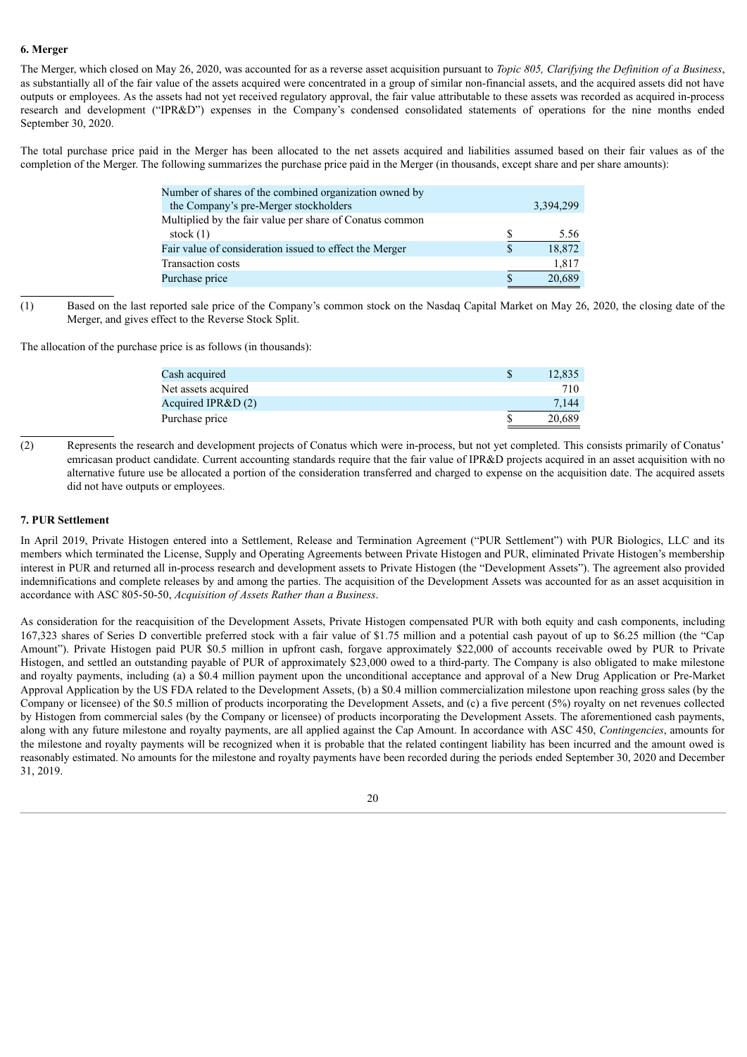**6. Merger**

The Merger, which closed on May 26, 2020, was accounted for as a reverse asset acquisition pursuant to *Topic 805, Clarifying the Definition of a Business*, as substantially all of the fair value of the assets acquired were concentrated in a group of similar non-financial assets, and the acquired assets did not have outputs or employees. As the assets had not yet received regulatory approval, the fair value attributable to these assets was recorded as acquired in-process research and development ("IPR&D") expenses in the Company's condensed consolidated statements of operations for the nine months ended September 30, 2020.

The total purchase price paid in the Merger has been allocated to the net assets acquired and liabilities assumed based on their fair values as of the completion of the Merger. The following summarizes the purchase price paid in the Merger (in thousands, except share and per share amounts):

| | | |
|---|---|---|
| Number of shares of the combined organization owned by the Company's pre-Merger stockholders | | 3,394,299 |
| Multiplied by the fair value per share of Conatus common stock (1) | $ | 5.56 |
| Fair value of consideration issued to effect the Merger | $ | 18,872 |
| Transaction costs | | 1,817 |
| Purchase price | $ | 20,689 |

(1) Based on the last reported sale price of the Company's common stock on the Nasdaq Capital Market on May 26, 2020, the closing date of the Merger, and gives effect to the Reverse Stock Split.

The allocation of the purchase price is as follows (in thousands):

| | | |
|---|---|---|
| Cash acquired | $ | 12,835 |
| Net assets acquired | | 710 |
| Acquired IPR&D (2) | | 7,144 |
| Purchase price | $ | 20,689 |

(2) Represents the research and development projects of Conatus which were in-process, but not yet completed. This consists primarily of Conatus' emricasan product candidate. Current accounting standards require that the fair value of IPR&D projects acquired in an asset acquisition with no alternative future use be allocated a portion of the consideration transferred and charged to expense on the acquisition date. The acquired assets did not have outputs or employees.

**7. PUR Settlement**

In April 2019, Private Histogen entered into a Settlement, Release and Termination Agreement ("PUR Settlement") with PUR Biologics, LLC and its members which terminated the License, Supply and Operating Agreements between Private Histogen and PUR, eliminated Private Histogen's membership interest in PUR and returned all in-process research and development assets to Private Histogen (the "Development Assets"). The agreement also provided indemnifications and complete releases by and among the parties. The acquisition of the Development Assets was accounted for as an asset acquisition in accordance with ASC 805-50-50, *Acquisition of Assets Rather than a Business*.

As consideration for the reacquisition of the Development Assets, Private Histogen compensated PUR with both equity and cash components, including 167,323 shares of Series D convertible preferred stock with a fair value of $1.75 million and a potential cash payout of up to $6.25 million (the "Cap Amount"). Private Histogen paid PUR $0.5 million in upfront cash, forgave approximately $22,000 of accounts receivable owed by PUR to Private Histogen, and settled an outstanding payable of PUR of approximately $23,000 owed to a third-party. The Company is also obligated to make milestone and royalty payments, including (a) a $0.4 million payment upon the unconditional acceptance and approval of a New Drug Application or Pre-Market Approval Application by the US FDA related to the Development Assets, (b) a $0.4 million commercialization milestone upon reaching gross sales (by the Company or licensee) of the $0.5 million of products incorporating the Development Assets, and (c) a five percent (5%) royalty on net revenues collected by Histogen from commercial sales (by the Company or licensee) of products incorporating the Development Assets. The aforementioned cash payments, along with any future milestone and royalty payments, are all applied against the Cap Amount. In accordance with ASC 450, *Contingencies*, amounts for the milestone and royalty payments will be recognized when it is probable that the related contingent liability has been incurred and the amount owed is reasonably estimated. No amounts for the milestone and royalty payments have been recorded during the periods ended September 30, 2020 and December 31, 2019.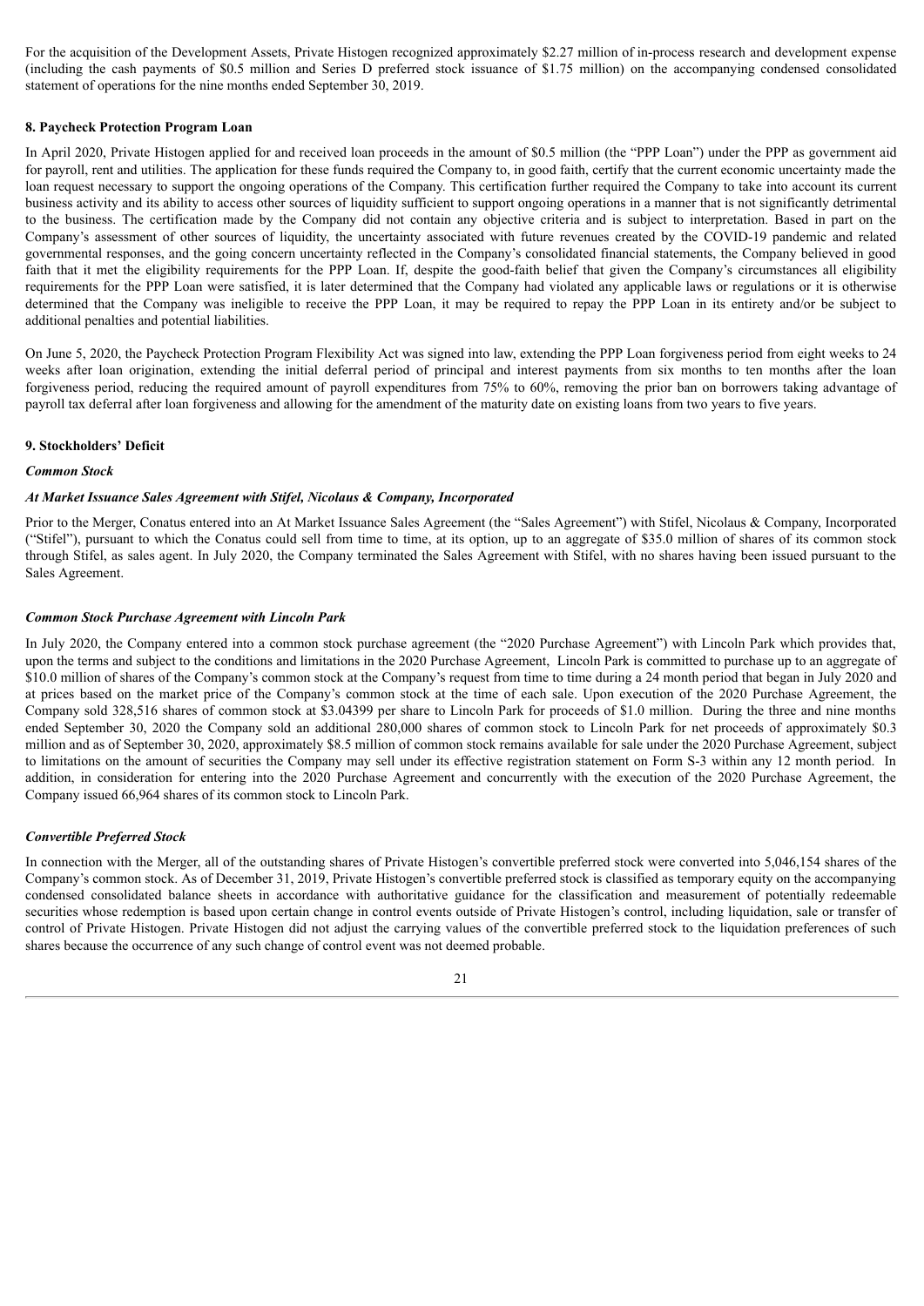For the acquisition of the Development Assets, Private Histogen recognized approximately $2.27 million of in-process research and development expense (including the cash payments of $0.5 million and Series D preferred stock issuance of $1.75 million) on the accompanying condensed consolidated statement of operations for the nine months ended September 30, 2019.

**8. Paycheck Protection Program Loan**

In April 2020, Private Histogen applied for and received loan proceeds in the amount of $0.5 million (the "PPP Loan") under the PPP as government aid for payroll, rent and utilities. The application for these funds required the Company to, in good faith, certify that the current economic uncertainty made the loan request necessary to support the ongoing operations of the Company. This certification further required the Company to take into account its current business activity and its ability to access other sources of liquidity sufficient to support ongoing operations in a manner that is not significantly detrimental to the business. The certification made by the Company did not contain any objective criteria and is subject to interpretation. Based in part on the Company's assessment of other sources of liquidity, the uncertainty associated with future revenues created by the COVID-19 pandemic and related governmental responses, and the going concern uncertainty reflected in the Company's consolidated financial statements, the Company believed in good faith that it met the eligibility requirements for the PPP Loan. If, despite the good-faith belief that given the Company's circumstances all eligibility requirements for the PPP Loan were satisfied, it is later determined that the Company had violated any applicable laws or regulations or it is otherwise determined that the Company was ineligible to receive the PPP Loan, it may be required to repay the PPP Loan in its entirety and/or be subject to additional penalties and potential liabilities.

On June 5, 2020, the Paycheck Protection Program Flexibility Act was signed into law, extending the PPP Loan forgiveness period from eight weeks to 24 weeks after loan origination, extending the initial deferral period of principal and interest payments from six months to ten months after the loan forgiveness period, reducing the required amount of payroll expenditures from 75% to 60%, removing the prior ban on borrowers taking advantage of payroll tax deferral after loan forgiveness and allowing for the amendment of the maturity date on existing loans from two years to five years.

**9. Stockholders' Deficit**

***Common Stock***

***At Market Issuance Sales Agreement with Stifel, Nicolaus & Company, Incorporated***

Prior to the Merger, Conatus entered into an At Market Issuance Sales Agreement (the "Sales Agreement") with Stifel, Nicolaus & Company, Incorporated ("Stifel"), pursuant to which the Conatus could sell from time to time, at its option, up to an aggregate of $35.0 million of shares of its common stock through Stifel, as sales agent. In July 2020, the Company terminated the Sales Agreement with Stifel, with no shares having been issued pursuant to the Sales Agreement.

***Common Stock Purchase Agreement with Lincoln Park***

In July 2020, the Company entered into a common stock purchase agreement (the "2020 Purchase Agreement") with Lincoln Park which provides that, upon the terms and subject to the conditions and limitations in the 2020 Purchase Agreement, Lincoln Park is committed to purchase up to an aggregate of $10.0 million of shares of the Company's common stock at the Company's request from time to time during a 24 month period that began in July 2020 and at prices based on the market price of the Company's common stock at the time of each sale. Upon execution of the 2020 Purchase Agreement, the Company sold 328,516 shares of common stock at $3.04399 per share to Lincoln Park for proceeds of $1.0 million. During the three and nine months ended September 30, 2020 the Company sold an additional 280,000 shares of common stock to Lincoln Park for net proceeds of approximately $0.3 million and as of September 30, 2020, approximately $8.5 million of common stock remains available for sale under the 2020 Purchase Agreement, subject to limitations on the amount of securities the Company may sell under its effective registration statement on Form S-3 within any 12 month period. In addition, in consideration for entering into the 2020 Purchase Agreement and concurrently with the execution of the 2020 Purchase Agreement, the Company issued 66,964 shares of its common stock to Lincoln Park.

***Convertible Preferred Stock***

In connection with the Merger, all of the outstanding shares of Private Histogen's convertible preferred stock were converted into 5,046,154 shares of the Company's common stock. As of December 31, 2019, Private Histogen's convertible preferred stock is classified as temporary equity on the accompanying condensed consolidated balance sheets in accordance with authoritative guidance for the classification and measurement of potentially redeemable securities whose redemption is based upon certain change in control events outside of Private Histogen's control, including liquidation, sale or transfer of control of Private Histogen. Private Histogen did not adjust the carrying values of the convertible preferred stock to the liquidation preferences of such shares because the occurrence of any such change of control event was not deemed probable.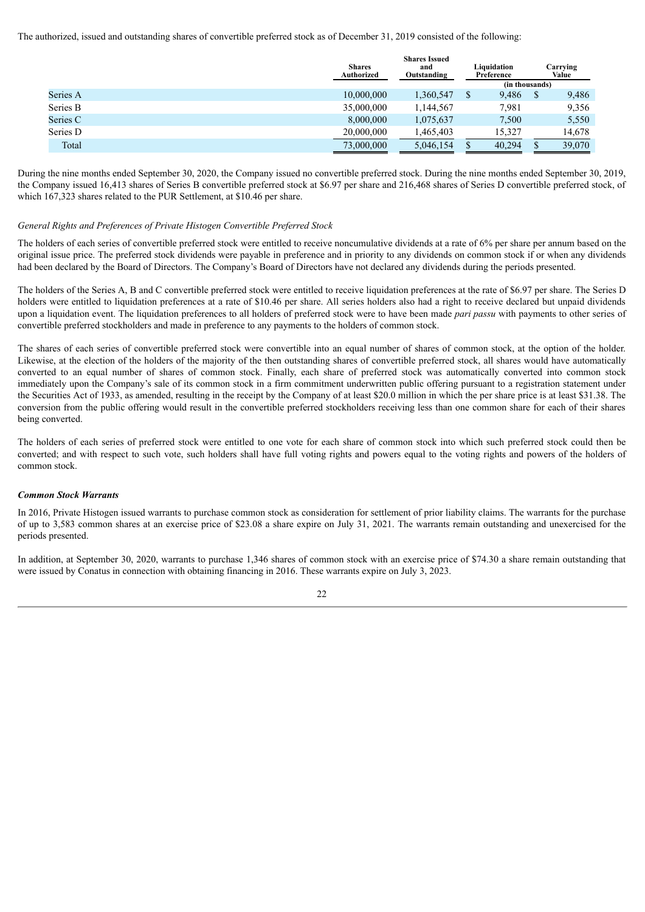The authorized, issued and outstanding shares of convertible preferred stock as of December 31, 2019 consisted of the following:

| | Shares Authorized | Shares Issued and Outstanding | Liquidation Preference | Carrying Value |
|---|---|---|---|---|
| | | | (in thousands) | |
| Series A | 10,000,000 | 1,360,547 | $ 9,486 | $ 9,486 |
| Series B | 35,000,000 | 1,144,567 | 7,981 | 9,356 |
| Series C | 8,000,000 | 1,075,637 | 7,500 | 5,550 |
| Series D | 20,000,000 | 1,465,403 | 15,327 | 14,678 |
| Total | 73,000,000 | 5,046,154 | $ 40,294 | $ 39,070 |

During the nine months ended September 30, 2020, the Company issued no convertible preferred stock. During the nine months ended September 30, 2019, the Company issued 16,413 shares of Series B convertible preferred stock at $6.97 per share and 216,468 shares of Series D convertible preferred stock, of which 167,323 shares related to the PUR Settlement, at $10.46 per share.

*General Rights and Preferences of Private Histogen Convertible Preferred Stock*

The holders of each series of convertible preferred stock were entitled to receive noncumulative dividends at a rate of 6% per share per annum based on the original issue price. The preferred stock dividends were payable in preference and in priority to any dividends on common stock if or when any dividends had been declared by the Board of Directors. The Company's Board of Directors have not declared any dividends during the periods presented.

The holders of the Series A, B and C convertible preferred stock were entitled to receive liquidation preferences at the rate of $6.97 per share. The Series D holders were entitled to liquidation preferences at a rate of $10.46 per share. All series holders also had a right to receive declared but unpaid dividends upon a liquidation event. The liquidation preferences to all holders of preferred stock were to have been made *pari passu* with payments to other series of convertible preferred stockholders and made in preference to any payments to the holders of common stock.

The shares of each series of convertible preferred stock were convertible into an equal number of shares of common stock, at the option of the holder. Likewise, at the election of the holders of the majority of the then outstanding shares of convertible preferred stock, all shares would have automatically converted to an equal number of shares of common stock. Finally, each share of preferred stock was automatically converted into common stock immediately upon the Company's sale of its common stock in a firm commitment underwritten public offering pursuant to a registration statement under the Securities Act of 1933, as amended, resulting in the receipt by the Company of at least $20.0 million in which the per share price is at least $31.38. The conversion from the public offering would result in the convertible preferred stockholders receiving less than one common share for each of their shares being converted.

The holders of each series of preferred stock were entitled to one vote for each share of common stock into which such preferred stock could then be converted; and with respect to such vote, such holders shall have full voting rights and powers equal to the voting rights and powers of the holders of common stock.

***Common Stock Warrants***

In 2016, Private Histogen issued warrants to purchase common stock as consideration for settlement of prior liability claims. The warrants for the purchase of up to 3,583 common shares at an exercise price of $23.08 a share expire on July 31, 2021. The warrants remain outstanding and unexercised for the periods presented.

In addition, at September 30, 2020, warrants to purchase 1,346 shares of common stock with an exercise price of $74.30 a share remain outstanding that were issued by Conatus in connection with obtaining financing in 2016. These warrants expire on July 3, 2023.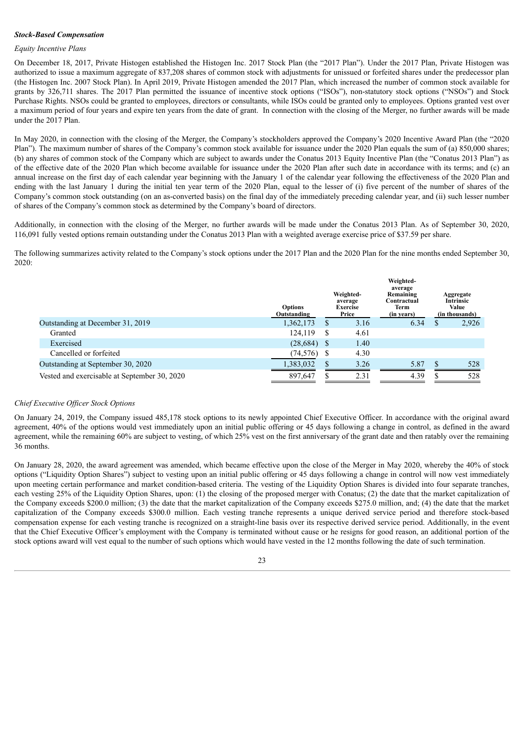***Stock-Based Compensation***

*Equity Incentive Plans*

On December 18, 2017, Private Histogen established the Histogen Inc. 2017 Stock Plan (the "2017 Plan"). Under the 2017 Plan, Private Histogen was authorized to issue a maximum aggregate of 837,208 shares of common stock with adjustments for unissued or forfeited shares under the predecessor plan (the Histogen Inc. 2007 Stock Plan). In April 2019, Private Histogen amended the 2017 Plan, which increased the number of common stock available for grants by 326,711 shares. The 2017 Plan permitted the issuance of incentive stock options ("ISOs"), non-statutory stock options ("NSOs") and Stock Purchase Rights. NSOs could be granted to employees, directors or consultants, while ISOs could be granted only to employees. Options granted vest over a maximum period of four years and expire ten years from the date of grant. In connection with the closing of the Merger, no further awards will be made under the 2017 Plan.

In May 2020, in connection with the closing of the Merger, the Company's stockholders approved the Company's 2020 Incentive Award Plan (the "2020 Plan"). The maximum number of shares of the Company's common stock available for issuance under the 2020 Plan equals the sum of (a) 850,000 shares; (b) any shares of common stock of the Company which are subject to awards under the Conatus 2013 Equity Incentive Plan (the "Conatus 2013 Plan") as of the effective date of the 2020 Plan which become available for issuance under the 2020 Plan after such date in accordance with its terms; and (c) an annual increase on the first day of each calendar year beginning with the January 1 of the calendar year following the effectiveness of the 2020 Plan and ending with the last January 1 during the initial ten year term of the 2020 Plan, equal to the lesser of (i) five percent of the number of shares of the Company's common stock outstanding (on an as-converted basis) on the final day of the immediately preceding calendar year, and (ii) such lesser number of shares of the Company's common stock as determined by the Company's board of directors.

Additionally, in connection with the closing of the Merger, no further awards will be made under the Conatus 2013 Plan. As of September 30, 2020, 116,091 fully vested options remain outstanding under the Conatus 2013 Plan with a weighted average exercise price of $37.59 per share.

The following summarizes activity related to the Company's stock options under the 2017 Plan and the 2020 Plan for the nine months ended September 30, 2020:

| | Options Outstanding | Weighted-average Exercise Price | Weighted-average Remaining Contractual Term (in years) | Aggregate Intrinsic Value (in thousands) |
|---|---|---|---|---|
| Outstanding at December 31, 2019 | 1,362,173 | $ 3.16 | 6.34 | $ 2,926 |
| Granted | 124,119 | $ 4.61 | | |
| Exercised | (28,684) | $ 1.40 | | |
| Cancelled or forfeited | (74,576) | $ 4.30 | | |
| Outstanding at September 30, 2020 | 1,383,032 | $ 3.26 | 5.87 | $ 528 |
| Vested and exercisable at September 30, 2020 | 897,647 | $ 2.31 | 4.39 | $ 528 |

*Chief Executive Officer Stock Options*

On January 24, 2019, the Company issued 485,178 stock options to its newly appointed Chief Executive Officer. In accordance with the original award agreement, 40% of the options would vest immediately upon an initial public offering or 45 days following a change in control, as defined in the award agreement, while the remaining 60% are subject to vesting, of which 25% vest on the first anniversary of the grant date and then ratably over the remaining 36 months.

On January 28, 2020, the award agreement was amended, which became effective upon the close of the Merger in May 2020, whereby the 40% of stock options ("Liquidity Option Shares") subject to vesting upon an initial public offering or 45 days following a change in control will now vest immediately upon meeting certain performance and market condition-based criteria. The vesting of the Liquidity Option Shares is divided into four separate tranches, each vesting 25% of the Liquidity Option Shares, upon: (1) the closing of the proposed merger with Conatus; (2) the date that the market capitalization of the Company exceeds $200.0 million; (3) the date that the market capitalization of the Company exceeds $275.0 million, and; (4) the date that the market capitalization of the Company exceeds $300.0 million. Each vesting tranche represents a unique derived service period and therefore stock-based compensation expense for each vesting tranche is recognized on a straight-line basis over its respective derived service period. Additionally, in the event that the Chief Executive Officer's employment with the Company is terminated without cause or he resigns for good reason, an additional portion of the stock options award will vest equal to the number of such options which would have vested in the 12 months following the date of such termination.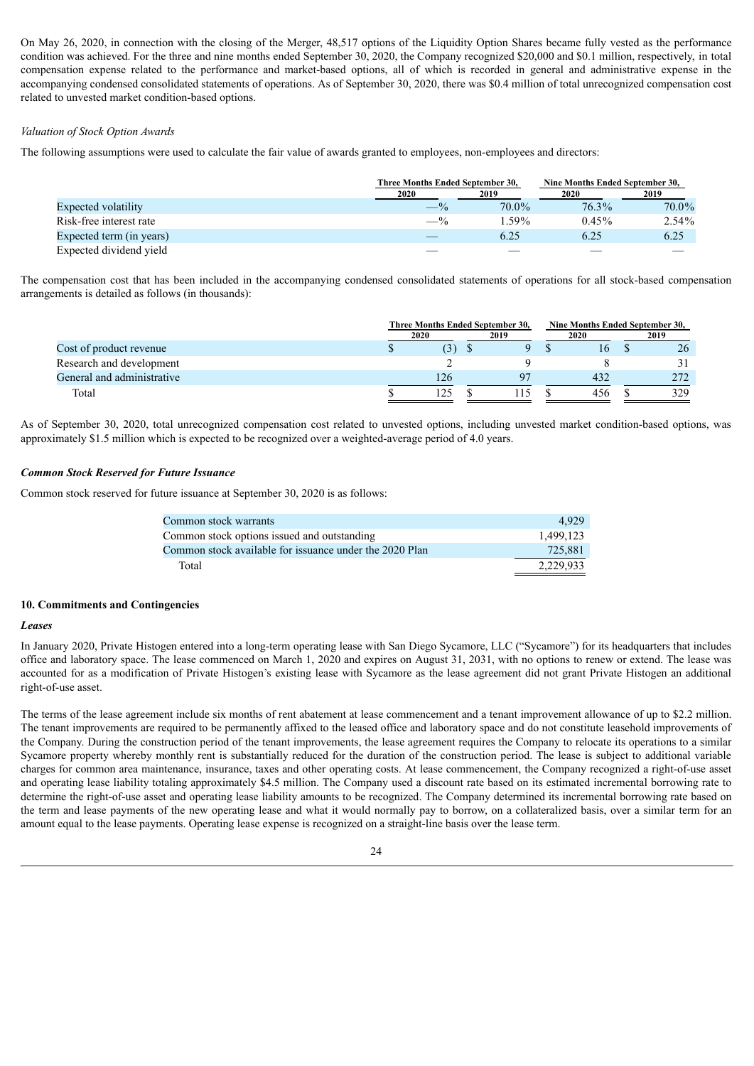On May 26, 2020, in connection with the closing of the Merger, 48,517 options of the Liquidity Option Shares became fully vested as the performance condition was achieved. For the three and nine months ended September 30, 2020, the Company recognized $20,000 and $0.1 million, respectively, in total compensation expense related to the performance and market-based options, all of which is recorded in general and administrative expense in the accompanying condensed consolidated statements of operations. As of September 30, 2020, there was $0.4 million of total unrecognized compensation cost related to unvested market condition-based options.

*Valuation of Stock Option Awards*

The following assumptions were used to calculate the fair value of awards granted to employees, non-employees and directors:

| | Three Months Ended September 30, | | Nine Months Ended September 30, | |
|---|---|---|---|---|
| | 2020 | 2019 | 2020 | 2019 |
| Expected volatility | —% | 70.0% | 76.3% | 70.0% |
| Risk-free interest rate | —% | 1.59% | 0.45% | 2.54% |
| Expected term (in years) | — | 6.25 | 6.25 | 6.25 |
| Expected dividend yield | — | — | — | — |

The compensation cost that has been included in the accompanying condensed consolidated statements of operations for all stock-based compensation arrangements is detailed as follows (in thousands):

| | Three Months Ended September 30, | | Nine Months Ended September 30, | |
|---|---|---|---|---|
| | 2020 | 2019 | 2020 | 2019 |
| Cost of product revenue | $ (3) | $ 9 | $ 16 | $ 26 |
| Research and development | 2 | 9 | 8 | 31 |
| General and administrative | 126 | 97 | 432 | 272 |
| Total | $ 125 | $ 115 | $ 456 | $ 329 |

As of September 30, 2020, total unrecognized compensation cost related to unvested options, including unvested market condition-based options, was approximately $1.5 million which is expected to be recognized over a weighted-average period of 4.0 years.

***Common Stock Reserved for Future Issuance***

Common stock reserved for future issuance at September 30, 2020 is as follows:

| | |
|---|---|
| Common stock warrants | 4,929 |
| Common stock options issued and outstanding | 1,499,123 |
| Common stock available for issuance under the 2020 Plan | 725,881 |
| Total | 2,229,933 |

**10. Commitments and Contingencies**

***Leases***

In January 2020, Private Histogen entered into a long-term operating lease with San Diego Sycamore, LLC ("Sycamore") for its headquarters that includes office and laboratory space. The lease commenced on March 1, 2020 and expires on August 31, 2031, with no options to renew or extend. The lease was accounted for as a modification of Private Histogen's existing lease with Sycamore as the lease agreement did not grant Private Histogen an additional right-of-use asset.

The terms of the lease agreement include six months of rent abatement at lease commencement and a tenant improvement allowance of up to $2.2 million. The tenant improvements are required to be permanently affixed to the leased office and laboratory space and do not constitute leasehold improvements of the Company. During the construction period of the tenant improvements, the lease agreement requires the Company to relocate its operations to a similar Sycamore property whereby monthly rent is substantially reduced for the duration of the construction period. The lease is subject to additional variable charges for common area maintenance, insurance, taxes and other operating costs. At lease commencement, the Company recognized a right-of-use asset and operating lease liability totaling approximately $4.5 million. The Company used a discount rate based on its estimated incremental borrowing rate to determine the right-of-use asset and operating lease liability amounts to be recognized. The Company determined its incremental borrowing rate based on the term and lease payments of the new operating lease and what it would normally pay to borrow, on a collateralized basis, over a similar term for an amount equal to the lease payments. Operating lease expense is recognized on a straight-line basis over the lease term.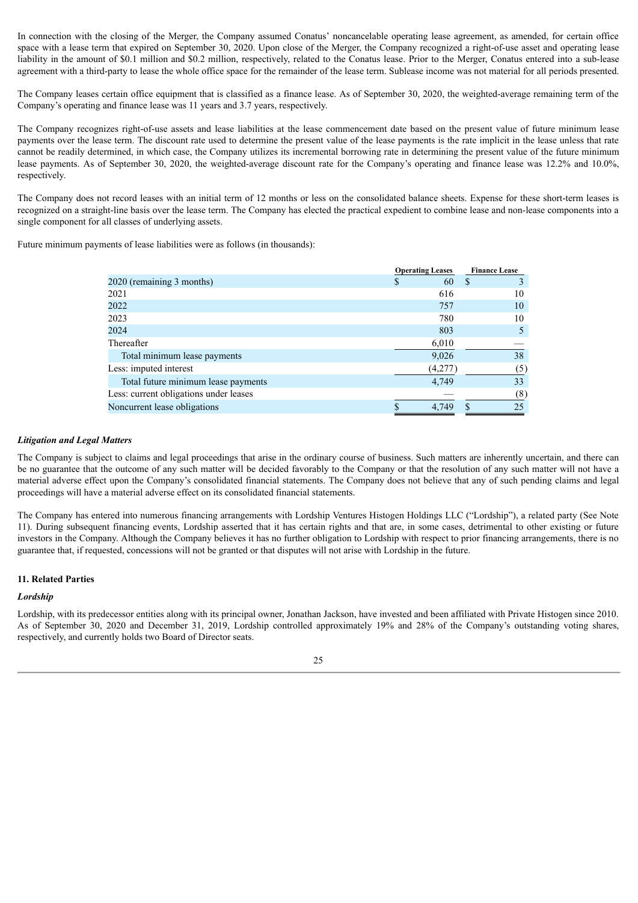In connection with the closing of the Merger, the Company assumed Conatus' noncancelable operating lease agreement, as amended, for certain office space with a lease term that expired on September 30, 2020. Upon close of the Merger, the Company recognized a right-of-use asset and operating lease liability in the amount of $0.1 million and $0.2 million, respectively, related to the Conatus lease. Prior to the Merger, Conatus entered into a sub-lease agreement with a third-party to lease the whole office space for the remainder of the lease term. Sublease income was not material for all periods presented.

The Company leases certain office equipment that is classified as a finance lease. As of September 30, 2020, the weighted-average remaining term of the Company's operating and finance lease was 11 years and 3.7 years, respectively.

The Company recognizes right-of-use assets and lease liabilities at the lease commencement date based on the present value of future minimum lease payments over the lease term. The discount rate used to determine the present value of the lease payments is the rate implicit in the lease unless that rate cannot be readily determined, in which case, the Company utilizes its incremental borrowing rate in determining the present value of the future minimum lease payments. As of September 30, 2020, the weighted-average discount rate for the Company's operating and finance lease was 12.2% and 10.0%, respectively.

The Company does not record leases with an initial term of 12 months or less on the consolidated balance sheets. Expense for these short-term leases is recognized on a straight-line basis over the lease term. The Company has elected the practical expedient to combine lease and non-lease components into a single component for all classes of underlying assets.

Future minimum payments of lease liabilities were as follows (in thousands):

| | Operating Leases | Finance Lease |
|---|---|---|
| 2020 (remaining 3 months) | $ 60 | $ 3 |
| 2021 | 616 | 10 |
| 2022 | 757 | 10 |
| 2023 | 780 | 10 |
| 2024 | 803 | 5 |
| Thereafter | 6,010 | — |
| Total minimum lease payments | 9,026 | 38 |
| Less: imputed interest | (4,277) | (5) |
| Total future minimum lease payments | 4,749 | 33 |
| Less: current obligations under leases | — | (8) |
| Noncurrent lease obligations | $ 4,749 | $ 25 |

***Litigation and Legal Matters***

The Company is subject to claims and legal proceedings that arise in the ordinary course of business. Such matters are inherently uncertain, and there can be no guarantee that the outcome of any such matter will be decided favorably to the Company or that the resolution of any such matter will not have a material adverse effect upon the Company's consolidated financial statements. The Company does not believe that any of such pending claims and legal proceedings will have a material adverse effect on its consolidated financial statements.

The Company has entered into numerous financing arrangements with Lordship Ventures Histogen Holdings LLC ("Lordship"), a related party (See Note 11). During subsequent financing events, Lordship asserted that it has certain rights and that are, in some cases, detrimental to other existing or future investors in the Company. Although the Company believes it has no further obligation to Lordship with respect to prior financing arrangements, there is no guarantee that, if requested, concessions will not be granted or that disputes will not arise with Lordship in the future.

**11. Related Parties**

***Lordship***

Lordship, with its predecessor entities along with its principal owner, Jonathan Jackson, have invested and been affiliated with Private Histogen since 2010. As of September 30, 2020 and December 31, 2019, Lordship controlled approximately 19% and 28% of the Company's outstanding voting shares, respectively, and currently holds two Board of Director seats.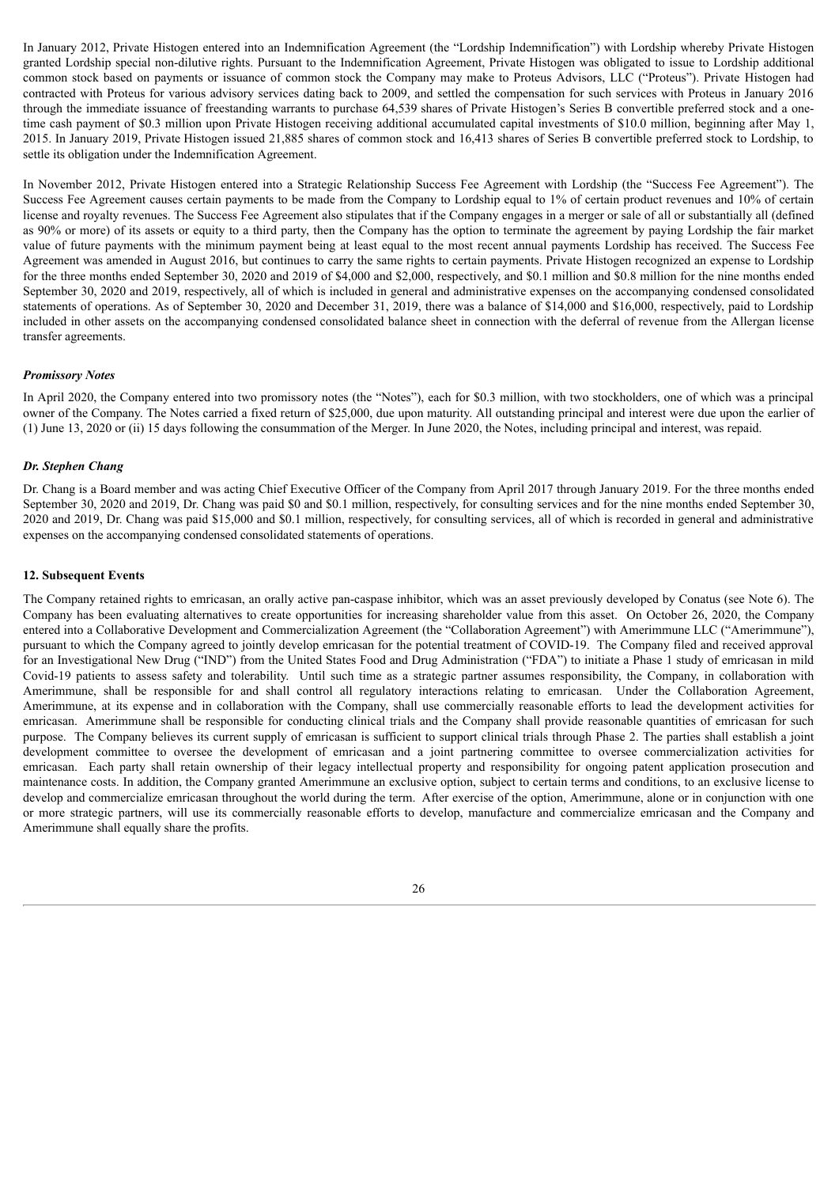In January 2012, Private Histogen entered into an Indemnification Agreement (the "Lordship Indemnification") with Lordship whereby Private Histogen granted Lordship special non-dilutive rights. Pursuant to the Indemnification Agreement, Private Histogen was obligated to issue to Lordship additional common stock based on payments or issuance of common stock the Company may make to Proteus Advisors, LLC ("Proteus"). Private Histogen had contracted with Proteus for various advisory services dating back to 2009, and settled the compensation for such services with Proteus in January 2016 through the immediate issuance of freestanding warrants to purchase 64,539 shares of Private Histogen's Series B convertible preferred stock and a one-time cash payment of $0.3 million upon Private Histogen receiving additional accumulated capital investments of $10.0 million, beginning after May 1, 2015. In January 2019, Private Histogen issued 21,885 shares of common stock and 16,413 shares of Series B convertible preferred stock to Lordship, to settle its obligation under the Indemnification Agreement.

In November 2012, Private Histogen entered into a Strategic Relationship Success Fee Agreement with Lordship (the "Success Fee Agreement"). The Success Fee Agreement causes certain payments to be made from the Company to Lordship equal to 1% of certain product revenues and 10% of certain license and royalty revenues. The Success Fee Agreement also stipulates that if the Company engages in a merger or sale of all or substantially all (defined as 90% or more) of its assets or equity to a third party, then the Company has the option to terminate the agreement by paying Lordship the fair market value of future payments with the minimum payment being at least equal to the most recent annual payments Lordship has received. The Success Fee Agreement was amended in August 2016, but continues to carry the same rights to certain payments. Private Histogen recognized an expense to Lordship for the three months ended September 30, 2020 and 2019 of $4,000 and $2,000, respectively, and $0.1 million and $0.8 million for the nine months ended September 30, 2020 and 2019, respectively, all of which is included in general and administrative expenses on the accompanying condensed consolidated statements of operations. As of September 30, 2020 and December 31, 2019, there was a balance of $14,000 and $16,000, respectively, paid to Lordship included in other assets on the accompanying condensed consolidated balance sheet in connection with the deferral of revenue from the Allergan license transfer agreements.

***Promissory Notes***

In April 2020, the Company entered into two promissory notes (the "Notes"), each for $0.3 million, with two stockholders, one of which was a principal owner of the Company. The Notes carried a fixed return of $25,000, due upon maturity. All outstanding principal and interest were due upon the earlier of (1) June 13, 2020 or (ii) 15 days following the consummation of the Merger. In June 2020, the Notes, including principal and interest, was repaid.

***Dr. Stephen Chang***

Dr. Chang is a Board member and was acting Chief Executive Officer of the Company from April 2017 through January 2019. For the three months ended September 30, 2020 and 2019, Dr. Chang was paid $0 and $0.1 million, respectively, for consulting services and for the nine months ended September 30, 2020 and 2019, Dr. Chang was paid $15,000 and $0.1 million, respectively, for consulting services, all of which is recorded in general and administrative expenses on the accompanying condensed consolidated statements of operations.

**12. Subsequent Events**

The Company retained rights to emricasan, an orally active pan-caspase inhibitor, which was an asset previously developed by Conatus (see Note 6). The Company has been evaluating alternatives to create opportunities for increasing shareholder value from this asset. On October 26, 2020, the Company entered into a Collaborative Development and Commercialization Agreement (the "Collaboration Agreement") with Amerimmune LLC ("Amerimmune"), pursuant to which the Company agreed to jointly develop emricasan for the potential treatment of COVID-19. The Company filed and received approval for an Investigational New Drug ("IND") from the United States Food and Drug Administration ("FDA") to initiate a Phase 1 study of emricasan in mild Covid-19 patients to assess safety and tolerability. Until such time as a strategic partner assumes responsibility, the Company, in collaboration with Amerimmune, shall be responsible for and shall control all regulatory interactions relating to emricasan. Under the Collaboration Agreement, Amerimmune, at its expense and in collaboration with the Company, shall use commercially reasonable efforts to lead the development activities for emricasan. Amerimmune shall be responsible for conducting clinical trials and the Company shall provide reasonable quantities of emricasan for such purpose. The Company believes its current supply of emricasan is sufficient to support clinical trials through Phase 2. The parties shall establish a joint development committee to oversee the development of emricasan and a joint partnering committee to oversee commercialization activities for emricasan. Each party shall retain ownership of their legacy intellectual property and responsibility for ongoing patent application prosecution and maintenance costs. In addition, the Company granted Amerimmune an exclusive option, subject to certain terms and conditions, to an exclusive license to develop and commercialize emricasan throughout the world during the term. After exercise of the option, Amerimmune, alone or in conjunction with one or more strategic partners, will use its commercially reasonable efforts to develop, manufacture and commercialize emricasan and the Company and Amerimmune shall equally share the profits.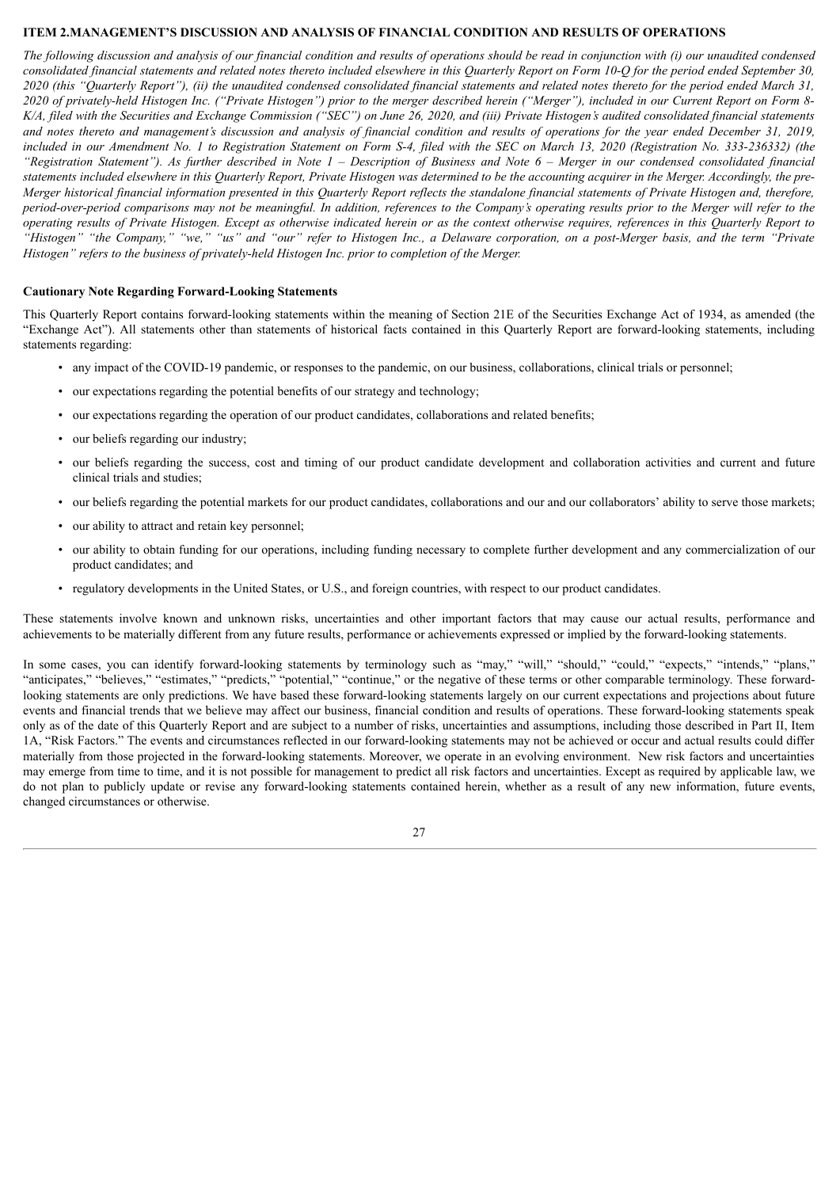# ITEM 2. MANAGEMENT'S DISCUSSION AND ANALYSIS OF FINANCIAL CONDITION AND RESULTS OF OPERATIONS

*The following discussion and analysis of our financial condition and results of operations should be read in conjunction with (i) our unaudited condensed consolidated financial statements and related notes thereto included elsewhere in this Quarterly Report on Form 10-Q for the period ended September 30, 2020 (this "Quarterly Report"), (ii) the unaudited condensed consolidated financial statements and related notes thereto for the period ended March 31, 2020 of privately-held Histogen Inc. ("Private Histogen") prior to the merger described herein ("Merger"), included in our Current Report on Form 8-K/A, filed with the Securities and Exchange Commission ("SEC") on June 26, 2020, and (iii) Private Histogen's audited consolidated financial statements and notes thereto and management's discussion and analysis of financial condition and results of operations for the year ended December 31, 2019, included in our Amendment No. 1 to Registration Statement on Form S-4, filed with the SEC on March 13, 2020 (Registration No. 333-236332) (the "Registration Statement"). As further described in Note 1 – Description of Business and Note 6 – Merger in our condensed consolidated financial statements included elsewhere in this Quarterly Report, Private Histogen was determined to be the accounting acquirer in the Merger. Accordingly, the pre-Merger historical financial information presented in this Quarterly Report reflects the standalone financial statements of Private Histogen and, therefore, period-over-period comparisons may not be meaningful. In addition, references to the Company's operating results prior to the Merger will refer to the operating results of Private Histogen. Except as otherwise indicated herein or as the context otherwise requires, references in this Quarterly Report to "Histogen" "the Company," "we," "us" and "our" refer to Histogen Inc., a Delaware corporation, on a post-Merger basis, and the term "Private Histogen" refers to the business of privately-held Histogen Inc. prior to completion of the Merger.*

## Cautionary Note Regarding Forward-Looking Statements

This Quarterly Report contains forward-looking statements within the meaning of Section 21E of the Securities Exchange Act of 1934, as amended (the "Exchange Act"). All statements other than statements of historical facts contained in this Quarterly Report are forward-looking statements, including statements regarding:

- any impact of the COVID-19 pandemic, or responses to the pandemic, on our business, collaborations, clinical trials or personnel;
- our expectations regarding the potential benefits of our strategy and technology;
- our expectations regarding the operation of our product candidates, collaborations and related benefits;
- our beliefs regarding our industry;
- our beliefs regarding the success, cost and timing of our product candidate development and collaboration activities and current and future clinical trials and studies;
- our beliefs regarding the potential markets for our product candidates, collaborations and our and our collaborators' ability to serve those markets;
- our ability to attract and retain key personnel;
- our ability to obtain funding for our operations, including funding necessary to complete further development and any commercialization of our product candidates; and
- regulatory developments in the United States, or U.S., and foreign countries, with respect to our product candidates.

These statements involve known and unknown risks, uncertainties and other important factors that may cause our actual results, performance and achievements to be materially different from any future results, performance or achievements expressed or implied by the forward-looking statements.

In some cases, you can identify forward-looking statements by terminology such as "may," "will," "should," "could," "expects," "intends," "plans," "anticipates," "believes," "estimates," "predicts," "potential," "continue," or the negative of these terms or other comparable terminology. These forward-looking statements are only predictions. We have based these forward-looking statements largely on our current expectations and projections about future events and financial trends that we believe may affect our business, financial condition and results of operations. These forward-looking statements speak only as of the date of this Quarterly Report and are subject to a number of risks, uncertainties and assumptions, including those described in Part II, Item 1A, "Risk Factors." The events and circumstances reflected in our forward-looking statements may not be achieved or occur and actual results could differ materially from those projected in the forward-looking statements. Moreover, we operate in an evolving environment. New risk factors and uncertainties may emerge from time to time, and it is not possible for management to predict all risk factors and uncertainties. Except as required by applicable law, we do not plan to publicly update or revise any forward-looking statements contained herein, whether as a result of any new information, future events, changed circumstances or otherwise.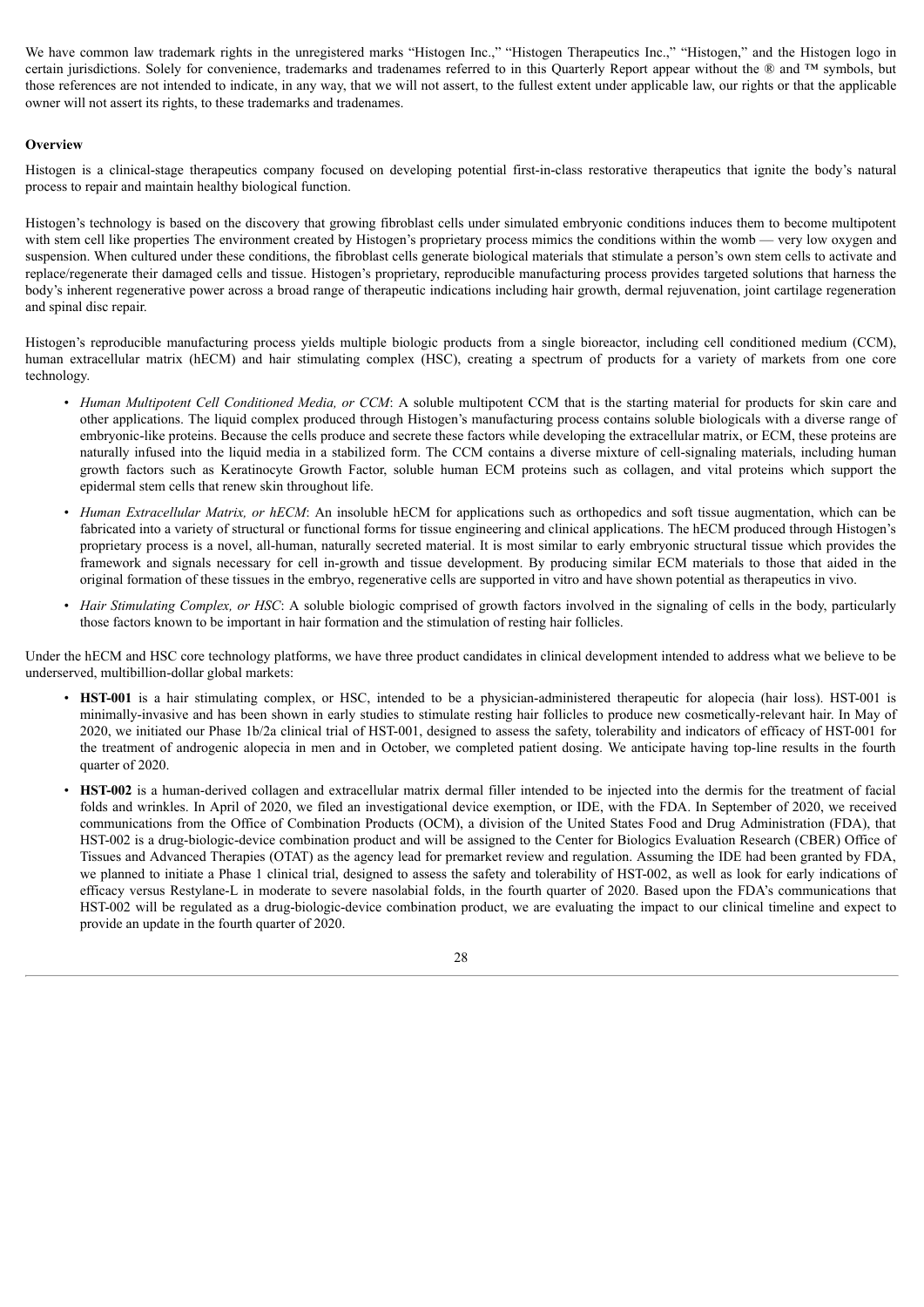We have common law trademark rights in the unregistered marks "Histogen Inc.," "Histogen Therapeutics Inc.," "Histogen," and the Histogen logo in certain jurisdictions. Solely for convenience, trademarks and tradenames referred to in this Quarterly Report appear without the ® and ™ symbols, but those references are not intended to indicate, in any way, that we will not assert, to the fullest extent under applicable law, our rights or that the applicable owner will not assert its rights, to these trademarks and tradenames.

**Overview**

Histogen is a clinical-stage therapeutics company focused on developing potential first-in-class restorative therapeutics that ignite the body's natural process to repair and maintain healthy biological function.

Histogen's technology is based on the discovery that growing fibroblast cells under simulated embryonic conditions induces them to become multipotent with stem cell like properties The environment created by Histogen's proprietary process mimics the conditions within the womb — very low oxygen and suspension. When cultured under these conditions, the fibroblast cells generate biological materials that stimulate a person's own stem cells to activate and replace/regenerate their damaged cells and tissue. Histogen's proprietary, reproducible manufacturing process provides targeted solutions that harness the body's inherent regenerative power across a broad range of therapeutic indications including hair growth, dermal rejuvenation, joint cartilage regeneration and spinal disc repair.

Histogen's reproducible manufacturing process yields multiple biologic products from a single bioreactor, including cell conditioned medium (CCM), human extracellular matrix (hECM) and hair stimulating complex (HSC), creating a spectrum of products for a variety of markets from one core technology.

- *Human Multipotent Cell Conditioned Media, or CCM*: A soluble multipotent CCM that is the starting material for products for skin care and other applications. The liquid complex produced through Histogen's manufacturing process contains soluble biologicals with a diverse range of embryonic-like proteins. Because the cells produce and secrete these factors while developing the extracellular matrix, or ECM, these proteins are naturally infused into the liquid media in a stabilized form. The CCM contains a diverse mixture of cell-signaling materials, including human growth factors such as Keratinocyte Growth Factor, soluble human ECM proteins such as collagen, and vital proteins which support the epidermal stem cells that renew skin throughout life.
- *Human Extracellular Matrix, or hECM*: An insoluble hECM for applications such as orthopedics and soft tissue augmentation, which can be fabricated into a variety of structural or functional forms for tissue engineering and clinical applications. The hECM produced through Histogen's proprietary process is a novel, all-human, naturally secreted material. It is most similar to early embryonic structural tissue which provides the framework and signals necessary for cell in-growth and tissue development. By producing similar ECM materials to those that aided in the original formation of these tissues in the embryo, regenerative cells are supported in vitro and have shown potential as therapeutics in vivo.
- *Hair Stimulating Complex, or HSC*: A soluble biologic comprised of growth factors involved in the signaling of cells in the body, particularly those factors known to be important in hair formation and the stimulation of resting hair follicles.

Under the hECM and HSC core technology platforms, we have three product candidates in clinical development intended to address what we believe to be underserved, multibillion-dollar global markets:

- **HST-001** is a hair stimulating complex, or HSC, intended to be a physician-administered therapeutic for alopecia (hair loss). HST-001 is minimally-invasive and has been shown in early studies to stimulate resting hair follicles to produce new cosmetically-relevant hair. In May of 2020, we initiated our Phase 1b/2a clinical trial of HST-001, designed to assess the safety, tolerability and indicators of efficacy of HST-001 for the treatment of androgenic alopecia in men and in October, we completed patient dosing. We anticipate having top-line results in the fourth quarter of 2020.
- **HST-002** is a human-derived collagen and extracellular matrix dermal filler intended to be injected into the dermis for the treatment of facial folds and wrinkles. In April of 2020, we filed an investigational device exemption, or IDE, with the FDA. In September of 2020, we received communications from the Office of Combination Products (OCM), a division of the United States Food and Drug Administration (FDA), that HST-002 is a drug-biologic-device combination product and will be assigned to the Center for Biologics Evaluation Research (CBER) Office of Tissues and Advanced Therapies (OTAT) as the agency lead for premarket review and regulation. Assuming the IDE had been granted by FDA, we planned to initiate a Phase 1 clinical trial, designed to assess the safety and tolerability of HST-002, as well as look for early indications of efficacy versus Restylane-L in moderate to severe nasolabial folds, in the fourth quarter of 2020. Based upon the FDA's communications that HST-002 will be regulated as a drug-biologic-device combination product, we are evaluating the impact to our clinical timeline and expect to provide an update in the fourth quarter of 2020.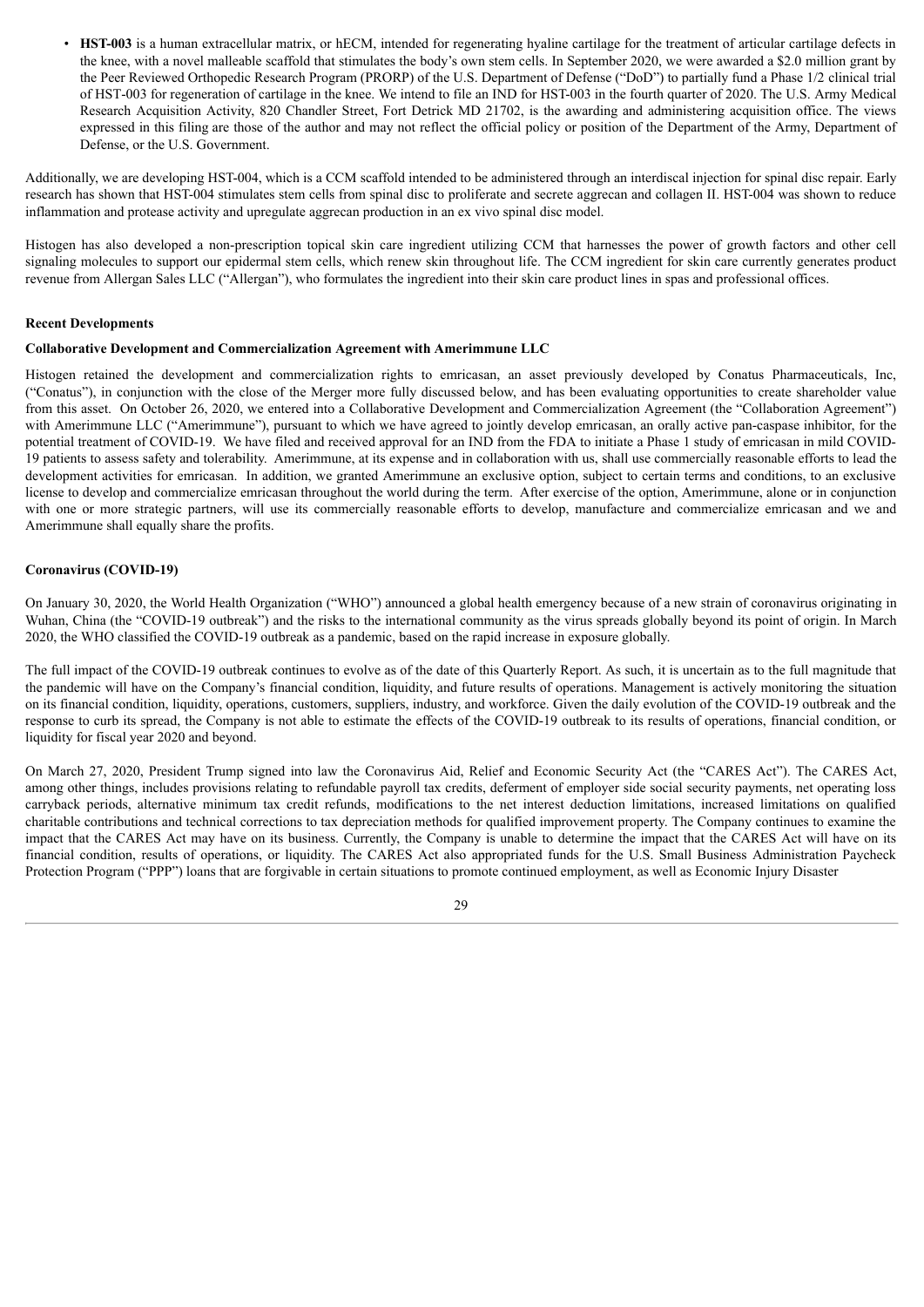- **HST-003** is a human extracellular matrix, or hECM, intended for regenerating hyaline cartilage for the treatment of articular cartilage defects in the knee, with a novel malleable scaffold that stimulates the body's own stem cells. In September 2020, we were awarded a $2.0 million grant by the Peer Reviewed Orthopedic Research Program (PRORP) of the U.S. Department of Defense ("DoD") to partially fund a Phase 1/2 clinical trial of HST-003 for regeneration of cartilage in the knee. We intend to file an IND for HST-003 in the fourth quarter of 2020. The U.S. Army Medical Research Acquisition Activity, 820 Chandler Street, Fort Detrick MD 21702, is the awarding and administering acquisition office. The views expressed in this filing are those of the author and may not reflect the official policy or position of the Department of the Army, Department of Defense, or the U.S. Government.

Additionally, we are developing HST-004, which is a CCM scaffold intended to be administered through an interdiscal injection for spinal disc repair. Early research has shown that HST-004 stimulates stem cells from spinal disc to proliferate and secrete aggrecan and collagen II. HST-004 was shown to reduce inflammation and protease activity and upregulate aggrecan production in an ex vivo spinal disc model.

Histogen has also developed a non-prescription topical skin care ingredient utilizing CCM that harnesses the power of growth factors and other cell signaling molecules to support our epidermal stem cells, which renew skin throughout life. The CCM ingredient for skin care currently generates product revenue from Allergan Sales LLC ("Allergan"), who formulates the ingredient into their skin care product lines in spas and professional offices.

### Recent Developments

#### Collaborative Development and Commercialization Agreement with Amerimmune LLC

Histogen retained the development and commercialization rights to emricasan, an asset previously developed by Conatus Pharmaceuticals, Inc, ("Conatus"), in conjunction with the close of the Merger more fully discussed below, and has been evaluating opportunities to create shareholder value from this asset. On October 26, 2020, we entered into a Collaborative Development and Commercialization Agreement (the "Collaboration Agreement") with Amerimmune LLC ("Amerimmune"), pursuant to which we have agreed to jointly develop emricasan, an orally active pan-caspase inhibitor, for the potential treatment of COVID-19. We have filed and received approval for an IND from the FDA to initiate a Phase 1 study of emricasan in mild COVID-19 patients to assess safety and tolerability. Amerimmune, at its expense and in collaboration with us, shall use commercially reasonable efforts to lead the development activities for emricasan. In addition, we granted Amerimmune an exclusive option, subject to certain terms and conditions, to an exclusive license to develop and commercialize emricasan throughout the world during the term. After exercise of the option, Amerimmune, alone or in conjunction with one or more strategic partners, will use its commercially reasonable efforts to develop, manufacture and commercialize emricasan and we and Amerimmune shall equally share the profits.

### Coronavirus (COVID-19)

On January 30, 2020, the World Health Organization ("WHO") announced a global health emergency because of a new strain of coronavirus originating in Wuhan, China (the "COVID-19 outbreak") and the risks to the international community as the virus spreads globally beyond its point of origin. In March 2020, the WHO classified the COVID-19 outbreak as a pandemic, based on the rapid increase in exposure globally.

The full impact of the COVID-19 outbreak continues to evolve as of the date of this Quarterly Report. As such, it is uncertain as to the full magnitude that the pandemic will have on the Company's financial condition, liquidity, and future results of operations. Management is actively monitoring the situation on its financial condition, liquidity, operations, customers, suppliers, industry, and workforce. Given the daily evolution of the COVID-19 outbreak and the response to curb its spread, the Company is not able to estimate the effects of the COVID-19 outbreak to its results of operations, financial condition, or liquidity for fiscal year 2020 and beyond.

On March 27, 2020, President Trump signed into law the Coronavirus Aid, Relief and Economic Security Act (the "CARES Act"). The CARES Act, among other things, includes provisions relating to refundable payroll tax credits, deferment of employer side social security payments, net operating loss carryback periods, alternative minimum tax credit refunds, modifications to the net interest deduction limitations, increased limitations on qualified charitable contributions and technical corrections to tax depreciation methods for qualified improvement property. The Company continues to examine the impact that the CARES Act may have on its business. Currently, the Company is unable to determine the impact that the CARES Act will have on its financial condition, results of operations, or liquidity. The CARES Act also appropriated funds for the U.S. Small Business Administration Paycheck Protection Program ("PPP") loans that are forgivable in certain situations to promote continued employment, as well as Economic Injury Disaster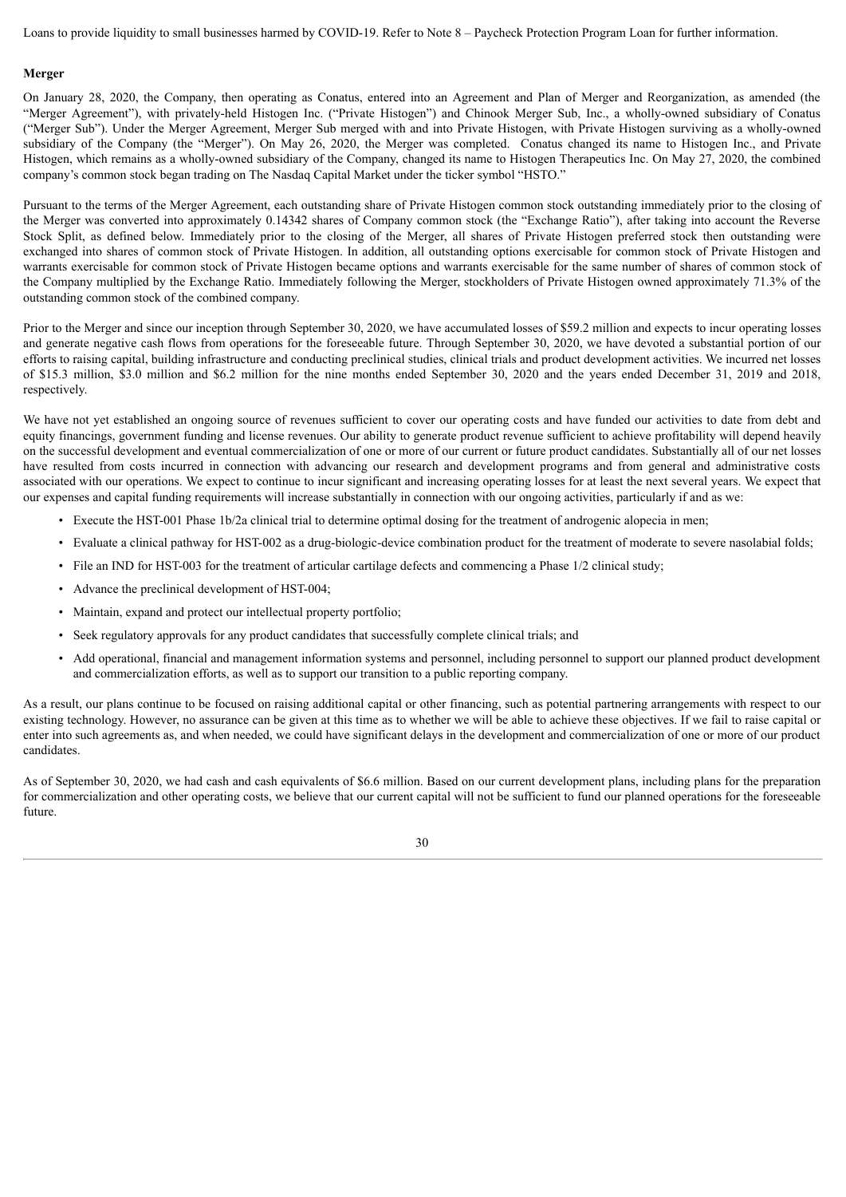Loans to provide liquidity to small businesses harmed by COVID-19. Refer to Note 8 – Paycheck Protection Program Loan for further information.

**Merger**

On January 28, 2020, the Company, then operating as Conatus, entered into an Agreement and Plan of Merger and Reorganization, as amended (the "Merger Agreement"), with privately-held Histogen Inc. ("Private Histogen") and Chinook Merger Sub, Inc., a wholly-owned subsidiary of Conatus ("Merger Sub"). Under the Merger Agreement, Merger Sub merged with and into Private Histogen, with Private Histogen surviving as a wholly-owned subsidiary of the Company (the "Merger"). On May 26, 2020, the Merger was completed. Conatus changed its name to Histogen Inc., and Private Histogen, which remains as a wholly-owned subsidiary of the Company, changed its name to Histogen Therapeutics Inc. On May 27, 2020, the combined company's common stock began trading on The Nasdaq Capital Market under the ticker symbol "HSTO."

Pursuant to the terms of the Merger Agreement, each outstanding share of Private Histogen common stock outstanding immediately prior to the closing of the Merger was converted into approximately 0.14342 shares of Company common stock (the "Exchange Ratio"), after taking into account the Reverse Stock Split, as defined below. Immediately prior to the closing of the Merger, all shares of Private Histogen preferred stock then outstanding were exchanged into shares of common stock of Private Histogen. In addition, all outstanding options exercisable for common stock of Private Histogen and warrants exercisable for common stock of Private Histogen became options and warrants exercisable for the same number of shares of common stock of the Company multiplied by the Exchange Ratio. Immediately following the Merger, stockholders of Private Histogen owned approximately 71.3% of the outstanding common stock of the combined company.

Prior to the Merger and since our inception through September 30, 2020, we have accumulated losses of $59.2 million and expects to incur operating losses and generate negative cash flows from operations for the foreseeable future. Through September 30, 2020, we have devoted a substantial portion of our efforts to raising capital, building infrastructure and conducting preclinical studies, clinical trials and product development activities. We incurred net losses of $15.3 million, $3.0 million and $6.2 million for the nine months ended September 30, 2020 and the years ended December 31, 2019 and 2018, respectively.

We have not yet established an ongoing source of revenues sufficient to cover our operating costs and have funded our activities to date from debt and equity financings, government funding and license revenues. Our ability to generate product revenue sufficient to achieve profitability will depend heavily on the successful development and eventual commercialization of one or more of our current or future product candidates. Substantially all of our net losses have resulted from costs incurred in connection with advancing our research and development programs and from general and administrative costs associated with our operations. We expect to continue to incur significant and increasing operating losses for at least the next several years. We expect that our expenses and capital funding requirements will increase substantially in connection with our ongoing activities, particularly if and as we:

- Execute the HST-001 Phase 1b/2a clinical trial to determine optimal dosing for the treatment of androgenic alopecia in men;
- Evaluate a clinical pathway for HST-002 as a drug-biologic-device combination product for the treatment of moderate to severe nasolabial folds;
- File an IND for HST-003 for the treatment of articular cartilage defects and commencing a Phase 1/2 clinical study;
- Advance the preclinical development of HST-004;
- Maintain, expand and protect our intellectual property portfolio;
- Seek regulatory approvals for any product candidates that successfully complete clinical trials; and
- Add operational, financial and management information systems and personnel, including personnel to support our planned product development and commercialization efforts, as well as to support our transition to a public reporting company.

As a result, our plans continue to be focused on raising additional capital or other financing, such as potential partnering arrangements with respect to our existing technology. However, no assurance can be given at this time as to whether we will be able to achieve these objectives. If we fail to raise capital or enter into such agreements as, and when needed, we could have significant delays in the development and commercialization of one or more of our product candidates.

As of September 30, 2020, we had cash and cash equivalents of $6.6 million. Based on our current development plans, including plans for the preparation for commercialization and other operating costs, we believe that our current capital will not be sufficient to fund our planned operations for the foreseeable future.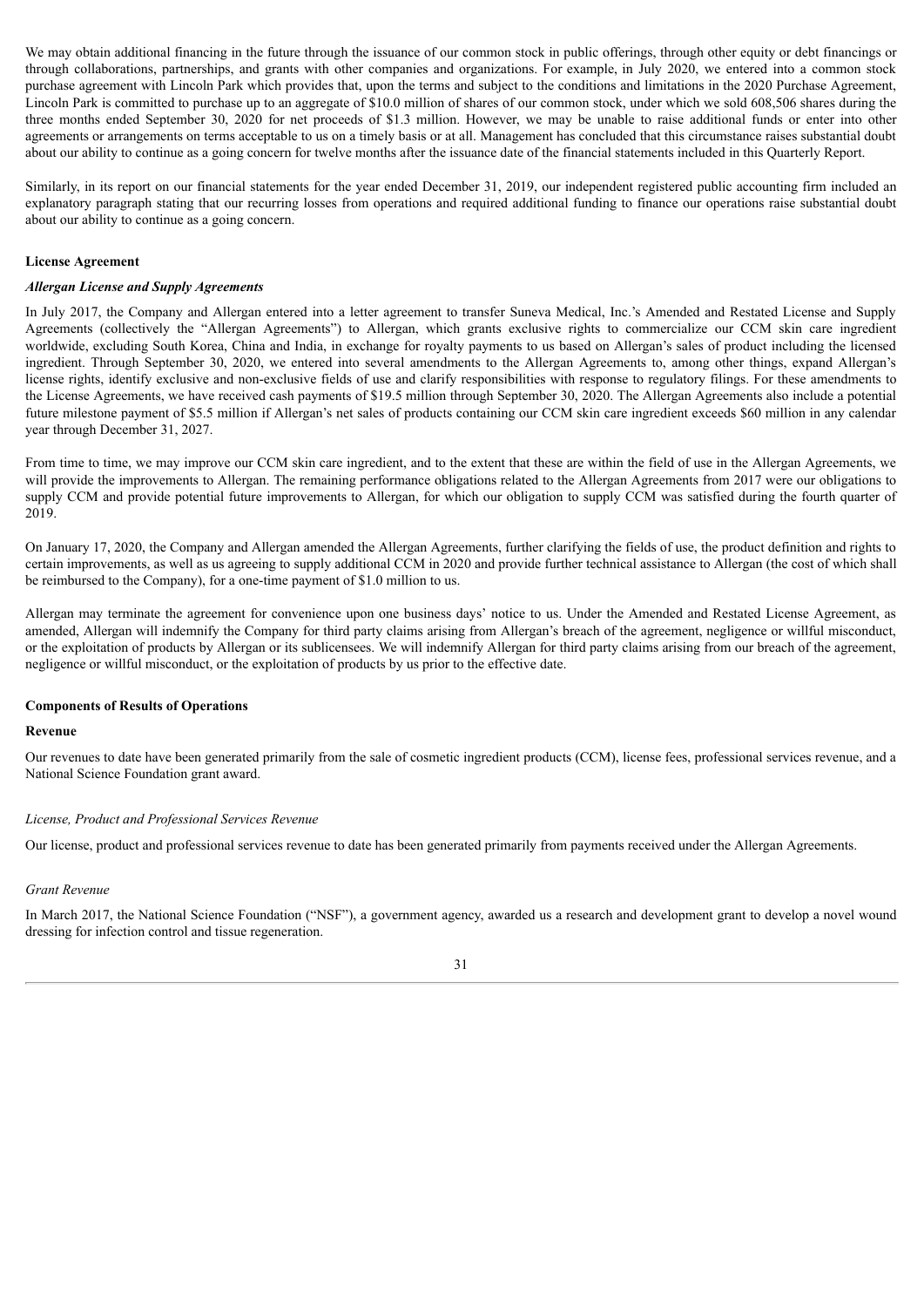We may obtain additional financing in the future through the issuance of our common stock in public offerings, through other equity or debt financings or through collaborations, partnerships, and grants with other companies and organizations. For example, in July 2020, we entered into a common stock purchase agreement with Lincoln Park which provides that, upon the terms and subject to the conditions and limitations in the 2020 Purchase Agreement, Lincoln Park is committed to purchase up to an aggregate of $10.0 million of shares of our common stock, under which we sold 608,506 shares during the three months ended September 30, 2020 for net proceeds of $1.3 million. However, we may be unable to raise additional funds or enter into other agreements or arrangements on terms acceptable to us on a timely basis or at all. Management has concluded that this circumstance raises substantial doubt about our ability to continue as a going concern for twelve months after the issuance date of the financial statements included in this Quarterly Report.

Similarly, in its report on our financial statements for the year ended December 31, 2019, our independent registered public accounting firm included an explanatory paragraph stating that our recurring losses from operations and required additional funding to finance our operations raise substantial doubt about our ability to continue as a going concern.

**License Agreement**

***Allergan License and Supply Agreements***

In July 2017, the Company and Allergan entered into a letter agreement to transfer Suneva Medical, Inc.'s Amended and Restated License and Supply Agreements (collectively the "Allergan Agreements") to Allergan, which grants exclusive rights to commercialize our CCM skin care ingredient worldwide, excluding South Korea, China and India, in exchange for royalty payments to us based on Allergan's sales of product including the licensed ingredient. Through September 30, 2020, we entered into several amendments to the Allergan Agreements to, among other things, expand Allergan's license rights, identify exclusive and non-exclusive fields of use and clarify responsibilities with response to regulatory filings. For these amendments to the License Agreements, we have received cash payments of $19.5 million through September 30, 2020. The Allergan Agreements also include a potential future milestone payment of $5.5 million if Allergan's net sales of products containing our CCM skin care ingredient exceeds $60 million in any calendar year through December 31, 2027.

From time to time, we may improve our CCM skin care ingredient, and to the extent that these are within the field of use in the Allergan Agreements, we will provide the improvements to Allergan. The remaining performance obligations related to the Allergan Agreements from 2017 were our obligations to supply CCM and provide potential future improvements to Allergan, for which our obligation to supply CCM was satisfied during the fourth quarter of 2019.

On January 17, 2020, the Company and Allergan amended the Allergan Agreements, further clarifying the fields of use, the product definition and rights to certain improvements, as well as us agreeing to supply additional CCM in 2020 and provide further technical assistance to Allergan (the cost of which shall be reimbursed to the Company), for a one-time payment of $1.0 million to us.

Allergan may terminate the agreement for convenience upon one business days' notice to us. Under the Amended and Restated License Agreement, as amended, Allergan will indemnify the Company for third party claims arising from Allergan's breach of the agreement, negligence or willful misconduct, or the exploitation of products by Allergan or its sublicensees. We will indemnify Allergan for third party claims arising from our breach of the agreement, negligence or willful misconduct, or the exploitation of products by us prior to the effective date.

**Components of Results of Operations**

**Revenue**

Our revenues to date have been generated primarily from the sale of cosmetic ingredient products (CCM), license fees, professional services revenue, and a National Science Foundation grant award.

*License, Product and Professional Services Revenue*

Our license, product and professional services revenue to date has been generated primarily from payments received under the Allergan Agreements.

*Grant Revenue*

In March 2017, the National Science Foundation ("NSF"), a government agency, awarded us a research and development grant to develop a novel wound dressing for infection control and tissue regeneration.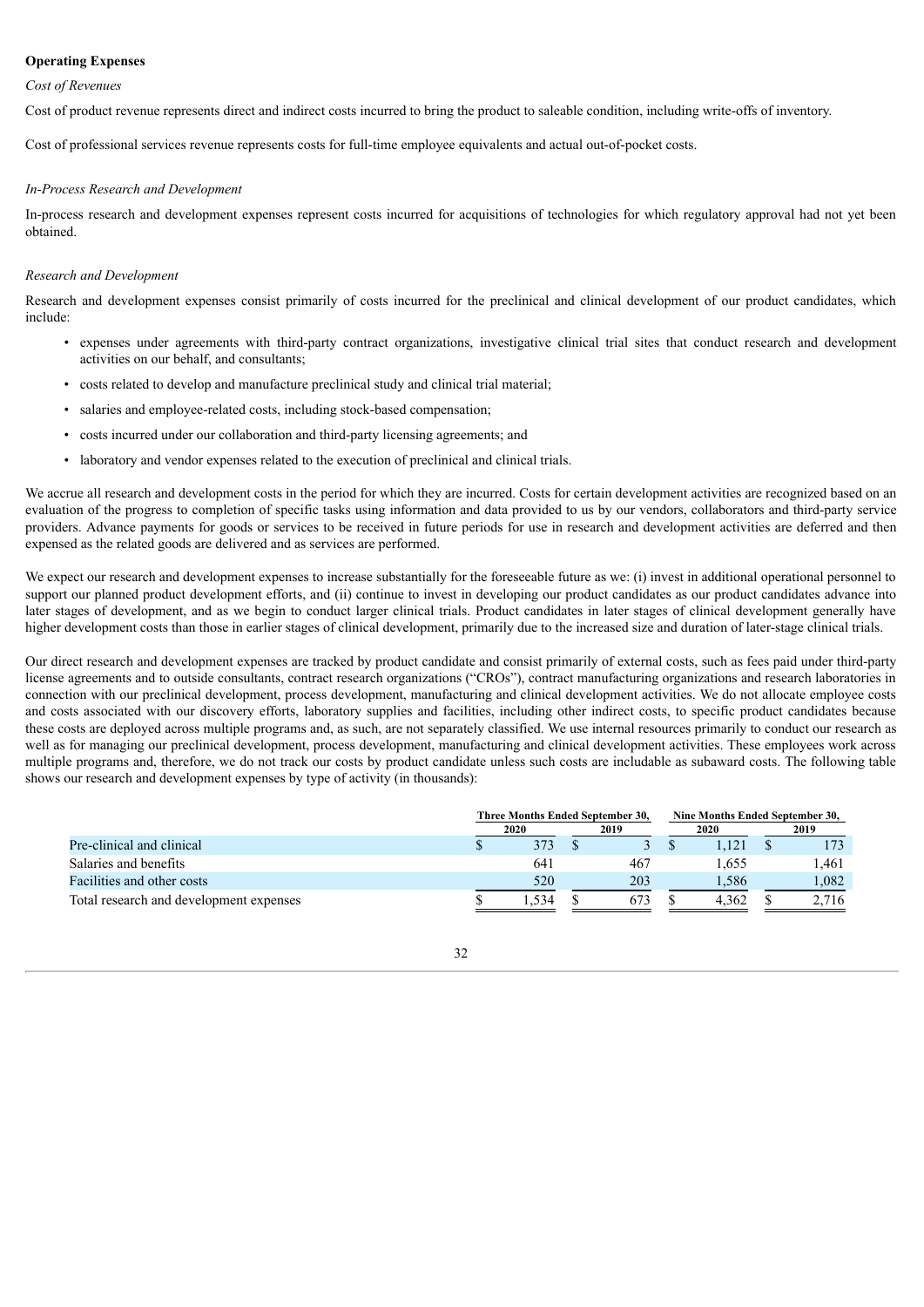**Operating Expenses**

*Cost of Revenues*

Cost of product revenue represents direct and indirect costs incurred to bring the product to saleable condition, including write-offs of inventory.

Cost of professional services revenue represents costs for full-time employee equivalents and actual out-of-pocket costs.

*In-Process Research and Development*

In-process research and development expenses represent costs incurred for acquisitions of technologies for which regulatory approval had not yet been obtained.

*Research and Development*

Research and development expenses consist primarily of costs incurred for the preclinical and clinical development of our product candidates, which include:

- expenses under agreements with third-party contract organizations, investigative clinical trial sites that conduct research and development activities on our behalf, and consultants;
- costs related to develop and manufacture preclinical study and clinical trial material;
- salaries and employee-related costs, including stock-based compensation;
- costs incurred under our collaboration and third-party licensing agreements; and
- laboratory and vendor expenses related to the execution of preclinical and clinical trials.

We accrue all research and development costs in the period for which they are incurred. Costs for certain development activities are recognized based on an evaluation of the progress to completion of specific tasks using information and data provided to us by our vendors, collaborators and third-party service providers. Advance payments for goods or services to be received in future periods for use in research and development activities are deferred and then expensed as the related goods are delivered and as services are performed.

We expect our research and development expenses to increase substantially for the foreseeable future as we: (i) invest in additional operational personnel to support our planned product development efforts, and (ii) continue to invest in developing our product candidates as our product candidates advance into later stages of development, and as we begin to conduct larger clinical trials. Product candidates in later stages of clinical development generally have higher development costs than those in earlier stages of clinical development, primarily due to the increased size and duration of later-stage clinical trials.

Our direct research and development expenses are tracked by product candidate and consist primarily of external costs, such as fees paid under third-party license agreements and to outside consultants, contract research organizations ("CROs"), contract manufacturing organizations and research laboratories in connection with our preclinical development, process development, manufacturing and clinical development activities. We do not allocate employee costs and costs associated with our discovery efforts, laboratory supplies and facilities, including other indirect costs, to specific product candidates because these costs are deployed across multiple programs and, as such, are not separately classified. We use internal resources primarily to conduct our research as well as for managing our preclinical development, process development, manufacturing and clinical development activities. These employees work across multiple programs and, therefore, we do not track our costs by product candidate unless such costs are includable as subaward costs. The following table shows our research and development expenses by type of activity (in thousands):

| | Three Months Ended September 30, | | Nine Months Ended September 30, | |
|---|---|---|---|---|
| | 2020 | 2019 | 2020 | 2019 |
| Pre-clinical and clinical | $ 373 | $ 3 | $ 1,121 | $ 173 |
| Salaries and benefits | 641 | 467 | 1,655 | 1,461 |
| Facilities and other costs | 520 | 203 | 1,586 | 1,082 |
| Total research and development expenses | $ 1,534 | $ 673 | $ 4,362 | $ 2,716 |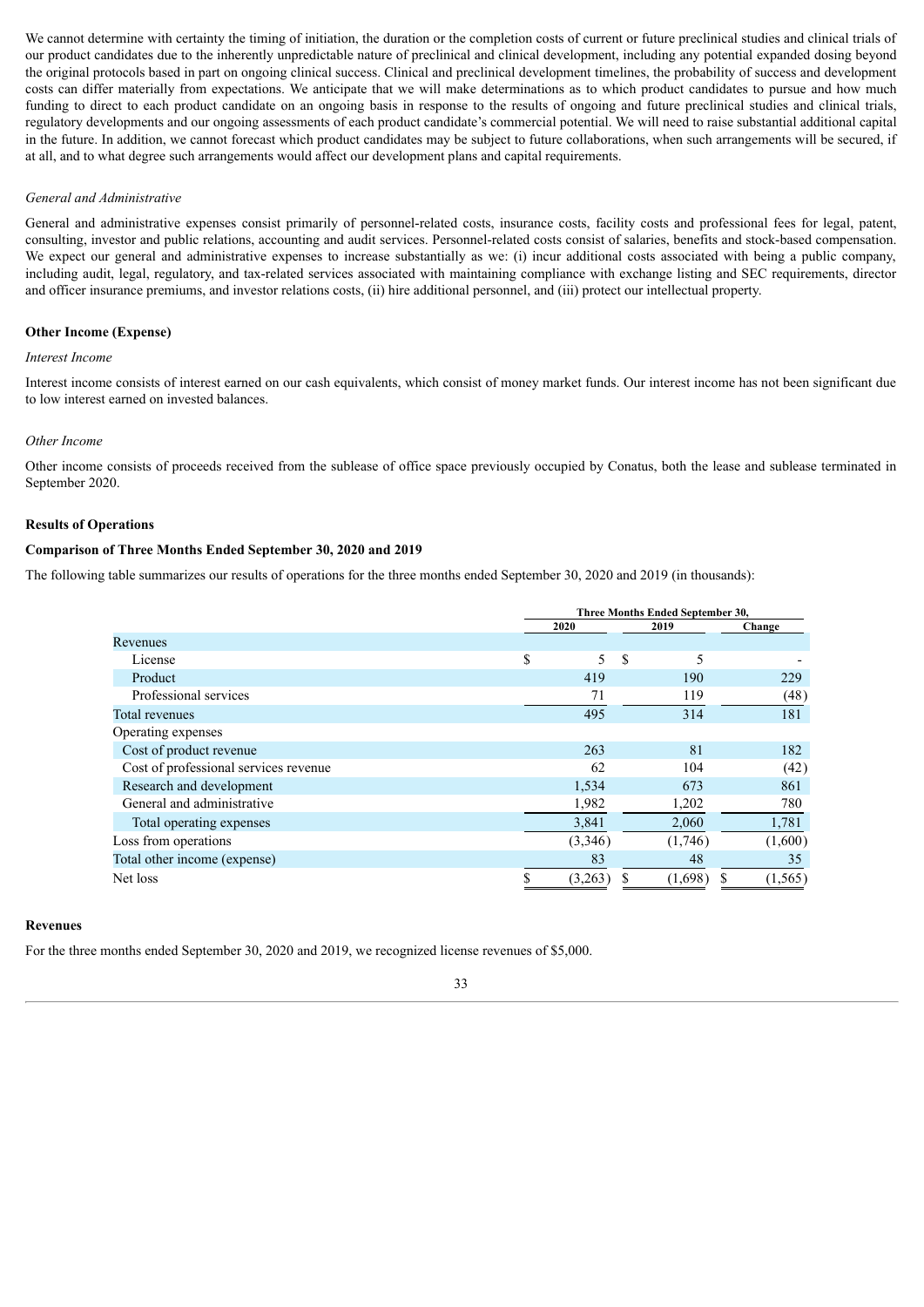We cannot determine with certainty the timing of initiation, the duration or the completion costs of current or future preclinical studies and clinical trials of our product candidates due to the inherently unpredictable nature of preclinical and clinical development, including any potential expanded dosing beyond the original protocols based in part on ongoing clinical success. Clinical and preclinical development timelines, the probability of success and development costs can differ materially from expectations. We anticipate that we will make determinations as to which product candidates to pursue and how much funding to direct to each product candidate on an ongoing basis in response to the results of ongoing and future preclinical studies and clinical trials, regulatory developments and our ongoing assessments of each product candidate's commercial potential. We will need to raise substantial additional capital in the future. In addition, we cannot forecast which product candidates may be subject to future collaborations, when such arrangements will be secured, if at all, and to what degree such arrangements would affect our development plans and capital requirements.

*General and Administrative*

General and administrative expenses consist primarily of personnel-related costs, insurance costs, facility costs and professional fees for legal, patent, consulting, investor and public relations, accounting and audit services. Personnel-related costs consist of salaries, benefits and stock-based compensation. We expect our general and administrative expenses to increase substantially as we: (i) incur additional costs associated with being a public company, including audit, legal, regulatory, and tax-related services associated with maintaining compliance with exchange listing and SEC requirements, director and officer insurance premiums, and investor relations costs, (ii) hire additional personnel, and (iii) protect our intellectual property.

**Other Income (Expense)**

*Interest Income*

Interest income consists of interest earned on our cash equivalents, which consist of money market funds. Our interest income has not been significant due to low interest earned on invested balances.

*Other Income*

Other income consists of proceeds received from the sublease of office space previously occupied by Conatus, both the lease and sublease terminated in September 2020.

**Results of Operations**

**Comparison of Three Months Ended September 30, 2020 and 2019**

The following table summarizes our results of operations for the three months ended September 30, 2020 and 2019 (in thousands):

| | Three Months Ended September 30, | | |
|---|---|---|---|
| | 2020 | 2019 | Change |
| Revenues | | | |
| License | $ 5 | $ 5 | - |
| Product | 419 | 190 | 229 |
| Professional services | 71 | 119 | (48) |
| Total revenues | 495 | 314 | 181 |
| Operating expenses | | | |
| Cost of product revenue | 263 | 81 | 182 |
| Cost of professional services revenue | 62 | 104 | (42) |
| Research and development | 1,534 | 673 | 861 |
| General and administrative | 1,982 | 1,202 | 780 |
| Total operating expenses | 3,841 | 2,060 | 1,781 |
| Loss from operations | (3,346) | (1,746) | (1,600) |
| Total other income (expense) | 83 | 48 | 35 |
| Net loss | $ (3,263) | $ (1,698) | $ (1,565) |

**Revenues**

For the three months ended September 30, 2020 and 2019, we recognized license revenues of $5,000.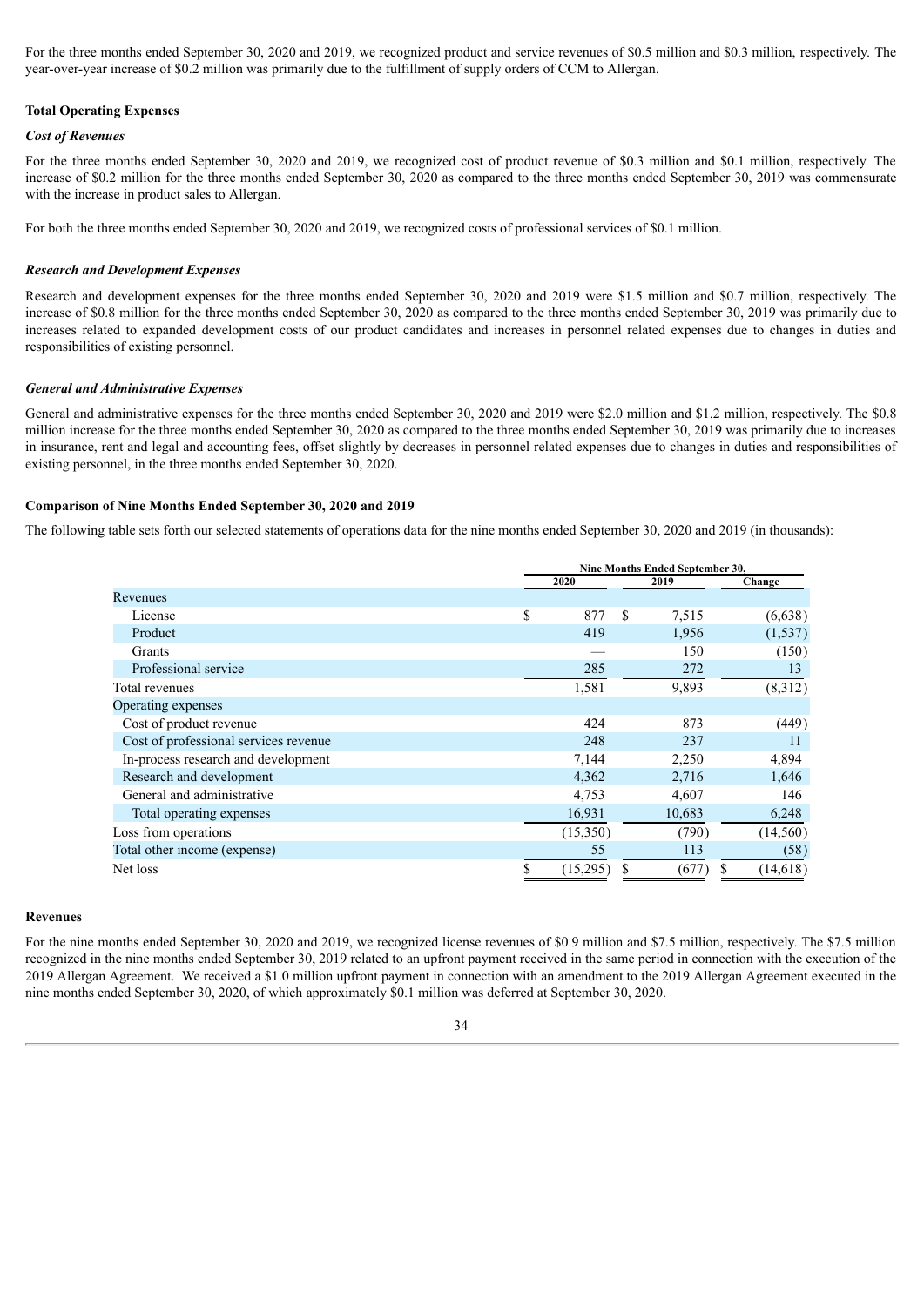For the three months ended September 30, 2020 and 2019, we recognized product and service revenues of $0.5 million and $0.3 million, respectively. The year-over-year increase of $0.2 million was primarily due to the fulfillment of supply orders of CCM to Allergan.

**Total Operating Expenses**

***Cost of Revenues***

For the three months ended September 30, 2020 and 2019, we recognized cost of product revenue of $0.3 million and $0.1 million, respectively. The increase of $0.2 million for the three months ended September 30, 2020 as compared to the three months ended September 30, 2019 was commensurate with the increase in product sales to Allergan.

For both the three months ended September 30, 2020 and 2019, we recognized costs of professional services of $0.1 million.

***Research and Development Expenses***

Research and development expenses for the three months ended September 30, 2020 and 2019 were $1.5 million and $0.7 million, respectively. The increase of $0.8 million for the three months ended September 30, 2020 as compared to the three months ended September 30, 2019 was primarily due to increases related to expanded development costs of our product candidates and increases in personnel related expenses due to changes in duties and responsibilities of existing personnel.

***General and Administrative Expenses***

General and administrative expenses for the three months ended September 30, 2020 and 2019 were $2.0 million and $1.2 million, respectively. The $0.8 million increase for the three months ended September 30, 2020 as compared to the three months ended September 30, 2019 was primarily due to increases in insurance, rent and legal and accounting fees, offset slightly by decreases in personnel related expenses due to changes in duties and responsibilities of existing personnel, in the three months ended September 30, 2020.

**Comparison of Nine Months Ended September 30, 2020 and 2019**

The following table sets forth our selected statements of operations data for the nine months ended September 30, 2020 and 2019 (in thousands):

| | Nine Months Ended September 30, | | |
|---|---|---|---|
| | 2020 | 2019 | Change |
| Revenues | | | |
| License | $ 877 | $ 7,515 | (6,638) |
| Product | 419 | 1,956 | (1,537) |
| Grants | — | 150 | (150) |
| Professional service | 285 | 272 | 13 |
| Total revenues | 1,581 | 9,893 | (8,312) |
| Operating expenses | | | |
| Cost of product revenue | 424 | 873 | (449) |
| Cost of professional services revenue | 248 | 237 | 11 |
| In-process research and development | 7,144 | 2,250 | 4,894 |
| Research and development | 4,362 | 2,716 | 1,646 |
| General and administrative | 4,753 | 4,607 | 146 |
| Total operating expenses | 16,931 | 10,683 | 6,248 |
| Loss from operations | (15,350) | (790) | (14,560) |
| Total other income (expense) | 55 | 113 | (58) |
| Net loss | $ (15,295) | $ (677) | $ (14,618) |

**Revenues**

For the nine months ended September 30, 2020 and 2019, we recognized license revenues of $0.9 million and $7.5 million, respectively. The $7.5 million recognized in the nine months ended September 30, 2019 related to an upfront payment received in the same period in connection with the execution of the 2019 Allergan Agreement. We received a $1.0 million upfront payment in connection with an amendment to the 2019 Allergan Agreement executed in the nine months ended September 30, 2020, of which approximately $0.1 million was deferred at September 30, 2020.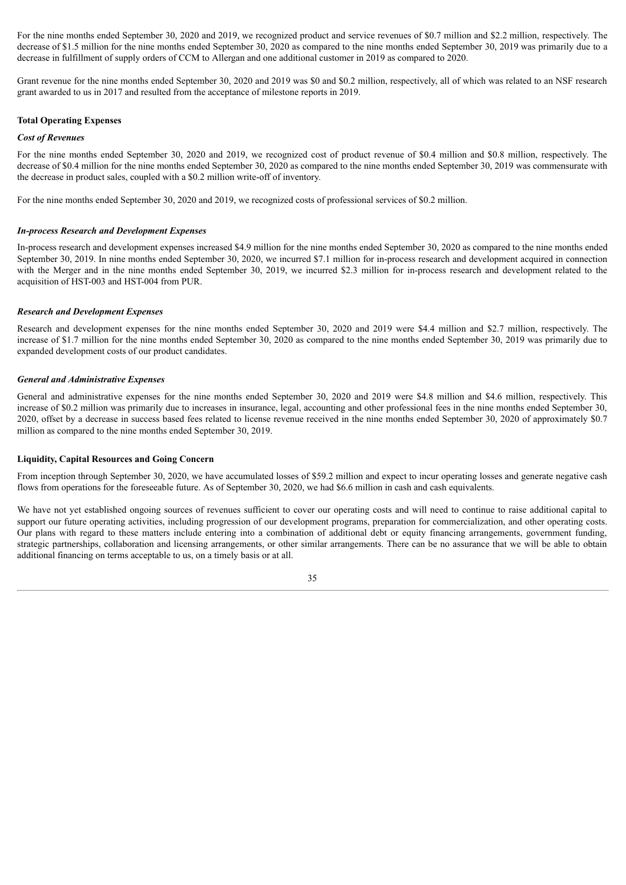For the nine months ended September 30, 2020 and 2019, we recognized product and service revenues of $0.7 million and $2.2 million, respectively. The decrease of $1.5 million for the nine months ended September 30, 2020 as compared to the nine months ended September 30, 2019 was primarily due to a decrease in fulfillment of supply orders of CCM to Allergan and one additional customer in 2019 as compared to 2020.

Grant revenue for the nine months ended September 30, 2020 and 2019 was $0 and $0.2 million, respectively, all of which was related to an NSF research grant awarded to us in 2017 and resulted from the acceptance of milestone reports in 2019.

**Total Operating Expenses**

***Cost of Revenues***

For the nine months ended September 30, 2020 and 2019, we recognized cost of product revenue of $0.4 million and $0.8 million, respectively. The decrease of $0.4 million for the nine months ended September 30, 2020 as compared to the nine months ended September 30, 2019 was commensurate with the decrease in product sales, coupled with a $0.2 million write-off of inventory.

For the nine months ended September 30, 2020 and 2019, we recognized costs of professional services of $0.2 million.

***In-process Research and Development Expenses***

In-process research and development expenses increased $4.9 million for the nine months ended September 30, 2020 as compared to the nine months ended September 30, 2019. In nine months ended September 30, 2020, we incurred $7.1 million for in-process research and development acquired in connection with the Merger and in the nine months ended September 30, 2019, we incurred $2.3 million for in-process research and development related to the acquisition of HST-003 and HST-004 from PUR.

***Research and Development Expenses***

Research and development expenses for the nine months ended September 30, 2020 and 2019 were $4.4 million and $2.7 million, respectively. The increase of $1.7 million for the nine months ended September 30, 2020 as compared to the nine months ended September 30, 2019 was primarily due to expanded development costs of our product candidates.

***General and Administrative Expenses***

General and administrative expenses for the nine months ended September 30, 2020 and 2019 were $4.8 million and $4.6 million, respectively. This increase of $0.2 million was primarily due to increases in insurance, legal, accounting and other professional fees in the nine months ended September 30, 2020, offset by a decrease in success based fees related to license revenue received in the nine months ended September 30, 2020 of approximately $0.7 million as compared to the nine months ended September 30, 2019.

**Liquidity, Capital Resources and Going Concern**

From inception through September 30, 2020, we have accumulated losses of $59.2 million and expect to incur operating losses and generate negative cash flows from operations for the foreseeable future. As of September 30, 2020, we had $6.6 million in cash and cash equivalents.

We have not yet established ongoing sources of revenues sufficient to cover our operating costs and will need to continue to raise additional capital to support our future operating activities, including progression of our development programs, preparation for commercialization, and other operating costs. Our plans with regard to these matters include entering into a combination of additional debt or equity financing arrangements, government funding, strategic partnerships, collaboration and licensing arrangements, or other similar arrangements. There can be no assurance that we will be able to obtain additional financing on terms acceptable to us, on a timely basis or at all.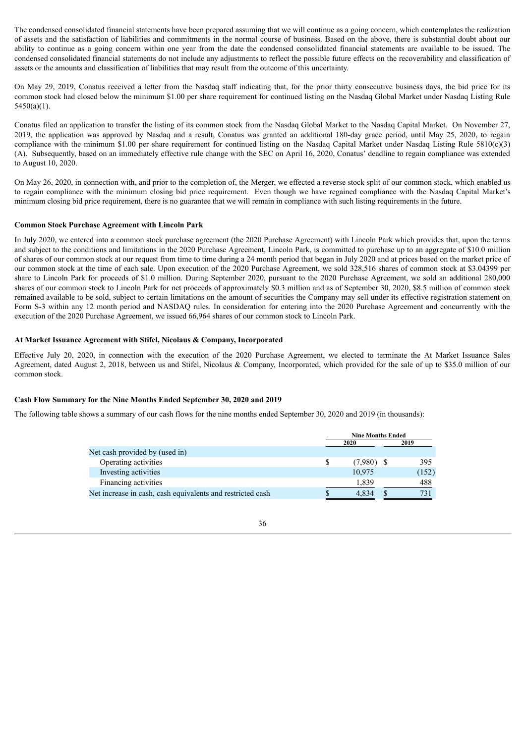The condensed consolidated financial statements have been prepared assuming that we will continue as a going concern, which contemplates the realization of assets and the satisfaction of liabilities and commitments in the normal course of business. Based on the above, there is substantial doubt about our ability to continue as a going concern within one year from the date the condensed consolidated financial statements are available to be issued. The condensed consolidated financial statements do not include any adjustments to reflect the possible future effects on the recoverability and classification of assets or the amounts and classification of liabilities that may result from the outcome of this uncertainty.

On May 29, 2019, Conatus received a letter from the Nasdaq staff indicating that, for the prior thirty consecutive business days, the bid price for its common stock had closed below the minimum $1.00 per share requirement for continued listing on the Nasdaq Global Market under Nasdaq Listing Rule 5450(a)(1).

Conatus filed an application to transfer the listing of its common stock from the Nasdaq Global Market to the Nasdaq Capital Market. On November 27, 2019, the application was approved by Nasdaq and a result, Conatus was granted an additional 180-day grace period, until May 25, 2020, to regain compliance with the minimum $1.00 per share requirement for continued listing on the Nasdaq Capital Market under Nasdaq Listing Rule 5810(c)(3)(A). Subsequently, based on an immediately effective rule change with the SEC on April 16, 2020, Conatus' deadline to regain compliance was extended to August 10, 2020.

On May 26, 2020, in connection with, and prior to the completion of, the Merger, we effected a reverse stock split of our common stock, which enabled us to regain compliance with the minimum closing bid price requirement. Even though we have regained compliance with the Nasdaq Capital Market's minimum closing bid price requirement, there is no guarantee that we will remain in compliance with such listing requirements in the future.

**Common Stock Purchase Agreement with Lincoln Park**

In July 2020, we entered into a common stock purchase agreement (the 2020 Purchase Agreement) with Lincoln Park which provides that, upon the terms and subject to the conditions and limitations in the 2020 Purchase Agreement, Lincoln Park, is committed to purchase up to an aggregate of $10.0 million of shares of our common stock at our request from time to time during a 24 month period that began in July 2020 and at prices based on the market price of our common stock at the time of each sale. Upon execution of the 2020 Purchase Agreement, we sold 328,516 shares of common stock at $3.04399 per share to Lincoln Park for proceeds of $1.0 million. During September 2020, pursuant to the 2020 Purchase Agreement, we sold an additional 280,000 shares of our common stock to Lincoln Park for net proceeds of approximately $0.3 million and as of September 30, 2020, $8.5 million of common stock remained available to be sold, subject to certain limitations on the amount of securities the Company may sell under its effective registration statement on Form S-3 within any 12 month period and NASDAQ rules. In consideration for entering into the 2020 Purchase Agreement and concurrently with the execution of the 2020 Purchase Agreement, we issued 66,964 shares of our common stock to Lincoln Park.

**At Market Issuance Agreement with Stifel, Nicolaus & Company, Incorporated**

Effective July 20, 2020, in connection with the execution of the 2020 Purchase Agreement, we elected to terminate the At Market Issuance Sales Agreement, dated August 2, 2018, between us and Stifel, Nicolaus & Company, Incorporated, which provided for the sale of up to $35.0 million of our common stock.

**Cash Flow Summary for the Nine Months Ended September 30, 2020 and 2019**

The following table shows a summary of our cash flows for the nine months ended September 30, 2020 and 2019 (in thousands):

| | Nine Months Ended | |
|---|---|---|
| | 2020 | 2019 |
| Net cash provided by (used in) | | |
| Operating activities | $ (7,980) | $ 395 |
| Investing activities | 10,975 | (152) |
| Financing activities | 1,839 | 488 |
| Net increase in cash, cash equivalents and restricted cash | $ 4,834 | $ 731 |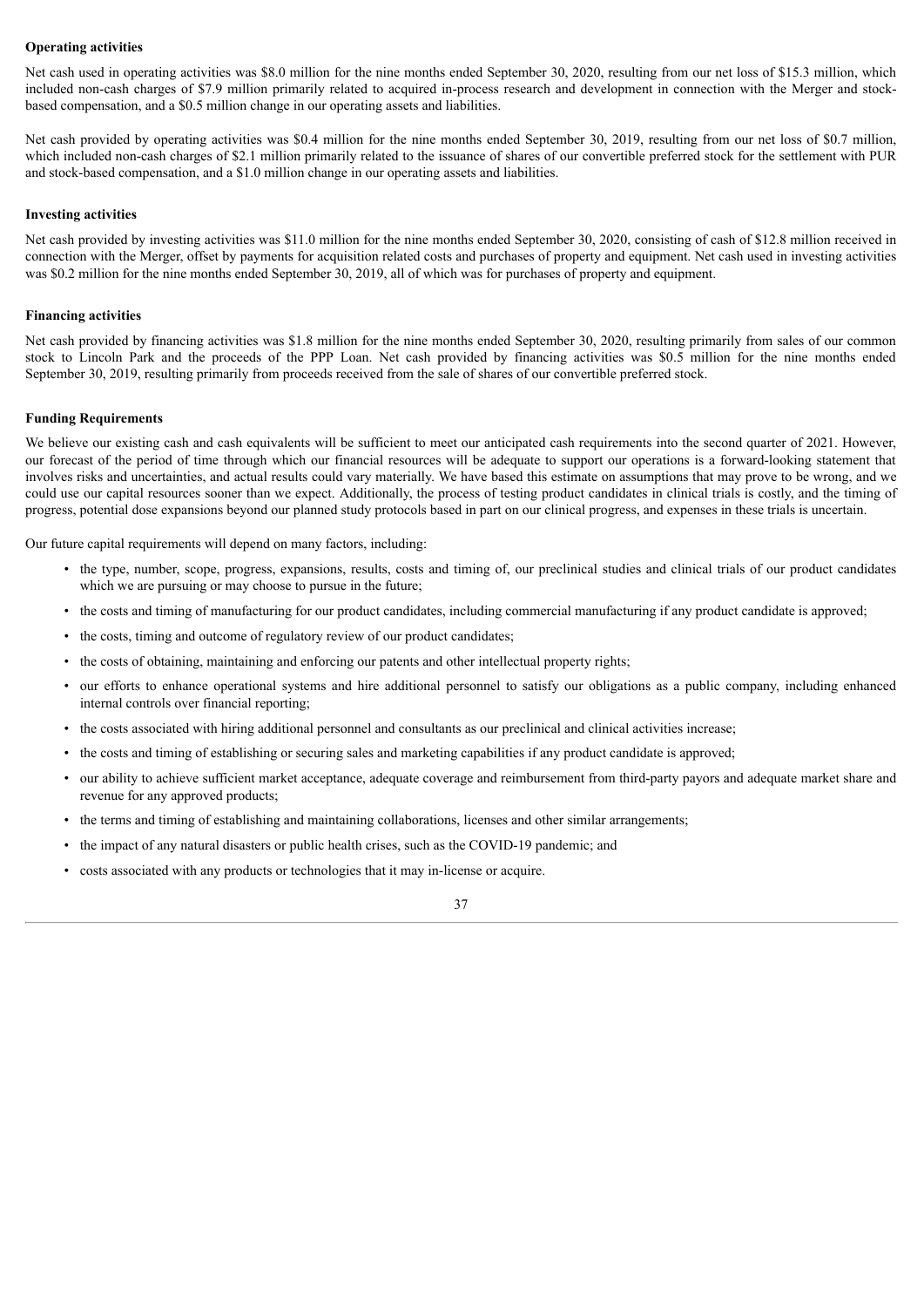**Operating activities**

Net cash used in operating activities was $8.0 million for the nine months ended September 30, 2020, resulting from our net loss of $15.3 million, which included non-cash charges of $7.9 million primarily related to acquired in-process research and development in connection with the Merger and stock-based compensation, and a $0.5 million change in our operating assets and liabilities.

Net cash provided by operating activities was $0.4 million for the nine months ended September 30, 2019, resulting from our net loss of $0.7 million, which included non-cash charges of $2.1 million primarily related to the issuance of shares of our convertible preferred stock for the settlement with PUR and stock-based compensation, and a $1.0 million change in our operating assets and liabilities.

**Investing activities**

Net cash provided by investing activities was $11.0 million for the nine months ended September 30, 2020, consisting of cash of $12.8 million received in connection with the Merger, offset by payments for acquisition related costs and purchases of property and equipment. Net cash used in investing activities was $0.2 million for the nine months ended September 30, 2019, all of which was for purchases of property and equipment.

**Financing activities**

Net cash provided by financing activities was $1.8 million for the nine months ended September 30, 2020, resulting primarily from sales of our common stock to Lincoln Park and the proceeds of the PPP Loan. Net cash provided by financing activities was $0.5 million for the nine months ended September 30, 2019, resulting primarily from proceeds received from the sale of shares of our convertible preferred stock.

**Funding Requirements**

We believe our existing cash and cash equivalents will be sufficient to meet our anticipated cash requirements into the second quarter of 2021. However, our forecast of the period of time through which our financial resources will be adequate to support our operations is a forward-looking statement that involves risks and uncertainties, and actual results could vary materially. We have based this estimate on assumptions that may prove to be wrong, and we could use our capital resources sooner than we expect. Additionally, the process of testing product candidates in clinical trials is costly, and the timing of progress, potential dose expansions beyond our planned study protocols based in part on our clinical progress, and expenses in these trials is uncertain.

Our future capital requirements will depend on many factors, including:

- the type, number, scope, progress, expansions, results, costs and timing of, our preclinical studies and clinical trials of our product candidates which we are pursuing or may choose to pursue in the future;
- the costs and timing of manufacturing for our product candidates, including commercial manufacturing if any product candidate is approved;
- the costs, timing and outcome of regulatory review of our product candidates;
- the costs of obtaining, maintaining and enforcing our patents and other intellectual property rights;
- our efforts to enhance operational systems and hire additional personnel to satisfy our obligations as a public company, including enhanced internal controls over financial reporting;
- the costs associated with hiring additional personnel and consultants as our preclinical and clinical activities increase;
- the costs and timing of establishing or securing sales and marketing capabilities if any product candidate is approved;
- our ability to achieve sufficient market acceptance, adequate coverage and reimbursement from third-party payors and adequate market share and revenue for any approved products;
- the terms and timing of establishing and maintaining collaborations, licenses and other similar arrangements;
- the impact of any natural disasters or public health crises, such as the COVID-19 pandemic; and
- costs associated with any products or technologies that it may in-license or acquire.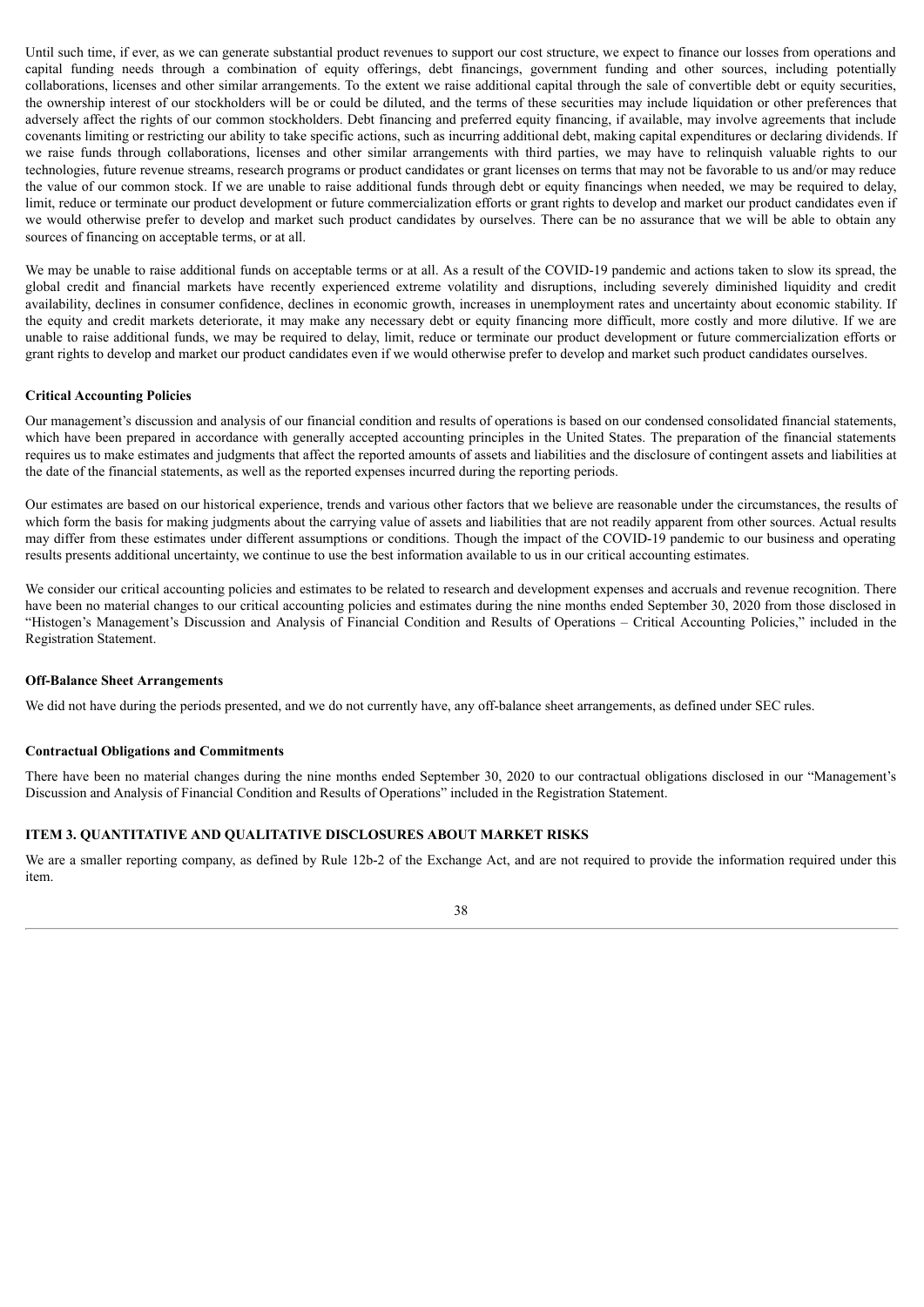Until such time, if ever, as we can generate substantial product revenues to support our cost structure, we expect to finance our losses from operations and capital funding needs through a combination of equity offerings, debt financings, government funding and other sources, including potentially collaborations, licenses and other similar arrangements. To the extent we raise additional capital through the sale of convertible debt or equity securities, the ownership interest of our stockholders will be or could be diluted, and the terms of these securities may include liquidation or other preferences that adversely affect the rights of our common stockholders. Debt financing and preferred equity financing, if available, may involve agreements that include covenants limiting or restricting our ability to take specific actions, such as incurring additional debt, making capital expenditures or declaring dividends. If we raise funds through collaborations, licenses and other similar arrangements with third parties, we may have to relinquish valuable rights to our technologies, future revenue streams, research programs or product candidates or grant licenses on terms that may not be favorable to us and/or may reduce the value of our common stock. If we are unable to raise additional funds through debt or equity financings when needed, we may be required to delay, limit, reduce or terminate our product development or future commercialization efforts or grant rights to develop and market our product candidates even if we would otherwise prefer to develop and market such product candidates by ourselves. There can be no assurance that we will be able to obtain any sources of financing on acceptable terms, or at all.

We may be unable to raise additional funds on acceptable terms or at all. As a result of the COVID-19 pandemic and actions taken to slow its spread, the global credit and financial markets have recently experienced extreme volatility and disruptions, including severely diminished liquidity and credit availability, declines in consumer confidence, declines in economic growth, increases in unemployment rates and uncertainty about economic stability. If the equity and credit markets deteriorate, it may make any necessary debt or equity financing more difficult, more costly and more dilutive. If we are unable to raise additional funds, we may be required to delay, limit, reduce or terminate our product development or future commercialization efforts or grant rights to develop and market our product candidates even if we would otherwise prefer to develop and market such product candidates ourselves.

**Critical Accounting Policies**

Our management's discussion and analysis of our financial condition and results of operations is based on our condensed consolidated financial statements, which have been prepared in accordance with generally accepted accounting principles in the United States. The preparation of the financial statements requires us to make estimates and judgments that affect the reported amounts of assets and liabilities and the disclosure of contingent assets and liabilities at the date of the financial statements, as well as the reported expenses incurred during the reporting periods.

Our estimates are based on our historical experience, trends and various other factors that we believe are reasonable under the circumstances, the results of which form the basis for making judgments about the carrying value of assets and liabilities that are not readily apparent from other sources. Actual results may differ from these estimates under different assumptions or conditions. Though the impact of the COVID-19 pandemic to our business and operating results presents additional uncertainty, we continue to use the best information available to us in our critical accounting estimates.

We consider our critical accounting policies and estimates to be related to research and development expenses and accruals and revenue recognition. There have been no material changes to our critical accounting policies and estimates during the nine months ended September 30, 2020 from those disclosed in "Histogen's Management's Discussion and Analysis of Financial Condition and Results of Operations – Critical Accounting Policies," included in the Registration Statement.

**Off-Balance Sheet Arrangements**

We did not have during the periods presented, and we do not currently have, any off-balance sheet arrangements, as defined under SEC rules.

**Contractual Obligations and Commitments**

There have been no material changes during the nine months ended September 30, 2020 to our contractual obligations disclosed in our "Management's Discussion and Analysis of Financial Condition and Results of Operations" included in the Registration Statement.

## ITEM 3. QUANTITATIVE AND QUALITATIVE DISCLOSURES ABOUT MARKET RISKS

We are a smaller reporting company, as defined by Rule 12b-2 of the Exchange Act, and are not required to provide the information required under this item.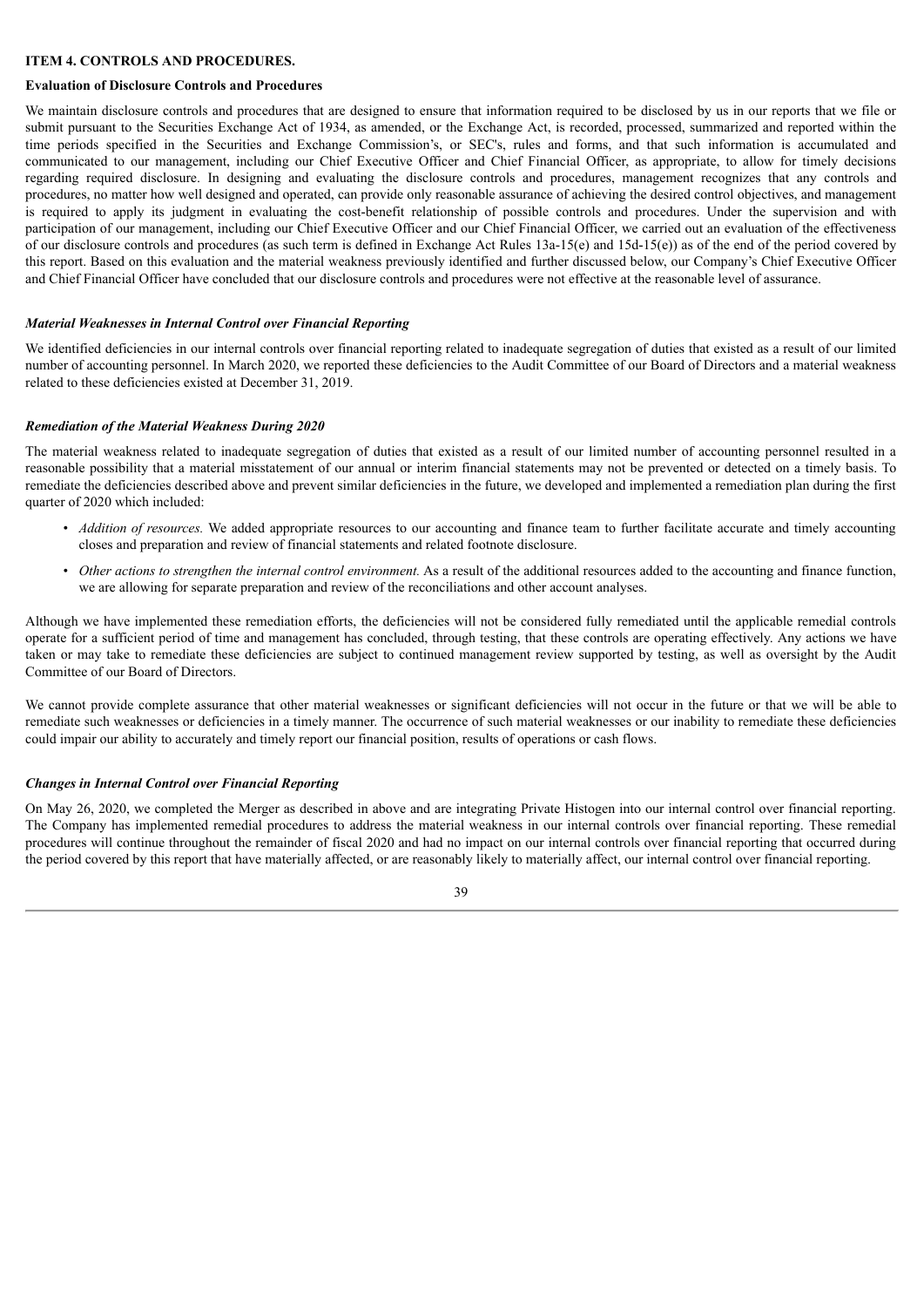## ITEM 4. CONTROLS AND PROCEDURES.

### Evaluation of Disclosure Controls and Procedures

We maintain disclosure controls and procedures that are designed to ensure that information required to be disclosed by us in our reports that we file or submit pursuant to the Securities Exchange Act of 1934, as amended, or the Exchange Act, is recorded, processed, summarized and reported within the time periods specified in the Securities and Exchange Commission's, or SEC's, rules and forms, and that such information is accumulated and communicated to our management, including our Chief Executive Officer and Chief Financial Officer, as appropriate, to allow for timely decisions regarding required disclosure. In designing and evaluating the disclosure controls and procedures, management recognizes that any controls and procedures, no matter how well designed and operated, can provide only reasonable assurance of achieving the desired control objectives, and management is required to apply its judgment in evaluating the cost-benefit relationship of possible controls and procedures. Under the supervision and with participation of our management, including our Chief Executive Officer and our Chief Financial Officer, we carried out an evaluation of the effectiveness of our disclosure controls and procedures (as such term is defined in Exchange Act Rules 13a-15(e) and 15d-15(e)) as of the end of the period covered by this report. Based on this evaluation and the material weakness previously identified and further discussed below, our Company's Chief Executive Officer and Chief Financial Officer have concluded that our disclosure controls and procedures were not effective at the reasonable level of assurance.

### *Material Weaknesses in Internal Control over Financial Reporting*

We identified deficiencies in our internal controls over financial reporting related to inadequate segregation of duties that existed as a result of our limited number of accounting personnel. In March 2020, we reported these deficiencies to the Audit Committee of our Board of Directors and a material weakness related to these deficiencies existed at December 31, 2019.

### *Remediation of the Material Weakness During 2020*

The material weakness related to inadequate segregation of duties that existed as a result of our limited number of accounting personnel resulted in a reasonable possibility that a material misstatement of our annual or interim financial statements may not be prevented or detected on a timely basis. To remediate the deficiencies described above and prevent similar deficiencies in the future, we developed and implemented a remediation plan during the first quarter of 2020 which included:

- *Addition of resources.* We added appropriate resources to our accounting and finance team to further facilitate accurate and timely accounting closes and preparation and review of financial statements and related footnote disclosure.
- *Other actions to strengthen the internal control environment.* As a result of the additional resources added to the accounting and finance function, we are allowing for separate preparation and review of the reconciliations and other account analyses.

Although we have implemented these remediation efforts, the deficiencies will not be considered fully remediated until the applicable remedial controls operate for a sufficient period of time and management has concluded, through testing, that these controls are operating effectively. Any actions we have taken or may take to remediate these deficiencies are subject to continued management review supported by testing, as well as oversight by the Audit Committee of our Board of Directors.

We cannot provide complete assurance that other material weaknesses or significant deficiencies will not occur in the future or that we will be able to remediate such weaknesses or deficiencies in a timely manner. The occurrence of such material weaknesses or our inability to remediate these deficiencies could impair our ability to accurately and timely report our financial position, results of operations or cash flows.

### *Changes in Internal Control over Financial Reporting*

On May 26, 2020, we completed the Merger as described in above and are integrating Private Histogen into our internal control over financial reporting. The Company has implemented remedial procedures to address the material weakness in our internal controls over financial reporting. These remedial procedures will continue throughout the remainder of fiscal 2020 and had no impact on our internal controls over financial reporting that occurred during the period covered by this report that have materially affected, or are reasonably likely to materially affect, our internal control over financial reporting.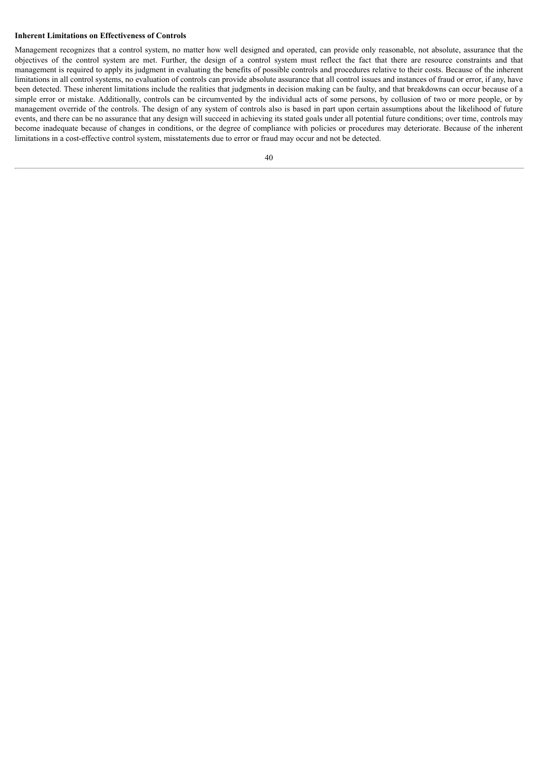**Inherent Limitations on Effectiveness of Controls**

Management recognizes that a control system, no matter how well designed and operated, can provide only reasonable, not absolute, assurance that the objectives of the control system are met. Further, the design of a control system must reflect the fact that there are resource constraints and that management is required to apply its judgment in evaluating the benefits of possible controls and procedures relative to their costs. Because of the inherent limitations in all control systems, no evaluation of controls can provide absolute assurance that all control issues and instances of fraud or error, if any, have been detected. These inherent limitations include the realities that judgments in decision making can be faulty, and that breakdowns can occur because of a simple error or mistake. Additionally, controls can be circumvented by the individual acts of some persons, by collusion of two or more people, or by management override of the controls. The design of any system of controls also is based in part upon certain assumptions about the likelihood of future events, and there can be no assurance that any design will succeed in achieving its stated goals under all potential future conditions; over time, controls may become inadequate because of changes in conditions, or the degree of compliance with policies or procedures may deteriorate. Because of the inherent limitations in a cost-effective control system, misstatements due to error or fraud may occur and not be detected.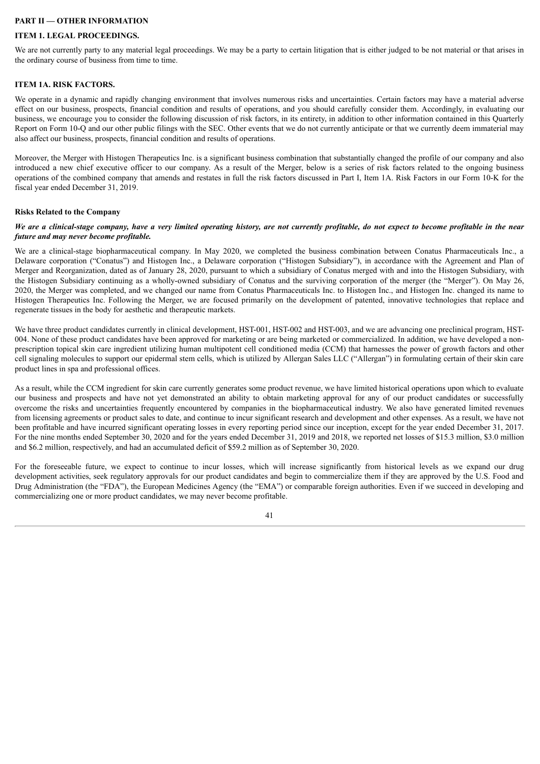## PART II — OTHER INFORMATION

### ITEM 1. LEGAL PROCEEDINGS.

We are not currently party to any material legal proceedings. We may be a party to certain litigation that is either judged to be not material or that arises in the ordinary course of business from time to time.

### ITEM 1A. RISK FACTORS.

We operate in a dynamic and rapidly changing environment that involves numerous risks and uncertainties. Certain factors may have a material adverse effect on our business, prospects, financial condition and results of operations, and you should carefully consider them. Accordingly, in evaluating our business, we encourage you to consider the following discussion of risk factors, in its entirety, in addition to other information contained in this Quarterly Report on Form 10-Q and our other public filings with the SEC. Other events that we do not currently anticipate or that we currently deem immaterial may also affect our business, prospects, financial condition and results of operations.

Moreover, the Merger with Histogen Therapeutics Inc. is a significant business combination that substantially changed the profile of our company and also introduced a new chief executive officer to our company. As a result of the Merger, below is a series of risk factors related to the ongoing business operations of the combined company that amends and restates in full the risk factors discussed in Part I, Item 1A. Risk Factors in our Form 10-K for the fiscal year ended December 31, 2019.

#### Risks Related to the Company

***We are a clinical-stage company, have a very limited operating history, are not currently profitable, do not expect to become profitable in the near future and may never become profitable.***

We are a clinical-stage biopharmaceutical company. In May 2020, we completed the business combination between Conatus Pharmaceuticals Inc., a Delaware corporation ("Conatus") and Histogen Inc., a Delaware corporation ("Histogen Subsidiary"), in accordance with the Agreement and Plan of Merger and Reorganization, dated as of January 28, 2020, pursuant to which a subsidiary of Conatus merged with and into the Histogen Subsidiary, with the Histogen Subsidiary continuing as a wholly-owned subsidiary of Conatus and the surviving corporation of the merger (the "Merger"). On May 26, 2020, the Merger was completed, and we changed our name from Conatus Pharmaceuticals Inc. to Histogen Inc., and Histogen Inc. changed its name to Histogen Therapeutics Inc. Following the Merger, we are focused primarily on the development of patented, innovative technologies that replace and regenerate tissues in the body for aesthetic and therapeutic markets.

We have three product candidates currently in clinical development, HST-001, HST-002 and HST-003, and we are advancing one preclinical program, HST-004. None of these product candidates have been approved for marketing or are being marketed or commercialized. In addition, we have developed a non-prescription topical skin care ingredient utilizing human multipotent cell conditioned media (CCM) that harnesses the power of growth factors and other cell signaling molecules to support our epidermal stem cells, which is utilized by Allergan Sales LLC ("Allergan") in formulating certain of their skin care product lines in spa and professional offices.

As a result, while the CCM ingredient for skin care currently generates some product revenue, we have limited historical operations upon which to evaluate our business and prospects and have not yet demonstrated an ability to obtain marketing approval for any of our product candidates or successfully overcome the risks and uncertainties frequently encountered by companies in the biopharmaceutical industry. We also have generated limited revenues from licensing agreements or product sales to date, and continue to incur significant research and development and other expenses. As a result, we have not been profitable and have incurred significant operating losses in every reporting period since our inception, except for the year ended December 31, 2017. For the nine months ended September 30, 2020 and for the years ended December 31, 2019 and 2018, we reported net losses of $15.3 million, $3.0 million and $6.2 million, respectively, and had an accumulated deficit of $59.2 million as of September 30, 2020.

For the foreseeable future, we expect to continue to incur losses, which will increase significantly from historical levels as we expand our drug development activities, seek regulatory approvals for our product candidates and begin to commercialize them if they are approved by the U.S. Food and Drug Administration (the "FDA"), the European Medicines Agency (the "EMA") or comparable foreign authorities. Even if we succeed in developing and commercializing one or more product candidates, we may never become profitable.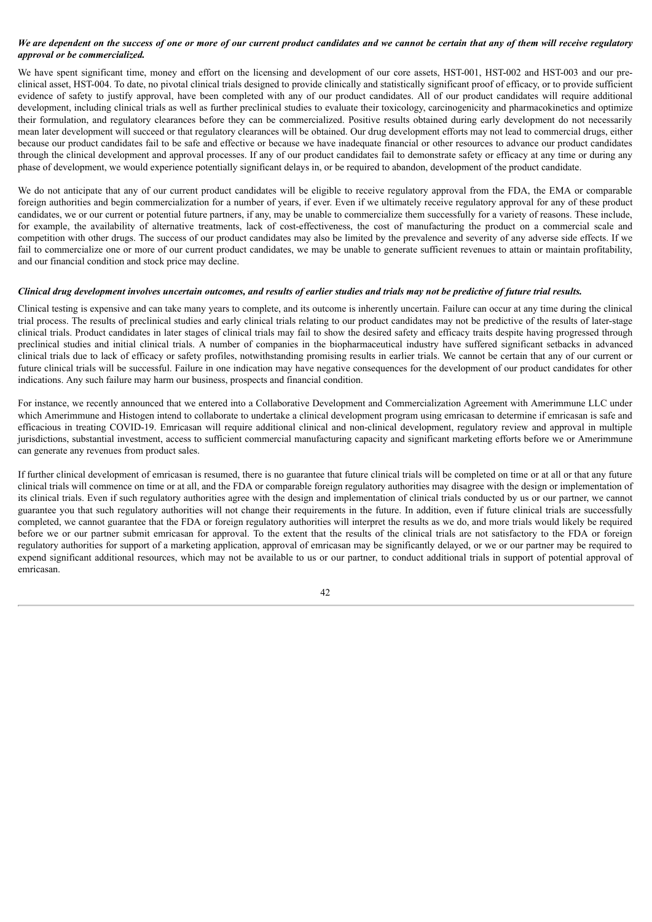***We are dependent on the success of one or more of our current product candidates and we cannot be certain that any of them will receive regulatory approval or be commercialized.***

We have spent significant time, money and effort on the licensing and development of our core assets, HST-001, HST-002 and HST-003 and our pre-clinical asset, HST-004. To date, no pivotal clinical trials designed to provide clinically and statistically significant proof of efficacy, or to provide sufficient evidence of safety to justify approval, have been completed with any of our product candidates. All of our product candidates will require additional development, including clinical trials as well as further preclinical studies to evaluate their toxicology, carcinogenicity and pharmacokinetics and optimize their formulation, and regulatory clearances before they can be commercialized. Positive results obtained during early development do not necessarily mean later development will succeed or that regulatory clearances will be obtained. Our drug development efforts may not lead to commercial drugs, either because our product candidates fail to be safe and effective or because we have inadequate financial or other resources to advance our product candidates through the clinical development and approval processes. If any of our product candidates fail to demonstrate safety or efficacy at any time or during any phase of development, we would experience potentially significant delays in, or be required to abandon, development of the product candidate.

We do not anticipate that any of our current product candidates will be eligible to receive regulatory approval from the FDA, the EMA or comparable foreign authorities and begin commercialization for a number of years, if ever. Even if we ultimately receive regulatory approval for any of these product candidates, we or our current or potential future partners, if any, may be unable to commercialize them successfully for a variety of reasons. These include, for example, the availability of alternative treatments, lack of cost-effectiveness, the cost of manufacturing the product on a commercial scale and competition with other drugs. The success of our product candidates may also be limited by the prevalence and severity of any adverse side effects. If we fail to commercialize one or more of our current product candidates, we may be unable to generate sufficient revenues to attain or maintain profitability, and our financial condition and stock price may decline.

***Clinical drug development involves uncertain outcomes, and results of earlier studies and trials may not be predictive of future trial results.***

Clinical testing is expensive and can take many years to complete, and its outcome is inherently uncertain. Failure can occur at any time during the clinical trial process. The results of preclinical studies and early clinical trials relating to our product candidates may not be predictive of the results of later-stage clinical trials. Product candidates in later stages of clinical trials may fail to show the desired safety and efficacy traits despite having progressed through preclinical studies and initial clinical trials. A number of companies in the biopharmaceutical industry have suffered significant setbacks in advanced clinical trials due to lack of efficacy or safety profiles, notwithstanding promising results in earlier trials. We cannot be certain that any of our current or future clinical trials will be successful. Failure in one indication may have negative consequences for the development of our product candidates for other indications. Any such failure may harm our business, prospects and financial condition.

For instance, we recently announced that we entered into a Collaborative Development and Commercialization Agreement with Amerimmune LLC under which Amerimmune and Histogen intend to collaborate to undertake a clinical development program using emricasan to determine if emricasan is safe and efficacious in treating COVID-19. Emricasan will require additional clinical and non-clinical development, regulatory review and approval in multiple jurisdictions, substantial investment, access to sufficient commercial manufacturing capacity and significant marketing efforts before we or Amerimmune can generate any revenues from product sales.

If further clinical development of emricasan is resumed, there is no guarantee that future clinical trials will be completed on time or at all or that any future clinical trials will commence on time or at all, and the FDA or comparable foreign regulatory authorities may disagree with the design or implementation of its clinical trials. Even if such regulatory authorities agree with the design and implementation of clinical trials conducted by us or our partner, we cannot guarantee you that such regulatory authorities will not change their requirements in the future. In addition, even if future clinical trials are successfully completed, we cannot guarantee that the FDA or foreign regulatory authorities will interpret the results as we do, and more trials would likely be required before we or our partner submit emricasan for approval. To the extent that the results of the clinical trials are not satisfactory to the FDA or foreign regulatory authorities for support of a marketing application, approval of emricasan may be significantly delayed, or we or our partner may be required to expend significant additional resources, which may not be available to us or our partner, to conduct additional trials in support of potential approval of emricasan.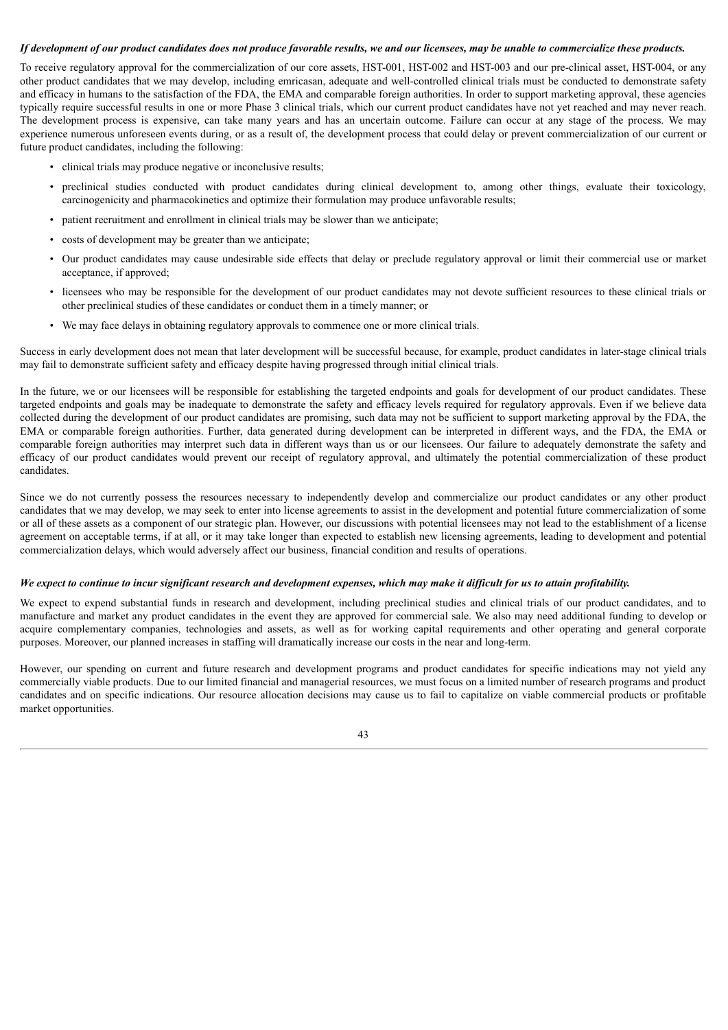***If development of our product candidates does not produce favorable results, we and our licensees, may be unable to commercialize these products.***

To receive regulatory approval for the commercialization of our core assets, HST-001, HST-002 and HST-003 and our pre-clinical asset, HST-004, or any other product candidates that we may develop, including emricasan, adequate and well-controlled clinical trials must be conducted to demonstrate safety and efficacy in humans to the satisfaction of the FDA, the EMA and comparable foreign authorities. In order to support marketing approval, these agencies typically require successful results in one or more Phase 3 clinical trials, which our current product candidates have not yet reached and may never reach. The development process is expensive, can take many years and has an uncertain outcome. Failure can occur at any stage of the process. We may experience numerous unforeseen events during, or as a result of, the development process that could delay or prevent commercialization of our current or future product candidates, including the following:

- clinical trials may produce negative or inconclusive results;
- preclinical studies conducted with product candidates during clinical development to, among other things, evaluate their toxicology, carcinogenicity and pharmacokinetics and optimize their formulation may produce unfavorable results;
- patient recruitment and enrollment in clinical trials may be slower than we anticipate;
- costs of development may be greater than we anticipate;
- Our product candidates may cause undesirable side effects that delay or preclude regulatory approval or limit their commercial use or market acceptance, if approved;
- licensees who may be responsible for the development of our product candidates may not devote sufficient resources to these clinical trials or other preclinical studies of these candidates or conduct them in a timely manner; or
- We may face delays in obtaining regulatory approvals to commence one or more clinical trials.

Success in early development does not mean that later development will be successful because, for example, product candidates in later-stage clinical trials may fail to demonstrate sufficient safety and efficacy despite having progressed through initial clinical trials.

In the future, we or our licensees will be responsible for establishing the targeted endpoints and goals for development of our product candidates. These targeted endpoints and goals may be inadequate to demonstrate the safety and efficacy levels required for regulatory approvals. Even if we believe data collected during the development of our product candidates are promising, such data may not be sufficient to support marketing approval by the FDA, the EMA or comparable foreign authorities. Further, data generated during development can be interpreted in different ways, and the FDA, the EMA or comparable foreign authorities may interpret such data in different ways than us or our licensees. Our failure to adequately demonstrate the safety and efficacy of our product candidates would prevent our receipt of regulatory approval, and ultimately the potential commercialization of these product candidates.

Since we do not currently possess the resources necessary to independently develop and commercialize our product candidates or any other product candidates that we may develop, we may seek to enter into license agreements to assist in the development and potential future commercialization of some or all of these assets as a component of our strategic plan. However, our discussions with potential licensees may not lead to the establishment of a license agreement on acceptable terms, if at all, or it may take longer than expected to establish new licensing agreements, leading to development and potential commercialization delays, which would adversely affect our business, financial condition and results of operations.

***We expect to continue to incur significant research and development expenses, which may make it difficult for us to attain profitability.***

We expect to expend substantial funds in research and development, including preclinical studies and clinical trials of our product candidates, and to manufacture and market any product candidates in the event they are approved for commercial sale. We also may need additional funding to develop or acquire complementary companies, technologies and assets, as well as for working capital requirements and other operating and general corporate purposes. Moreover, our planned increases in staffing will dramatically increase our costs in the near and long-term.

However, our spending on current and future research and development programs and product candidates for specific indications may not yield any commercially viable products. Due to our limited financial and managerial resources, we must focus on a limited number of research programs and product candidates and on specific indications. Our resource allocation decisions may cause us to fail to capitalize on viable commercial products or profitable market opportunities.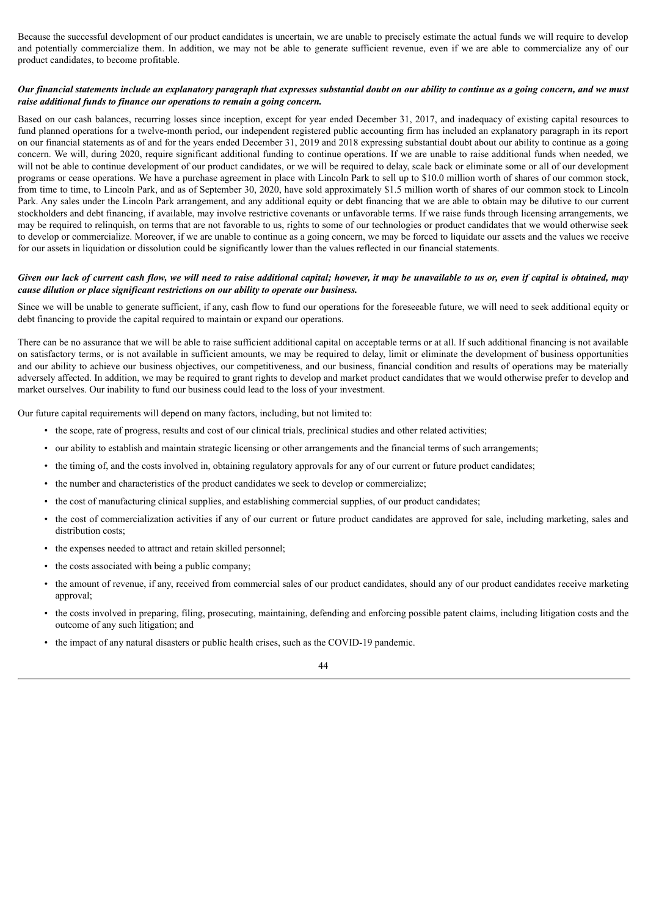Because the successful development of our product candidates is uncertain, we are unable to precisely estimate the actual funds we will require to develop and potentially commercialize them. In addition, we may not be able to generate sufficient revenue, even if we are able to commercialize any of our product candidates, to become profitable.

***Our financial statements include an explanatory paragraph that expresses substantial doubt on our ability to continue as a going concern, and we must raise additional funds to finance our operations to remain a going concern.***

Based on our cash balances, recurring losses since inception, except for year ended December 31, 2017, and inadequacy of existing capital resources to fund planned operations for a twelve-month period, our independent registered public accounting firm has included an explanatory paragraph in its report on our financial statements as of and for the years ended December 31, 2019 and 2018 expressing substantial doubt about our ability to continue as a going concern. We will, during 2020, require significant additional funding to continue operations. If we are unable to raise additional funds when needed, we will not be able to continue development of our product candidates, or we will be required to delay, scale back or eliminate some or all of our development programs or cease operations. We have a purchase agreement in place with Lincoln Park to sell up to $10.0 million worth of shares of our common stock, from time to time, to Lincoln Park, and as of September 30, 2020, have sold approximately $1.5 million worth of shares of our common stock to Lincoln Park. Any sales under the Lincoln Park arrangement, and any additional equity or debt financing that we are able to obtain may be dilutive to our current stockholders and debt financing, if available, may involve restrictive covenants or unfavorable terms. If we raise funds through licensing arrangements, we may be required to relinquish, on terms that are not favorable to us, rights to some of our technologies or product candidates that we would otherwise seek to develop or commercialize. Moreover, if we are unable to continue as a going concern, we may be forced to liquidate our assets and the values we receive for our assets in liquidation or dissolution could be significantly lower than the values reflected in our financial statements.

***Given our lack of current cash flow, we will need to raise additional capital; however, it may be unavailable to us or, even if capital is obtained, may cause dilution or place significant restrictions on our ability to operate our business.***

Since we will be unable to generate sufficient, if any, cash flow to fund our operations for the foreseeable future, we will need to seek additional equity or debt financing to provide the capital required to maintain or expand our operations.

There can be no assurance that we will be able to raise sufficient additional capital on acceptable terms or at all. If such additional financing is not available on satisfactory terms, or is not available in sufficient amounts, we may be required to delay, limit or eliminate the development of business opportunities and our ability to achieve our business objectives, our competitiveness, and our business, financial condition and results of operations may be materially adversely affected. In addition, we may be required to grant rights to develop and market product candidates that we would otherwise prefer to develop and market ourselves. Our inability to fund our business could lead to the loss of your investment.

Our future capital requirements will depend on many factors, including, but not limited to:

- the scope, rate of progress, results and cost of our clinical trials, preclinical studies and other related activities;
- our ability to establish and maintain strategic licensing or other arrangements and the financial terms of such arrangements;
- the timing of, and the costs involved in, obtaining regulatory approvals for any of our current or future product candidates;
- the number and characteristics of the product candidates we seek to develop or commercialize;
- the cost of manufacturing clinical supplies, and establishing commercial supplies, of our product candidates;
- the cost of commercialization activities if any of our current or future product candidates are approved for sale, including marketing, sales and distribution costs;
- the expenses needed to attract and retain skilled personnel;
- the costs associated with being a public company;
- the amount of revenue, if any, received from commercial sales of our product candidates, should any of our product candidates receive marketing approval;
- the costs involved in preparing, filing, prosecuting, maintaining, defending and enforcing possible patent claims, including litigation costs and the outcome of any such litigation; and
- the impact of any natural disasters or public health crises, such as the COVID-19 pandemic.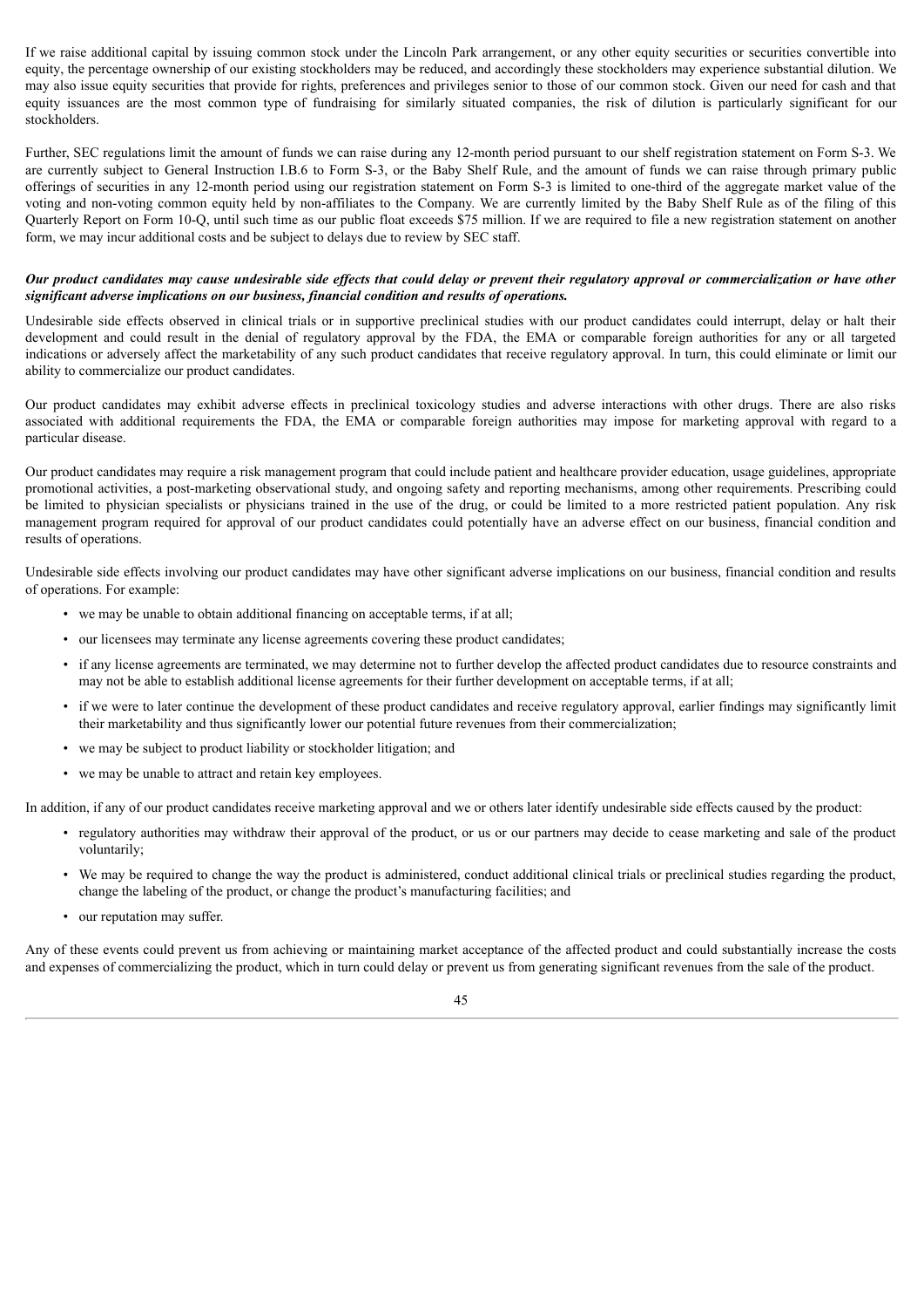If we raise additional capital by issuing common stock under the Lincoln Park arrangement, or any other equity securities or securities convertible into equity, the percentage ownership of our existing stockholders may be reduced, and accordingly these stockholders may experience substantial dilution. We may also issue equity securities that provide for rights, preferences and privileges senior to those of our common stock. Given our need for cash and that equity issuances are the most common type of fundraising for similarly situated companies, the risk of dilution is particularly significant for our stockholders.

Further, SEC regulations limit the amount of funds we can raise during any 12-month period pursuant to our shelf registration statement on Form S-3. We are currently subject to General Instruction I.B.6 to Form S-3, or the Baby Shelf Rule, and the amount of funds we can raise through primary public offerings of securities in any 12-month period using our registration statement on Form S-3 is limited to one-third of the aggregate market value of the voting and non-voting common equity held by non-affiliates to the Company. We are currently limited by the Baby Shelf Rule as of the filing of this Quarterly Report on Form 10-Q, until such time as our public float exceeds $75 million. If we are required to file a new registration statement on another form, we may incur additional costs and be subject to delays due to review by SEC staff.

***Our product candidates may cause undesirable side effects that could delay or prevent their regulatory approval or commercialization or have other significant adverse implications on our business, financial condition and results of operations.***

Undesirable side effects observed in clinical trials or in supportive preclinical studies with our product candidates could interrupt, delay or halt their development and could result in the denial of regulatory approval by the FDA, the EMA or comparable foreign authorities for any or all targeted indications or adversely affect the marketability of any such product candidates that receive regulatory approval. In turn, this could eliminate or limit our ability to commercialize our product candidates.

Our product candidates may exhibit adverse effects in preclinical toxicology studies and adverse interactions with other drugs. There are also risks associated with additional requirements the FDA, the EMA or comparable foreign authorities may impose for marketing approval with regard to a particular disease.

Our product candidates may require a risk management program that could include patient and healthcare provider education, usage guidelines, appropriate promotional activities, a post-marketing observational study, and ongoing safety and reporting mechanisms, among other requirements. Prescribing could be limited to physician specialists or physicians trained in the use of the drug, or could be limited to a more restricted patient population. Any risk management program required for approval of our product candidates could potentially have an adverse effect on our business, financial condition and results of operations.

Undesirable side effects involving our product candidates may have other significant adverse implications on our business, financial condition and results of operations. For example:

- we may be unable to obtain additional financing on acceptable terms, if at all;
- our licensees may terminate any license agreements covering these product candidates;
- if any license agreements are terminated, we may determine not to further develop the affected product candidates due to resource constraints and may not be able to establish additional license agreements for their further development on acceptable terms, if at all;
- if we were to later continue the development of these product candidates and receive regulatory approval, earlier findings may significantly limit their marketability and thus significantly lower our potential future revenues from their commercialization;
- we may be subject to product liability or stockholder litigation; and
- we may be unable to attract and retain key employees.

In addition, if any of our product candidates receive marketing approval and we or others later identify undesirable side effects caused by the product:

- regulatory authorities may withdraw their approval of the product, or us or our partners may decide to cease marketing and sale of the product voluntarily;
- We may be required to change the way the product is administered, conduct additional clinical trials or preclinical studies regarding the product, change the labeling of the product, or change the product's manufacturing facilities; and
- our reputation may suffer.

Any of these events could prevent us from achieving or maintaining market acceptance of the affected product and could substantially increase the costs and expenses of commercializing the product, which in turn could delay or prevent us from generating significant revenues from the sale of the product.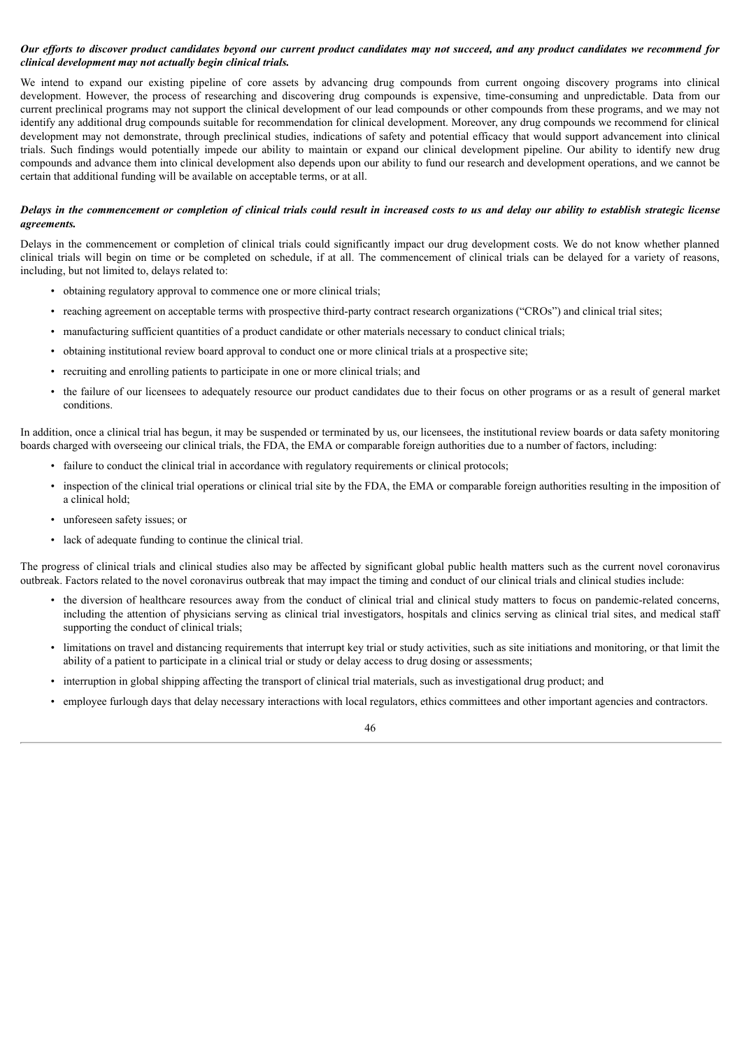***Our efforts to discover product candidates beyond our current product candidates may not succeed, and any product candidates we recommend for clinical development may not actually begin clinical trials.***

We intend to expand our existing pipeline of core assets by advancing drug compounds from current ongoing discovery programs into clinical development. However, the process of researching and discovering drug compounds is expensive, time-consuming and unpredictable. Data from our current preclinical programs may not support the clinical development of our lead compounds or other compounds from these programs, and we may not identify any additional drug compounds suitable for recommendation for clinical development. Moreover, any drug compounds we recommend for clinical development may not demonstrate, through preclinical studies, indications of safety and potential efficacy that would support advancement into clinical trials. Such findings would potentially impede our ability to maintain or expand our clinical development pipeline. Our ability to identify new drug compounds and advance them into clinical development also depends upon our ability to fund our research and development operations, and we cannot be certain that additional funding will be available on acceptable terms, or at all.

***Delays in the commencement or completion of clinical trials could result in increased costs to us and delay our ability to establish strategic license agreements.***

Delays in the commencement or completion of clinical trials could significantly impact our drug development costs. We do not know whether planned clinical trials will begin on time or be completed on schedule, if at all. The commencement of clinical trials can be delayed for a variety of reasons, including, but not limited to, delays related to:

- obtaining regulatory approval to commence one or more clinical trials;
- reaching agreement on acceptable terms with prospective third-party contract research organizations ("CROs") and clinical trial sites;
- manufacturing sufficient quantities of a product candidate or other materials necessary to conduct clinical trials;
- obtaining institutional review board approval to conduct one or more clinical trials at a prospective site;
- recruiting and enrolling patients to participate in one or more clinical trials; and
- the failure of our licensees to adequately resource our product candidates due to their focus on other programs or as a result of general market conditions.

In addition, once a clinical trial has begun, it may be suspended or terminated by us, our licensees, the institutional review boards or data safety monitoring boards charged with overseeing our clinical trials, the FDA, the EMA or comparable foreign authorities due to a number of factors, including:

- failure to conduct the clinical trial in accordance with regulatory requirements or clinical protocols;
- inspection of the clinical trial operations or clinical trial site by the FDA, the EMA or comparable foreign authorities resulting in the imposition of a clinical hold;
- unforeseen safety issues; or
- lack of adequate funding to continue the clinical trial.

The progress of clinical trials and clinical studies also may be affected by significant global public health matters such as the current novel coronavirus outbreak. Factors related to the novel coronavirus outbreak that may impact the timing and conduct of our clinical trials and clinical studies include:

- the diversion of healthcare resources away from the conduct of clinical trial and clinical study matters to focus on pandemic-related concerns, including the attention of physicians serving as clinical trial investigators, hospitals and clinics serving as clinical trial sites, and medical staff supporting the conduct of clinical trials;
- limitations on travel and distancing requirements that interrupt key trial or study activities, such as site initiations and monitoring, or that limit the ability of a patient to participate in a clinical trial or study or delay access to drug dosing or assessments;
- interruption in global shipping affecting the transport of clinical trial materials, such as investigational drug product; and
- employee furlough days that delay necessary interactions with local regulators, ethics committees and other important agencies and contractors.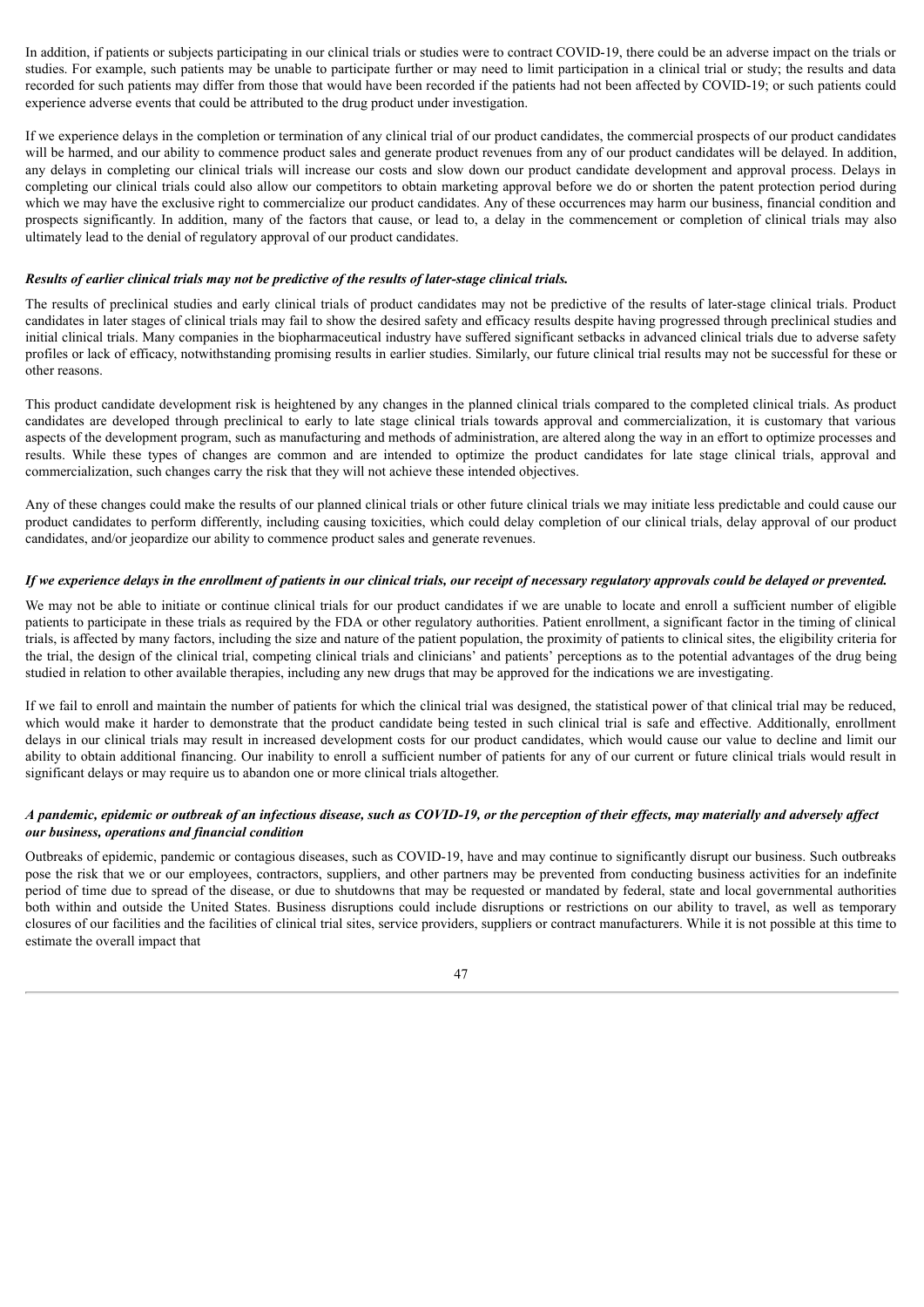In addition, if patients or subjects participating in our clinical trials or studies were to contract COVID-19, there could be an adverse impact on the trials or studies. For example, such patients may be unable to participate further or may need to limit participation in a clinical trial or study; the results and data recorded for such patients may differ from those that would have been recorded if the patients had not been affected by COVID-19; or such patients could experience adverse events that could be attributed to the drug product under investigation.

If we experience delays in the completion or termination of any clinical trial of our product candidates, the commercial prospects of our product candidates will be harmed, and our ability to commence product sales and generate product revenues from any of our product candidates will be delayed. In addition, any delays in completing our clinical trials will increase our costs and slow down our product candidate development and approval process. Delays in completing our clinical trials could also allow our competitors to obtain marketing approval before we do or shorten the patent protection period during which we may have the exclusive right to commercialize our product candidates. Any of these occurrences may harm our business, financial condition and prospects significantly. In addition, many of the factors that cause, or lead to, a delay in the commencement or completion of clinical trials may also ultimately lead to the denial of regulatory approval of our product candidates.

***Results of earlier clinical trials may not be predictive of the results of later-stage clinical trials.***

The results of preclinical studies and early clinical trials of product candidates may not be predictive of the results of later-stage clinical trials. Product candidates in later stages of clinical trials may fail to show the desired safety and efficacy results despite having progressed through preclinical studies and initial clinical trials. Many companies in the biopharmaceutical industry have suffered significant setbacks in advanced clinical trials due to adverse safety profiles or lack of efficacy, notwithstanding promising results in earlier studies. Similarly, our future clinical trial results may not be successful for these or other reasons.

This product candidate development risk is heightened by any changes in the planned clinical trials compared to the completed clinical trials. As product candidates are developed through preclinical to early to late stage clinical trials towards approval and commercialization, it is customary that various aspects of the development program, such as manufacturing and methods of administration, are altered along the way in an effort to optimize processes and results. While these types of changes are common and are intended to optimize the product candidates for late stage clinical trials, approval and commercialization, such changes carry the risk that they will not achieve these intended objectives.

Any of these changes could make the results of our planned clinical trials or other future clinical trials we may initiate less predictable and could cause our product candidates to perform differently, including causing toxicities, which could delay completion of our clinical trials, delay approval of our product candidates, and/or jeopardize our ability to commence product sales and generate revenues.

***If we experience delays in the enrollment of patients in our clinical trials, our receipt of necessary regulatory approvals could be delayed or prevented.***

We may not be able to initiate or continue clinical trials for our product candidates if we are unable to locate and enroll a sufficient number of eligible patients to participate in these trials as required by the FDA or other regulatory authorities. Patient enrollment, a significant factor in the timing of clinical trials, is affected by many factors, including the size and nature of the patient population, the proximity of patients to clinical sites, the eligibility criteria for the trial, the design of the clinical trial, competing clinical trials and clinicians' and patients' perceptions as to the potential advantages of the drug being studied in relation to other available therapies, including any new drugs that may be approved for the indications we are investigating.

If we fail to enroll and maintain the number of patients for which the clinical trial was designed, the statistical power of that clinical trial may be reduced, which would make it harder to demonstrate that the product candidate being tested in such clinical trial is safe and effective. Additionally, enrollment delays in our clinical trials may result in increased development costs for our product candidates, which would cause our value to decline and limit our ability to obtain additional financing. Our inability to enroll a sufficient number of patients for any of our current or future clinical trials would result in significant delays or may require us to abandon one or more clinical trials altogether.

***A pandemic, epidemic or outbreak of an infectious disease, such as COVID-19, or the perception of their effects, may materially and adversely affect our business, operations and financial condition***

Outbreaks of epidemic, pandemic or contagious diseases, such as COVID-19, have and may continue to significantly disrupt our business. Such outbreaks pose the risk that we or our employees, contractors, suppliers, and other partners may be prevented from conducting business activities for an indefinite period of time due to spread of the disease, or due to shutdowns that may be requested or mandated by federal, state and local governmental authorities both within and outside the United States. Business disruptions could include disruptions or restrictions on our ability to travel, as well as temporary closures of our facilities and the facilities of clinical trial sites, service providers, suppliers or contract manufacturers. While it is not possible at this time to estimate the overall impact that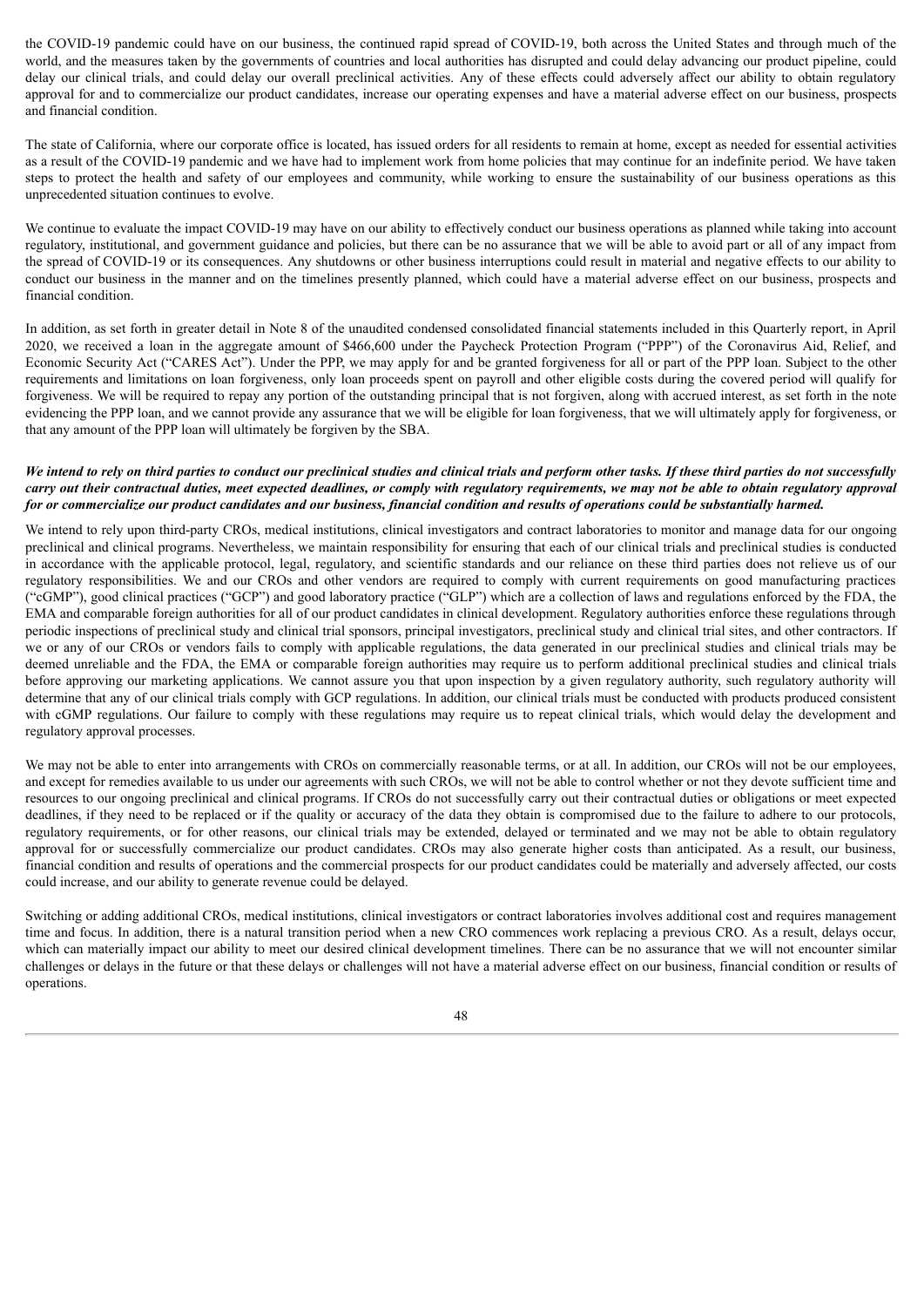the COVID-19 pandemic could have on our business, the continued rapid spread of COVID-19, both across the United States and through much of the world, and the measures taken by the governments of countries and local authorities has disrupted and could delay advancing our product pipeline, could delay our clinical trials, and could delay our overall preclinical activities. Any of these effects could adversely affect our ability to obtain regulatory approval for and to commercialize our product candidates, increase our operating expenses and have a material adverse effect on our business, prospects and financial condition.

The state of California, where our corporate office is located, has issued orders for all residents to remain at home, except as needed for essential activities as a result of the COVID-19 pandemic and we have had to implement work from home policies that may continue for an indefinite period. We have taken steps to protect the health and safety of our employees and community, while working to ensure the sustainability of our business operations as this unprecedented situation continues to evolve.

We continue to evaluate the impact COVID-19 may have on our ability to effectively conduct our business operations as planned while taking into account regulatory, institutional, and government guidance and policies, but there can be no assurance that we will be able to avoid part or all of any impact from the spread of COVID-19 or its consequences. Any shutdowns or other business interruptions could result in material and negative effects to our ability to conduct our business in the manner and on the timelines presently planned, which could have a material adverse effect on our business, prospects and financial condition.

In addition, as set forth in greater detail in Note 8 of the unaudited condensed consolidated financial statements included in this Quarterly report, in April 2020, we received a loan in the aggregate amount of $466,600 under the Paycheck Protection Program ("PPP") of the Coronavirus Aid, Relief, and Economic Security Act ("CARES Act"). Under the PPP, we may apply for and be granted forgiveness for all or part of the PPP loan. Subject to the other requirements and limitations on loan forgiveness, only loan proceeds spent on payroll and other eligible costs during the covered period will qualify for forgiveness. We will be required to repay any portion of the outstanding principal that is not forgiven, along with accrued interest, as set forth in the note evidencing the PPP loan, and we cannot provide any assurance that we will be eligible for loan forgiveness, that we will ultimately apply for forgiveness, or that any amount of the PPP loan will ultimately be forgiven by the SBA.

***We intend to rely on third parties to conduct our preclinical studies and clinical trials and perform other tasks. If these third parties do not successfully carry out their contractual duties, meet expected deadlines, or comply with regulatory requirements, we may not be able to obtain regulatory approval for or commercialize our product candidates and our business, financial condition and results of operations could be substantially harmed.***

We intend to rely upon third-party CROs, medical institutions, clinical investigators and contract laboratories to monitor and manage data for our ongoing preclinical and clinical programs. Nevertheless, we maintain responsibility for ensuring that each of our clinical trials and preclinical studies is conducted in accordance with the applicable protocol, legal, regulatory, and scientific standards and our reliance on these third parties does not relieve us of our regulatory responsibilities. We and our CROs and other vendors are required to comply with current requirements on good manufacturing practices ("cGMP"), good clinical practices ("GCP") and good laboratory practice ("GLP") which are a collection of laws and regulations enforced by the FDA, the EMA and comparable foreign authorities for all of our product candidates in clinical development. Regulatory authorities enforce these regulations through periodic inspections of preclinical study and clinical trial sponsors, principal investigators, preclinical study and clinical trial sites, and other contractors. If we or any of our CROs or vendors fails to comply with applicable regulations, the data generated in our preclinical studies and clinical trials may be deemed unreliable and the FDA, the EMA or comparable foreign authorities may require us to perform additional preclinical studies and clinical trials before approving our marketing applications. We cannot assure you that upon inspection by a given regulatory authority, such regulatory authority will determine that any of our clinical trials comply with GCP regulations. In addition, our clinical trials must be conducted with products produced consistent with cGMP regulations. Our failure to comply with these regulations may require us to repeat clinical trials, which would delay the development and regulatory approval processes.

We may not be able to enter into arrangements with CROs on commercially reasonable terms, or at all. In addition, our CROs will not be our employees, and except for remedies available to us under our agreements with such CROs, we will not be able to control whether or not they devote sufficient time and resources to our ongoing preclinical and clinical programs. If CROs do not successfully carry out their contractual duties or obligations or meet expected deadlines, if they need to be replaced or if the quality or accuracy of the data they obtain is compromised due to the failure to adhere to our protocols, regulatory requirements, or for other reasons, our clinical trials may be extended, delayed or terminated and we may not be able to obtain regulatory approval for or successfully commercialize our product candidates. CROs may also generate higher costs than anticipated. As a result, our business, financial condition and results of operations and the commercial prospects for our product candidates could be materially and adversely affected, our costs could increase, and our ability to generate revenue could be delayed.

Switching or adding additional CROs, medical institutions, clinical investigators or contract laboratories involves additional cost and requires management time and focus. In addition, there is a natural transition period when a new CRO commences work replacing a previous CRO. As a result, delays occur, which can materially impact our ability to meet our desired clinical development timelines. There can be no assurance that we will not encounter similar challenges or delays in the future or that these delays or challenges will not have a material adverse effect on our business, financial condition or results of operations.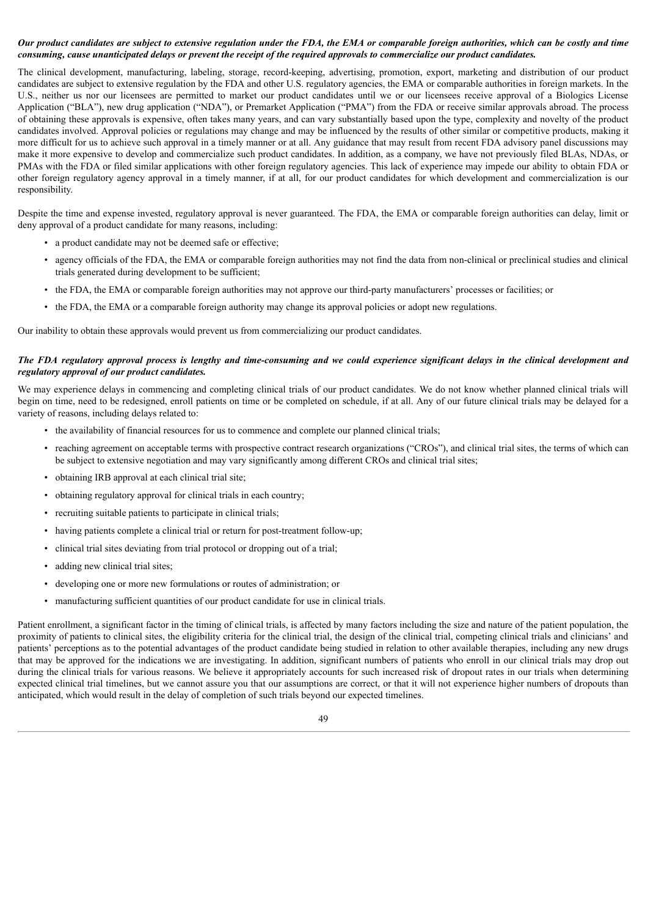***Our product candidates are subject to extensive regulation under the FDA, the EMA or comparable foreign authorities, which can be costly and time consuming, cause unanticipated delays or prevent the receipt of the required approvals to commercialize our product candidates.***

The clinical development, manufacturing, labeling, storage, record-keeping, advertising, promotion, export, marketing and distribution of our product candidates are subject to extensive regulation by the FDA and other U.S. regulatory agencies, the EMA or comparable authorities in foreign markets. In the U.S., neither us nor our licensees are permitted to market our product candidates until we or our licensees receive approval of a Biologics License Application ("BLA"), new drug application ("NDA"), or Premarket Application ("PMA") from the FDA or receive similar approvals abroad. The process of obtaining these approvals is expensive, often takes many years, and can vary substantially based upon the type, complexity and novelty of the product candidates involved. Approval policies or regulations may change and may be influenced by the results of other similar or competitive products, making it more difficult for us to achieve such approval in a timely manner or at all. Any guidance that may result from recent FDA advisory panel discussions may make it more expensive to develop and commercialize such product candidates. In addition, as a company, we have not previously filed BLAs, NDAs, or PMAs with the FDA or filed similar applications with other foreign regulatory agencies. This lack of experience may impede our ability to obtain FDA or other foreign regulatory agency approval in a timely manner, if at all, for our product candidates for which development and commercialization is our responsibility.

Despite the time and expense invested, regulatory approval is never guaranteed. The FDA, the EMA or comparable foreign authorities can delay, limit or deny approval of a product candidate for many reasons, including:

- a product candidate may not be deemed safe or effective;
- agency officials of the FDA, the EMA or comparable foreign authorities may not find the data from non-clinical or preclinical studies and clinical trials generated during development to be sufficient;
- the FDA, the EMA or comparable foreign authorities may not approve our third-party manufacturers' processes or facilities; or
- the FDA, the EMA or a comparable foreign authority may change its approval policies or adopt new regulations.

Our inability to obtain these approvals would prevent us from commercializing our product candidates.

***The FDA regulatory approval process is lengthy and time-consuming and we could experience significant delays in the clinical development and regulatory approval of our product candidates.***

We may experience delays in commencing and completing clinical trials of our product candidates. We do not know whether planned clinical trials will begin on time, need to be redesigned, enroll patients on time or be completed on schedule, if at all. Any of our future clinical trials may be delayed for a variety of reasons, including delays related to:

- the availability of financial resources for us to commence and complete our planned clinical trials;
- reaching agreement on acceptable terms with prospective contract research organizations ("CROs"), and clinical trial sites, the terms of which can be subject to extensive negotiation and may vary significantly among different CROs and clinical trial sites;
- obtaining IRB approval at each clinical trial site;
- obtaining regulatory approval for clinical trials in each country;
- recruiting suitable patients to participate in clinical trials;
- having patients complete a clinical trial or return for post-treatment follow-up;
- clinical trial sites deviating from trial protocol or dropping out of a trial;
- adding new clinical trial sites;
- developing one or more new formulations or routes of administration; or
- manufacturing sufficient quantities of our product candidate for use in clinical trials.

Patient enrollment, a significant factor in the timing of clinical trials, is affected by many factors including the size and nature of the patient population, the proximity of patients to clinical sites, the eligibility criteria for the clinical trial, the design of the clinical trial, competing clinical trials and clinicians' and patients' perceptions as to the potential advantages of the product candidate being studied in relation to other available therapies, including any new drugs that may be approved for the indications we are investigating. In addition, significant numbers of patients who enroll in our clinical trials may drop out during the clinical trials for various reasons. We believe it appropriately accounts for such increased risk of dropout rates in our trials when determining expected clinical trial timelines, but we cannot assure you that our assumptions are correct, or that it will not experience higher numbers of dropouts than anticipated, which would result in the delay of completion of such trials beyond our expected timelines.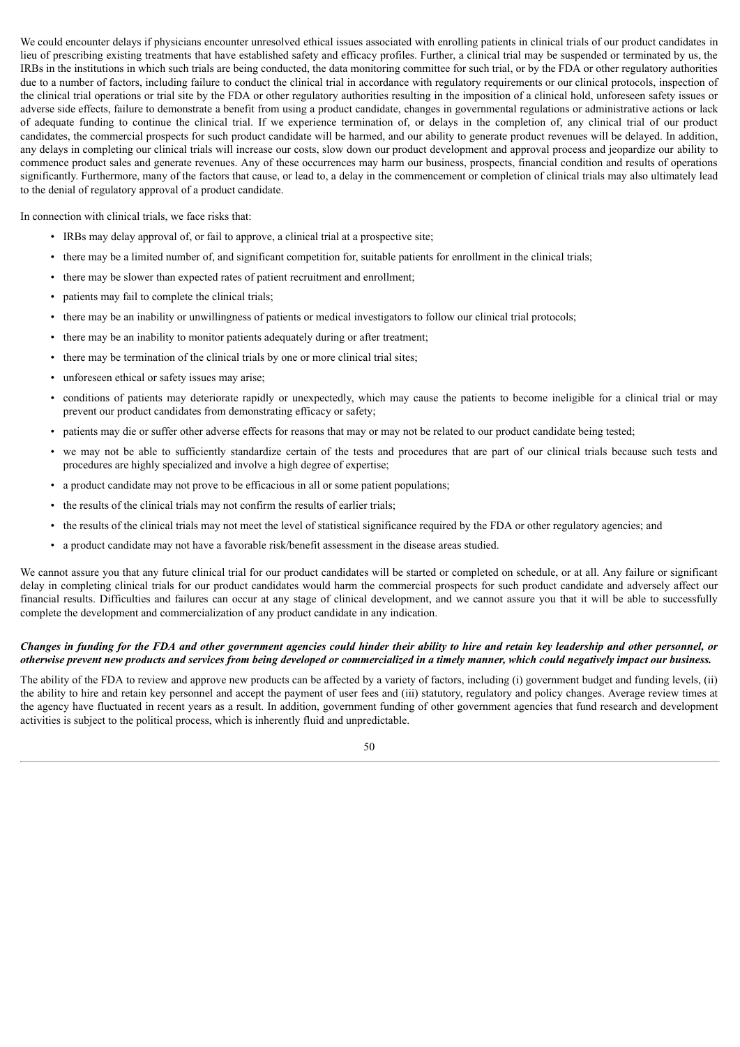We could encounter delays if physicians encounter unresolved ethical issues associated with enrolling patients in clinical trials of our product candidates in lieu of prescribing existing treatments that have established safety and efficacy profiles. Further, a clinical trial may be suspended or terminated by us, the IRBs in the institutions in which such trials are being conducted, the data monitoring committee for such trial, or by the FDA or other regulatory authorities due to a number of factors, including failure to conduct the clinical trial in accordance with regulatory requirements or our clinical protocols, inspection of the clinical trial operations or trial site by the FDA or other regulatory authorities resulting in the imposition of a clinical hold, unforeseen safety issues or adverse side effects, failure to demonstrate a benefit from using a product candidate, changes in governmental regulations or administrative actions or lack of adequate funding to continue the clinical trial. If we experience termination of, or delays in the completion of, any clinical trial of our product candidates, the commercial prospects for such product candidate will be harmed, and our ability to generate product revenues will be delayed. In addition, any delays in completing our clinical trials will increase our costs, slow down our product development and approval process and jeopardize our ability to commence product sales and generate revenues. Any of these occurrences may harm our business, prospects, financial condition and results of operations significantly. Furthermore, many of the factors that cause, or lead to, a delay in the commencement or completion of clinical trials may also ultimately lead to the denial of regulatory approval of a product candidate.

In connection with clinical trials, we face risks that:

- IRBs may delay approval of, or fail to approve, a clinical trial at a prospective site;
- there may be a limited number of, and significant competition for, suitable patients for enrollment in the clinical trials;
- there may be slower than expected rates of patient recruitment and enrollment;
- patients may fail to complete the clinical trials;
- there may be an inability or unwillingness of patients or medical investigators to follow our clinical trial protocols;
- there may be an inability to monitor patients adequately during or after treatment;
- there may be termination of the clinical trials by one or more clinical trial sites;
- unforeseen ethical or safety issues may arise;
- conditions of patients may deteriorate rapidly or unexpectedly, which may cause the patients to become ineligible for a clinical trial or may prevent our product candidates from demonstrating efficacy or safety;
- patients may die or suffer other adverse effects for reasons that may or may not be related to our product candidate being tested;
- we may not be able to sufficiently standardize certain of the tests and procedures that are part of our clinical trials because such tests and procedures are highly specialized and involve a high degree of expertise;
- a product candidate may not prove to be efficacious in all or some patient populations;
- the results of the clinical trials may not confirm the results of earlier trials;
- the results of the clinical trials may not meet the level of statistical significance required by the FDA or other regulatory agencies; and
- a product candidate may not have a favorable risk/benefit assessment in the disease areas studied.

We cannot assure you that any future clinical trial for our product candidates will be started or completed on schedule, or at all. Any failure or significant delay in completing clinical trials for our product candidates would harm the commercial prospects for such product candidate and adversely affect our financial results. Difficulties and failures can occur at any stage of clinical development, and we cannot assure you that it will be able to successfully complete the development and commercialization of any product candidate in any indication.

***Changes in funding for the FDA and other government agencies could hinder their ability to hire and retain key leadership and other personnel, or otherwise prevent new products and services from being developed or commercialized in a timely manner, which could negatively impact our business.***

The ability of the FDA to review and approve new products can be affected by a variety of factors, including (i) government budget and funding levels, (ii) the ability to hire and retain key personnel and accept the payment of user fees and (iii) statutory, regulatory and policy changes. Average review times at the agency have fluctuated in recent years as a result. In addition, government funding of other government agencies that fund research and development activities is subject to the political process, which is inherently fluid and unpredictable.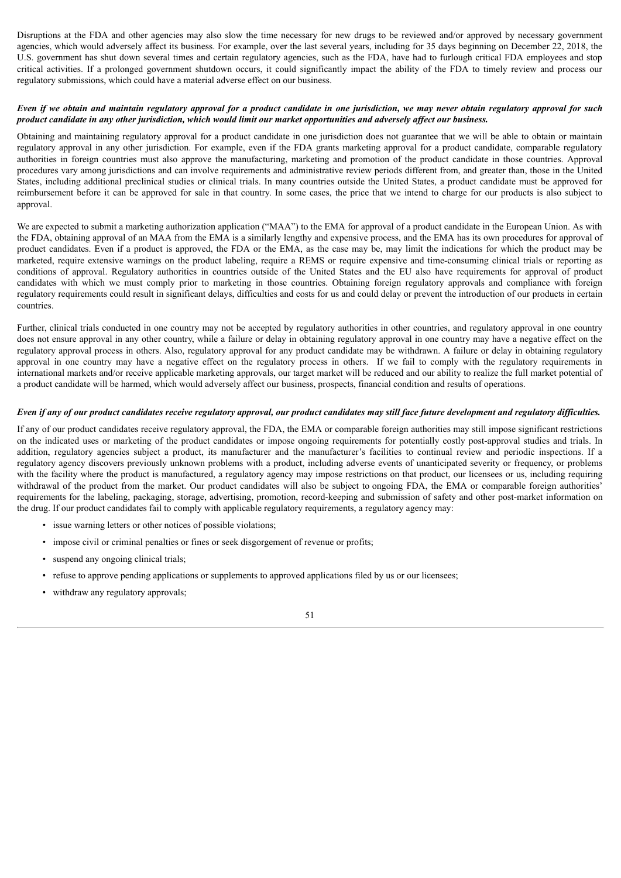Disruptions at the FDA and other agencies may also slow the time necessary for new drugs to be reviewed and/or approved by necessary government agencies, which would adversely affect its business. For example, over the last several years, including for 35 days beginning on December 22, 2018, the U.S. government has shut down several times and certain regulatory agencies, such as the FDA, have had to furlough critical FDA employees and stop critical activities. If a prolonged government shutdown occurs, it could significantly impact the ability of the FDA to timely review and process our regulatory submissions, which could have a material adverse effect on our business.

***Even if we obtain and maintain regulatory approval for a product candidate in one jurisdiction, we may never obtain regulatory approval for such product candidate in any other jurisdiction, which would limit our market opportunities and adversely affect our business.***

Obtaining and maintaining regulatory approval for a product candidate in one jurisdiction does not guarantee that we will be able to obtain or maintain regulatory approval in any other jurisdiction. For example, even if the FDA grants marketing approval for a product candidate, comparable regulatory authorities in foreign countries must also approve the manufacturing, marketing and promotion of the product candidate in those countries. Approval procedures vary among jurisdictions and can involve requirements and administrative review periods different from, and greater than, those in the United States, including additional preclinical studies or clinical trials. In many countries outside the United States, a product candidate must be approved for reimbursement before it can be approved for sale in that country. In some cases, the price that we intend to charge for our products is also subject to approval.

We are expected to submit a marketing authorization application ("MAA") to the EMA for approval of a product candidate in the European Union. As with the FDA, obtaining approval of an MAA from the EMA is a similarly lengthy and expensive process, and the EMA has its own procedures for approval of product candidates. Even if a product is approved, the FDA or the EMA, as the case may be, may limit the indications for which the product may be marketed, require extensive warnings on the product labeling, require a REMS or require expensive and time-consuming clinical trials or reporting as conditions of approval. Regulatory authorities in countries outside of the United States and the EU also have requirements for approval of product candidates with which we must comply prior to marketing in those countries. Obtaining foreign regulatory approvals and compliance with foreign regulatory requirements could result in significant delays, difficulties and costs for us and could delay or prevent the introduction of our products in certain countries.

Further, clinical trials conducted in one country may not be accepted by regulatory authorities in other countries, and regulatory approval in one country does not ensure approval in any other country, while a failure or delay in obtaining regulatory approval in one country may have a negative effect on the regulatory approval process in others. Also, regulatory approval for any product candidate may be withdrawn. A failure or delay in obtaining regulatory approval in one country may have a negative effect on the regulatory process in others. If we fail to comply with the regulatory requirements in international markets and/or receive applicable marketing approvals, our target market will be reduced and our ability to realize the full market potential of a product candidate will be harmed, which would adversely affect our business, prospects, financial condition and results of operations.

***Even if any of our product candidates receive regulatory approval, our product candidates may still face future development and regulatory difficulties.***

If any of our product candidates receive regulatory approval, the FDA, the EMA or comparable foreign authorities may still impose significant restrictions on the indicated uses or marketing of the product candidates or impose ongoing requirements for potentially costly post-approval studies and trials. In addition, regulatory agencies subject a product, its manufacturer and the manufacturer's facilities to continual review and periodic inspections. If a regulatory agency discovers previously unknown problems with a product, including adverse events of unanticipated severity or frequency, or problems with the facility where the product is manufactured, a regulatory agency may impose restrictions on that product, our licensees or us, including requiring withdrawal of the product from the market. Our product candidates will also be subject to ongoing FDA, the EMA or comparable foreign authorities' requirements for the labeling, packaging, storage, advertising, promotion, record-keeping and submission of safety and other post-market information on the drug. If our product candidates fail to comply with applicable regulatory requirements, a regulatory agency may:

- issue warning letters or other notices of possible violations;
- impose civil or criminal penalties or fines or seek disgorgement of revenue or profits;
- suspend any ongoing clinical trials;
- refuse to approve pending applications or supplements to approved applications filed by us or our licensees;
- withdraw any regulatory approvals;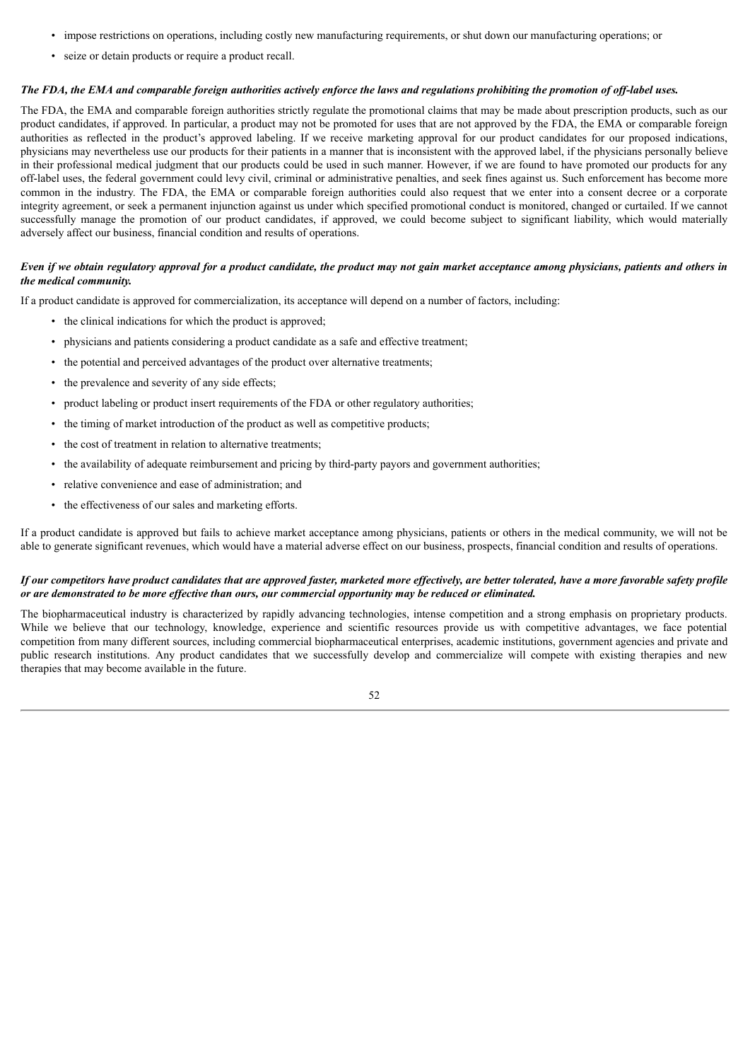- impose restrictions on operations, including costly new manufacturing requirements, or shut down our manufacturing operations; or
- seize or detain products or require a product recall.

***The FDA, the EMA and comparable foreign authorities actively enforce the laws and regulations prohibiting the promotion of off-label uses.***

The FDA, the EMA and comparable foreign authorities strictly regulate the promotional claims that may be made about prescription products, such as our product candidates, if approved. In particular, a product may not be promoted for uses that are not approved by the FDA, the EMA or comparable foreign authorities as reflected in the product's approved labeling. If we receive marketing approval for our product candidates for our proposed indications, physicians may nevertheless use our products for their patients in a manner that is inconsistent with the approved label, if the physicians personally believe in their professional medical judgment that our products could be used in such manner. However, if we are found to have promoted our products for any off-label uses, the federal government could levy civil, criminal or administrative penalties, and seek fines against us. Such enforcement has become more common in the industry. The FDA, the EMA or comparable foreign authorities could also request that we enter into a consent decree or a corporate integrity agreement, or seek a permanent injunction against us under which specified promotional conduct is monitored, changed or curtailed. If we cannot successfully manage the promotion of our product candidates, if approved, we could become subject to significant liability, which would materially adversely affect our business, financial condition and results of operations.

***Even if we obtain regulatory approval for a product candidate, the product may not gain market acceptance among physicians, patients and others in the medical community.***

If a product candidate is approved for commercialization, its acceptance will depend on a number of factors, including:

- the clinical indications for which the product is approved;
- physicians and patients considering a product candidate as a safe and effective treatment;
- the potential and perceived advantages of the product over alternative treatments;
- the prevalence and severity of any side effects;
- product labeling or product insert requirements of the FDA or other regulatory authorities;
- the timing of market introduction of the product as well as competitive products;
- the cost of treatment in relation to alternative treatments;
- the availability of adequate reimbursement and pricing by third-party payors and government authorities;
- relative convenience and ease of administration; and
- the effectiveness of our sales and marketing efforts.

If a product candidate is approved but fails to achieve market acceptance among physicians, patients or others in the medical community, we will not be able to generate significant revenues, which would have a material adverse effect on our business, prospects, financial condition and results of operations.

***If our competitors have product candidates that are approved faster, marketed more effectively, are better tolerated, have a more favorable safety profile or are demonstrated to be more effective than ours, our commercial opportunity may be reduced or eliminated.***

The biopharmaceutical industry is characterized by rapidly advancing technologies, intense competition and a strong emphasis on proprietary products. While we believe that our technology, knowledge, experience and scientific resources provide us with competitive advantages, we face potential competition from many different sources, including commercial biopharmaceutical enterprises, academic institutions, government agencies and private and public research institutions. Any product candidates that we successfully develop and commercialize will compete with existing therapies and new therapies that may become available in the future.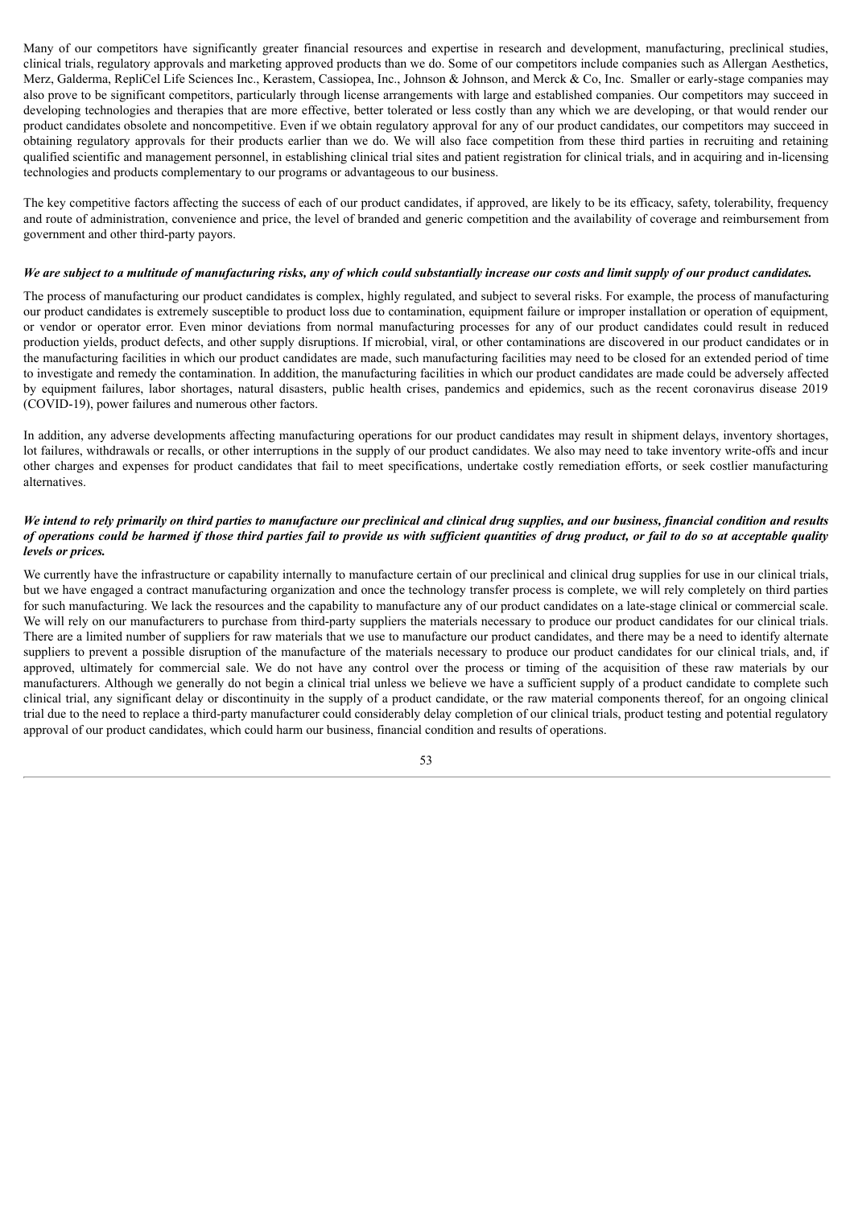Many of our competitors have significantly greater financial resources and expertise in research and development, manufacturing, preclinical studies, clinical trials, regulatory approvals and marketing approved products than we do. Some of our competitors include companies such as Allergan Aesthetics, Merz, Galderma, RepliCel Life Sciences Inc., Kerastem, Cassiopea, Inc., Johnson & Johnson, and Merck & Co, Inc. Smaller or early-stage companies may also prove to be significant competitors, particularly through license arrangements with large and established companies. Our competitors may succeed in developing technologies and therapies that are more effective, better tolerated or less costly than any which we are developing, or that would render our product candidates obsolete and noncompetitive. Even if we obtain regulatory approval for any of our product candidates, our competitors may succeed in obtaining regulatory approvals for their products earlier than we do. We will also face competition from these third parties in recruiting and retaining qualified scientific and management personnel, in establishing clinical trial sites and patient registration for clinical trials, and in acquiring and in-licensing technologies and products complementary to our programs or advantageous to our business.

The key competitive factors affecting the success of each of our product candidates, if approved, are likely to be its efficacy, safety, tolerability, frequency and route of administration, convenience and price, the level of branded and generic competition and the availability of coverage and reimbursement from government and other third-party payors.

***We are subject to a multitude of manufacturing risks, any of which could substantially increase our costs and limit supply of our product candidates.***

The process of manufacturing our product candidates is complex, highly regulated, and subject to several risks. For example, the process of manufacturing our product candidates is extremely susceptible to product loss due to contamination, equipment failure or improper installation or operation of equipment, or vendor or operator error. Even minor deviations from normal manufacturing processes for any of our product candidates could result in reduced production yields, product defects, and other supply disruptions. If microbial, viral, or other contaminations are discovered in our product candidates or in the manufacturing facilities in which our product candidates are made, such manufacturing facilities may need to be closed for an extended period of time to investigate and remedy the contamination. In addition, the manufacturing facilities in which our product candidates are made could be adversely affected by equipment failures, labor shortages, natural disasters, public health crises, pandemics and epidemics, such as the recent coronavirus disease 2019 (COVID-19), power failures and numerous other factors.

In addition, any adverse developments affecting manufacturing operations for our product candidates may result in shipment delays, inventory shortages, lot failures, withdrawals or recalls, or other interruptions in the supply of our product candidates. We also may need to take inventory write-offs and incur other charges and expenses for product candidates that fail to meet specifications, undertake costly remediation efforts, or seek costlier manufacturing alternatives.

***We intend to rely primarily on third parties to manufacture our preclinical and clinical drug supplies, and our business, financial condition and results of operations could be harmed if those third parties fail to provide us with sufficient quantities of drug product, or fail to do so at acceptable quality levels or prices.***

We currently have the infrastructure or capability internally to manufacture certain of our preclinical and clinical drug supplies for use in our clinical trials, but we have engaged a contract manufacturing organization and once the technology transfer process is complete, we will rely completely on third parties for such manufacturing. We lack the resources and the capability to manufacture any of our product candidates on a late-stage clinical or commercial scale. We will rely on our manufacturers to purchase from third-party suppliers the materials necessary to produce our product candidates for our clinical trials. There are a limited number of suppliers for raw materials that we use to manufacture our product candidates, and there may be a need to identify alternate suppliers to prevent a possible disruption of the manufacture of the materials necessary to produce our product candidates for our clinical trials, and, if approved, ultimately for commercial sale. We do not have any control over the process or timing of the acquisition of these raw materials by our manufacturers. Although we generally do not begin a clinical trial unless we believe we have a sufficient supply of a product candidate to complete such clinical trial, any significant delay or discontinuity in the supply of a product candidate, or the raw material components thereof, for an ongoing clinical trial due to the need to replace a third-party manufacturer could considerably delay completion of our clinical trials, product testing and potential regulatory approval of our product candidates, which could harm our business, financial condition and results of operations.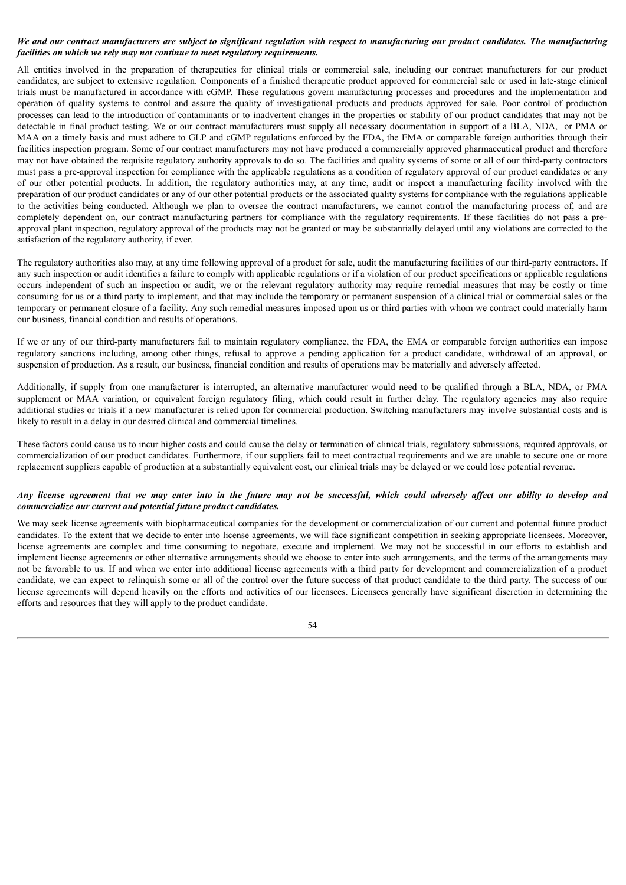***We and our contract manufacturers are subject to significant regulation with respect to manufacturing our product candidates. The manufacturing facilities on which we rely may not continue to meet regulatory requirements.***

All entities involved in the preparation of therapeutics for clinical trials or commercial sale, including our contract manufacturers for our product candidates, are subject to extensive regulation. Components of a finished therapeutic product approved for commercial sale or used in late-stage clinical trials must be manufactured in accordance with cGMP. These regulations govern manufacturing processes and procedures and the implementation and operation of quality systems to control and assure the quality of investigational products and products approved for sale. Poor control of production processes can lead to the introduction of contaminants or to inadvertent changes in the properties or stability of our product candidates that may not be detectable in final product testing. We or our contract manufacturers must supply all necessary documentation in support of a BLA, NDA, or PMA or MAA on a timely basis and must adhere to GLP and cGMP regulations enforced by the FDA, the EMA or comparable foreign authorities through their facilities inspection program. Some of our contract manufacturers may not have produced a commercially approved pharmaceutical product and therefore may not have obtained the requisite regulatory authority approvals to do so. The facilities and quality systems of some or all of our third-party contractors must pass a pre-approval inspection for compliance with the applicable regulations as a condition of regulatory approval of our product candidates or any of our other potential products. In addition, the regulatory authorities may, at any time, audit or inspect a manufacturing facility involved with the preparation of our product candidates or any of our other potential products or the associated quality systems for compliance with the regulations applicable to the activities being conducted. Although we plan to oversee the contract manufacturers, we cannot control the manufacturing process of, and are completely dependent on, our contract manufacturing partners for compliance with the regulatory requirements. If these facilities do not pass a pre-approval plant inspection, regulatory approval of the products may not be granted or may be substantially delayed until any violations are corrected to the satisfaction of the regulatory authority, if ever.

The regulatory authorities also may, at any time following approval of a product for sale, audit the manufacturing facilities of our third-party contractors. If any such inspection or audit identifies a failure to comply with applicable regulations or if a violation of our product specifications or applicable regulations occurs independent of such an inspection or audit, we or the relevant regulatory authority may require remedial measures that may be costly or time consuming for us or a third party to implement, and that may include the temporary or permanent suspension of a clinical trial or commercial sales or the temporary or permanent closure of a facility. Any such remedial measures imposed upon us or third parties with whom we contract could materially harm our business, financial condition and results of operations.

If we or any of our third-party manufacturers fail to maintain regulatory compliance, the FDA, the EMA or comparable foreign authorities can impose regulatory sanctions including, among other things, refusal to approve a pending application for a product candidate, withdrawal of an approval, or suspension of production. As a result, our business, financial condition and results of operations may be materially and adversely affected.

Additionally, if supply from one manufacturer is interrupted, an alternative manufacturer would need to be qualified through a BLA, NDA, or PMA supplement or MAA variation, or equivalent foreign regulatory filing, which could result in further delay. The regulatory agencies may also require additional studies or trials if a new manufacturer is relied upon for commercial production. Switching manufacturers may involve substantial costs and is likely to result in a delay in our desired clinical and commercial timelines.

These factors could cause us to incur higher costs and could cause the delay or termination of clinical trials, regulatory submissions, required approvals, or commercialization of our product candidates. Furthermore, if our suppliers fail to meet contractual requirements and we are unable to secure one or more replacement suppliers capable of production at a substantially equivalent cost, our clinical trials may be delayed or we could lose potential revenue.

***Any license agreement that we may enter into in the future may not be successful, which could adversely affect our ability to develop and commercialize our current and potential future product candidates.***

We may seek license agreements with biopharmaceutical companies for the development or commercialization of our current and potential future product candidates. To the extent that we decide to enter into license agreements, we will face significant competition in seeking appropriate licensees. Moreover, license agreements are complex and time consuming to negotiate, execute and implement. We may not be successful in our efforts to establish and implement license agreements or other alternative arrangements should we choose to enter into such arrangements, and the terms of the arrangements may not be favorable to us. If and when we enter into additional license agreements with a third party for development and commercialization of a product candidate, we can expect to relinquish some or all of the control over the future success of that product candidate to the third party. The success of our license agreements will depend heavily on the efforts and activities of our licensees. Licensees generally have significant discretion in determining the efforts and resources that they will apply to the product candidate.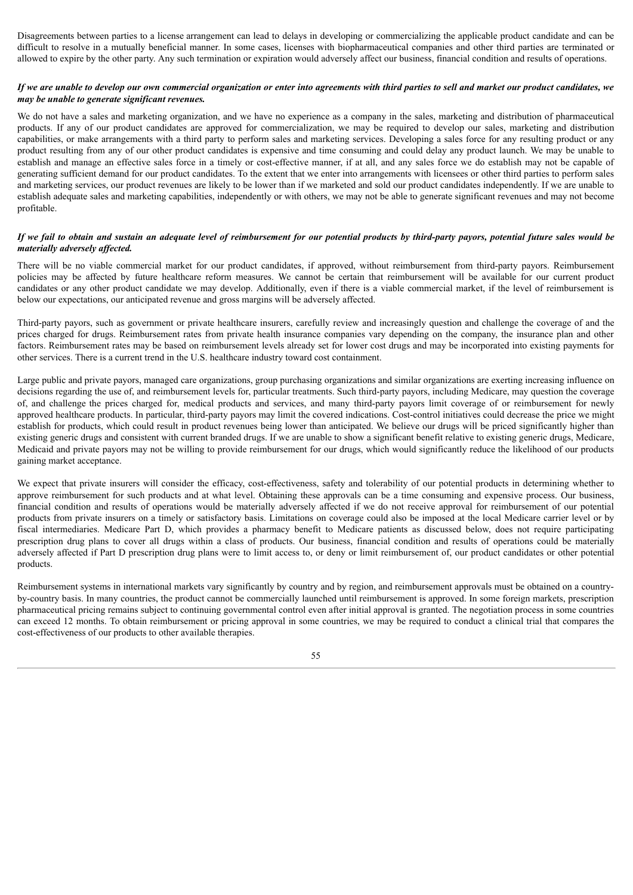Disagreements between parties to a license arrangement can lead to delays in developing or commercializing the applicable product candidate and can be difficult to resolve in a mutually beneficial manner. In some cases, licenses with biopharmaceutical companies and other third parties are terminated or allowed to expire by the other party. Any such termination or expiration would adversely affect our business, financial condition and results of operations.

***If we are unable to develop our own commercial organization or enter into agreements with third parties to sell and market our product candidates, we may be unable to generate significant revenues.***

We do not have a sales and marketing organization, and we have no experience as a company in the sales, marketing and distribution of pharmaceutical products. If any of our product candidates are approved for commercialization, we may be required to develop our sales, marketing and distribution capabilities, or make arrangements with a third party to perform sales and marketing services. Developing a sales force for any resulting product or any product resulting from any of our other product candidates is expensive and time consuming and could delay any product launch. We may be unable to establish and manage an effective sales force in a timely or cost-effective manner, if at all, and any sales force we do establish may not be capable of generating sufficient demand for our product candidates. To the extent that we enter into arrangements with licensees or other third parties to perform sales and marketing services, our product revenues are likely to be lower than if we marketed and sold our product candidates independently. If we are unable to establish adequate sales and marketing capabilities, independently or with others, we may not be able to generate significant revenues and may not become profitable.

***If we fail to obtain and sustain an adequate level of reimbursement for our potential products by third-party payors, potential future sales would be materially adversely affected.***

There will be no viable commercial market for our product candidates, if approved, without reimbursement from third-party payors. Reimbursement policies may be affected by future healthcare reform measures. We cannot be certain that reimbursement will be available for our current product candidates or any other product candidate we may develop. Additionally, even if there is a viable commercial market, if the level of reimbursement is below our expectations, our anticipated revenue and gross margins will be adversely affected.

Third-party payors, such as government or private healthcare insurers, carefully review and increasingly question and challenge the coverage of and the prices charged for drugs. Reimbursement rates from private health insurance companies vary depending on the company, the insurance plan and other factors. Reimbursement rates may be based on reimbursement levels already set for lower cost drugs and may be incorporated into existing payments for other services. There is a current trend in the U.S. healthcare industry toward cost containment.

Large public and private payors, managed care organizations, group purchasing organizations and similar organizations are exerting increasing influence on decisions regarding the use of, and reimbursement levels for, particular treatments. Such third-party payors, including Medicare, may question the coverage of, and challenge the prices charged for, medical products and services, and many third-party payors limit coverage of or reimbursement for newly approved healthcare products. In particular, third-party payors may limit the covered indications. Cost-control initiatives could decrease the price we might establish for products, which could result in product revenues being lower than anticipated. We believe our drugs will be priced significantly higher than existing generic drugs and consistent with current branded drugs. If we are unable to show a significant benefit relative to existing generic drugs, Medicare, Medicaid and private payors may not be willing to provide reimbursement for our drugs, which would significantly reduce the likelihood of our products gaining market acceptance.

We expect that private insurers will consider the efficacy, cost-effectiveness, safety and tolerability of our potential products in determining whether to approve reimbursement for such products and at what level. Obtaining these approvals can be a time consuming and expensive process. Our business, financial condition and results of operations would be materially adversely affected if we do not receive approval for reimbursement of our potential products from private insurers on a timely or satisfactory basis. Limitations on coverage could also be imposed at the local Medicare carrier level or by fiscal intermediaries. Medicare Part D, which provides a pharmacy benefit to Medicare patients as discussed below, does not require participating prescription drug plans to cover all drugs within a class of products. Our business, financial condition and results of operations could be materially adversely affected if Part D prescription drug plans were to limit access to, or deny or limit reimbursement of, our product candidates or other potential products.

Reimbursement systems in international markets vary significantly by country and by region, and reimbursement approvals must be obtained on a country-by-country basis. In many countries, the product cannot be commercially launched until reimbursement is approved. In some foreign markets, prescription pharmaceutical pricing remains subject to continuing governmental control even after initial approval is granted. The negotiation process in some countries can exceed 12 months. To obtain reimbursement or pricing approval in some countries, we may be required to conduct a clinical trial that compares the cost-effectiveness of our products to other available therapies.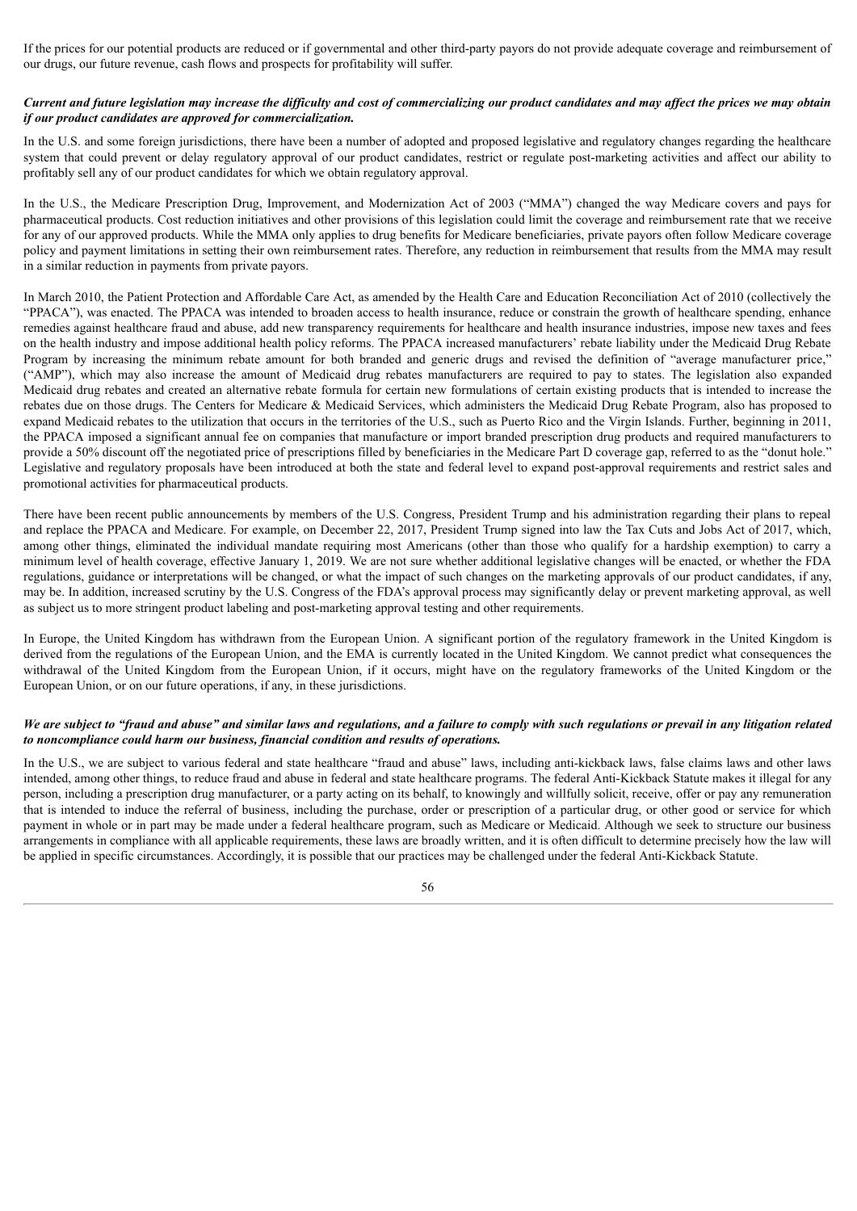If the prices for our potential products are reduced or if governmental and other third-party payors do not provide adequate coverage and reimbursement of our drugs, our future revenue, cash flows and prospects for profitability will suffer.

***Current and future legislation may increase the difficulty and cost of commercializing our product candidates and may affect the prices we may obtain if our product candidates are approved for commercialization.***

In the U.S. and some foreign jurisdictions, there have been a number of adopted and proposed legislative and regulatory changes regarding the healthcare system that could prevent or delay regulatory approval of our product candidates, restrict or regulate post-marketing activities and affect our ability to profitably sell any of our product candidates for which we obtain regulatory approval.

In the U.S., the Medicare Prescription Drug, Improvement, and Modernization Act of 2003 ("MMA") changed the way Medicare covers and pays for pharmaceutical products. Cost reduction initiatives and other provisions of this legislation could limit the coverage and reimbursement rate that we receive for any of our approved products. While the MMA only applies to drug benefits for Medicare beneficiaries, private payors often follow Medicare coverage policy and payment limitations in setting their own reimbursement rates. Therefore, any reduction in reimbursement that results from the MMA may result in a similar reduction in payments from private payors.

In March 2010, the Patient Protection and Affordable Care Act, as amended by the Health Care and Education Reconciliation Act of 2010 (collectively the "PPACA"), was enacted. The PPACA was intended to broaden access to health insurance, reduce or constrain the growth of healthcare spending, enhance remedies against healthcare fraud and abuse, add new transparency requirements for healthcare and health insurance industries, impose new taxes and fees on the health industry and impose additional health policy reforms. The PPACA increased manufacturers' rebate liability under the Medicaid Drug Rebate Program by increasing the minimum rebate amount for both branded and generic drugs and revised the definition of "average manufacturer price," ("AMP"), which may also increase the amount of Medicaid drug rebates manufacturers are required to pay to states. The legislation also expanded Medicaid drug rebates and created an alternative rebate formula for certain new formulations of certain existing products that is intended to increase the rebates due on those drugs. The Centers for Medicare & Medicaid Services, which administers the Medicaid Drug Rebate Program, also has proposed to expand Medicaid rebates to the utilization that occurs in the territories of the U.S., such as Puerto Rico and the Virgin Islands. Further, beginning in 2011, the PPACA imposed a significant annual fee on companies that manufacture or import branded prescription drug products and required manufacturers to provide a 50% discount off the negotiated price of prescriptions filled by beneficiaries in the Medicare Part D coverage gap, referred to as the "donut hole." Legislative and regulatory proposals have been introduced at both the state and federal level to expand post-approval requirements and restrict sales and promotional activities for pharmaceutical products.

There have been recent public announcements by members of the U.S. Congress, President Trump and his administration regarding their plans to repeal and replace the PPACA and Medicare. For example, on December 22, 2017, President Trump signed into law the Tax Cuts and Jobs Act of 2017, which, among other things, eliminated the individual mandate requiring most Americans (other than those who qualify for a hardship exemption) to carry a minimum level of health coverage, effective January 1, 2019. We are not sure whether additional legislative changes will be enacted, or whether the FDA regulations, guidance or interpretations will be changed, or what the impact of such changes on the marketing approvals of our product candidates, if any, may be. In addition, increased scrutiny by the U.S. Congress of the FDA's approval process may significantly delay or prevent marketing approval, as well as subject us to more stringent product labeling and post-marketing approval testing and other requirements.

In Europe, the United Kingdom has withdrawn from the European Union. A significant portion of the regulatory framework in the United Kingdom is derived from the regulations of the European Union, and the EMA is currently located in the United Kingdom. We cannot predict what consequences the withdrawal of the United Kingdom from the European Union, if it occurs, might have on the regulatory frameworks of the United Kingdom or the European Union, or on our future operations, if any, in these jurisdictions.

***We are subject to "fraud and abuse" and similar laws and regulations, and a failure to comply with such regulations or prevail in any litigation related to noncompliance could harm our business, financial condition and results of operations.***

In the U.S., we are subject to various federal and state healthcare "fraud and abuse" laws, including anti-kickback laws, false claims laws and other laws intended, among other things, to reduce fraud and abuse in federal and state healthcare programs. The federal Anti-Kickback Statute makes it illegal for any person, including a prescription drug manufacturer, or a party acting on its behalf, to knowingly and willfully solicit, receive, offer or pay any remuneration that is intended to induce the referral of business, including the purchase, order or prescription of a particular drug, or other good or service for which payment in whole or in part may be made under a federal healthcare program, such as Medicare or Medicaid. Although we seek to structure our business arrangements in compliance with all applicable requirements, these laws are broadly written, and it is often difficult to determine precisely how the law will be applied in specific circumstances. Accordingly, it is possible that our practices may be challenged under the federal Anti-Kickback Statute.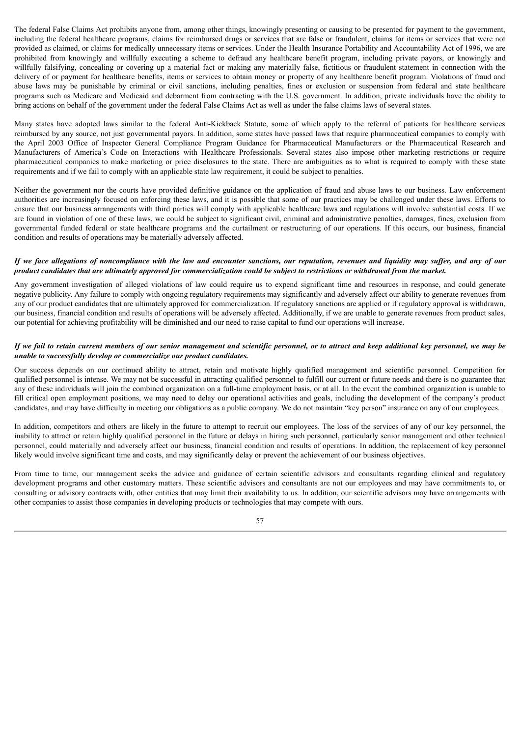The federal False Claims Act prohibits anyone from, among other things, knowingly presenting or causing to be presented for payment to the government, including the federal healthcare programs, claims for reimbursed drugs or services that are false or fraudulent, claims for items or services that were not provided as claimed, or claims for medically unnecessary items or services. Under the Health Insurance Portability and Accountability Act of 1996, we are prohibited from knowingly and willfully executing a scheme to defraud any healthcare benefit program, including private payors, or knowingly and willfully falsifying, concealing or covering up a material fact or making any materially false, fictitious or fraudulent statement in connection with the delivery of or payment for healthcare benefits, items or services to obtain money or property of any healthcare benefit program. Violations of fraud and abuse laws may be punishable by criminal or civil sanctions, including penalties, fines or exclusion or suspension from federal and state healthcare programs such as Medicare and Medicaid and debarment from contracting with the U.S. government. In addition, private individuals have the ability to bring actions on behalf of the government under the federal False Claims Act as well as under the false claims laws of several states.

Many states have adopted laws similar to the federal Anti-Kickback Statute, some of which apply to the referral of patients for healthcare services reimbursed by any source, not just governmental payors. In addition, some states have passed laws that require pharmaceutical companies to comply with the April 2003 Office of Inspector General Compliance Program Guidance for Pharmaceutical Manufacturers or the Pharmaceutical Research and Manufacturers of America's Code on Interactions with Healthcare Professionals. Several states also impose other marketing restrictions or require pharmaceutical companies to make marketing or price disclosures to the state. There are ambiguities as to what is required to comply with these state requirements and if we fail to comply with an applicable state law requirement, it could be subject to penalties.

Neither the government nor the courts have provided definitive guidance on the application of fraud and abuse laws to our business. Law enforcement authorities are increasingly focused on enforcing these laws, and it is possible that some of our practices may be challenged under these laws. Efforts to ensure that our business arrangements with third parties will comply with applicable healthcare laws and regulations will involve substantial costs. If we are found in violation of one of these laws, we could be subject to significant civil, criminal and administrative penalties, damages, fines, exclusion from governmental funded federal or state healthcare programs and the curtailment or restructuring of our operations. If this occurs, our business, financial condition and results of operations may be materially adversely affected.

***If we face allegations of noncompliance with the law and encounter sanctions, our reputation, revenues and liquidity may suffer, and any of our product candidates that are ultimately approved for commercialization could be subject to restrictions or withdrawal from the market.***

Any government investigation of alleged violations of law could require us to expend significant time and resources in response, and could generate negative publicity. Any failure to comply with ongoing regulatory requirements may significantly and adversely affect our ability to generate revenues from any of our product candidates that are ultimately approved for commercialization. If regulatory sanctions are applied or if regulatory approval is withdrawn, our business, financial condition and results of operations will be adversely affected. Additionally, if we are unable to generate revenues from product sales, our potential for achieving profitability will be diminished and our need to raise capital to fund our operations will increase.

***If we fail to retain current members of our senior management and scientific personnel, or to attract and keep additional key personnel, we may be unable to successfully develop or commercialize our product candidates.***

Our success depends on our continued ability to attract, retain and motivate highly qualified management and scientific personnel. Competition for qualified personnel is intense. We may not be successful in attracting qualified personnel to fulfill our current or future needs and there is no guarantee that any of these individuals will join the combined organization on a full-time employment basis, or at all. In the event the combined organization is unable to fill critical open employment positions, we may need to delay our operational activities and goals, including the development of the company's product candidates, and may have difficulty in meeting our obligations as a public company. We do not maintain "key person" insurance on any of our employees.

In addition, competitors and others are likely in the future to attempt to recruit our employees. The loss of the services of any of our key personnel, the inability to attract or retain highly qualified personnel in the future or delays in hiring such personnel, particularly senior management and other technical personnel, could materially and adversely affect our business, financial condition and results of operations. In addition, the replacement of key personnel likely would involve significant time and costs, and may significantly delay or prevent the achievement of our business objectives.

From time to time, our management seeks the advice and guidance of certain scientific advisors and consultants regarding clinical and regulatory development programs and other customary matters. These scientific advisors and consultants are not our employees and may have commitments to, or consulting or advisory contracts with, other entities that may limit their availability to us. In addition, our scientific advisors may have arrangements with other companies to assist those companies in developing products or technologies that may compete with ours.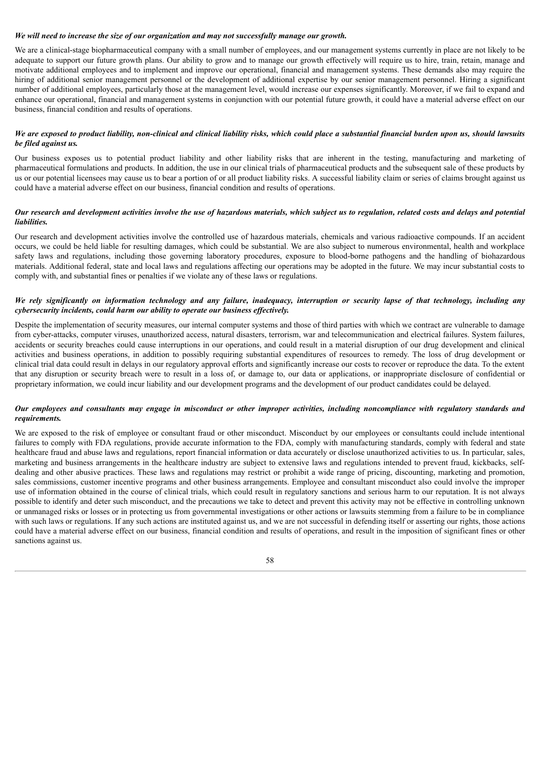***We will need to increase the size of our organization and may not successfully manage our growth.***

We are a clinical-stage biopharmaceutical company with a small number of employees, and our management systems currently in place are not likely to be adequate to support our future growth plans. Our ability to grow and to manage our growth effectively will require us to hire, train, retain, manage and motivate additional employees and to implement and improve our operational, financial and management systems. These demands also may require the hiring of additional senior management personnel or the development of additional expertise by our senior management personnel. Hiring a significant number of additional employees, particularly those at the management level, would increase our expenses significantly. Moreover, if we fail to expand and enhance our operational, financial and management systems in conjunction with our potential future growth, it could have a material adverse effect on our business, financial condition and results of operations.

***We are exposed to product liability, non-clinical and clinical liability risks, which could place a substantial financial burden upon us, should lawsuits be filed against us.***

Our business exposes us to potential product liability and other liability risks that are inherent in the testing, manufacturing and marketing of pharmaceutical formulations and products. In addition, the use in our clinical trials of pharmaceutical products and the subsequent sale of these products by us or our potential licensees may cause us to bear a portion of or all product liability risks. A successful liability claim or series of claims brought against us could have a material adverse effect on our business, financial condition and results of operations.

***Our research and development activities involve the use of hazardous materials, which subject us to regulation, related costs and delays and potential liabilities.***

Our research and development activities involve the controlled use of hazardous materials, chemicals and various radioactive compounds. If an accident occurs, we could be held liable for resulting damages, which could be substantial. We are also subject to numerous environmental, health and workplace safety laws and regulations, including those governing laboratory procedures, exposure to blood-borne pathogens and the handling of biohazardous materials. Additional federal, state and local laws and regulations affecting our operations may be adopted in the future. We may incur substantial costs to comply with, and substantial fines or penalties if we violate any of these laws or regulations.

***We rely significantly on information technology and any failure, inadequacy, interruption or security lapse of that technology, including any cybersecurity incidents, could harm our ability to operate our business effectively.***

Despite the implementation of security measures, our internal computer systems and those of third parties with which we contract are vulnerable to damage from cyber-attacks, computer viruses, unauthorized access, natural disasters, terrorism, war and telecommunication and electrical failures. System failures, accidents or security breaches could cause interruptions in our operations, and could result in a material disruption of our drug development and clinical activities and business operations, in addition to possibly requiring substantial expenditures of resources to remedy. The loss of drug development or clinical trial data could result in delays in our regulatory approval efforts and significantly increase our costs to recover or reproduce the data. To the extent that any disruption or security breach were to result in a loss of, or damage to, our data or applications, or inappropriate disclosure of confidential or proprietary information, we could incur liability and our development programs and the development of our product candidates could be delayed.

***Our employees and consultants may engage in misconduct or other improper activities, including noncompliance with regulatory standards and requirements.***

We are exposed to the risk of employee or consultant fraud or other misconduct. Misconduct by our employees or consultants could include intentional failures to comply with FDA regulations, provide accurate information to the FDA, comply with manufacturing standards, comply with federal and state healthcare fraud and abuse laws and regulations, report financial information or data accurately or disclose unauthorized activities to us. In particular, sales, marketing and business arrangements in the healthcare industry are subject to extensive laws and regulations intended to prevent fraud, kickbacks, self-dealing and other abusive practices. These laws and regulations may restrict or prohibit a wide range of pricing, discounting, marketing and promotion, sales commissions, customer incentive programs and other business arrangements. Employee and consultant misconduct also could involve the improper use of information obtained in the course of clinical trials, which could result in regulatory sanctions and serious harm to our reputation. It is not always possible to identify and deter such misconduct, and the precautions we take to detect and prevent this activity may not be effective in controlling unknown or unmanaged risks or losses or in protecting us from governmental investigations or other actions or lawsuits stemming from a failure to be in compliance with such laws or regulations. If any such actions are instituted against us, and we are not successful in defending itself or asserting our rights, those actions could have a material adverse effect on our business, financial condition and results of operations, and result in the imposition of significant fines or other sanctions against us.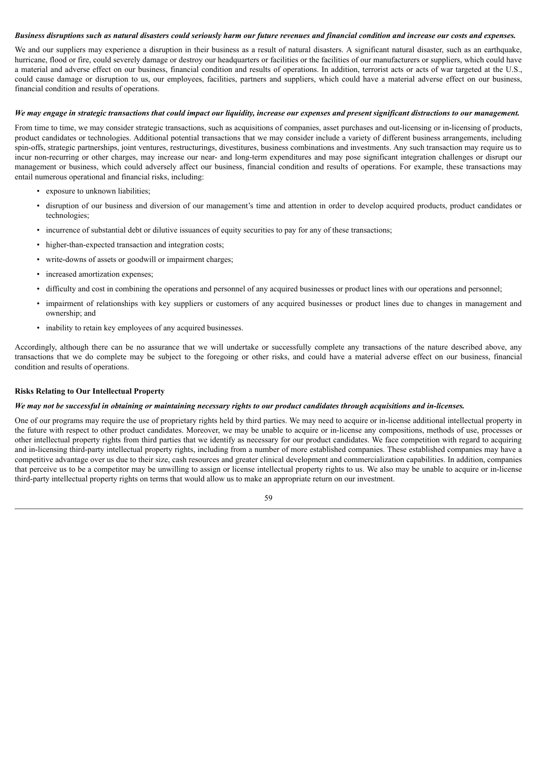***Business disruptions such as natural disasters could seriously harm our future revenues and financial condition and increase our costs and expenses.***

We and our suppliers may experience a disruption in their business as a result of natural disasters. A significant natural disaster, such as an earthquake, hurricane, flood or fire, could severely damage or destroy our headquarters or facilities or the facilities of our manufacturers or suppliers, which could have a material and adverse effect on our business, financial condition and results of operations. In addition, terrorist acts or acts of war targeted at the U.S., could cause damage or disruption to us, our employees, facilities, partners and suppliers, which could have a material adverse effect on our business, financial condition and results of operations.

***We may engage in strategic transactions that could impact our liquidity, increase our expenses and present significant distractions to our management.***

From time to time, we may consider strategic transactions, such as acquisitions of companies, asset purchases and out-licensing or in-licensing of products, product candidates or technologies. Additional potential transactions that we may consider include a variety of different business arrangements, including spin-offs, strategic partnerships, joint ventures, restructurings, divestitures, business combinations and investments. Any such transaction may require us to incur non-recurring or other charges, may increase our near- and long-term expenditures and may pose significant integration challenges or disrupt our management or business, which could adversely affect our business, financial condition and results of operations. For example, these transactions may entail numerous operational and financial risks, including:

- exposure to unknown liabilities;
- disruption of our business and diversion of our management's time and attention in order to develop acquired products, product candidates or technologies;
- incurrence of substantial debt or dilutive issuances of equity securities to pay for any of these transactions;
- higher-than-expected transaction and integration costs;
- write-downs of assets or goodwill or impairment charges;
- increased amortization expenses;
- difficulty and cost in combining the operations and personnel of any acquired businesses or product lines with our operations and personnel;
- impairment of relationships with key suppliers or customers of any acquired businesses or product lines due to changes in management and ownership; and
- inability to retain key employees of any acquired businesses.

Accordingly, although there can be no assurance that we will undertake or successfully complete any transactions of the nature described above, any transactions that we do complete may be subject to the foregoing or other risks, and could have a material adverse effect on our business, financial condition and results of operations.

**Risks Relating to Our Intellectual Property**

***We may not be successful in obtaining or maintaining necessary rights to our product candidates through acquisitions and in-licenses.***

One of our programs may require the use of proprietary rights held by third parties. We may need to acquire or in-license additional intellectual property in the future with respect to other product candidates. Moreover, we may be unable to acquire or in-license any compositions, methods of use, processes or other intellectual property rights from third parties that we identify as necessary for our product candidates. We face competition with regard to acquiring and in-licensing third-party intellectual property rights, including from a number of more established companies. These established companies may have a competitive advantage over us due to their size, cash resources and greater clinical development and commercialization capabilities. In addition, companies that perceive us to be a competitor may be unwilling to assign or license intellectual property rights to us. We also may be unable to acquire or in-license third-party intellectual property rights on terms that would allow us to make an appropriate return on our investment.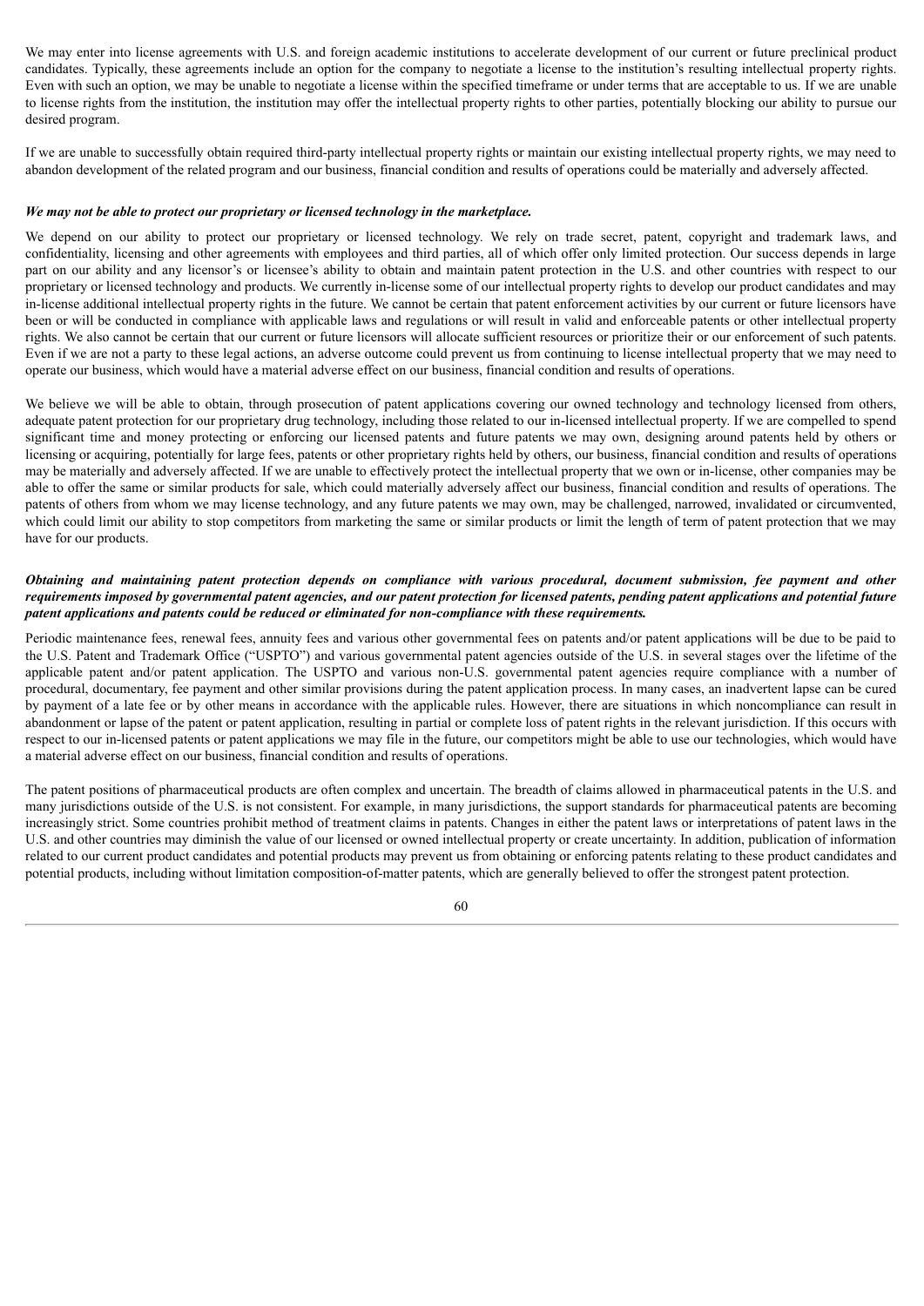We may enter into license agreements with U.S. and foreign academic institutions to accelerate development of our current or future preclinical product candidates. Typically, these agreements include an option for the company to negotiate a license to the institution's resulting intellectual property rights. Even with such an option, we may be unable to negotiate a license within the specified timeframe or under terms that are acceptable to us. If we are unable to license rights from the institution, the institution may offer the intellectual property rights to other parties, potentially blocking our ability to pursue our desired program.

If we are unable to successfully obtain required third-party intellectual property rights or maintain our existing intellectual property rights, we may need to abandon development of the related program and our business, financial condition and results of operations could be materially and adversely affected.

***We may not be able to protect our proprietary or licensed technology in the marketplace.***

We depend on our ability to protect our proprietary or licensed technology. We rely on trade secret, patent, copyright and trademark laws, and confidentiality, licensing and other agreements with employees and third parties, all of which offer only limited protection. Our success depends in large part on our ability and any licensor's or licensee's ability to obtain and maintain patent protection in the U.S. and other countries with respect to our proprietary or licensed technology and products. We currently in-license some of our intellectual property rights to develop our product candidates and may in-license additional intellectual property rights in the future. We cannot be certain that patent enforcement activities by our current or future licensors have been or will be conducted in compliance with applicable laws and regulations or will result in valid and enforceable patents or other intellectual property rights. We also cannot be certain that our current or future licensors will allocate sufficient resources or prioritize their or our enforcement of such patents. Even if we are not a party to these legal actions, an adverse outcome could prevent us from continuing to license intellectual property that we may need to operate our business, which would have a material adverse effect on our business, financial condition and results of operations.

We believe we will be able to obtain, through prosecution of patent applications covering our owned technology and technology licensed from others, adequate patent protection for our proprietary drug technology, including those related to our in-licensed intellectual property. If we are compelled to spend significant time and money protecting or enforcing our licensed patents and future patents we may own, designing around patents held by others or licensing or acquiring, potentially for large fees, patents or other proprietary rights held by others, our business, financial condition and results of operations may be materially and adversely affected. If we are unable to effectively protect the intellectual property that we own or in-license, other companies may be able to offer the same or similar products for sale, which could materially adversely affect our business, financial condition and results of operations. The patents of others from whom we may license technology, and any future patents we may own, may be challenged, narrowed, invalidated or circumvented, which could limit our ability to stop competitors from marketing the same or similar products or limit the length of term of patent protection that we may have for our products.

***Obtaining and maintaining patent protection depends on compliance with various procedural, document submission, fee payment and other requirements imposed by governmental patent agencies, and our patent protection for licensed patents, pending patent applications and potential future patent applications and patents could be reduced or eliminated for non-compliance with these requirements.***

Periodic maintenance fees, renewal fees, annuity fees and various other governmental fees on patents and/or patent applications will be due to be paid to the U.S. Patent and Trademark Office ("USPTO") and various governmental patent agencies outside of the U.S. in several stages over the lifetime of the applicable patent and/or patent application. The USPTO and various non-U.S. governmental patent agencies require compliance with a number of procedural, documentary, fee payment and other similar provisions during the patent application process. In many cases, an inadvertent lapse can be cured by payment of a late fee or by other means in accordance with the applicable rules. However, there are situations in which noncompliance can result in abandonment or lapse of the patent or patent application, resulting in partial or complete loss of patent rights in the relevant jurisdiction. If this occurs with respect to our in-licensed patents or patent applications we may file in the future, our competitors might be able to use our technologies, which would have a material adverse effect on our business, financial condition and results of operations.

The patent positions of pharmaceutical products are often complex and uncertain. The breadth of claims allowed in pharmaceutical patents in the U.S. and many jurisdictions outside of the U.S. is not consistent. For example, in many jurisdictions, the support standards for pharmaceutical patents are becoming increasingly strict. Some countries prohibit method of treatment claims in patents. Changes in either the patent laws or interpretations of patent laws in the U.S. and other countries may diminish the value of our licensed or owned intellectual property or create uncertainty. In addition, publication of information related to our current product candidates and potential products may prevent us from obtaining or enforcing patents relating to these product candidates and potential products, including without limitation composition-of-matter patents, which are generally believed to offer the strongest patent protection.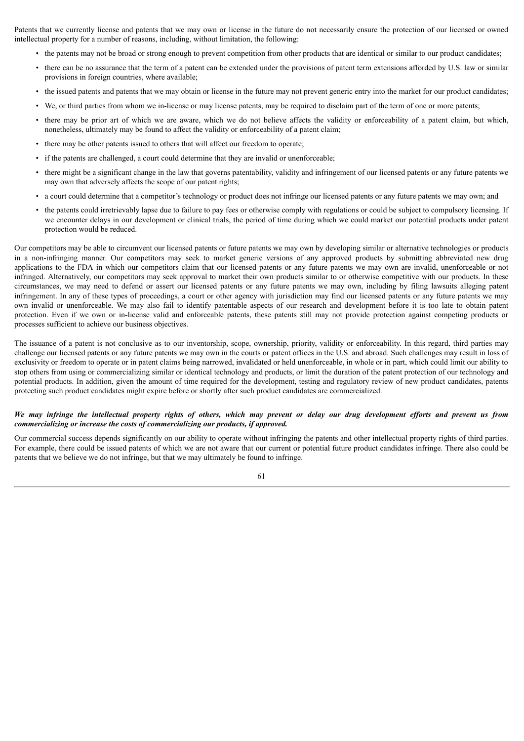Patents that we currently license and patents that we may own or license in the future do not necessarily ensure the protection of our licensed or owned intellectual property for a number of reasons, including, without limitation, the following:

- the patents may not be broad or strong enough to prevent competition from other products that are identical or similar to our product candidates;
- there can be no assurance that the term of a patent can be extended under the provisions of patent term extensions afforded by U.S. law or similar provisions in foreign countries, where available;
- the issued patents and patents that we may obtain or license in the future may not prevent generic entry into the market for our product candidates;
- We, or third parties from whom we in-license or may license patents, may be required to disclaim part of the term of one or more patents;
- there may be prior art of which we are aware, which we do not believe affects the validity or enforceability of a patent claim, but which, nonetheless, ultimately may be found to affect the validity or enforceability of a patent claim;
- there may be other patents issued to others that will affect our freedom to operate;
- if the patents are challenged, a court could determine that they are invalid or unenforceable;
- there might be a significant change in the law that governs patentability, validity and infringement of our licensed patents or any future patents we may own that adversely affects the scope of our patent rights;
- a court could determine that a competitor's technology or product does not infringe our licensed patents or any future patents we may own; and
- the patents could irretrievably lapse due to failure to pay fees or otherwise comply with regulations or could be subject to compulsory licensing. If we encounter delays in our development or clinical trials, the period of time during which we could market our potential products under patent protection would be reduced.

Our competitors may be able to circumvent our licensed patents or future patents we may own by developing similar or alternative technologies or products in a non-infringing manner. Our competitors may seek to market generic versions of any approved products by submitting abbreviated new drug applications to the FDA in which our competitors claim that our licensed patents or any future patents we may own are invalid, unenforceable or not infringed. Alternatively, our competitors may seek approval to market their own products similar to or otherwise competitive with our products. In these circumstances, we may need to defend or assert our licensed patents or any future patents we may own, including by filing lawsuits alleging patent infringement. In any of these types of proceedings, a court or other agency with jurisdiction may find our licensed patents or any future patents we may own invalid or unenforceable. We may also fail to identify patentable aspects of our research and development before it is too late to obtain patent protection. Even if we own or in-license valid and enforceable patents, these patents still may not provide protection against competing products or processes sufficient to achieve our business objectives.

The issuance of a patent is not conclusive as to our inventorship, scope, ownership, priority, validity or enforceability. In this regard, third parties may challenge our licensed patents or any future patents we may own in the courts or patent offices in the U.S. and abroad. Such challenges may result in loss of exclusivity or freedom to operate or in patent claims being narrowed, invalidated or held unenforceable, in whole or in part, which could limit our ability to stop others from using or commercializing similar or identical technology and products, or limit the duration of the patent protection of our technology and potential products. In addition, given the amount of time required for the development, testing and regulatory review of new product candidates, patents protecting such product candidates might expire before or shortly after such product candidates are commercialized.

***We may infringe the intellectual property rights of others, which may prevent or delay our drug development efforts and prevent us from commercializing or increase the costs of commercializing our products, if approved.***

Our commercial success depends significantly on our ability to operate without infringing the patents and other intellectual property rights of third parties. For example, there could be issued patents of which we are not aware that our current or potential future product candidates infringe. There also could be patents that we believe we do not infringe, but that we may ultimately be found to infringe.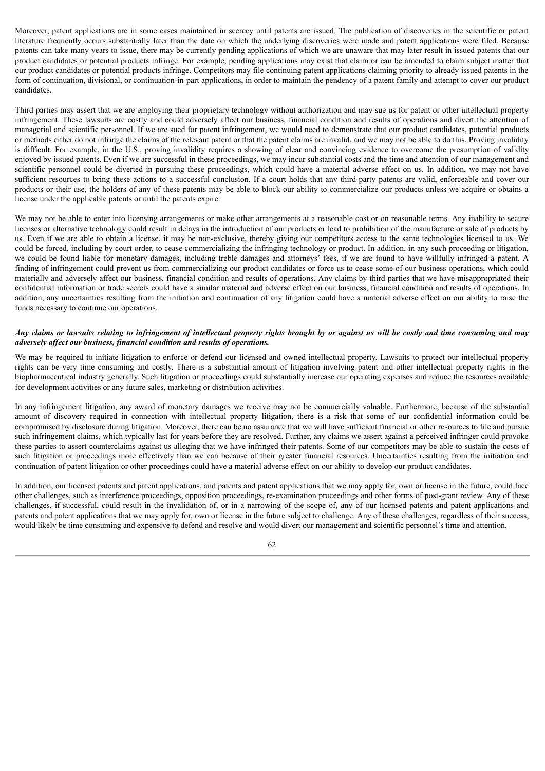Moreover, patent applications are in some cases maintained in secrecy until patents are issued. The publication of discoveries in the scientific or patent literature frequently occurs substantially later than the date on which the underlying discoveries were made and patent applications were filed. Because patents can take many years to issue, there may be currently pending applications of which we are unaware that may later result in issued patents that our product candidates or potential products infringe. For example, pending applications may exist that claim or can be amended to claim subject matter that our product candidates or potential products infringe. Competitors may file continuing patent applications claiming priority to already issued patents in the form of continuation, divisional, or continuation-in-part applications, in order to maintain the pendency of a patent family and attempt to cover our product candidates.

Third parties may assert that we are employing their proprietary technology without authorization and may sue us for patent or other intellectual property infringement. These lawsuits are costly and could adversely affect our business, financial condition and results of operations and divert the attention of managerial and scientific personnel. If we are sued for patent infringement, we would need to demonstrate that our product candidates, potential products or methods either do not infringe the claims of the relevant patent or that the patent claims are invalid, and we may not be able to do this. Proving invalidity is difficult. For example, in the U.S., proving invalidity requires a showing of clear and convincing evidence to overcome the presumption of validity enjoyed by issued patents. Even if we are successful in these proceedings, we may incur substantial costs and the time and attention of our management and scientific personnel could be diverted in pursuing these proceedings, which could have a material adverse effect on us. In addition, we may not have sufficient resources to bring these actions to a successful conclusion. If a court holds that any third-party patents are valid, enforceable and cover our products or their use, the holders of any of these patents may be able to block our ability to commercialize our products unless we acquire or obtains a license under the applicable patents or until the patents expire.

We may not be able to enter into licensing arrangements or make other arrangements at a reasonable cost or on reasonable terms. Any inability to secure licenses or alternative technology could result in delays in the introduction of our products or lead to prohibition of the manufacture or sale of products by us. Even if we are able to obtain a license, it may be non-exclusive, thereby giving our competitors access to the same technologies licensed to us. We could be forced, including by court order, to cease commercializing the infringing technology or product. In addition, in any such proceeding or litigation, we could be found liable for monetary damages, including treble damages and attorneys' fees, if we are found to have willfully infringed a patent. A finding of infringement could prevent us from commercializing our product candidates or force us to cease some of our business operations, which could materially and adversely affect our business, financial condition and results of operations. Any claims by third parties that we have misappropriated their confidential information or trade secrets could have a similar material and adverse effect on our business, financial condition and results of operations. In addition, any uncertainties resulting from the initiation and continuation of any litigation could have a material adverse effect on our ability to raise the funds necessary to continue our operations.

***Any claims or lawsuits relating to infringement of intellectual property rights brought by or against us will be costly and time consuming and may adversely affect our business, financial condition and results of operations.***

We may be required to initiate litigation to enforce or defend our licensed and owned intellectual property. Lawsuits to protect our intellectual property rights can be very time consuming and costly. There is a substantial amount of litigation involving patent and other intellectual property rights in the biopharmaceutical industry generally. Such litigation or proceedings could substantially increase our operating expenses and reduce the resources available for development activities or any future sales, marketing or distribution activities.

In any infringement litigation, any award of monetary damages we receive may not be commercially valuable. Furthermore, because of the substantial amount of discovery required in connection with intellectual property litigation, there is a risk that some of our confidential information could be compromised by disclosure during litigation. Moreover, there can be no assurance that we will have sufficient financial or other resources to file and pursue such infringement claims, which typically last for years before they are resolved. Further, any claims we assert against a perceived infringer could provoke these parties to assert counterclaims against us alleging that we have infringed their patents. Some of our competitors may be able to sustain the costs of such litigation or proceedings more effectively than we can because of their greater financial resources. Uncertainties resulting from the initiation and continuation of patent litigation or other proceedings could have a material adverse effect on our ability to develop our product candidates.

In addition, our licensed patents and patent applications, and patents and patent applications that we may apply for, own or license in the future, could face other challenges, such as interference proceedings, opposition proceedings, re-examination proceedings and other forms of post-grant review. Any of these challenges, if successful, could result in the invalidation of, or in a narrowing of the scope of, any of our licensed patents and patent applications and patents and patent applications that we may apply for, own or license in the future subject to challenge. Any of these challenges, regardless of their success, would likely be time consuming and expensive to defend and resolve and would divert our management and scientific personnel's time and attention.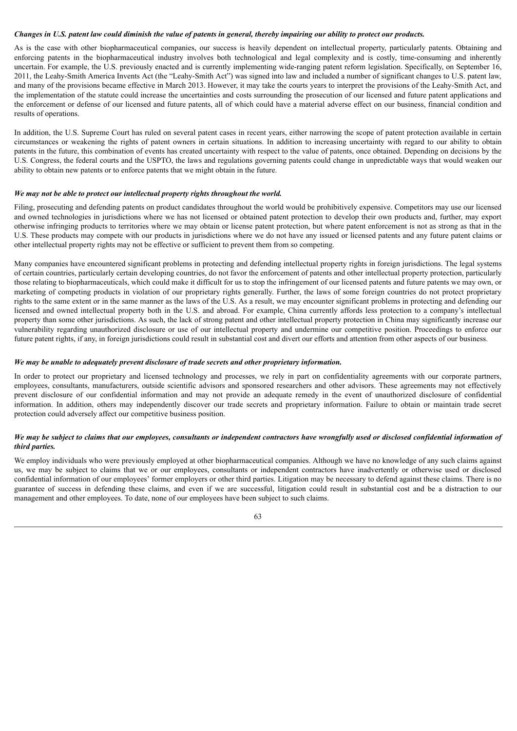***Changes in U.S. patent law could diminish the value of patents in general, thereby impairing our ability to protect our products.***

As is the case with other biopharmaceutical companies, our success is heavily dependent on intellectual property, particularly patents. Obtaining and enforcing patents in the biopharmaceutical industry involves both technological and legal complexity and is costly, time-consuming and inherently uncertain. For example, the U.S. previously enacted and is currently implementing wide-ranging patent reform legislation. Specifically, on September 16, 2011, the Leahy-Smith America Invents Act (the "Leahy-Smith Act") was signed into law and included a number of significant changes to U.S. patent law, and many of the provisions became effective in March 2013. However, it may take the courts years to interpret the provisions of the Leahy-Smith Act, and the implementation of the statute could increase the uncertainties and costs surrounding the prosecution of our licensed and future patent applications and the enforcement or defense of our licensed and future patents, all of which could have a material adverse effect on our business, financial condition and results of operations.

In addition, the U.S. Supreme Court has ruled on several patent cases in recent years, either narrowing the scope of patent protection available in certain circumstances or weakening the rights of patent owners in certain situations. In addition to increasing uncertainty with regard to our ability to obtain patents in the future, this combination of events has created uncertainty with respect to the value of patents, once obtained. Depending on decisions by the U.S. Congress, the federal courts and the USPTO, the laws and regulations governing patents could change in unpredictable ways that would weaken our ability to obtain new patents or to enforce patents that we might obtain in the future.

***We may not be able to protect our intellectual property rights throughout the world.***

Filing, prosecuting and defending patents on product candidates throughout the world would be prohibitively expensive. Competitors may use our licensed and owned technologies in jurisdictions where we has not licensed or obtained patent protection to develop their own products and, further, may export otherwise infringing products to territories where we may obtain or license patent protection, but where patent enforcement is not as strong as that in the U.S. These products may compete with our products in jurisdictions where we do not have any issued or licensed patents and any future patent claims or other intellectual property rights may not be effective or sufficient to prevent them from so competing.

Many companies have encountered significant problems in protecting and defending intellectual property rights in foreign jurisdictions. The legal systems of certain countries, particularly certain developing countries, do not favor the enforcement of patents and other intellectual property protection, particularly those relating to biopharmaceuticals, which could make it difficult for us to stop the infringement of our licensed patents and future patents we may own, or marketing of competing products in violation of our proprietary rights generally. Further, the laws of some foreign countries do not protect proprietary rights to the same extent or in the same manner as the laws of the U.S. As a result, we may encounter significant problems in protecting and defending our licensed and owned intellectual property both in the U.S. and abroad. For example, China currently affords less protection to a company's intellectual property than some other jurisdictions. As such, the lack of strong patent and other intellectual property protection in China may significantly increase our vulnerability regarding unauthorized disclosure or use of our intellectual property and undermine our competitive position. Proceedings to enforce our future patent rights, if any, in foreign jurisdictions could result in substantial cost and divert our efforts and attention from other aspects of our business.

***We may be unable to adequately prevent disclosure of trade secrets and other proprietary information.***

In order to protect our proprietary and licensed technology and processes, we rely in part on confidentiality agreements with our corporate partners, employees, consultants, manufacturers, outside scientific advisors and sponsored researchers and other advisors. These agreements may not effectively prevent disclosure of our confidential information and may not provide an adequate remedy in the event of unauthorized disclosure of confidential information. In addition, others may independently discover our trade secrets and proprietary information. Failure to obtain or maintain trade secret protection could adversely affect our competitive business position.

***We may be subject to claims that our employees, consultants or independent contractors have wrongfully used or disclosed confidential information of third parties.***

We employ individuals who were previously employed at other biopharmaceutical companies. Although we have no knowledge of any such claims against us, we may be subject to claims that we or our employees, consultants or independent contractors have inadvertently or otherwise used or disclosed confidential information of our employees' former employers or other third parties. Litigation may be necessary to defend against these claims. There is no guarantee of success in defending these claims, and even if we are successful, litigation could result in substantial cost and be a distraction to our management and other employees. To date, none of our employees have been subject to such claims.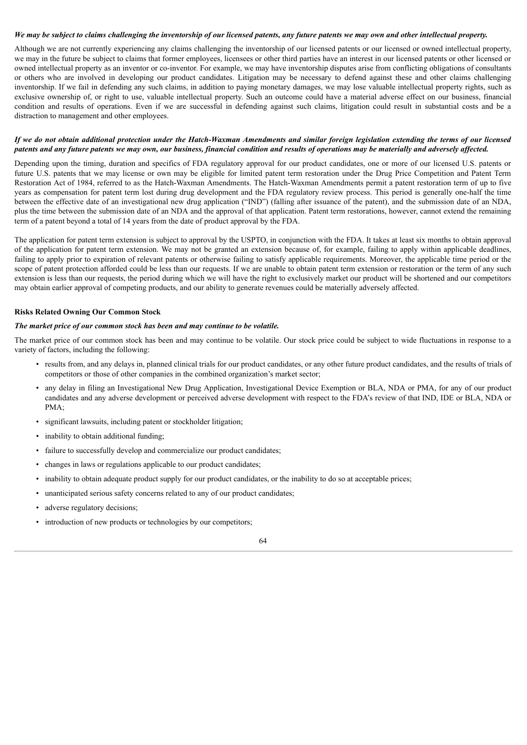***We may be subject to claims challenging the inventorship of our licensed patents, any future patents we may own and other intellectual property.***

Although we are not currently experiencing any claims challenging the inventorship of our licensed patents or our licensed or owned intellectual property, we may in the future be subject to claims that former employees, licensees or other third parties have an interest in our licensed patents or other licensed or owned intellectual property as an inventor or co-inventor. For example, we may have inventorship disputes arise from conflicting obligations of consultants or others who are involved in developing our product candidates. Litigation may be necessary to defend against these and other claims challenging inventorship. If we fail in defending any such claims, in addition to paying monetary damages, we may lose valuable intellectual property rights, such as exclusive ownership of, or right to use, valuable intellectual property. Such an outcome could have a material adverse effect on our business, financial condition and results of operations. Even if we are successful in defending against such claims, litigation could result in substantial costs and be a distraction to management and other employees.

***If we do not obtain additional protection under the Hatch-Waxman Amendments and similar foreign legislation extending the terms of our licensed patents and any future patents we may own, our business, financial condition and results of operations may be materially and adversely affected.***

Depending upon the timing, duration and specifics of FDA regulatory approval for our product candidates, one or more of our licensed U.S. patents or future U.S. patents that we may license or own may be eligible for limited patent term restoration under the Drug Price Competition and Patent Term Restoration Act of 1984, referred to as the Hatch-Waxman Amendments. The Hatch-Waxman Amendments permit a patent restoration term of up to five years as compensation for patent term lost during drug development and the FDA regulatory review process. This period is generally one-half the time between the effective date of an investigational new drug application ("IND") (falling after issuance of the patent), and the submission date of an NDA, plus the time between the submission date of an NDA and the approval of that application. Patent term restorations, however, cannot extend the remaining term of a patent beyond a total of 14 years from the date of product approval by the FDA.

The application for patent term extension is subject to approval by the USPTO, in conjunction with the FDA. It takes at least six months to obtain approval of the application for patent term extension. We may not be granted an extension because of, for example, failing to apply within applicable deadlines, failing to apply prior to expiration of relevant patents or otherwise failing to satisfy applicable requirements. Moreover, the applicable time period or the scope of patent protection afforded could be less than our requests. If we are unable to obtain patent term extension or restoration or the term of any such extension is less than our requests, the period during which we will have the right to exclusively market our product will be shortened and our competitors may obtain earlier approval of competing products, and our ability to generate revenues could be materially adversely affected.

**Risks Related Owning Our Common Stock**

***The market price of our common stock has been and may continue to be volatile.***

The market price of our common stock has been and may continue to be volatile. Our stock price could be subject to wide fluctuations in response to a variety of factors, including the following:

- results from, and any delays in, planned clinical trials for our product candidates, or any other future product candidates, and the results of trials of competitors or those of other companies in the combined organization's market sector;
- any delay in filing an Investigational New Drug Application, Investigational Device Exemption or BLA, NDA or PMA, for any of our product candidates and any adverse development or perceived adverse development with respect to the FDA's review of that IND, IDE or BLA, NDA or PMA;
- significant lawsuits, including patent or stockholder litigation;
- inability to obtain additional funding;
- failure to successfully develop and commercialize our product candidates;
- changes in laws or regulations applicable to our product candidates;
- inability to obtain adequate product supply for our product candidates, or the inability to do so at acceptable prices;
- unanticipated serious safety concerns related to any of our product candidates;
- adverse regulatory decisions;
- introduction of new products or technologies by our competitors;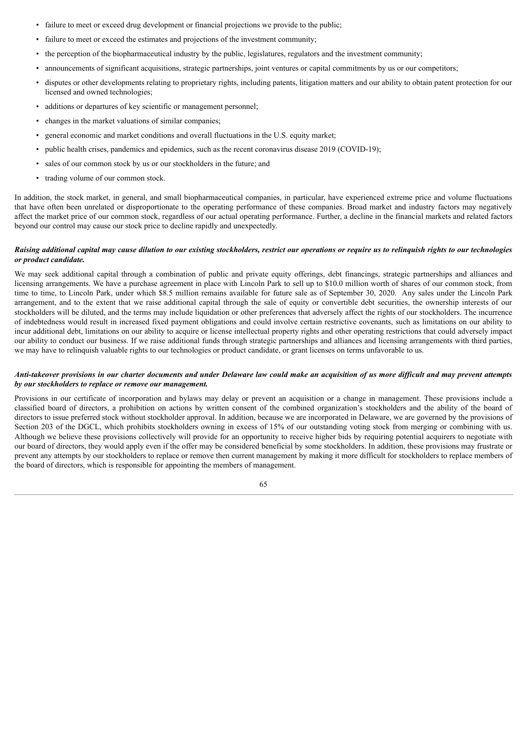- failure to meet or exceed drug development or financial projections we provide to the public;
- failure to meet or exceed the estimates and projections of the investment community;
- the perception of the biopharmaceutical industry by the public, legislatures, regulators and the investment community;
- announcements of significant acquisitions, strategic partnerships, joint ventures or capital commitments by us or our competitors;
- disputes or other developments relating to proprietary rights, including patents, litigation matters and our ability to obtain patent protection for our licensed and owned technologies;
- additions or departures of key scientific or management personnel;
- changes in the market valuations of similar companies;
- general economic and market conditions and overall fluctuations in the U.S. equity market;
- public health crises, pandemics and epidemics, such as the recent coronavirus disease 2019 (COVID-19);
- sales of our common stock by us or our stockholders in the future; and
- trading volume of our common stock.

In addition, the stock market, in general, and small biopharmaceutical companies, in particular, have experienced extreme price and volume fluctuations that have often been unrelated or disproportionate to the operating performance of these companies. Broad market and industry factors may negatively affect the market price of our common stock, regardless of our actual operating performance. Further, a decline in the financial markets and related factors beyond our control may cause our stock price to decline rapidly and unexpectedly.

***Raising additional capital may cause dilution to our existing stockholders, restrict our operations or require us to relinquish rights to our technologies or product candidate.***

We may seek additional capital through a combination of public and private equity offerings, debt financings, strategic partnerships and alliances and licensing arrangements. We have a purchase agreement in place with Lincoln Park to sell up to $10.0 million worth of shares of our common stock, from time to time, to Lincoln Park, under which $8.5 million remains available for future sale as of September 30, 2020. Any sales under the Lincoln Park arrangement, and to the extent that we raise additional capital through the sale of equity or convertible debt securities, the ownership interests of our stockholders will be diluted, and the terms may include liquidation or other preferences that adversely affect the rights of our stockholders. The incurrence of indebtedness would result in increased fixed payment obligations and could involve certain restrictive covenants, such as limitations on our ability to incur additional debt, limitations on our ability to acquire or license intellectual property rights and other operating restrictions that could adversely impact our ability to conduct our business. If we raise additional funds through strategic partnerships and alliances and licensing arrangements with third parties, we may have to relinquish valuable rights to our technologies or product candidate, or grant licenses on terms unfavorable to us.

***Anti-takeover provisions in our charter documents and under Delaware law could make an acquisition of us more difficult and may prevent attempts by our stockholders to replace or remove our management.***

Provisions in our certificate of incorporation and bylaws may delay or prevent an acquisition or a change in management. These provisions include a classified board of directors, a prohibition on actions by written consent of the combined organization's stockholders and the ability of the board of directors to issue preferred stock without stockholder approval. In addition, because we are incorporated in Delaware, we are governed by the provisions of Section 203 of the DGCL, which prohibits stockholders owning in excess of 15% of our outstanding voting stock from merging or combining with us. Although we believe these provisions collectively will provide for an opportunity to receive higher bids by requiring potential acquirers to negotiate with our board of directors, they would apply even if the offer may be considered beneficial by some stockholders. In addition, these provisions may frustrate or prevent any attempts by our stockholders to replace or remove then current management by making it more difficult for stockholders to replace members of the board of directors, which is responsible for appointing the members of management.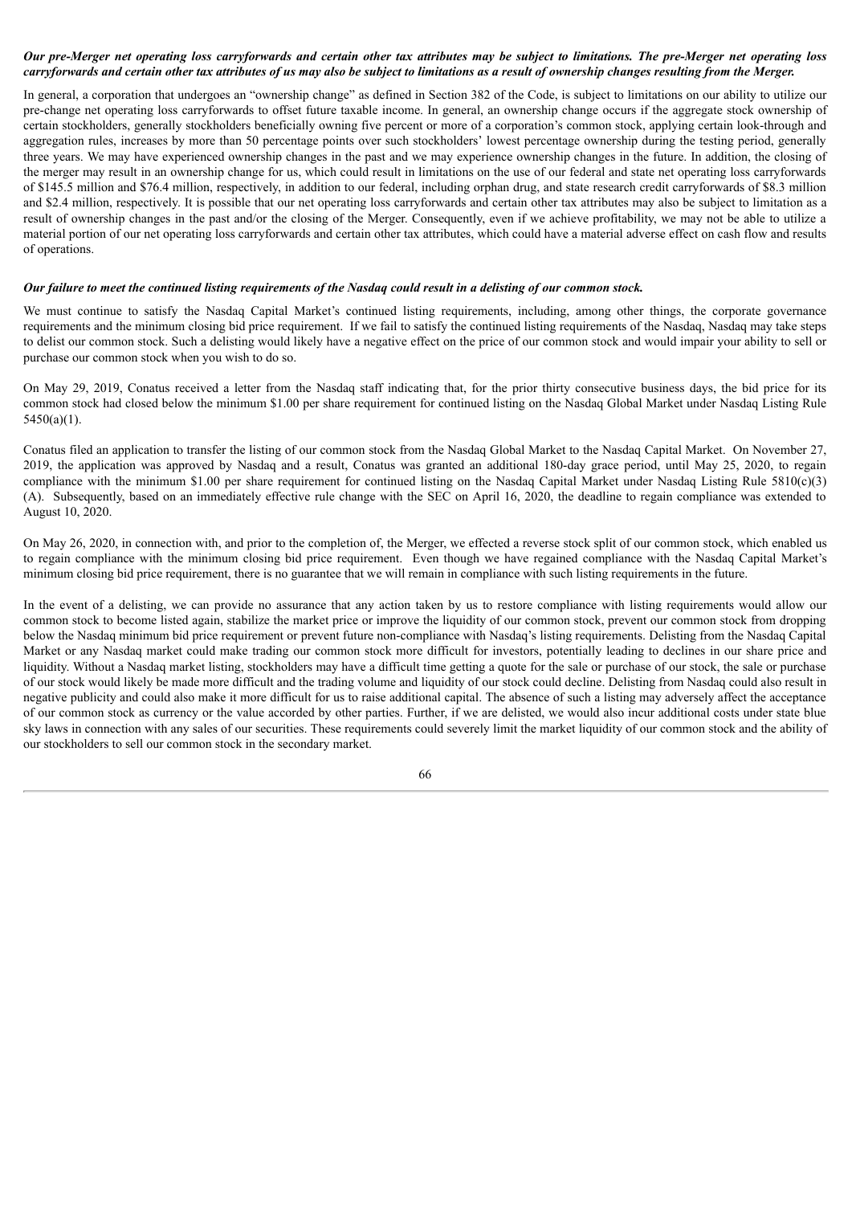***Our pre-Merger net operating loss carryforwards and certain other tax attributes may be subject to limitations. The pre-Merger net operating loss carryforwards and certain other tax attributes of us may also be subject to limitations as a result of ownership changes resulting from the Merger.***

In general, a corporation that undergoes an "ownership change" as defined in Section 382 of the Code, is subject to limitations on our ability to utilize our pre-change net operating loss carryforwards to offset future taxable income. In general, an ownership change occurs if the aggregate stock ownership of certain stockholders, generally stockholders beneficially owning five percent or more of a corporation's common stock, applying certain look-through and aggregation rules, increases by more than 50 percentage points over such stockholders' lowest percentage ownership during the testing period, generally three years. We may have experienced ownership changes in the past and we may experience ownership changes in the future. In addition, the closing of the merger may result in an ownership change for us, which could result in limitations on the use of our federal and state net operating loss carryforwards of \$145.5 million and \$76.4 million, respectively, in addition to our federal, including orphan drug, and state research credit carryforwards of \$8.3 million and \$2.4 million, respectively. It is possible that our net operating loss carryforwards and certain other tax attributes may also be subject to limitation as a result of ownership changes in the past and/or the closing of the Merger. Consequently, even if we achieve profitability, we may not be able to utilize a material portion of our net operating loss carryforwards and certain other tax attributes, which could have a material adverse effect on cash flow and results of operations.

***Our failure to meet the continued listing requirements of the Nasdaq could result in a delisting of our common stock.***

We must continue to satisfy the Nasdaq Capital Market's continued listing requirements, including, among other things, the corporate governance requirements and the minimum closing bid price requirement. If we fail to satisfy the continued listing requirements of the Nasdaq, Nasdaq may take steps to delist our common stock. Such a delisting would likely have a negative effect on the price of our common stock and would impair your ability to sell or purchase our common stock when you wish to do so.

On May 29, 2019, Conatus received a letter from the Nasdaq staff indicating that, for the prior thirty consecutive business days, the bid price for its common stock had closed below the minimum \$1.00 per share requirement for continued listing on the Nasdaq Global Market under Nasdaq Listing Rule 5450(a)(1).

Conatus filed an application to transfer the listing of our common stock from the Nasdaq Global Market to the Nasdaq Capital Market. On November 27, 2019, the application was approved by Nasdaq and a result, Conatus was granted an additional 180-day grace period, until May 25, 2020, to regain compliance with the minimum \$1.00 per share requirement for continued listing on the Nasdaq Capital Market under Nasdaq Listing Rule 5810(c)(3)(A). Subsequently, based on an immediately effective rule change with the SEC on April 16, 2020, the deadline to regain compliance was extended to August 10, 2020.

On May 26, 2020, in connection with, and prior to the completion of, the Merger, we effected a reverse stock split of our common stock, which enabled us to regain compliance with the minimum closing bid price requirement. Even though we have regained compliance with the Nasdaq Capital Market's minimum closing bid price requirement, there is no guarantee that we will remain in compliance with such listing requirements in the future.

In the event of a delisting, we can provide no assurance that any action taken by us to restore compliance with listing requirements would allow our common stock to become listed again, stabilize the market price or improve the liquidity of our common stock, prevent our common stock from dropping below the Nasdaq minimum bid price requirement or prevent future non-compliance with Nasdaq's listing requirements. Delisting from the Nasdaq Capital Market or any Nasdaq market could make trading our common stock more difficult for investors, potentially leading to declines in our share price and liquidity. Without a Nasdaq market listing, stockholders may have a difficult time getting a quote for the sale or purchase of our stock, the sale or purchase of our stock would likely be made more difficult and the trading volume and liquidity of our stock could decline. Delisting from Nasdaq could also result in negative publicity and could also make it more difficult for us to raise additional capital. The absence of such a listing may adversely affect the acceptance of our common stock as currency or the value accorded by other parties. Further, if we are delisted, we would also incur additional costs under state blue sky laws in connection with any sales of our securities. These requirements could severely limit the market liquidity of our common stock and the ability of our stockholders to sell our common stock in the secondary market.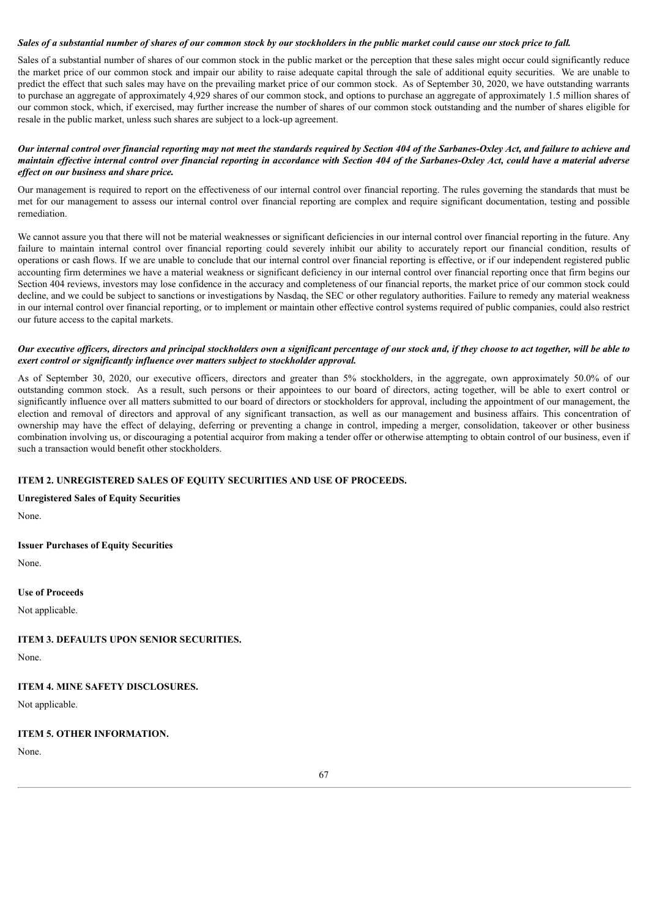***Sales of a substantial number of shares of our common stock by our stockholders in the public market could cause our stock price to fall.***

Sales of a substantial number of shares of our common stock in the public market or the perception that these sales might occur could significantly reduce the market price of our common stock and impair our ability to raise adequate capital through the sale of additional equity securities. We are unable to predict the effect that such sales may have on the prevailing market price of our common stock. As of September 30, 2020, we have outstanding warrants to purchase an aggregate of approximately 4,929 shares of our common stock, and options to purchase an aggregate of approximately 1.5 million shares of our common stock, which, if exercised, may further increase the number of shares of our common stock outstanding and the number of shares eligible for resale in the public market, unless such shares are subject to a lock-up agreement.

***Our internal control over financial reporting may not meet the standards required by Section 404 of the Sarbanes-Oxley Act, and failure to achieve and maintain effective internal control over financial reporting in accordance with Section 404 of the Sarbanes-Oxley Act, could have a material adverse effect on our business and share price.***

Our management is required to report on the effectiveness of our internal control over financial reporting. The rules governing the standards that must be met for our management to assess our internal control over financial reporting are complex and require significant documentation, testing and possible remediation.

We cannot assure you that there will not be material weaknesses or significant deficiencies in our internal control over financial reporting in the future. Any failure to maintain internal control over financial reporting could severely inhibit our ability to accurately report our financial condition, results of operations or cash flows. If we are unable to conclude that our internal control over financial reporting is effective, or if our independent registered public accounting firm determines we have a material weakness or significant deficiency in our internal control over financial reporting once that firm begins our Section 404 reviews, investors may lose confidence in the accuracy and completeness of our financial reports, the market price of our common stock could decline, and we could be subject to sanctions or investigations by Nasdaq, the SEC or other regulatory authorities. Failure to remedy any material weakness in our internal control over financial reporting, or to implement or maintain other effective control systems required of public companies, could also restrict our future access to the capital markets.

***Our executive officers, directors and principal stockholders own a significant percentage of our stock and, if they choose to act together, will be able to exert control or significantly influence over matters subject to stockholder approval.***

As of September 30, 2020, our executive officers, directors and greater than 5% stockholders, in the aggregate, own approximately 50.0% of our outstanding common stock. As a result, such persons or their appointees to our board of directors, acting together, will be able to exert control or significantly influence over all matters submitted to our board of directors or stockholders for approval, including the appointment of our management, the election and removal of directors and approval of any significant transaction, as well as our management and business affairs. This concentration of ownership may have the effect of delaying, deferring or preventing a change in control, impeding a merger, consolidation, takeover or other business combination involving us, or discouraging a potential acquiror from making a tender offer or otherwise attempting to obtain control of our business, even if such a transaction would benefit other stockholders.

## ITEM 2. UNREGISTERED SALES OF EQUITY SECURITIES AND USE OF PROCEEDS.

**Unregistered Sales of Equity Securities**

None.

**Issuer Purchases of Equity Securities**

None.

**Use of Proceeds**

Not applicable.

## ITEM 3. DEFAULTS UPON SENIOR SECURITIES.

None.

## ITEM 4. MINE SAFETY DISCLOSURES.

Not applicable.

## ITEM 5. OTHER INFORMATION.

None.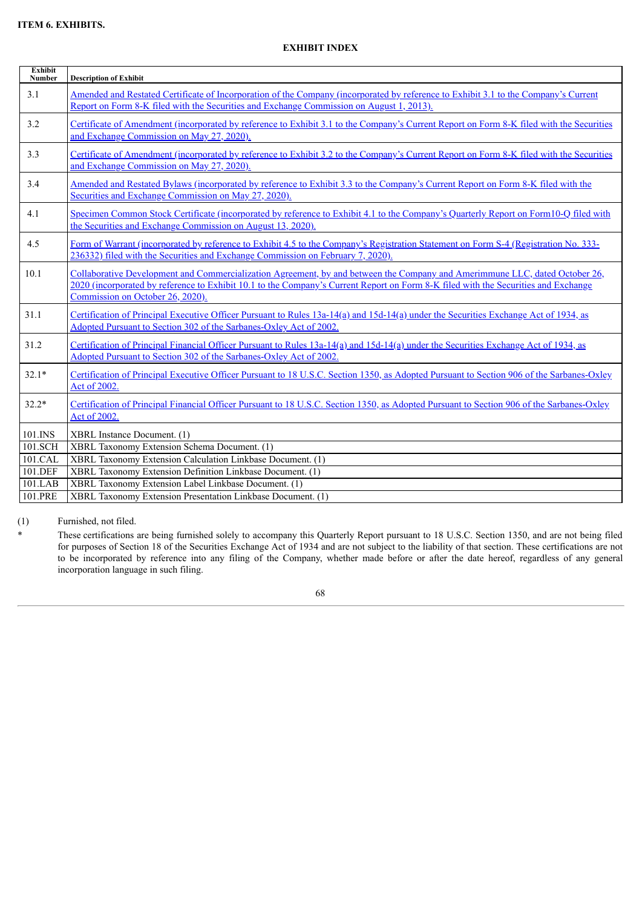**ITEM 6. EXHIBITS.**

**EXHIBIT INDEX**

| Exhibit Number | Description of Exhibit |
|---|---|
| 3.1 | Amended and Restated Certificate of Incorporation of the Company (incorporated by reference to Exhibit 3.1 to the Company's Current Report on Form 8-K filed with the Securities and Exchange Commission on August 1, 2013). |
| 3.2 | Certificate of Amendment (incorporated by reference to Exhibit 3.1 to the Company's Current Report on Form 8-K filed with the Securities and Exchange Commission on May 27, 2020). |
| 3.3 | Certificate of Amendment (incorporated by reference to Exhibit 3.2 to the Company's Current Report on Form 8-K filed with the Securities and Exchange Commission on May 27, 2020). |
| 3.4 | Amended and Restated Bylaws (incorporated by reference to Exhibit 3.3 to the Company's Current Report on Form 8-K filed with the Securities and Exchange Commission on May 27, 2020). |
| 4.1 | Specimen Common Stock Certificate (incorporated by reference to Exhibit 4.1 to the Company's Quarterly Report on Form10-Q filed with the Securities and Exchange Commission on August 13, 2020). |
| 4.5 | Form of Warrant (incorporated by reference to Exhibit 4.5 to the Company's Registration Statement on Form S-4 (Registration No. 333-236332) filed with the Securities and Exchange Commission on February 7, 2020). |
| 10.1 | Collaborative Development and Commercialization Agreement, by and between the Company and Amerimmune LLC, dated October 26, 2020 (incorporated by reference to Exhibit 10.1 to the Company's Current Report on Form 8-K filed with the Securities and Exchange Commission on October 26, 2020). |
| 31.1 | Certification of Principal Executive Officer Pursuant to Rules 13a-14(a) and 15d-14(a) under the Securities Exchange Act of 1934, as Adopted Pursuant to Section 302 of the Sarbanes-Oxley Act of 2002. |
| 31.2 | Certification of Principal Financial Officer Pursuant to Rules 13a-14(a) and 15d-14(a) under the Securities Exchange Act of 1934, as Adopted Pursuant to Section 302 of the Sarbanes-Oxley Act of 2002. |
| 32.1* | Certification of Principal Executive Officer Pursuant to 18 U.S.C. Section 1350, as Adopted Pursuant to Section 906 of the Sarbanes-Oxley Act of 2002. |
| 32.2* | Certification of Principal Financial Officer Pursuant to 18 U.S.C. Section 1350, as Adopted Pursuant to Section 906 of the Sarbanes-Oxley Act of 2002. |
| 101.INS | XBRL Instance Document. (1) |
| 101.SCH | XBRL Taxonomy Extension Schema Document. (1) |
| 101.CAL | XBRL Taxonomy Extension Calculation Linkbase Document. (1) |
| 101.DEF | XBRL Taxonomy Extension Definition Linkbase Document. (1) |
| 101.LAB | XBRL Taxonomy Extension Label Linkbase Document. (1) |
| 101.PRE | XBRL Taxonomy Extension Presentation Linkbase Document. (1) |

(1) Furnished, not filed.

\* These certifications are being furnished solely to accompany this Quarterly Report pursuant to 18 U.S.C. Section 1350, and are not being filed for purposes of Section 18 of the Securities Exchange Act of 1934 and are not subject to the liability of that section. These certifications are not to be incorporated by reference into any filing of the Company, whether made before or after the date hereof, regardless of any general incorporation language in such filing.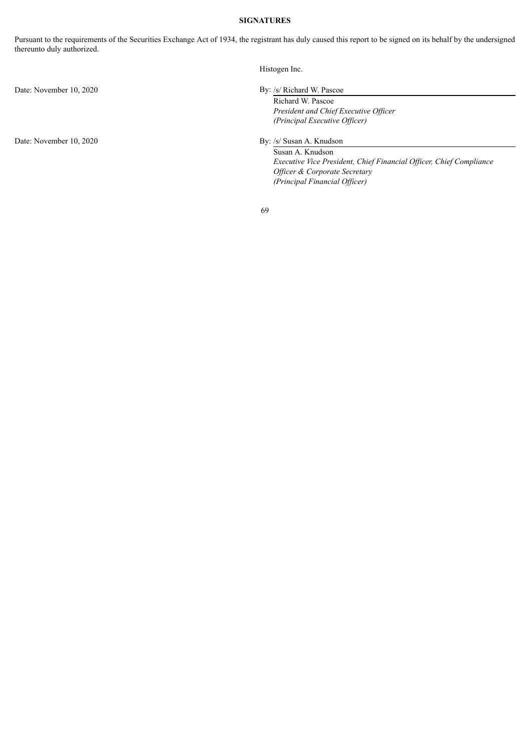**SIGNATURES**

Pursuant to the requirements of the Securities Exchange Act of 1934, the registrant has duly caused this report to be signed on its behalf by the undersigned thereunto duly authorized.

Histogen Inc.

Date: November 10, 2020

By: /s/ Richard W. Pascoe

Richard W. Pascoe
*President and Chief Executive Officer*
*(Principal Executive Officer)*

Date: November 10, 2020

By: /s/ Susan A. Knudson

Susan A. Knudson
*Executive Vice President, Chief Financial Officer, Chief Compliance Officer & Corporate Secretary*
*(Principal Financial Officer)*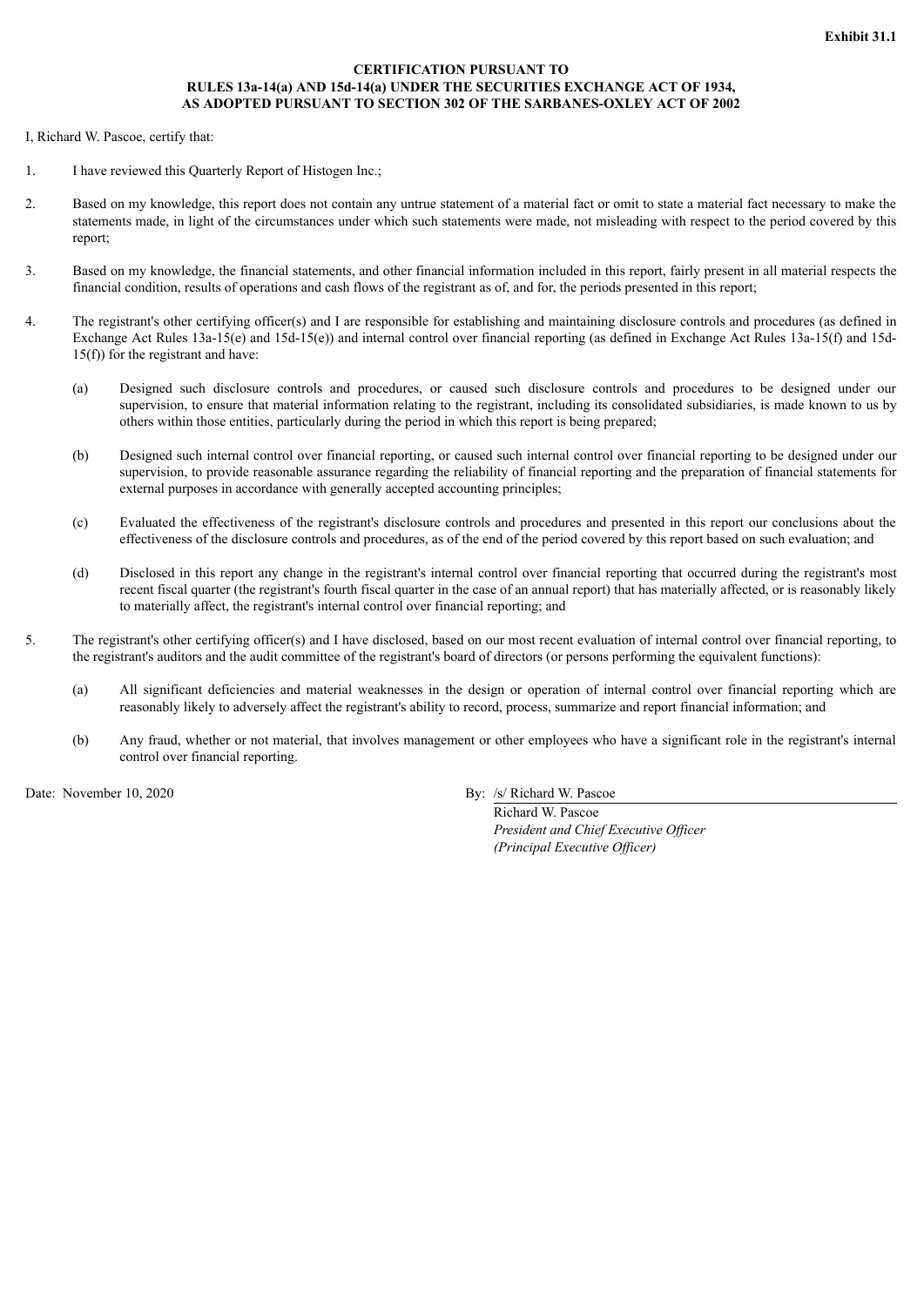**Exhibit 31.1**

**CERTIFICATION PURSUANT TO RULES 13a-14(a) AND 15d-14(a) UNDER THE SECURITIES EXCHANGE ACT OF 1934, AS ADOPTED PURSUANT TO SECTION 302 OF THE SARBANES-OXLEY ACT OF 2002**

I, Richard W. Pascoe, certify that:

1. I have reviewed this Quarterly Report of Histogen Inc.;

2. Based on my knowledge, this report does not contain any untrue statement of a material fact or omit to state a material fact necessary to make the statements made, in light of the circumstances under which such statements were made, not misleading with respect to the period covered by this report;

3. Based on my knowledge, the financial statements, and other financial information included in this report, fairly present in all material respects the financial condition, results of operations and cash flows of the registrant as of, and for, the periods presented in this report;

4. The registrant's other certifying officer(s) and I are responsible for establishing and maintaining disclosure controls and procedures (as defined in Exchange Act Rules 13a-15(e) and 15d-15(e)) and internal control over financial reporting (as defined in Exchange Act Rules 13a-15(f) and 15d-15(f)) for the registrant and have:

   (a) Designed such disclosure controls and procedures, or caused such disclosure controls and procedures to be designed under our supervision, to ensure that material information relating to the registrant, including its consolidated subsidiaries, is made known to us by others within those entities, particularly during the period in which this report is being prepared;

   (b) Designed such internal control over financial reporting, or caused such internal control over financial reporting to be designed under our supervision, to provide reasonable assurance regarding the reliability of financial reporting and the preparation of financial statements for external purposes in accordance with generally accepted accounting principles;

   (c) Evaluated the effectiveness of the registrant's disclosure controls and procedures and presented in this report our conclusions about the effectiveness of the disclosure controls and procedures, as of the end of the period covered by this report based on such evaluation; and

   (d) Disclosed in this report any change in the registrant's internal control over financial reporting that occurred during the registrant's most recent fiscal quarter (the registrant's fourth fiscal quarter in the case of an annual report) that has materially affected, or is reasonably likely to materially affect, the registrant's internal control over financial reporting; and

5. The registrant's other certifying officer(s) and I have disclosed, based on our most recent evaluation of internal control over financial reporting, to the registrant's auditors and the audit committee of the registrant's board of directors (or persons performing the equivalent functions):

   (a) All significant deficiencies and material weaknesses in the design or operation of internal control over financial reporting which are reasonably likely to adversely affect the registrant's ability to record, process, summarize and report financial information; and

   (b) Any fraud, whether or not material, that involves management or other employees who have a significant role in the registrant's internal control over financial reporting.

Date: November 10, 2020

By: /s/ Richard W. Pascoe

Richard W. Pascoe

*President and Chief Executive Officer*

*(Principal Executive Officer)*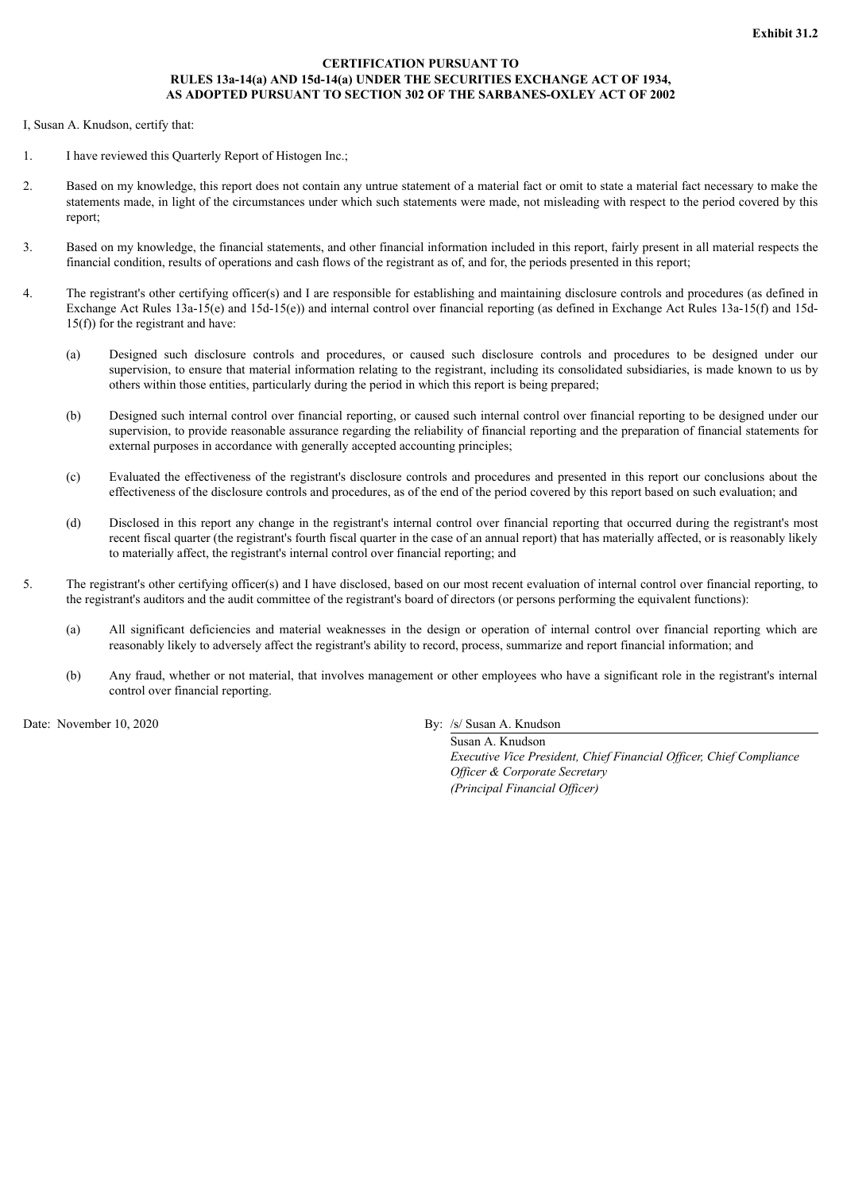**Exhibit 31.2**

**CERTIFICATION PURSUANT TO**
**RULES 13a-14(a) AND 15d-14(a) UNDER THE SECURITIES EXCHANGE ACT OF 1934,**
**AS ADOPTED PURSUANT TO SECTION 302 OF THE SARBANES-OXLEY ACT OF 2002**

I, Susan A. Knudson, certify that:

1. I have reviewed this Quarterly Report of Histogen Inc.;

2. Based on my knowledge, this report does not contain any untrue statement of a material fact or omit to state a material fact necessary to make the statements made, in light of the circumstances under which such statements were made, not misleading with respect to the period covered by this report;

3. Based on my knowledge, the financial statements, and other financial information included in this report, fairly present in all material respects the financial condition, results of operations and cash flows of the registrant as of, and for, the periods presented in this report;

4. The registrant's other certifying officer(s) and I are responsible for establishing and maintaining disclosure controls and procedures (as defined in Exchange Act Rules 13a-15(e) and 15d-15(e)) and internal control over financial reporting (as defined in Exchange Act Rules 13a-15(f) and 15d-15(f)) for the registrant and have:

   (a) Designed such disclosure controls and procedures, or caused such disclosure controls and procedures to be designed under our supervision, to ensure that material information relating to the registrant, including its consolidated subsidiaries, is made known to us by others within those entities, particularly during the period in which this report is being prepared;

   (b) Designed such internal control over financial reporting, or caused such internal control over financial reporting to be designed under our supervision, to provide reasonable assurance regarding the reliability of financial reporting and the preparation of financial statements for external purposes in accordance with generally accepted accounting principles;

   (c) Evaluated the effectiveness of the registrant's disclosure controls and procedures and presented in this report our conclusions about the effectiveness of the disclosure controls and procedures, as of the end of the period covered by this report based on such evaluation; and

   (d) Disclosed in this report any change in the registrant's internal control over financial reporting that occurred during the registrant's most recent fiscal quarter (the registrant's fourth fiscal quarter in the case of an annual report) that has materially affected, or is reasonably likely to materially affect, the registrant's internal control over financial reporting; and

5. The registrant's other certifying officer(s) and I have disclosed, based on our most recent evaluation of internal control over financial reporting, to the registrant's auditors and the audit committee of the registrant's board of directors (or persons performing the equivalent functions):

   (a) All significant deficiencies and material weaknesses in the design or operation of internal control over financial reporting which are reasonably likely to adversely affect the registrant's ability to record, process, summarize and report financial information; and

   (b) Any fraud, whether or not material, that involves management or other employees who have a significant role in the registrant's internal control over financial reporting.

Date: November 10, 2020

By: /s/ Susan A. Knudson
Susan A. Knudson
*Executive Vice President, Chief Financial Officer, Chief Compliance Officer & Corporate Secretary*
*(Principal Financial Officer)*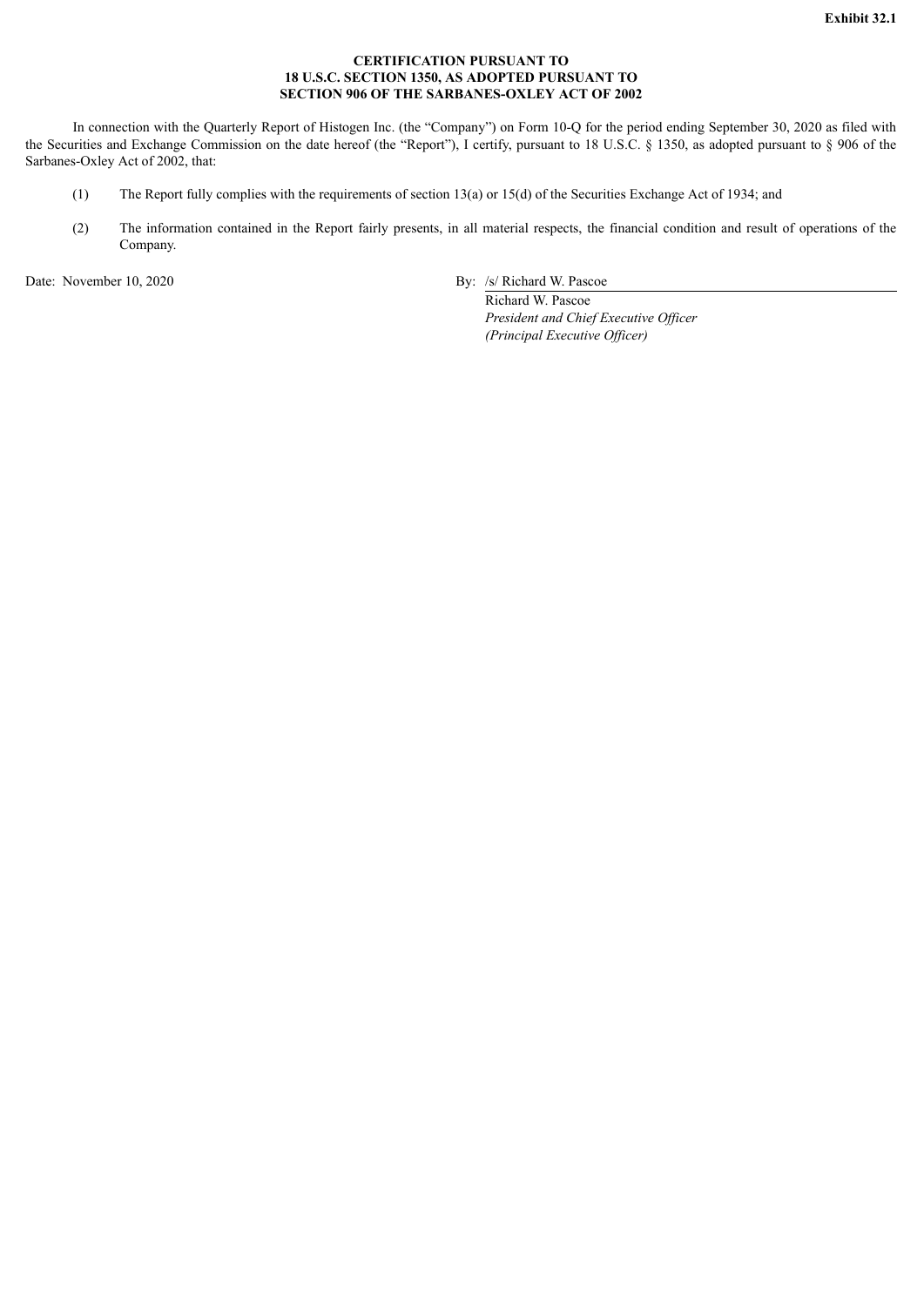**Exhibit 32.1**

**CERTIFICATION PURSUANT TO**
**18 U.S.C. SECTION 1350, AS ADOPTED PURSUANT TO**
**SECTION 906 OF THE SARBANES-OXLEY ACT OF 2002**

In connection with the Quarterly Report of Histogen Inc. (the "Company") on Form 10-Q for the period ending September 30, 2020 as filed with the Securities and Exchange Commission on the date hereof (the "Report"), I certify, pursuant to 18 U.S.C. § 1350, as adopted pursuant to § 906 of the Sarbanes-Oxley Act of 2002, that:

(1) The Report fully complies with the requirements of section 13(a) or 15(d) of the Securities Exchange Act of 1934; and

(2) The information contained in the Report fairly presents, in all material respects, the financial condition and result of operations of the Company.

Date: November 10, 2020

By: /s/ Richard W. Pascoe

Richard W. Pascoe
*President and Chief Executive Officer*
*(Principal Executive Officer)*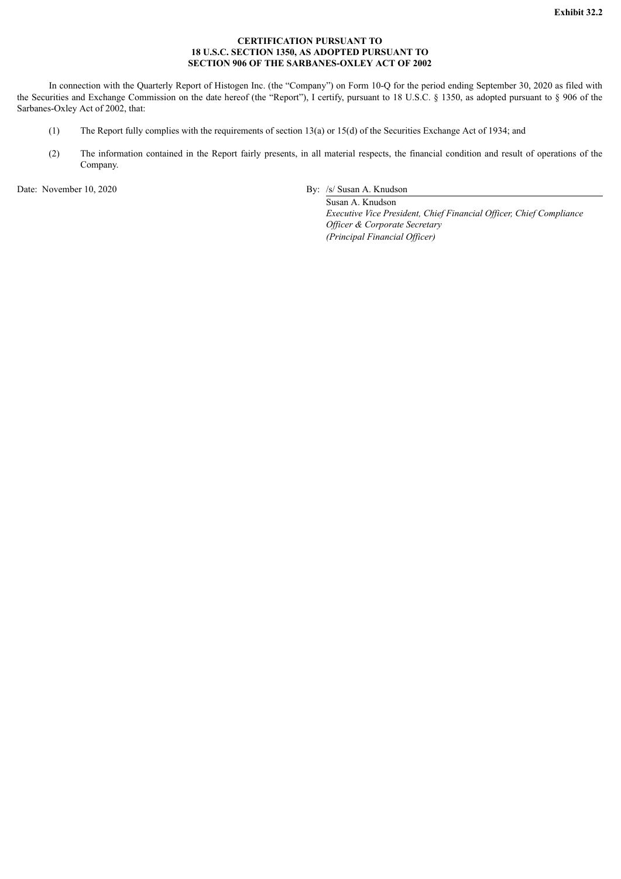**Exhibit 32.2**

**CERTIFICATION PURSUANT TO 18 U.S.C. SECTION 1350, AS ADOPTED PURSUANT TO SECTION 906 OF THE SARBANES-OXLEY ACT OF 2002**

In connection with the Quarterly Report of Histogen Inc. (the "Company") on Form 10-Q for the period ending September 30, 2020 as filed with the Securities and Exchange Commission on the date hereof (the "Report"), I certify, pursuant to 18 U.S.C. § 1350, as adopted pursuant to § 906 of the Sarbanes-Oxley Act of 2002, that:

(1) The Report fully complies with the requirements of section 13(a) or 15(d) of the Securities Exchange Act of 1934; and

(2) The information contained in the Report fairly presents, in all material respects, the financial condition and result of operations of the Company.

Date: November 10, 2020

By: /s/ Susan A. Knudson

Susan A. Knudson
*Executive Vice President, Chief Financial Officer, Chief Compliance Officer & Corporate Secretary*
*(Principal Financial Officer)*